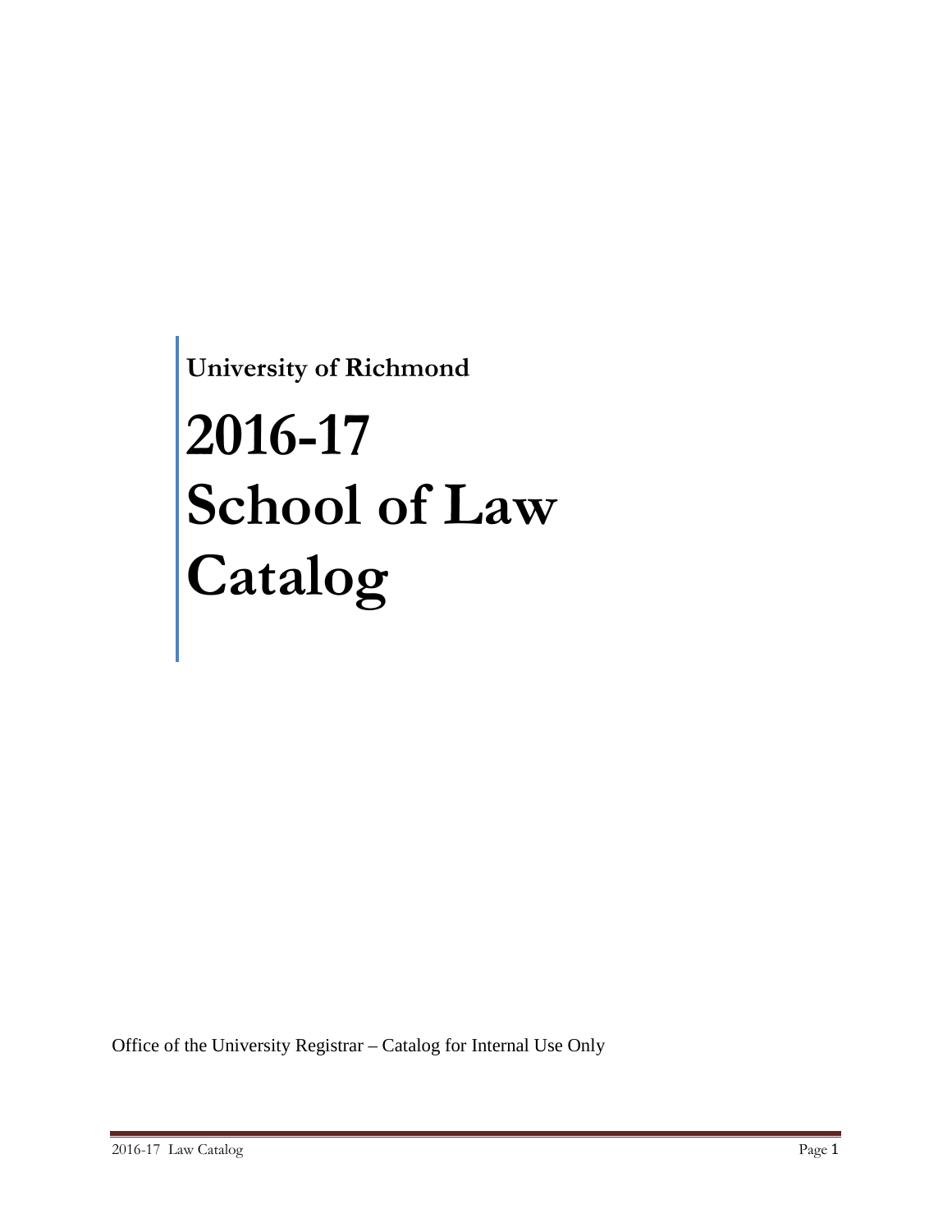**University of Richmond**

# 2016-17 School of Law Catalog

Office of the University Registrar – Catalog for Internal Use Only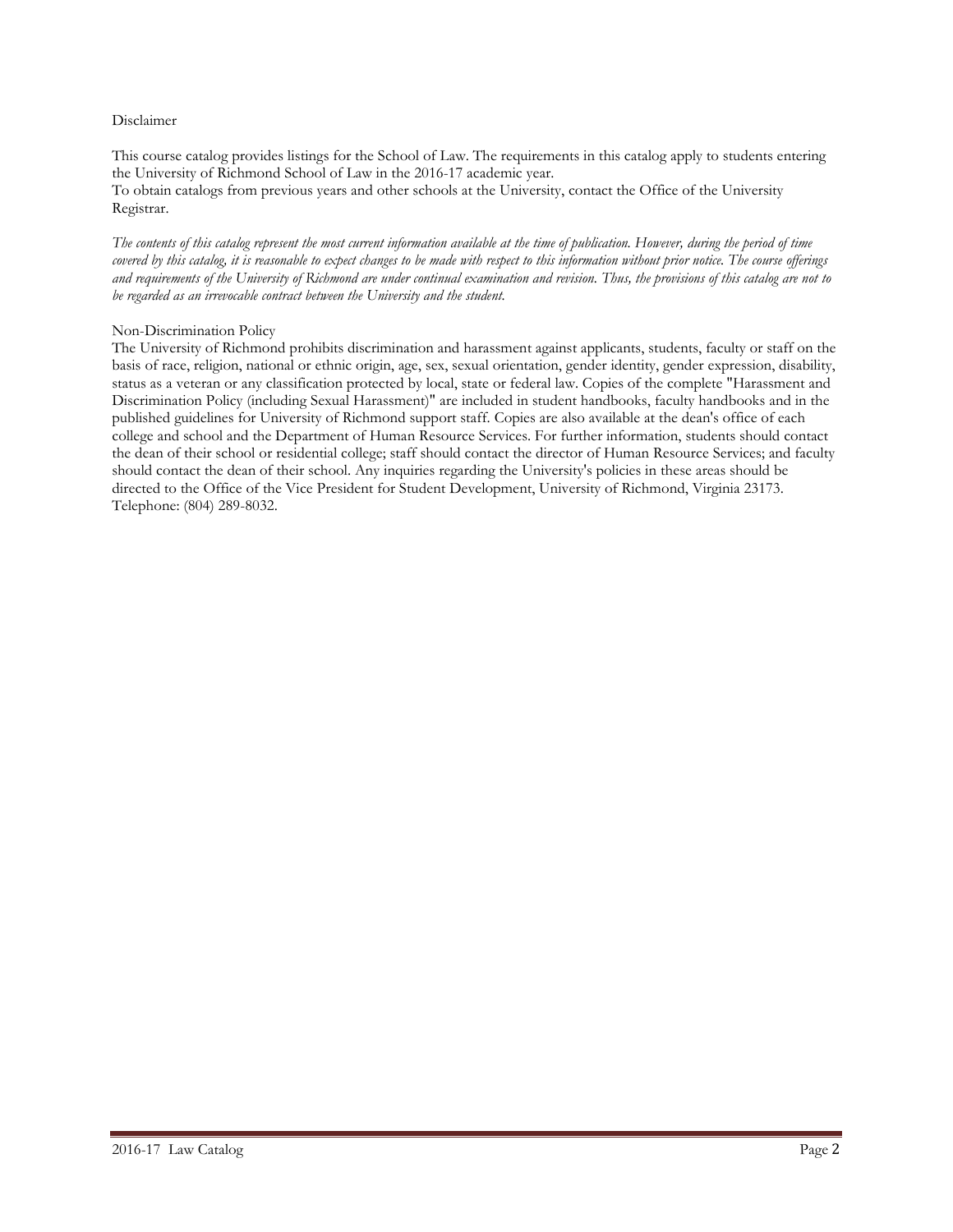## Disclaimer

This course catalog provides listings for the School of Law. The requirements in this catalog apply to students entering the University of Richmond School of Law in the 2016-17 academic year.
To obtain catalogs from previous years and other schools at the University, contact the Office of the University Registrar.

*The contents of this catalog represent the most current information available at the time of publication. However, during the period of time covered by this catalog, it is reasonable to expect changes to be made with respect to this information without prior notice. The course offerings and requirements of the University of Richmond are under continual examination and revision. Thus, the provisions of this catalog are not to be regarded as an irrevocable contract between the University and the student.*

## Non-Discrimination Policy

The University of Richmond prohibits discrimination and harassment against applicants, students, faculty or staff on the basis of race, religion, national or ethnic origin, age, sex, sexual orientation, gender identity, gender expression, disability, status as a veteran or any classification protected by local, state or federal law. Copies of the complete "Harassment and Discrimination Policy (including Sexual Harassment)" are included in student handbooks, faculty handbooks and in the published guidelines for University of Richmond support staff. Copies are also available at the dean's office of each college and school and the Department of Human Resource Services. For further information, students should contact the dean of their school or residential college; staff should contact the director of Human Resource Services; and faculty should contact the dean of their school. Any inquiries regarding the University's policies in these areas should be directed to the Office of the Vice President for Student Development, University of Richmond, Virginia 23173. Telephone: (804) 289-8032.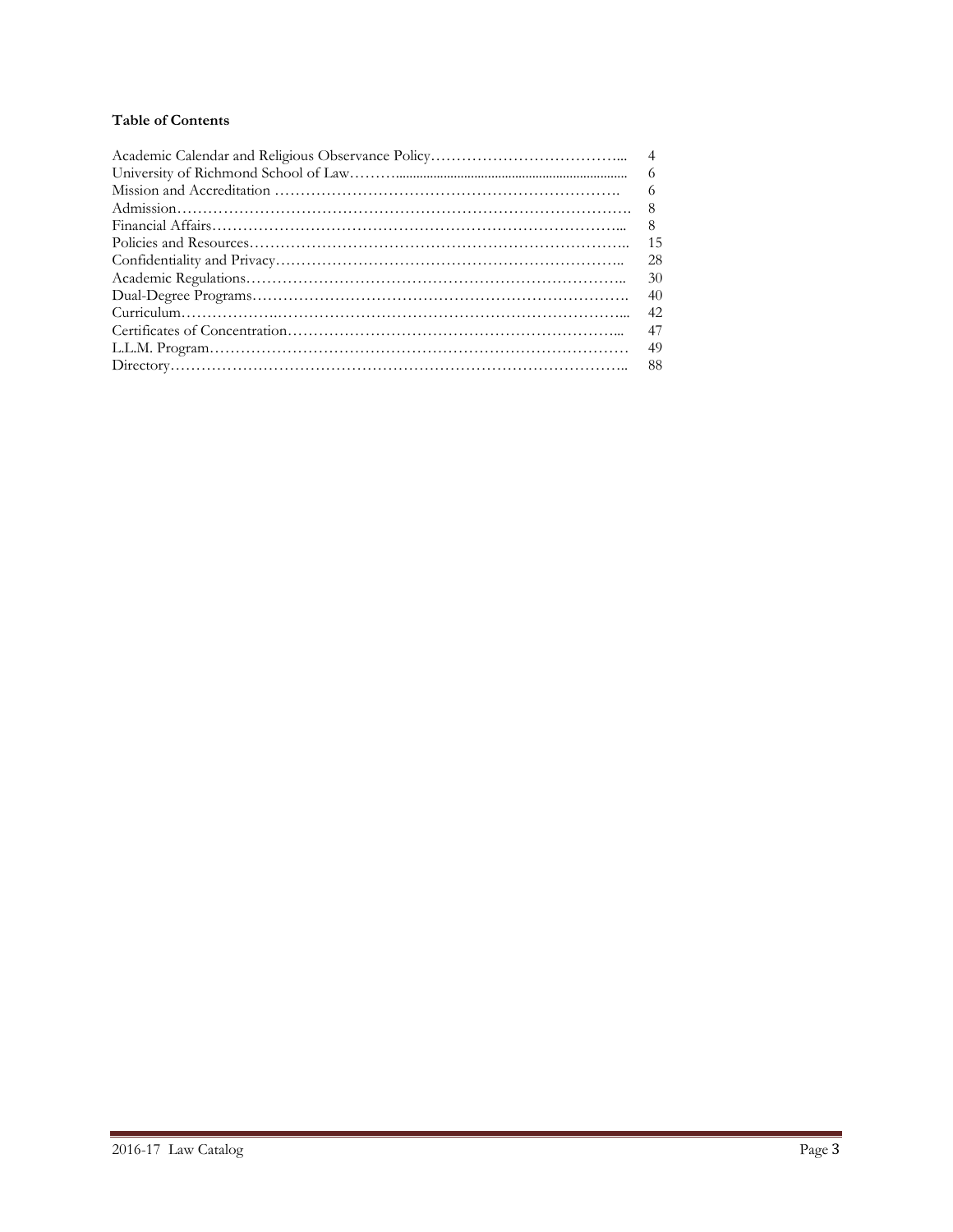**Table of Contents**

| | |
|---|---|
| Academic Calendar and Religious Observance Policy | 4 |
| University of Richmond School of Law | 6 |
| Mission and Accreditation | 6 |
| Admission | 8 |
| Financial Affairs | 8 |
| Policies and Resources | 15 |
| Confidentiality and Privacy | 28 |
| Academic Regulations | 30 |
| Dual-Degree Programs | 40 |
| Curriculum | 42 |
| Certificates of Concentration | 47 |
| L.L.M. Program | 49 |
| Directory | 88 |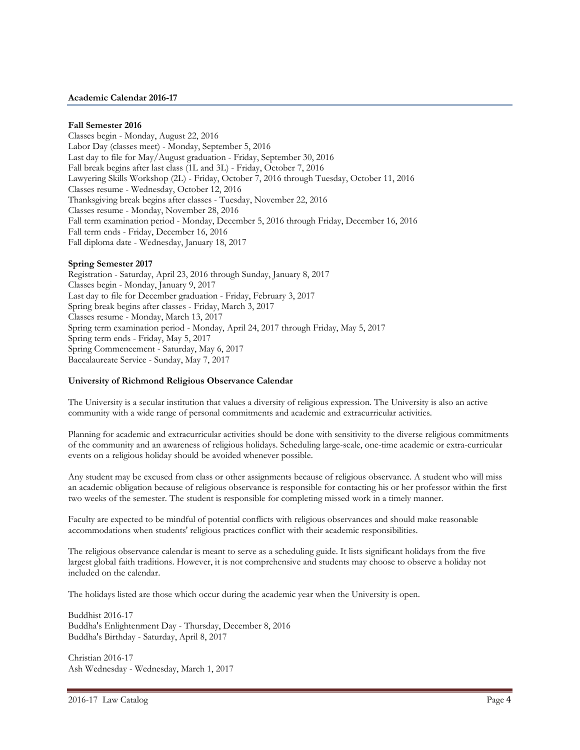## Academic Calendar 2016-17

### Fall Semester 2016

Classes begin - Monday, August 22, 2016
Labor Day (classes meet) - Monday, September 5, 2016
Last day to file for May/August graduation - Friday, September 30, 2016
Fall break begins after last class (1L and 3L) - Friday, October 7, 2016
Lawyering Skills Workshop (2L) - Friday, October 7, 2016 through Tuesday, October 11, 2016
Classes resume - Wednesday, October 12, 2016
Thanksgiving break begins after classes - Tuesday, November 22, 2016
Classes resume - Monday, November 28, 2016
Fall term examination period - Monday, December 5, 2016 through Friday, December 16, 2016
Fall term ends - Friday, December 16, 2016
Fall diploma date - Wednesday, January 18, 2017

### Spring Semester 2017

Registration - Saturday, April 23, 2016 through Sunday, January 8, 2017
Classes begin - Monday, January 9, 2017
Last day to file for December graduation - Friday, February 3, 2017
Spring break begins after classes - Friday, March 3, 2017
Classes resume - Monday, March 13, 2017
Spring term examination period - Monday, April 24, 2017 through Friday, May 5, 2017
Spring term ends - Friday, May 5, 2017
Spring Commencement - Saturday, May 6, 2017
Baccalaureate Service - Sunday, May 7, 2017

### University of Richmond Religious Observance Calendar

The University is a secular institution that values a diversity of religious expression. The University is also an active community with a wide range of personal commitments and academic and extracurricular activities.

Planning for academic and extracurricular activities should be done with sensitivity to the diverse religious commitments of the community and an awareness of religious holidays. Scheduling large-scale, one-time academic or extra-curricular events on a religious holiday should be avoided whenever possible.

Any student may be excused from class or other assignments because of religious observance. A student who will miss an academic obligation because of religious observance is responsible for contacting his or her professor within the first two weeks of the semester. The student is responsible for completing missed work in a timely manner.

Faculty are expected to be mindful of potential conflicts with religious observances and should make reasonable accommodations when students' religious practices conflict with their academic responsibilities.

The religious observance calendar is meant to serve as a scheduling guide. It lists significant holidays from the five largest global faith traditions. However, it is not comprehensive and students may choose to observe a holiday not included on the calendar.

The holidays listed are those which occur during the academic year when the University is open.

Buddhist 2016-17
Buddha's Enlightenment Day - Thursday, December 8, 2016
Buddha's Birthday - Saturday, April 8, 2017

Christian 2016-17
Ash Wednesday - Wednesday, March 1, 2017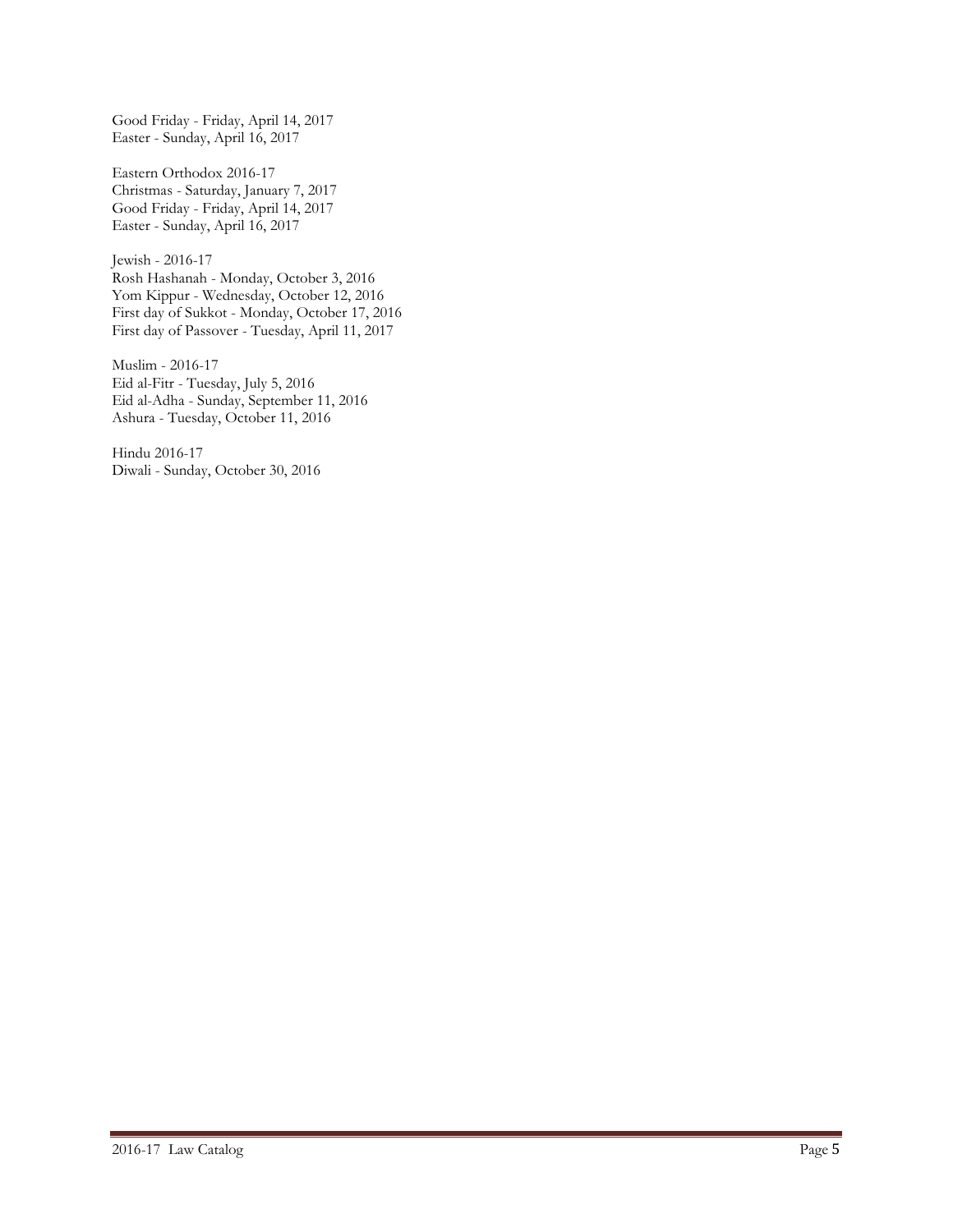Good Friday - Friday, April 14, 2017
Easter - Sunday, April 16, 2017

Eastern Orthodox 2016-17
Christmas - Saturday, January 7, 2017
Good Friday - Friday, April 14, 2017
Easter - Sunday, April 16, 2017

Jewish - 2016-17
Rosh Hashanah - Monday, October 3, 2016
Yom Kippur - Wednesday, October 12, 2016
First day of Sukkot - Monday, October 17, 2016
First day of Passover - Tuesday, April 11, 2017

Muslim - 2016-17
Eid al-Fitr - Tuesday, July 5, 2016
Eid al-Adha - Sunday, September 11, 2016
Ashura - Tuesday, October 11, 2016

Hindu 2016-17
Diwali - Sunday, October 30, 2016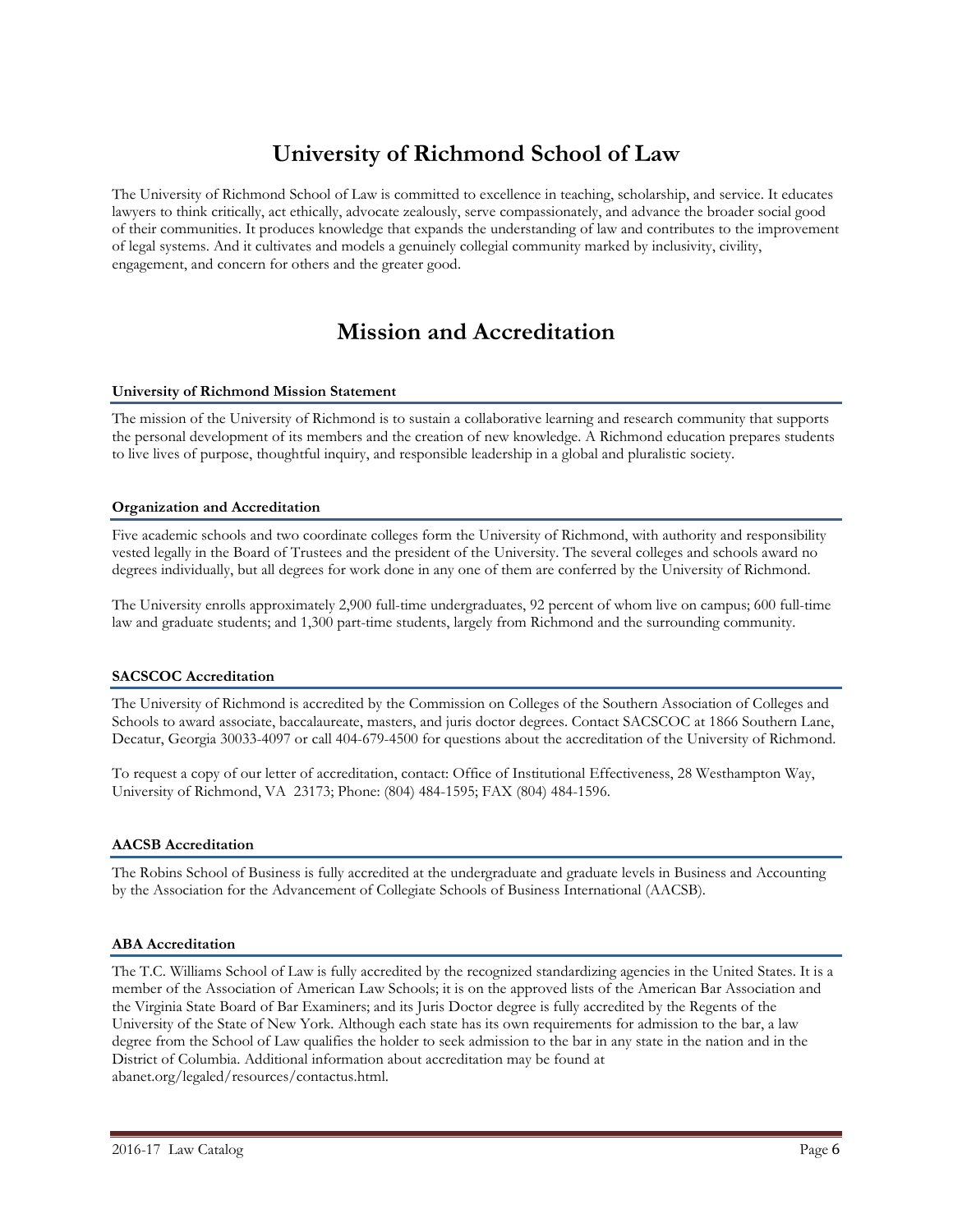# University of Richmond School of Law

The University of Richmond School of Law is committed to excellence in teaching, scholarship, and service. It educates lawyers to think critically, act ethically, advocate zealously, serve compassionately, and advance the broader social good of their communities. It produces knowledge that expands the understanding of law and contributes to the improvement of legal systems. And it cultivates and models a genuinely collegial community marked by inclusivity, civility, engagement, and concern for others and the greater good.

# Mission and Accreditation

### University of Richmond Mission Statement

The mission of the University of Richmond is to sustain a collaborative learning and research community that supports the personal development of its members and the creation of new knowledge. A Richmond education prepares students to live lives of purpose, thoughtful inquiry, and responsible leadership in a global and pluralistic society.

### Organization and Accreditation

Five academic schools and two coordinate colleges form the University of Richmond, with authority and responsibility vested legally in the Board of Trustees and the president of the University. The several colleges and schools award no degrees individually, but all degrees for work done in any one of them are conferred by the University of Richmond.

The University enrolls approximately 2,900 full-time undergraduates, 92 percent of whom live on campus; 600 full-time law and graduate students; and 1,300 part-time students, largely from Richmond and the surrounding community.

### SACSCOC Accreditation

The University of Richmond is accredited by the Commission on Colleges of the Southern Association of Colleges and Schools to award associate, baccalaureate, masters, and juris doctor degrees. Contact SACSCOC at 1866 Southern Lane, Decatur, Georgia 30033-4097 or call 404-679-4500 for questions about the accreditation of the University of Richmond.

To request a copy of our letter of accreditation, contact: Office of Institutional Effectiveness, 28 Westhampton Way, University of Richmond, VA 23173; Phone: (804) 484-1595; FAX (804) 484-1596.

### AACSB Accreditation

The Robins School of Business is fully accredited at the undergraduate and graduate levels in Business and Accounting by the Association for the Advancement of Collegiate Schools of Business International (AACSB).

### ABA Accreditation

The T.C. Williams School of Law is fully accredited by the recognized standardizing agencies in the United States. It is a member of the Association of American Law Schools; it is on the approved lists of the American Bar Association and the Virginia State Board of Bar Examiners; and its Juris Doctor degree is fully accredited by the Regents of the University of the State of New York. Although each state has its own requirements for admission to the bar, a law degree from the School of Law qualifies the holder to seek admission to the bar in any state in the nation and in the District of Columbia. Additional information about accreditation may be found at abanet.org/legaled/resources/contactus.html.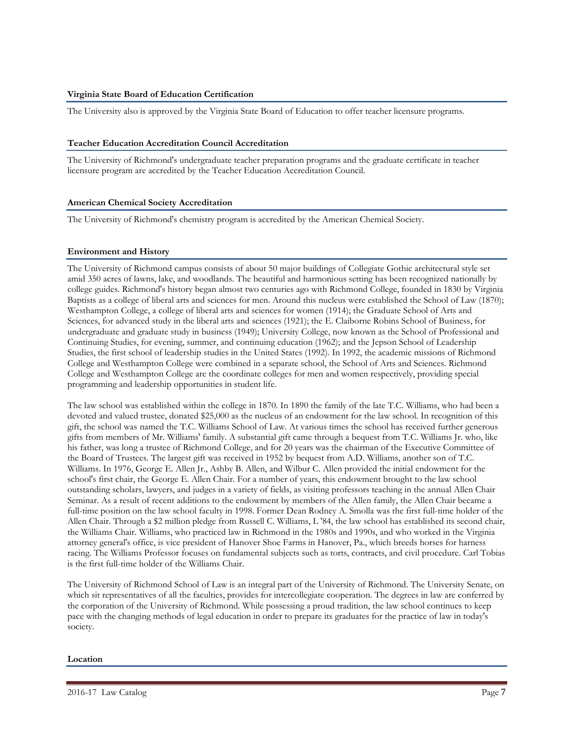### Virginia State Board of Education Certification

The University also is approved by the Virginia State Board of Education to offer teacher licensure programs.

### Teacher Education Accreditation Council Accreditation

The University of Richmond's undergraduate teacher preparation programs and the graduate certificate in teacher licensure program are accredited by the Teacher Education Accreditation Council.

### American Chemical Society Accreditation

The University of Richmond's chemistry program is accredited by the American Chemical Society.

### Environment and History

The University of Richmond campus consists of about 50 major buildings of Collegiate Gothic architectural style set amid 350 acres of lawns, lake, and woodlands. The beautiful and harmonious setting has been recognized nationally by college guides. Richmond's history began almost two centuries ago with Richmond College, founded in 1830 by Virginia Baptists as a college of liberal arts and sciences for men. Around this nucleus were established the School of Law (1870); Westhampton College, a college of liberal arts and sciences for women (1914); the Graduate School of Arts and Sciences, for advanced study in the liberal arts and sciences (1921); the E. Claiborne Robins School of Business, for undergraduate and graduate study in business (1949); University College, now known as the School of Professional and Continuing Studies, for evening, summer, and continuing education (1962); and the Jepson School of Leadership Studies, the first school of leadership studies in the United States (1992). In 1992, the academic missions of Richmond College and Westhampton College were combined in a separate school, the School of Arts and Sciences. Richmond College and Westhampton College are the coordinate colleges for men and women respectively, providing special programming and leadership opportunities in student life.

The law school was established within the college in 1870. In 1890 the family of the late T.C. Williams, who had been a devoted and valued trustee, donated $25,000 as the nucleus of an endowment for the law school. In recognition of this gift, the school was named the T.C. Williams School of Law. At various times the school has received further generous gifts from members of Mr. Williams' family. A substantial gift came through a bequest from T.C. Williams Jr. who, like his father, was long a trustee of Richmond College, and for 20 years was the chairman of the Executive Committee of the Board of Trustees. The largest gift was received in 1952 by bequest from A.D. Williams, another son of T.C. Williams. In 1976, George E. Allen Jr., Ashby B. Allen, and Wilbur C. Allen provided the initial endowment for the school's first chair, the George E. Allen Chair. For a number of years, this endowment brought to the law school outstanding scholars, lawyers, and judges in a variety of fields, as visiting professors teaching in the annual Allen Chair Seminar. As a result of recent additions to the endowment by members of the Allen family, the Allen Chair became a full-time position on the law school faculty in 1998. Former Dean Rodney A. Smolla was the first full-time holder of the Allen Chair. Through a $2 million pledge from Russell C. Williams, L '84, the law school has established its second chair, the Williams Chair. Williams, who practiced law in Richmond in the 1980s and 1990s, and who worked in the Virginia attorney general's office, is vice president of Hanover Shoe Farms in Hanover, Pa., which breeds horses for harness racing. The Williams Professor focuses on fundamental subjects such as torts, contracts, and civil procedure. Carl Tobias is the first full-time holder of the Williams Chair.

The University of Richmond School of Law is an integral part of the University of Richmond. The University Senate, on which sit representatives of all the faculties, provides for intercollegiate cooperation. The degrees in law are conferred by the corporation of the University of Richmond. While possessing a proud tradition, the law school continues to keep pace with the changing methods of legal education in order to prepare its graduates for the practice of law in today's society.

### Location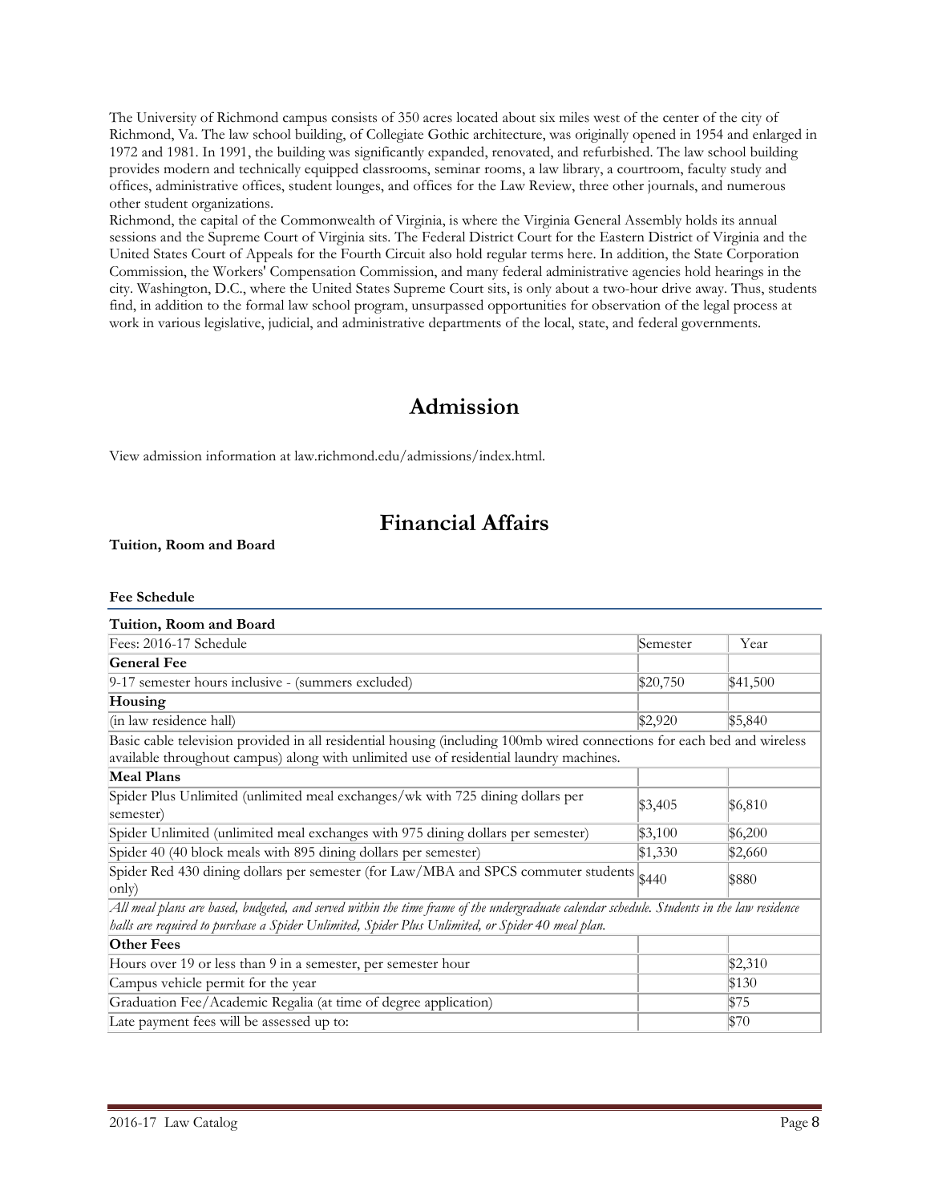The University of Richmond campus consists of 350 acres located about six miles west of the center of the city of Richmond, Va. The law school building, of Collegiate Gothic architecture, was originally opened in 1954 and enlarged in 1972 and 1981. In 1991, the building was significantly expanded, renovated, and refurbished. The law school building provides modern and technically equipped classrooms, seminar rooms, a law library, a courtroom, faculty study and offices, administrative offices, student lounges, and offices for the Law Review, three other journals, and numerous other student organizations.

Richmond, the capital of the Commonwealth of Virginia, is where the Virginia General Assembly holds its annual sessions and the Supreme Court of Virginia sits. The Federal District Court for the Eastern District of Virginia and the United States Court of Appeals for the Fourth Circuit also hold regular terms here. In addition, the State Corporation Commission, the Workers' Compensation Commission, and many federal administrative agencies hold hearings in the city. Washington, D.C., where the United States Supreme Court sits, is only about a two-hour drive away. Thus, students find, in addition to the formal law school program, unsurpassed opportunities for observation of the legal process at work in various legislative, judicial, and administrative departments of the local, state, and federal governments.

# Admission

View admission information at law.richmond.edu/admissions/index.html.

# Financial Affairs

**Tuition, Room and Board**

**Fee Schedule**

**Tuition, Room and Board**

| Fees: 2016-17 Schedule | Semester | Year |
|---|---|---|
| **General Fee** | | |
| 9-17 semester hours inclusive - (summers excluded) | $20,750 | $41,500 |
| **Housing** | | |
| (in law residence hall) | $2,920 | $5,840 |
| Basic cable television provided in all residential housing (including 100mb wired connections for each bed and wireless available throughout campus) along with unlimited use of residential laundry machines. | | |
| **Meal Plans** | | |
| Spider Plus Unlimited (unlimited meal exchanges/wk with 725 dining dollars per semester) | $3,405 | $6,810 |
| Spider Unlimited (unlimited meal exchanges with 975 dining dollars per semester) | $3,100 | $6,200 |
| Spider 40 (40 block meals with 895 dining dollars per semester) | $1,330 | $2,660 |
| Spider Red 430 dining dollars per semester (for Law/MBA and SPCS commuter students only) | $440 | $880 |
| *All meal plans are based, budgeted, and served within the time frame of the undergraduate calendar schedule. Students in the law residence halls are required to purchase a Spider Unlimited, Spider Plus Unlimited, or Spider 40 meal plan.* | | |
| **Other Fees** | | |
| Hours over 19 or less than 9 in a semester, per semester hour | | $2,310 |
| Campus vehicle permit for the year | | $130 |
| Graduation Fee/Academic Regalia (at time of degree application) | | $75 |
| Late payment fees will be assessed up to: | | $70 |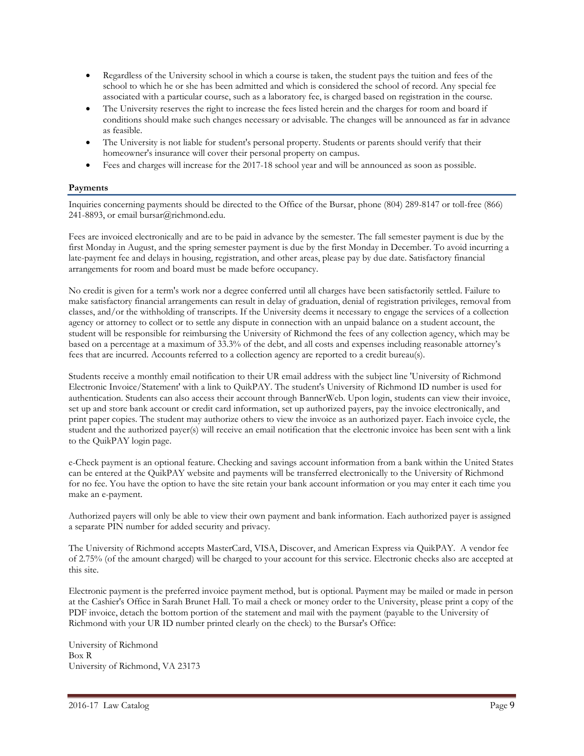- Regardless of the University school in which a course is taken, the student pays the tuition and fees of the school to which he or she has been admitted and which is considered the school of record. Any special fee associated with a particular course, such as a laboratory fee, is charged based on registration in the course.
- The University reserves the right to increase the fees listed herein and the charges for room and board if conditions should make such changes necessary or advisable. The changes will be announced as far in advance as feasible.
- The University is not liable for student's personal property. Students or parents should verify that their homeowner's insurance will cover their personal property on campus.
- Fees and charges will increase for the 2017-18 school year and will be announced as soon as possible.

## Payments

Inquiries concerning payments should be directed to the Office of the Bursar, phone (804) 289-8147 or toll-free (866) 241-8893, or email bursar@richmond.edu.

Fees are invoiced electronically and are to be paid in advance by the semester. The fall semester payment is due by the first Monday in August, and the spring semester payment is due by the first Monday in December. To avoid incurring a late-payment fee and delays in housing, registration, and other areas, please pay by due date. Satisfactory financial arrangements for room and board must be made before occupancy.

No credit is given for a term's work nor a degree conferred until all charges have been satisfactorily settled. Failure to make satisfactory financial arrangements can result in delay of graduation, denial of registration privileges, removal from classes, and/or the withholding of transcripts. If the University deems it necessary to engage the services of a collection agency or attorney to collect or to settle any dispute in connection with an unpaid balance on a student account, the student will be responsible for reimbursing the University of Richmond the fees of any collection agency, which may be based on a percentage at a maximum of 33.3% of the debt, and all costs and expenses including reasonable attorney's fees that are incurred. Accounts referred to a collection agency are reported to a credit bureau(s).

Students receive a monthly email notification to their UR email address with the subject line 'University of Richmond Electronic Invoice/Statement' with a link to QuikPAY. The student's University of Richmond ID number is used for authentication. Students can also access their account through BannerWeb. Upon login, students can view their invoice, set up and store bank account or credit card information, set up authorized payers, pay the invoice electronically, and print paper copies. The student may authorize others to view the invoice as an authorized payer. Each invoice cycle, the student and the authorized payer(s) will receive an email notification that the electronic invoice has been sent with a link to the QuikPAY login page.

e-Check payment is an optional feature. Checking and savings account information from a bank within the United States can be entered at the QuikPAY website and payments will be transferred electronically to the University of Richmond for no fee. You have the option to have the site retain your bank account information or you may enter it each time you make an e-payment.

Authorized payers will only be able to view their own payment and bank information. Each authorized payer is assigned a separate PIN number for added security and privacy.

The University of Richmond accepts MasterCard, VISA, Discover, and American Express via QuikPAY. A vendor fee of 2.75% (of the amount charged) will be charged to your account for this service. Electronic checks also are accepted at this site.

Electronic payment is the preferred invoice payment method, but is optional. Payment may be mailed or made in person at the Cashier's Office in Sarah Brunet Hall. To mail a check or money order to the University, please print a copy of the PDF invoice, detach the bottom portion of the statement and mail with the payment (payable to the University of Richmond with your UR ID number printed clearly on the check) to the Bursar's Office:

University of Richmond  
Box R  
University of Richmond, VA 23173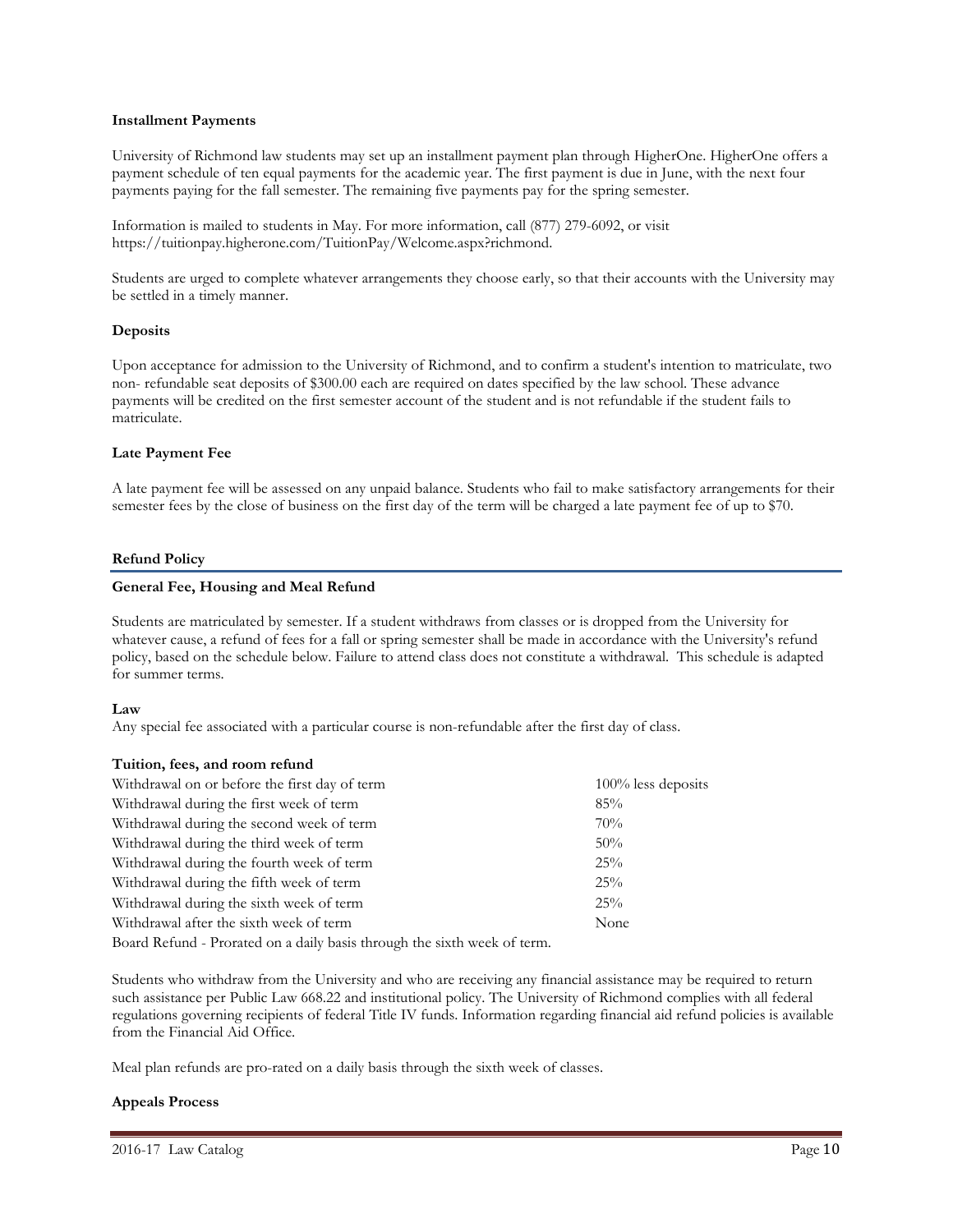**Installment Payments**

University of Richmond law students may set up an installment payment plan through HigherOne. HigherOne offers a payment schedule of ten equal payments for the academic year. The first payment is due in June, with the next four payments paying for the fall semester. The remaining five payments pay for the spring semester.

Information is mailed to students in May. For more information, call (877) 279-6092, or visit https://tuitionpay.higherone.com/TuitionPay/Welcome.aspx?richmond.

Students are urged to complete whatever arrangements they choose early, so that their accounts with the University may be settled in a timely manner.

**Deposits**

Upon acceptance for admission to the University of Richmond, and to confirm a student's intention to matriculate, two non- refundable seat deposits of $300.00 each are required on dates specified by the law school. These advance payments will be credited on the first semester account of the student and is not refundable if the student fails to matriculate.

**Late Payment Fee**

A late payment fee will be assessed on any unpaid balance. Students who fail to make satisfactory arrangements for their semester fees by the close of business on the first day of the term will be charged a late payment fee of up to $70.

## Refund Policy

**General Fee, Housing and Meal Refund**

Students are matriculated by semester. If a student withdraws from classes or is dropped from the University for whatever cause, a refund of fees for a fall or spring semester shall be made in accordance with the University's refund policy, based on the schedule below. Failure to attend class does not constitute a withdrawal. This schedule is adapted for summer terms.

**Law**
Any special fee associated with a particular course is non-refundable after the first day of class.

**Tuition, fees, and room refund**

| | |
|---|---|
| Withdrawal on or before the first day of term | 100% less deposits |
| Withdrawal during the first week of term | 85% |
| Withdrawal during the second week of term | 70% |
| Withdrawal during the third week of term | 50% |
| Withdrawal during the fourth week of term | 25% |
| Withdrawal during the fifth week of term | 25% |
| Withdrawal during the sixth week of term | 25% |
| Withdrawal after the sixth week of term | None |

Board Refund - Prorated on a daily basis through the sixth week of term.

Students who withdraw from the University and who are receiving any financial assistance may be required to return such assistance per Public Law 668.22 and institutional policy. The University of Richmond complies with all federal regulations governing recipients of federal Title IV funds. Information regarding financial aid refund policies is available from the Financial Aid Office.

Meal plan refunds are pro-rated on a daily basis through the sixth week of classes.

**Appeals Process**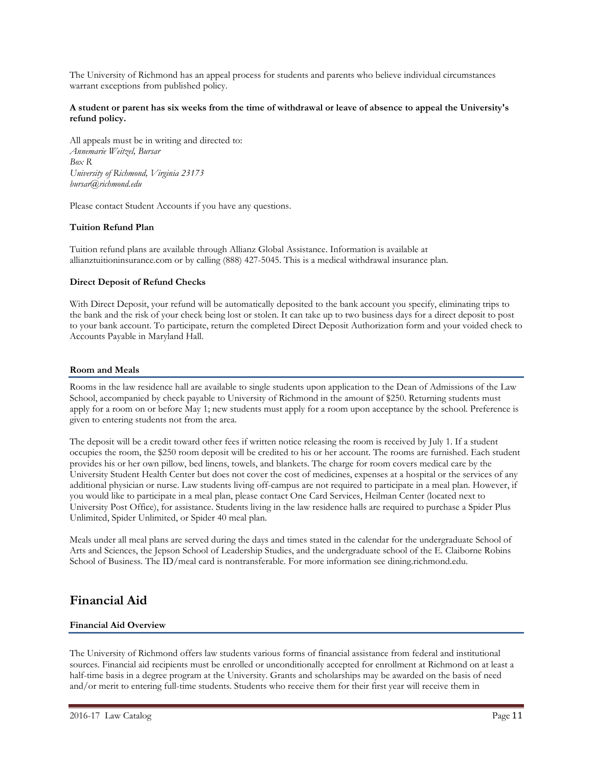The University of Richmond has an appeal process for students and parents who believe individual circumstances warrant exceptions from published policy.

**A student or parent has six weeks from the time of withdrawal or leave of absence to appeal the University's refund policy.**

All appeals must be in writing and directed to:
*Annemarie Weitzel, Bursar*
*Box R*
*University of Richmond, Virginia 23173*
*bursar@richmond.edu*

Please contact Student Accounts if you have any questions.

**Tuition Refund Plan**

Tuition refund plans are available through Allianz Global Assistance. Information is available at allianztuitioninsurance.com or by calling (888) 427-5045. This is a medical withdrawal insurance plan.

**Direct Deposit of Refund Checks**

With Direct Deposit, your refund will be automatically deposited to the bank account you specify, eliminating trips to the bank and the risk of your check being lost or stolen. It can take up to two business days for a direct deposit to post to your bank account. To participate, return the completed Direct Deposit Authorization form and your voided check to Accounts Payable in Maryland Hall.

### Room and Meals

Rooms in the law residence hall are available to single students upon application to the Dean of Admissions of the Law School, accompanied by check payable to University of Richmond in the amount of $250. Returning students must apply for a room on or before May 1; new students must apply for a room upon acceptance by the school. Preference is given to entering students not from the area.

The deposit will be a credit toward other fees if written notice releasing the room is received by July 1. If a student occupies the room, the $250 room deposit will be credited to his or her account. The rooms are furnished. Each student provides his or her own pillow, bed linens, towels, and blankets. The charge for room covers medical care by the University Student Health Center but does not cover the cost of medicines, expenses at a hospital or the services of any additional physician or nurse. Law students living off-campus are not required to participate in a meal plan. However, if you would like to participate in a meal plan, please contact One Card Services, Heilman Center (located next to University Post Office), for assistance. Students living in the law residence halls are required to purchase a Spider Plus Unlimited, Spider Unlimited, or Spider 40 meal plan.

Meals under all meal plans are served during the days and times stated in the calendar for the undergraduate School of Arts and Sciences, the Jepson School of Leadership Studies, and the undergraduate school of the E. Claiborne Robins School of Business. The ID/meal card is nontransferable. For more information see dining.richmond.edu.

## Financial Aid

### Financial Aid Overview

The University of Richmond offers law students various forms of financial assistance from federal and institutional sources. Financial aid recipients must be enrolled or unconditionally accepted for enrollment at Richmond on at least a half-time basis in a degree program at the University. Grants and scholarships may be awarded on the basis of need and/or merit to entering full-time students. Students who receive them for their first year will receive them in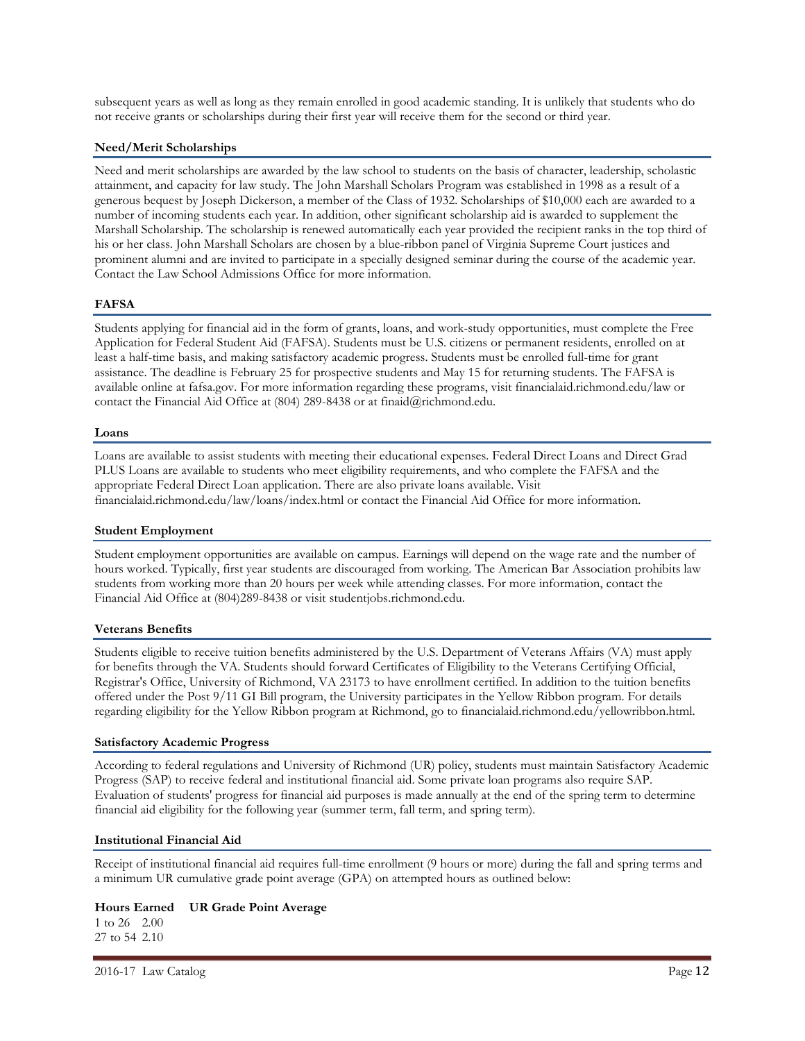subsequent years as well as long as they remain enrolled in good academic standing. It is unlikely that students who do not receive grants or scholarships during their first year will receive them for the second or third year.

### Need/Merit Scholarships

Need and merit scholarships are awarded by the law school to students on the basis of character, leadership, scholastic attainment, and capacity for law study. The John Marshall Scholars Program was established in 1998 as a result of a generous bequest by Joseph Dickerson, a member of the Class of 1932. Scholarships of $10,000 each are awarded to a number of incoming students each year. In addition, other significant scholarship aid is awarded to supplement the Marshall Scholarship. The scholarship is renewed automatically each year provided the recipient ranks in the top third of his or her class. John Marshall Scholars are chosen by a blue-ribbon panel of Virginia Supreme Court justices and prominent alumni and are invited to participate in a specially designed seminar during the course of the academic year. Contact the Law School Admissions Office for more information.

### FAFSA

Students applying for financial aid in the form of grants, loans, and work-study opportunities, must complete the Free Application for Federal Student Aid (FAFSA). Students must be U.S. citizens or permanent residents, enrolled on at least a half-time basis, and making satisfactory academic progress. Students must be enrolled full-time for grant assistance. The deadline is February 25 for prospective students and May 15 for returning students. The FAFSA is available online at fafsa.gov. For more information regarding these programs, visit financialaid.richmond.edu/law or contact the Financial Aid Office at (804) 289-8438 or at finaid@richmond.edu.

### Loans

Loans are available to assist students with meeting their educational expenses. Federal Direct Loans and Direct Grad PLUS Loans are available to students who meet eligibility requirements, and who complete the FAFSA and the appropriate Federal Direct Loan application. There are also private loans available. Visit financialaid.richmond.edu/law/loans/index.html or contact the Financial Aid Office for more information.

### Student Employment

Student employment opportunities are available on campus. Earnings will depend on the wage rate and the number of hours worked. Typically, first year students are discouraged from working. The American Bar Association prohibits law students from working more than 20 hours per week while attending classes. For more information, contact the Financial Aid Office at (804)289-8438 or visit studentjobs.richmond.edu.

### Veterans Benefits

Students eligible to receive tuition benefits administered by the U.S. Department of Veterans Affairs (VA) must apply for benefits through the VA. Students should forward Certificates of Eligibility to the Veterans Certifying Official, Registrar's Office, University of Richmond, VA 23173 to have enrollment certified. In addition to the tuition benefits offered under the Post 9/11 GI Bill program, the University participates in the Yellow Ribbon program. For details regarding eligibility for the Yellow Ribbon program at Richmond, go to financialaid.richmond.edu/yellowribbon.html.

### Satisfactory Academic Progress

According to federal regulations and University of Richmond (UR) policy, students must maintain Satisfactory Academic Progress (SAP) to receive federal and institutional financial aid. Some private loan programs also require SAP. Evaluation of students' progress for financial aid purposes is made annually at the end of the spring term to determine financial aid eligibility for the following year (summer term, fall term, and spring term).

### Institutional Financial Aid

Receipt of institutional financial aid requires full-time enrollment (9 hours or more) during the fall and spring terms and a minimum UR cumulative grade point average (GPA) on attempted hours as outlined below:

| Hours Earned | UR Grade Point Average |
|---|---|
| 1 to 26 | 2.00 |
| 27 to 54 | 2.10 |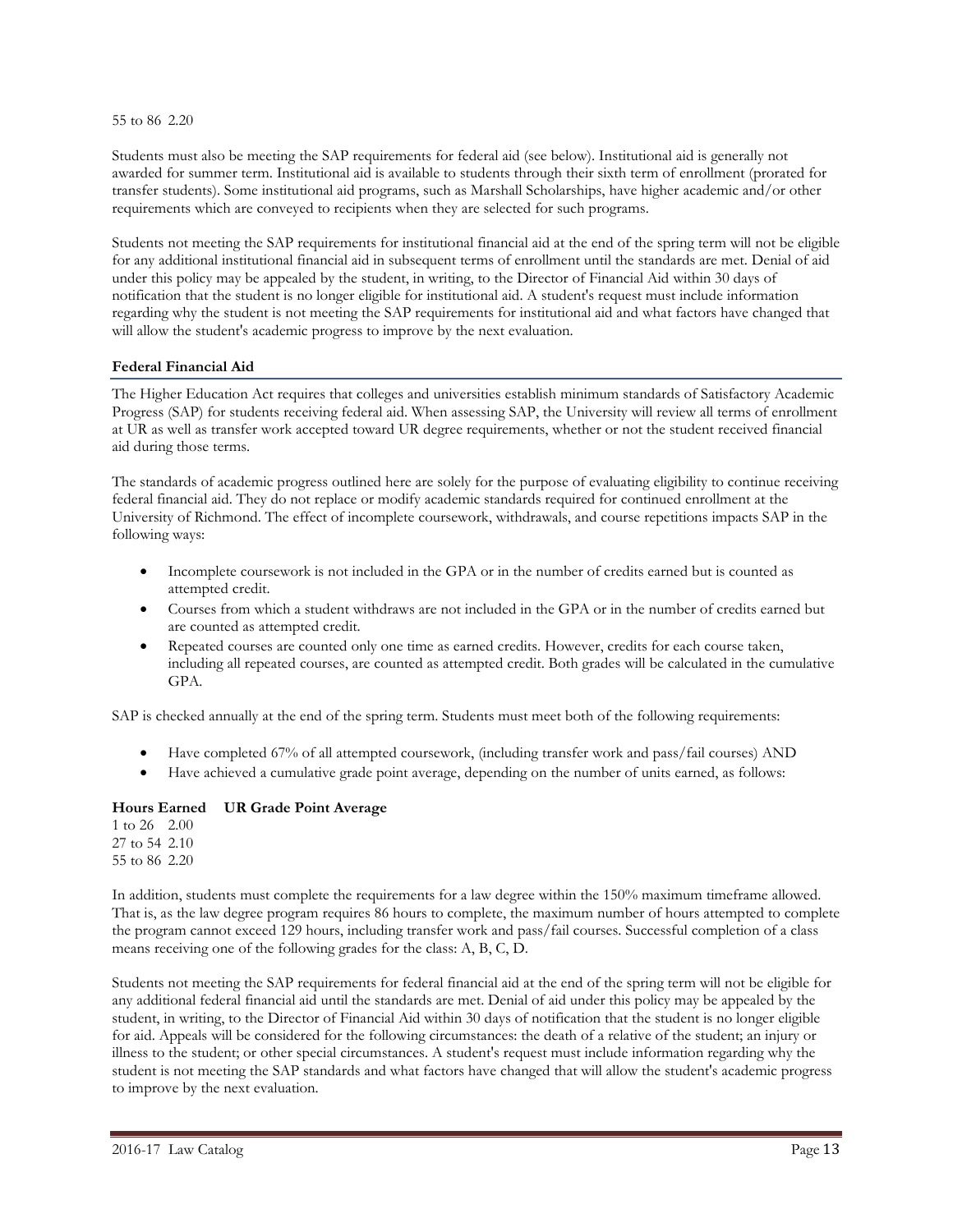55 to 86 2.20

Students must also be meeting the SAP requirements for federal aid (see below). Institutional aid is generally not awarded for summer term. Institutional aid is available to students through their sixth term of enrollment (prorated for transfer students). Some institutional aid programs, such as Marshall Scholarships, have higher academic and/or other requirements which are conveyed to recipients when they are selected for such programs.

Students not meeting the SAP requirements for institutional financial aid at the end of the spring term will not be eligible for any additional institutional financial aid in subsequent terms of enrollment until the standards are met. Denial of aid under this policy may be appealed by the student, in writing, to the Director of Financial Aid within 30 days of notification that the student is no longer eligible for institutional aid. A student's request must include information regarding why the student is not meeting the SAP requirements for institutional aid and what factors have changed that will allow the student's academic progress to improve by the next evaluation.

### Federal Financial Aid

The Higher Education Act requires that colleges and universities establish minimum standards of Satisfactory Academic Progress (SAP) for students receiving federal aid. When assessing SAP, the University will review all terms of enrollment at UR as well as transfer work accepted toward UR degree requirements, whether or not the student received financial aid during those terms.

The standards of academic progress outlined here are solely for the purpose of evaluating eligibility to continue receiving federal financial aid. They do not replace or modify academic standards required for continued enrollment at the University of Richmond. The effect of incomplete coursework, withdrawals, and course repetitions impacts SAP in the following ways:

- Incomplete coursework is not included in the GPA or in the number of credits earned but is counted as attempted credit.
- Courses from which a student withdraws are not included in the GPA or in the number of credits earned but are counted as attempted credit.
- Repeated courses are counted only one time as earned credits. However, credits for each course taken, including all repeated courses, are counted as attempted credit. Both grades will be calculated in the cumulative GPA.

SAP is checked annually at the end of the spring term. Students must meet both of the following requirements:

- Have completed 67% of all attempted coursework, (including transfer work and pass/fail courses) AND
- Have achieved a cumulative grade point average, depending on the number of units earned, as follows:

| **Hours Earned** | **UR Grade Point Average** |
|---|---|
| 1 to 26 | 2.00 |
| 27 to 54 | 2.10 |
| 55 to 86 | 2.20 |

In addition, students must complete the requirements for a law degree within the 150% maximum timeframe allowed. That is, as the law degree program requires 86 hours to complete, the maximum number of hours attempted to complete the program cannot exceed 129 hours, including transfer work and pass/fail courses. Successful completion of a class means receiving one of the following grades for the class: A, B, C, D.

Students not meeting the SAP requirements for federal financial aid at the end of the spring term will not be eligible for any additional federal financial aid until the standards are met. Denial of aid under this policy may be appealed by the student, in writing, to the Director of Financial Aid within 30 days of notification that the student is no longer eligible for aid. Appeals will be considered for the following circumstances: the death of a relative of the student; an injury or illness to the student; or other special circumstances. A student's request must include information regarding why the student is not meeting the SAP standards and what factors have changed that will allow the student's academic progress to improve by the next evaluation.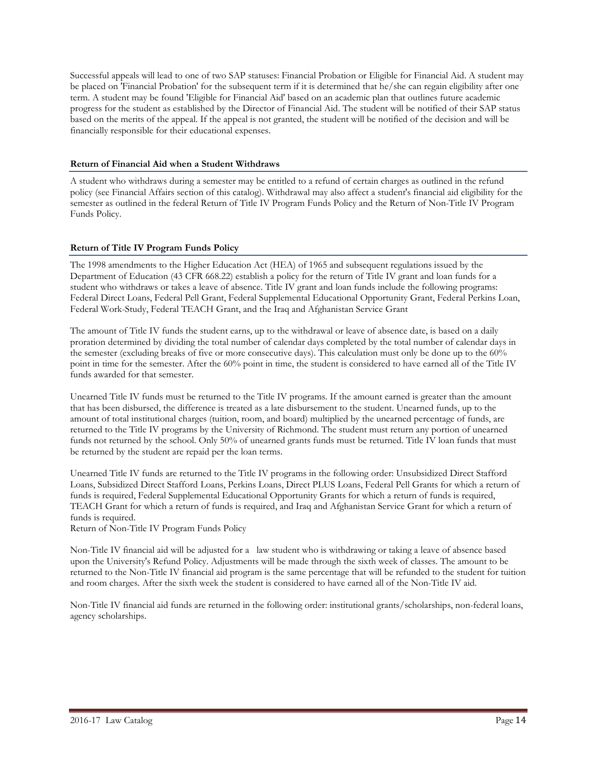Successful appeals will lead to one of two SAP statuses: Financial Probation or Eligible for Financial Aid. A student may be placed on 'Financial Probation' for the subsequent term if it is determined that he/she can regain eligibility after one term. A student may be found 'Eligible for Financial Aid' based on an academic plan that outlines future academic progress for the student as established by the Director of Financial Aid. The student will be notified of their SAP status based on the merits of the appeal. If the appeal is not granted, the student will be notified of the decision and will be financially responsible for their educational expenses.

### Return of Financial Aid when a Student Withdraws

A student who withdraws during a semester may be entitled to a refund of certain charges as outlined in the refund policy (see Financial Affairs section of this catalog). Withdrawal may also affect a student's financial aid eligibility for the semester as outlined in the federal Return of Title IV Program Funds Policy and the Return of Non-Title IV Program Funds Policy.

### Return of Title IV Program Funds Policy

The 1998 amendments to the Higher Education Act (HEA) of 1965 and subsequent regulations issued by the Department of Education (43 CFR 668.22) establish a policy for the return of Title IV grant and loan funds for a student who withdraws or takes a leave of absence. Title IV grant and loan funds include the following programs: Federal Direct Loans, Federal Pell Grant, Federal Supplemental Educational Opportunity Grant, Federal Perkins Loan, Federal Work-Study, Federal TEACH Grant, and the Iraq and Afghanistan Service Grant

The amount of Title IV funds the student earns, up to the withdrawal or leave of absence date, is based on a daily proration determined by dividing the total number of calendar days completed by the total number of calendar days in the semester (excluding breaks of five or more consecutive days). This calculation must only be done up to the 60% point in time for the semester. After the 60% point in time, the student is considered to have earned all of the Title IV funds awarded for that semester.

Unearned Title IV funds must be returned to the Title IV programs. If the amount earned is greater than the amount that has been disbursed, the difference is treated as a late disbursement to the student. Unearned funds, up to the amount of total institutional charges (tuition, room, and board) multiplied by the unearned percentage of funds, are returned to the Title IV programs by the University of Richmond. The student must return any portion of unearned funds not returned by the school. Only 50% of unearned grants funds must be returned. Title IV loan funds that must be returned by the student are repaid per the loan terms.

Unearned Title IV funds are returned to the Title IV programs in the following order: Unsubsidized Direct Stafford Loans, Subsidized Direct Stafford Loans, Perkins Loans, Direct PLUS Loans, Federal Pell Grants for which a return of funds is required, Federal Supplemental Educational Opportunity Grants for which a return of funds is required, TEACH Grant for which a return of funds is required, and Iraq and Afghanistan Service Grant for which a return of funds is required.
Return of Non-Title IV Program Funds Policy

Non-Title IV financial aid will be adjusted for a law student who is withdrawing or taking a leave of absence based upon the University's Refund Policy. Adjustments will be made through the sixth week of classes. The amount to be returned to the Non-Title IV financial aid program is the same percentage that will be refunded to the student for tuition and room charges. After the sixth week the student is considered to have earned all of the Non-Title IV aid.

Non-Title IV financial aid funds are returned in the following order: institutional grants/scholarships, non-federal loans, agency scholarships.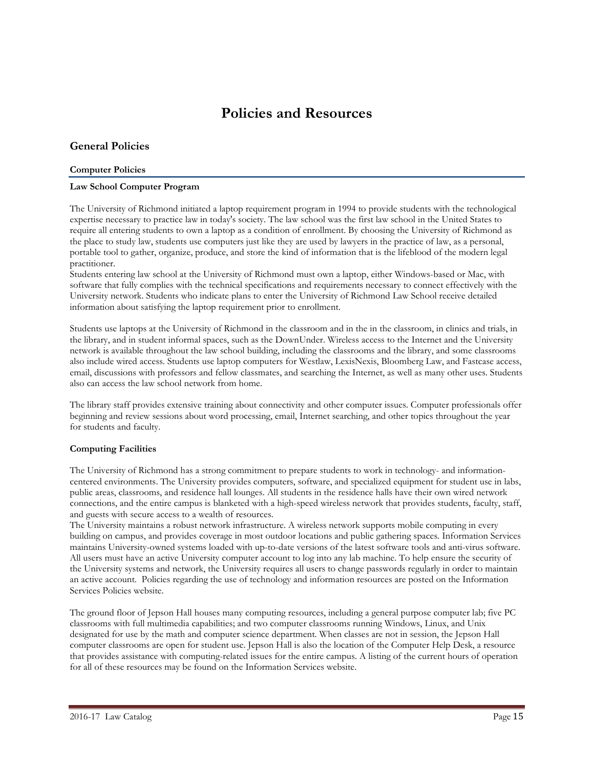# Policies and Resources

## General Policies

### Computer Policies

#### Law School Computer Program

The University of Richmond initiated a laptop requirement program in 1994 to provide students with the technological expertise necessary to practice law in today's society. The law school was the first law school in the United States to require all entering students to own a laptop as a condition of enrollment. By choosing the University of Richmond as the place to study law, students use computers just like they are used by lawyers in the practice of law, as a personal, portable tool to gather, organize, produce, and store the kind of information that is the lifeblood of the modern legal practitioner.

Students entering law school at the University of Richmond must own a laptop, either Windows-based or Mac, with software that fully complies with the technical specifications and requirements necessary to connect effectively with the University network. Students who indicate plans to enter the University of Richmond Law School receive detailed information about satisfying the laptop requirement prior to enrollment.

Students use laptops at the University of Richmond in the classroom and in the in the classroom, in clinics and trials, in the library, and in student informal spaces, such as the DownUnder. Wireless access to the Internet and the University network is available throughout the law school building, including the classrooms and the library, and some classrooms also include wired access. Students use laptop computers for Westlaw, LexisNexis, Bloomberg Law, and Fastcase access, email, discussions with professors and fellow classmates, and searching the Internet, as well as many other uses. Students also can access the law school network from home.

The library staff provides extensive training about connectivity and other computer issues. Computer professionals offer beginning and review sessions about word processing, email, Internet searching, and other topics throughout the year for students and faculty.

#### Computing Facilities

The University of Richmond has a strong commitment to prepare students to work in technology- and information-centered environments. The University provides computers, software, and specialized equipment for student use in labs, public areas, classrooms, and residence hall lounges. All students in the residence halls have their own wired network connections, and the entire campus is blanketed with a high-speed wireless network that provides students, faculty, staff, and guests with secure access to a wealth of resources.

The University maintains a robust network infrastructure. A wireless network supports mobile computing in every building on campus, and provides coverage in most outdoor locations and public gathering spaces. Information Services maintains University-owned systems loaded with up-to-date versions of the latest software tools and anti-virus software. All users must have an active University computer account to log into any lab machine. To help ensure the security of the University systems and network, the University requires all users to change passwords regularly in order to maintain an active account. Policies regarding the use of technology and information resources are posted on the Information Services Policies website.

The ground floor of Jepson Hall houses many computing resources, including a general purpose computer lab; five PC classrooms with full multimedia capabilities; and two computer classrooms running Windows, Linux, and Unix designated for use by the math and computer science department. When classes are not in session, the Jepson Hall computer classrooms are open for student use. Jepson Hall is also the location of the Computer Help Desk, a resource that provides assistance with computing-related issues for the entire campus. A listing of the current hours of operation for all of these resources may be found on the Information Services website.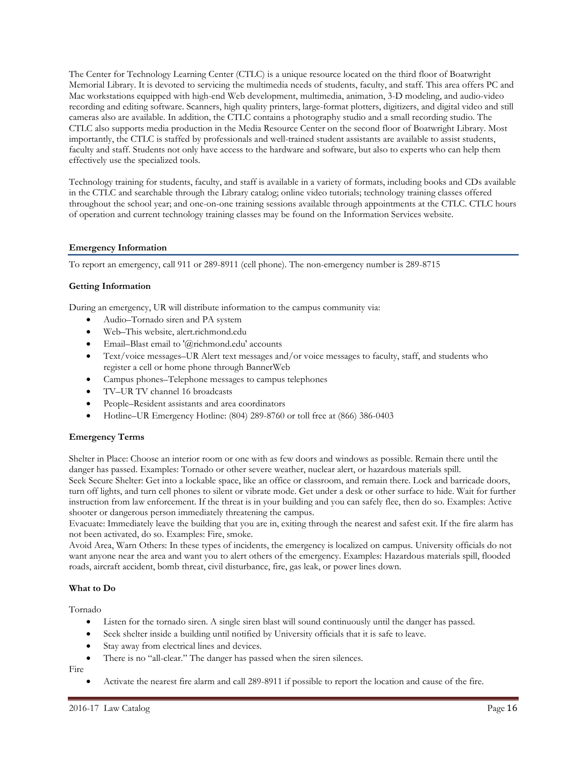The Center for Technology Learning Center (CTLC) is a unique resource located on the third floor of Boatwright Memorial Library. It is devoted to servicing the multimedia needs of students, faculty, and staff. This area offers PC and Mac workstations equipped with high-end Web development, multimedia, animation, 3-D modeling, and audio-video recording and editing software. Scanners, high quality printers, large-format plotters, digitizers, and digital video and still cameras also are available. In addition, the CTLC contains a photography studio and a small recording studio. The CTLC also supports media production in the Media Resource Center on the second floor of Boatwright Library. Most importantly, the CTLC is staffed by professionals and well-trained student assistants are available to assist students, faculty and staff. Students not only have access to the hardware and software, but also to experts who can help them effectively use the specialized tools.

Technology training for students, faculty, and staff is available in a variety of formats, including books and CDs available in the CTLC and searchable through the Library catalog; online video tutorials; technology training classes offered throughout the school year; and one-on-one training sessions available through appointments at the CTLC. CTLC hours of operation and current technology training classes may be found on the Information Services website.

## Emergency Information

To report an emergency, call 911 or 289-8911 (cell phone). The non-emergency number is 289-8715

### Getting Information

During an emergency, UR will distribute information to the campus community via:

- Audio–Tornado siren and PA system
- Web–This website, alert.richmond.edu
- Email–Blast email to '@richmond.edu' accounts
- Text/voice messages–UR Alert text messages and/or voice messages to faculty, staff, and students who register a cell or home phone through BannerWeb
- Campus phones–Telephone messages to campus telephones
- TV–UR TV channel 16 broadcasts
- People–Resident assistants and area coordinators
- Hotline–UR Emergency Hotline: (804) 289-8760 or toll free at (866) 386-0403

### Emergency Terms

Shelter in Place: Choose an interior room or one with as few doors and windows as possible. Remain there until the danger has passed. Examples: Tornado or other severe weather, nuclear alert, or hazardous materials spill.
Seek Secure Shelter: Get into a lockable space, like an office or classroom, and remain there. Lock and barricade doors, turn off lights, and turn cell phones to silent or vibrate mode. Get under a desk or other surface to hide. Wait for further instruction from law enforcement. If the threat is in your building and you can safely flee, then do so. Examples: Active shooter or dangerous person immediately threatening the campus.
Evacuate: Immediately leave the building that you are in, exiting through the nearest and safest exit. If the fire alarm has not been activated, do so. Examples: Fire, smoke.
Avoid Area, Warn Others: In these types of incidents, the emergency is localized on campus. University officials do not want anyone near the area and want you to alert others of the emergency. Examples: Hazardous materials spill, flooded roads, aircraft accident, bomb threat, civil disturbance, fire, gas leak, or power lines down.

### What to Do

Tornado

- Listen for the tornado siren. A single siren blast will sound continuously until the danger has passed.
- Seek shelter inside a building until notified by University officials that it is safe to leave.
- Stay away from electrical lines and devices.
- There is no "all-clear." The danger has passed when the siren silences.

Fire

- Activate the nearest fire alarm and call 289-8911 if possible to report the location and cause of the fire.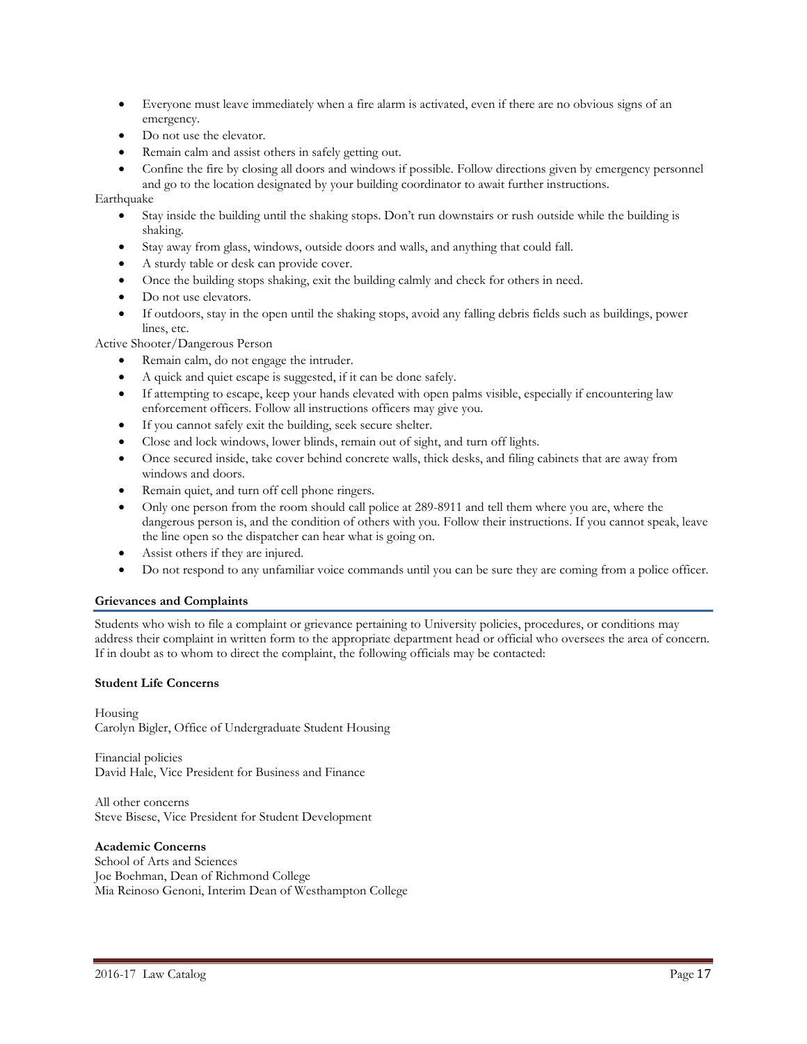- Everyone must leave immediately when a fire alarm is activated, even if there are no obvious signs of an emergency.
- Do not use the elevator.
- Remain calm and assist others in safely getting out.
- Confine the fire by closing all doors and windows if possible. Follow directions given by emergency personnel and go to the location designated by your building coordinator to await further instructions.

Earthquake

- Stay inside the building until the shaking stops. Don't run downstairs or rush outside while the building is shaking.
- Stay away from glass, windows, outside doors and walls, and anything that could fall.
- A sturdy table or desk can provide cover.
- Once the building stops shaking, exit the building calmly and check for others in need.
- Do not use elevators.
- If outdoors, stay in the open until the shaking stops, avoid any falling debris fields such as buildings, power lines, etc.

Active Shooter/Dangerous Person

- Remain calm, do not engage the intruder.
- A quick and quiet escape is suggested, if it can be done safely.
- If attempting to escape, keep your hands elevated with open palms visible, especially if encountering law enforcement officers. Follow all instructions officers may give you.
- If you cannot safely exit the building, seek secure shelter.
- Close and lock windows, lower blinds, remain out of sight, and turn off lights.
- Once secured inside, take cover behind concrete walls, thick desks, and filing cabinets that are away from windows and doors.
- Remain quiet, and turn off cell phone ringers.
- Only one person from the room should call police at 289-8911 and tell them where you are, where the dangerous person is, and the condition of others with you. Follow their instructions. If you cannot speak, leave the line open so the dispatcher can hear what is going on.
- Assist others if they are injured.
- Do not respond to any unfamiliar voice commands until you can be sure they are coming from a police officer.

## Grievances and Complaints

Students who wish to file a complaint or grievance pertaining to University policies, procedures, or conditions may address their complaint in written form to the appropriate department head or official who oversees the area of concern. If in doubt as to whom to direct the complaint, the following officials may be contacted:

**Student Life Concerns**

Housing
Carolyn Bigler, Office of Undergraduate Student Housing

Financial policies
David Hale, Vice President for Business and Finance

All other concerns
Steve Bisese, Vice President for Student Development

**Academic Concerns**
School of Arts and Sciences
Joe Boehman, Dean of Richmond College
Mia Reinoso Genoni, Interim Dean of Westhampton College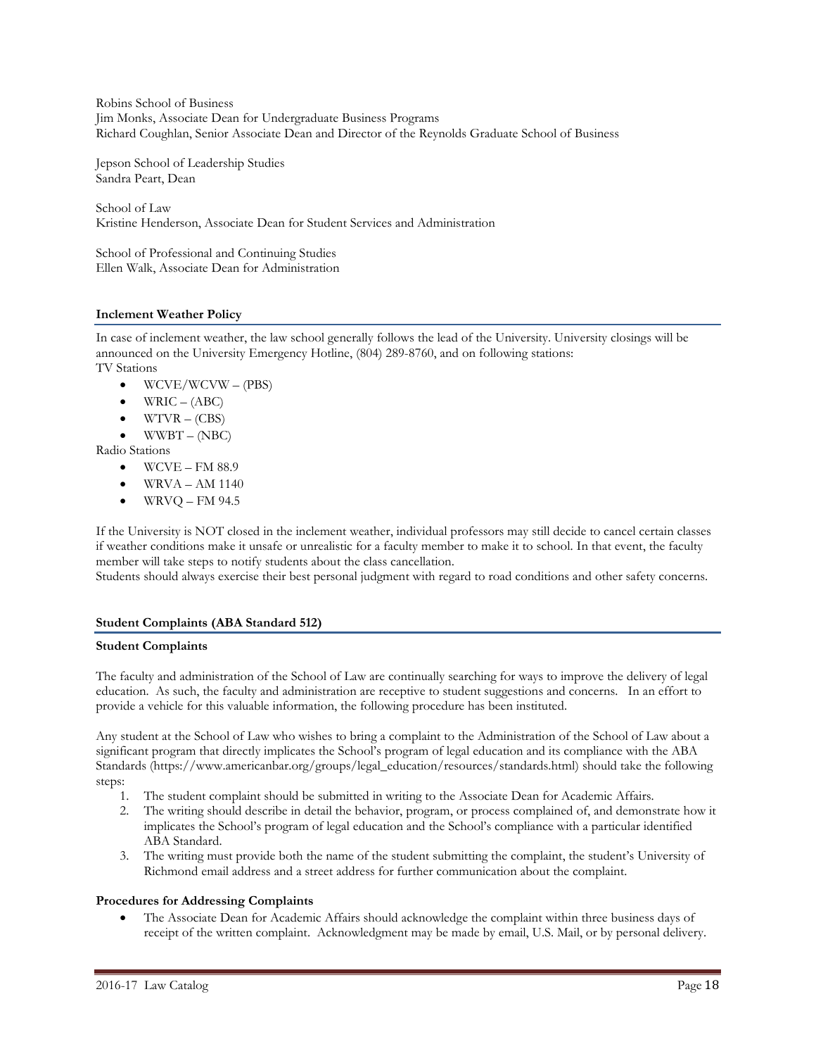Robins School of Business
Jim Monks, Associate Dean for Undergraduate Business Programs
Richard Coughlan, Senior Associate Dean and Director of the Reynolds Graduate School of Business

Jepson School of Leadership Studies
Sandra Peart, Dean

School of Law
Kristine Henderson, Associate Dean for Student Services and Administration

School of Professional and Continuing Studies
Ellen Walk, Associate Dean for Administration

### Inclement Weather Policy

In case of inclement weather, the law school generally follows the lead of the University. University closings will be announced on the University Emergency Hotline, (804) 289-8760, and on following stations:
TV Stations

- WCVE/WCVW – (PBS)
- WRIC – (ABC)
- WTVR – (CBS)
- WWBT – (NBC)

Radio Stations

- WCVE – FM 88.9
- WRVA – AM 1140
- WRVQ – FM 94.5

If the University is NOT closed in the inclement weather, individual professors may still decide to cancel certain classes if weather conditions make it unsafe or unrealistic for a faculty member to make it to school. In that event, the faculty member will take steps to notify students about the class cancellation.
Students should always exercise their best personal judgment with regard to road conditions and other safety concerns.

### Student Complaints (ABA Standard 512)

#### Student Complaints

The faculty and administration of the School of Law are continually searching for ways to improve the delivery of legal education. As such, the faculty and administration are receptive to student suggestions and concerns. In an effort to provide a vehicle for this valuable information, the following procedure has been instituted.

Any student at the School of Law who wishes to bring a complaint to the Administration of the School of Law about a significant program that directly implicates the School's program of legal education and its compliance with the ABA Standards (https://www.americanbar.org/groups/legal_education/resources/standards.html) should take the following steps:

1. The student complaint should be submitted in writing to the Associate Dean for Academic Affairs.
2. The writing should describe in detail the behavior, program, or process complained of, and demonstrate how it implicates the School's program of legal education and the School's compliance with a particular identified ABA Standard.
3. The writing must provide both the name of the student submitting the complaint, the student's University of Richmond email address and a street address for further communication about the complaint.

#### Procedures for Addressing Complaints

- The Associate Dean for Academic Affairs should acknowledge the complaint within three business days of receipt of the written complaint. Acknowledgment may be made by email, U.S. Mail, or by personal delivery.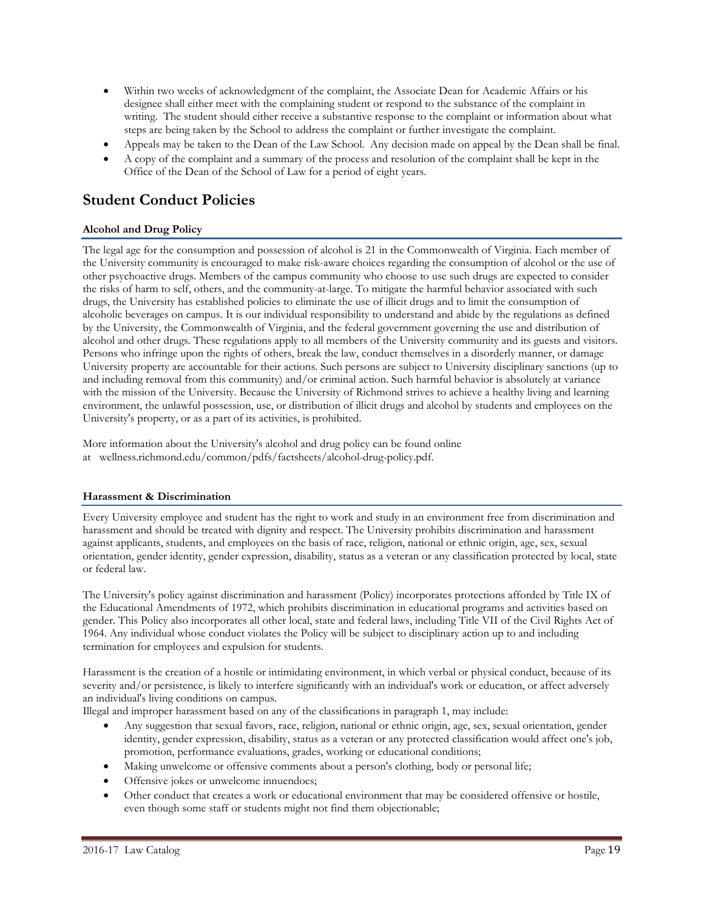- Within two weeks of acknowledgment of the complaint, the Associate Dean for Academic Affairs or his designee shall either meet with the complaining student or respond to the substance of the complaint in writing. The student should either receive a substantive response to the complaint or information about what steps are being taken by the School to address the complaint or further investigate the complaint.
- Appeals may be taken to the Dean of the Law School. Any decision made on appeal by the Dean shall be final.
- A copy of the complaint and a summary of the process and resolution of the complaint shall be kept in the Office of the Dean of the School of Law for a period of eight years.

## Student Conduct Policies

### Alcohol and Drug Policy

The legal age for the consumption and possession of alcohol is 21 in the Commonwealth of Virginia. Each member of the University community is encouraged to make risk-aware choices regarding the consumption of alcohol or the use of other psychoactive drugs. Members of the campus community who choose to use such drugs are expected to consider the risks of harm to self, others, and the community-at-large. To mitigate the harmful behavior associated with such drugs, the University has established policies to eliminate the use of illicit drugs and to limit the consumption of alcoholic beverages on campus. It is our individual responsibility to understand and abide by the regulations as defined by the University, the Commonwealth of Virginia, and the federal government governing the use and distribution of alcohol and other drugs. These regulations apply to all members of the University community and its guests and visitors. Persons who infringe upon the rights of others, break the law, conduct themselves in a disorderly manner, or damage University property are accountable for their actions. Such persons are subject to University disciplinary sanctions (up to and including removal from this community) and/or criminal action. Such harmful behavior is absolutely at variance with the mission of the University. Because the University of Richmond strives to achieve a healthy living and learning environment, the unlawful possession, use, or distribution of illicit drugs and alcohol by students and employees on the University's property, or as a part of its activities, is prohibited.

More information about the University's alcohol and drug policy can be found online at wellness.richmond.edu/common/pdfs/factsheets/alcohol-drug-policy.pdf.

### Harassment & Discrimination

Every University employee and student has the right to work and study in an environment free from discrimination and harassment and should be treated with dignity and respect. The University prohibits discrimination and harassment against applicants, students, and employees on the basis of race, religion, national or ethnic origin, age, sex, sexual orientation, gender identity, gender expression, disability, status as a veteran or any classification protected by local, state or federal law.

The University's policy against discrimination and harassment (Policy) incorporates protections afforded by Title IX of the Educational Amendments of 1972, which prohibits discrimination in educational programs and activities based on gender. This Policy also incorporates all other local, state and federal laws, including Title VII of the Civil Rights Act of 1964. Any individual whose conduct violates the Policy will be subject to disciplinary action up to and including termination for employees and expulsion for students.

Harassment is the creation of a hostile or intimidating environment, in which verbal or physical conduct, because of its severity and/or persistence, is likely to interfere significantly with an individual's work or education, or affect adversely an individual's living conditions on campus.
Illegal and improper harassment based on any of the classifications in paragraph 1, may include:

- Any suggestion that sexual favors, race, religion, national or ethnic origin, age, sex, sexual orientation, gender identity, gender expression, disability, status as a veteran or any protected classification would affect one's job, promotion, performance evaluations, grades, working or educational conditions;
- Making unwelcome or offensive comments about a person's clothing, body or personal life;
- Offensive jokes or unwelcome innuendoes;
- Other conduct that creates a work or educational environment that may be considered offensive or hostile, even though some staff or students might not find them objectionable;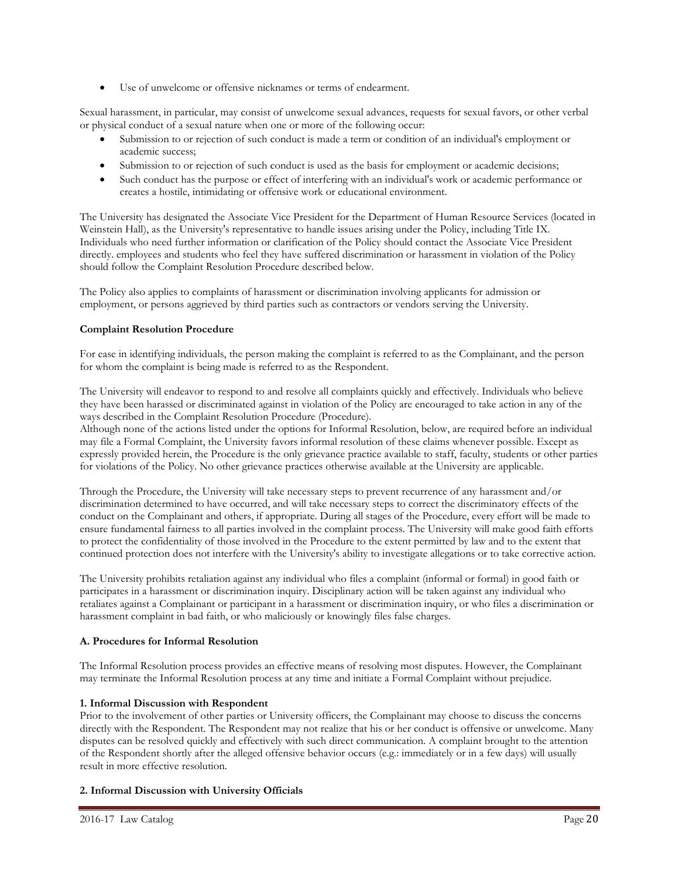- Use of unwelcome or offensive nicknames or terms of endearment.

Sexual harassment, in particular, may consist of unwelcome sexual advances, requests for sexual favors, or other verbal or physical conduct of a sexual nature when one or more of the following occur:

- Submission to or rejection of such conduct is made a term or condition of an individual's employment or academic success;
- Submission to or rejection of such conduct is used as the basis for employment or academic decisions;
- Such conduct has the purpose or effect of interfering with an individual's work or academic performance or creates a hostile, intimidating or offensive work or educational environment.

The University has designated the Associate Vice President for the Department of Human Resource Services (located in Weinstein Hall), as the University's representative to handle issues arising under the Policy, including Title IX. Individuals who need further information or clarification of the Policy should contact the Associate Vice President directly. employees and students who feel they have suffered discrimination or harassment in violation of the Policy should follow the Complaint Resolution Procedure described below.

The Policy also applies to complaints of harassment or discrimination involving applicants for admission or employment, or persons aggrieved by third parties such as contractors or vendors serving the University.

**Complaint Resolution Procedure**

For ease in identifying individuals, the person making the complaint is referred to as the Complainant, and the person for whom the complaint is being made is referred to as the Respondent.

The University will endeavor to respond to and resolve all complaints quickly and effectively. Individuals who believe they have been harassed or discriminated against in violation of the Policy are encouraged to take action in any of the ways described in the Complaint Resolution Procedure (Procedure).
Although none of the actions listed under the options for Informal Resolution, below, are required before an individual may file a Formal Complaint, the University favors informal resolution of these claims whenever possible. Except as expressly provided herein, the Procedure is the only grievance practice available to staff, faculty, students or other parties for violations of the Policy. No other grievance practices otherwise available at the University are applicable.

Through the Procedure, the University will take necessary steps to prevent recurrence of any harassment and/or discrimination determined to have occurred, and will take necessary steps to correct the discriminatory effects of the conduct on the Complainant and others, if appropriate. During all stages of the Procedure, every effort will be made to ensure fundamental fairness to all parties involved in the complaint process. The University will make good faith efforts to protect the confidentiality of those involved in the Procedure to the extent permitted by law and to the extent that continued protection does not interfere with the University's ability to investigate allegations or to take corrective action.

The University prohibits retaliation against any individual who files a complaint (informal or formal) in good faith or participates in a harassment or discrimination inquiry. Disciplinary action will be taken against any individual who retaliates against a Complainant or participant in a harassment or discrimination inquiry, or who files a discrimination or harassment complaint in bad faith, or who maliciously or knowingly files false charges.

**A. Procedures for Informal Resolution**

The Informal Resolution process provides an effective means of resolving most disputes. However, the Complainant may terminate the Informal Resolution process at any time and initiate a Formal Complaint without prejudice.

**1. Informal Discussion with Respondent**

Prior to the involvement of other parties or University officers, the Complainant may choose to discuss the concerns directly with the Respondent. The Respondent may not realize that his or her conduct is offensive or unwelcome. Many disputes can be resolved quickly and effectively with such direct communication. A complaint brought to the attention of the Respondent shortly after the alleged offensive behavior occurs (e.g.: immediately or in a few days) will usually result in more effective resolution.

**2. Informal Discussion with University Officials**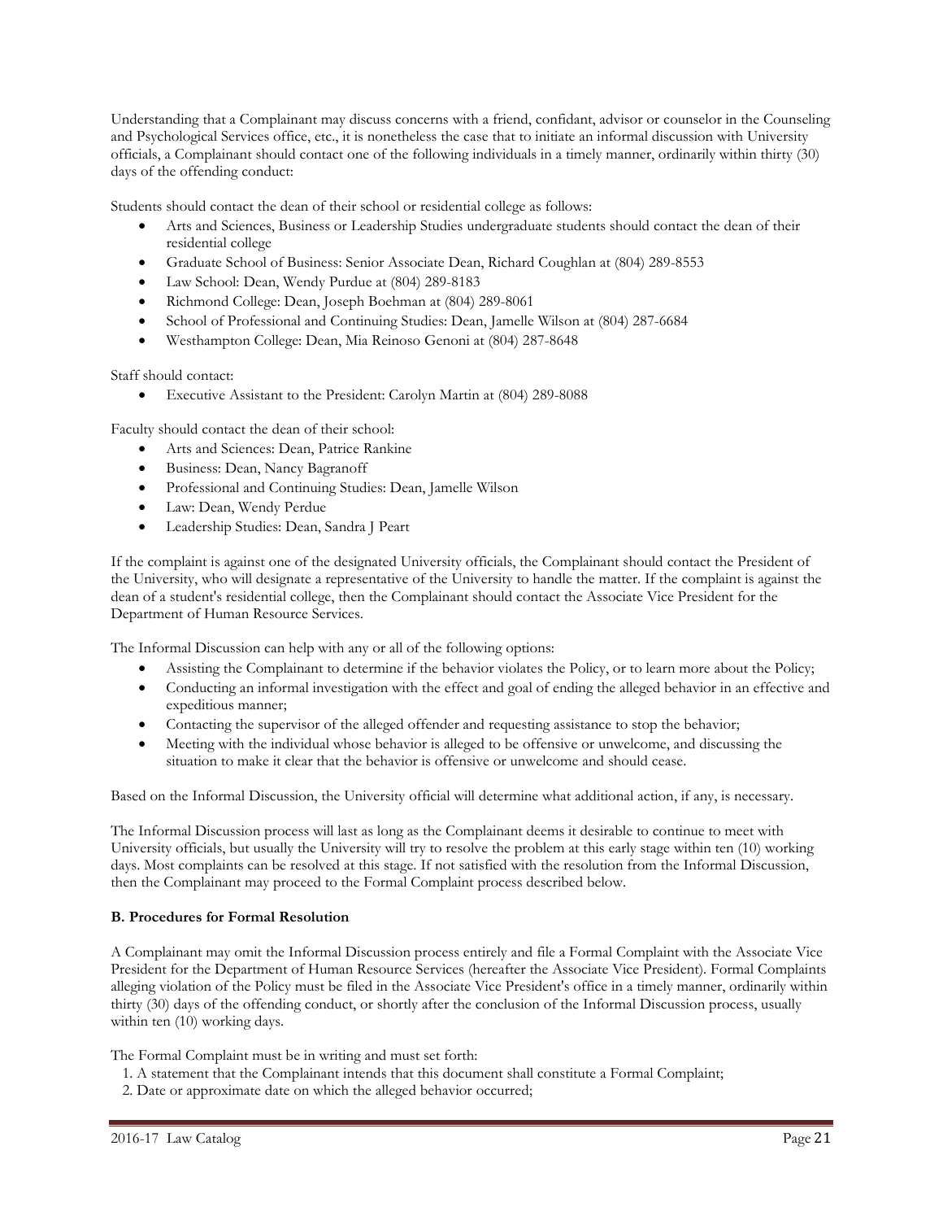Understanding that a Complainant may discuss concerns with a friend, confidant, advisor or counselor in the Counseling and Psychological Services office, etc., it is nonetheless the case that to initiate an informal discussion with University officials, a Complainant should contact one of the following individuals in a timely manner, ordinarily within thirty (30) days of the offending conduct:

Students should contact the dean of their school or residential college as follows:

- Arts and Sciences, Business or Leadership Studies undergraduate students should contact the dean of their residential college
- Graduate School of Business: Senior Associate Dean, Richard Coughlan at (804) 289-8553
- Law School: Dean, Wendy Purdue at (804) 289-8183
- Richmond College: Dean, Joseph Boehman at (804) 289-8061
- School of Professional and Continuing Studies: Dean, Jamelle Wilson at (804) 287-6684
- Westhampton College: Dean, Mia Reinoso Genoni at (804) 287-8648

Staff should contact:

- Executive Assistant to the President: Carolyn Martin at (804) 289-8088

Faculty should contact the dean of their school:

- Arts and Sciences: Dean, Patrice Rankine
- Business: Dean, Nancy Bagranoff
- Professional and Continuing Studies: Dean, Jamelle Wilson
- Law: Dean, Wendy Perdue
- Leadership Studies: Dean, Sandra J Peart

If the complaint is against one of the designated University officials, the Complainant should contact the President of the University, who will designate a representative of the University to handle the matter. If the complaint is against the dean of a student's residential college, then the Complainant should contact the Associate Vice President for the Department of Human Resource Services.

The Informal Discussion can help with any or all of the following options:

- Assisting the Complainant to determine if the behavior violates the Policy, or to learn more about the Policy;
- Conducting an informal investigation with the effect and goal of ending the alleged behavior in an effective and expeditious manner;
- Contacting the supervisor of the alleged offender and requesting assistance to stop the behavior;
- Meeting with the individual whose behavior is alleged to be offensive or unwelcome, and discussing the situation to make it clear that the behavior is offensive or unwelcome and should cease.

Based on the Informal Discussion, the University official will determine what additional action, if any, is necessary.

The Informal Discussion process will last as long as the Complainant deems it desirable to continue to meet with University officials, but usually the University will try to resolve the problem at this early stage within ten (10) working days. Most complaints can be resolved at this stage. If not satisfied with the resolution from the Informal Discussion, then the Complainant may proceed to the Formal Complaint process described below.

**B. Procedures for Formal Resolution**

A Complainant may omit the Informal Discussion process entirely and file a Formal Complaint with the Associate Vice President for the Department of Human Resource Services (hereafter the Associate Vice President). Formal Complaints alleging violation of the Policy must be filed in the Associate Vice President's office in a timely manner, ordinarily within thirty (30) days of the offending conduct, or shortly after the conclusion of the Informal Discussion process, usually within ten (10) working days.

The Formal Complaint must be in writing and must set forth:

1. A statement that the Complainant intends that this document shall constitute a Formal Complaint;
2. Date or approximate date on which the alleged behavior occurred;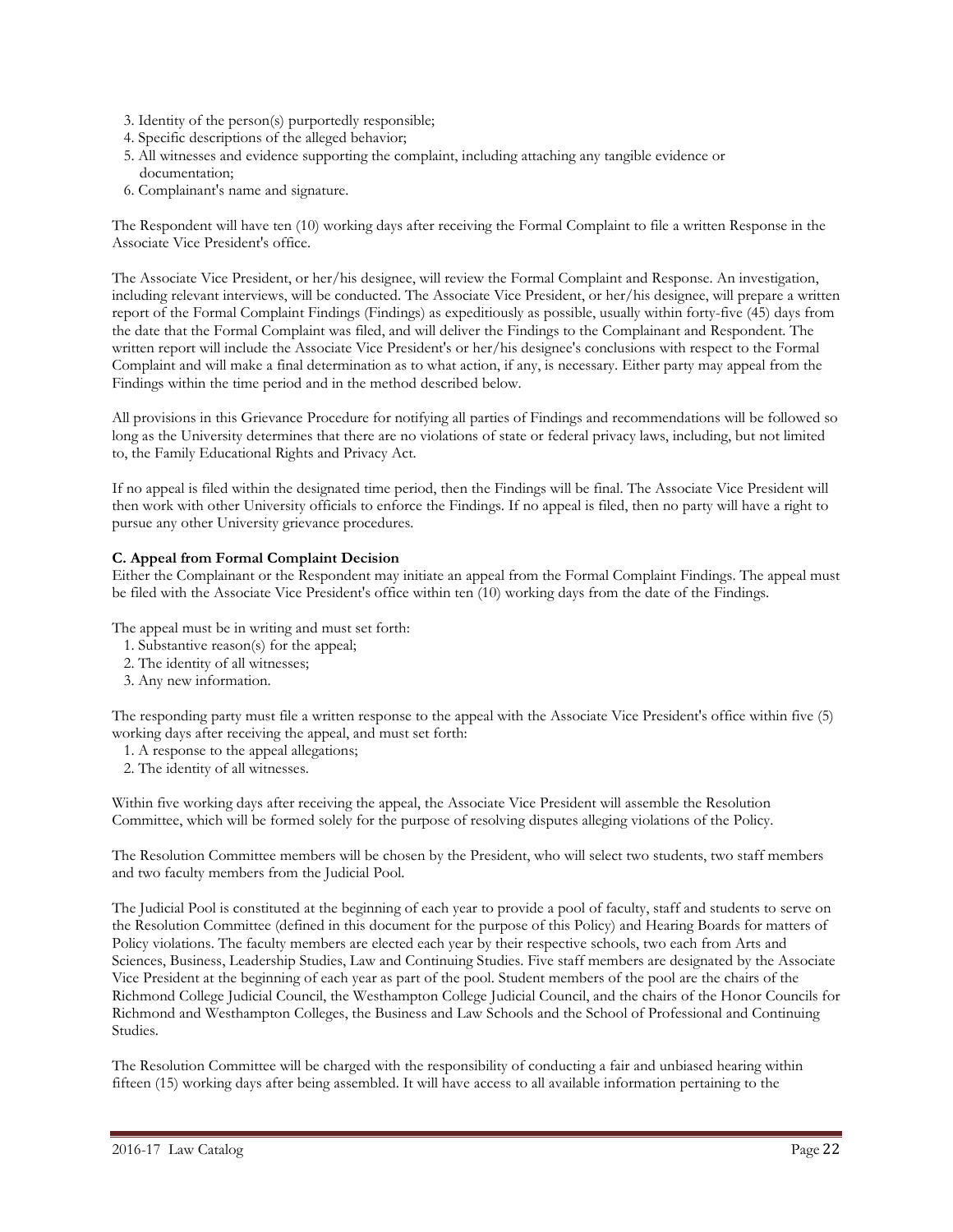3. Identity of the person(s) purportedly responsible;
4. Specific descriptions of the alleged behavior;
5. All witnesses and evidence supporting the complaint, including attaching any tangible evidence or documentation;
6. Complainant's name and signature.

The Respondent will have ten (10) working days after receiving the Formal Complaint to file a written Response in the Associate Vice President's office.

The Associate Vice President, or her/his designee, will review the Formal Complaint and Response. An investigation, including relevant interviews, will be conducted. The Associate Vice President, or her/his designee, will prepare a written report of the Formal Complaint Findings (Findings) as expeditiously as possible, usually within forty-five (45) days from the date that the Formal Complaint was filed, and will deliver the Findings to the Complainant and Respondent. The written report will include the Associate Vice President's or her/his designee's conclusions with respect to the Formal Complaint and will make a final determination as to what action, if any, is necessary. Either party may appeal from the Findings within the time period and in the method described below.

All provisions in this Grievance Procedure for notifying all parties of Findings and recommendations will be followed so long as the University determines that there are no violations of state or federal privacy laws, including, but not limited to, the Family Educational Rights and Privacy Act.

If no appeal is filed within the designated time period, then the Findings will be final. The Associate Vice President will then work with other University officials to enforce the Findings. If no appeal is filed, then no party will have a right to pursue any other University grievance procedures.

**C. Appeal from Formal Complaint Decision**

Either the Complainant or the Respondent may initiate an appeal from the Formal Complaint Findings. The appeal must be filed with the Associate Vice President's office within ten (10) working days from the date of the Findings.

The appeal must be in writing and must set forth:

1. Substantive reason(s) for the appeal;
2. The identity of all witnesses;
3. Any new information.

The responding party must file a written response to the appeal with the Associate Vice President's office within five (5) working days after receiving the appeal, and must set forth:

1. A response to the appeal allegations;
2. The identity of all witnesses.

Within five working days after receiving the appeal, the Associate Vice President will assemble the Resolution Committee, which will be formed solely for the purpose of resolving disputes alleging violations of the Policy.

The Resolution Committee members will be chosen by the President, who will select two students, two staff members and two faculty members from the Judicial Pool.

The Judicial Pool is constituted at the beginning of each year to provide a pool of faculty, staff and students to serve on the Resolution Committee (defined in this document for the purpose of this Policy) and Hearing Boards for matters of Policy violations. The faculty members are elected each year by their respective schools, two each from Arts and Sciences, Business, Leadership Studies, Law and Continuing Studies. Five staff members are designated by the Associate Vice President at the beginning of each year as part of the pool. Student members of the pool are the chairs of the Richmond College Judicial Council, the Westhampton College Judicial Council, and the chairs of the Honor Councils for Richmond and Westhampton Colleges, the Business and Law Schools and the School of Professional and Continuing Studies.

The Resolution Committee will be charged with the responsibility of conducting a fair and unbiased hearing within fifteen (15) working days after being assembled. It will have access to all available information pertaining to the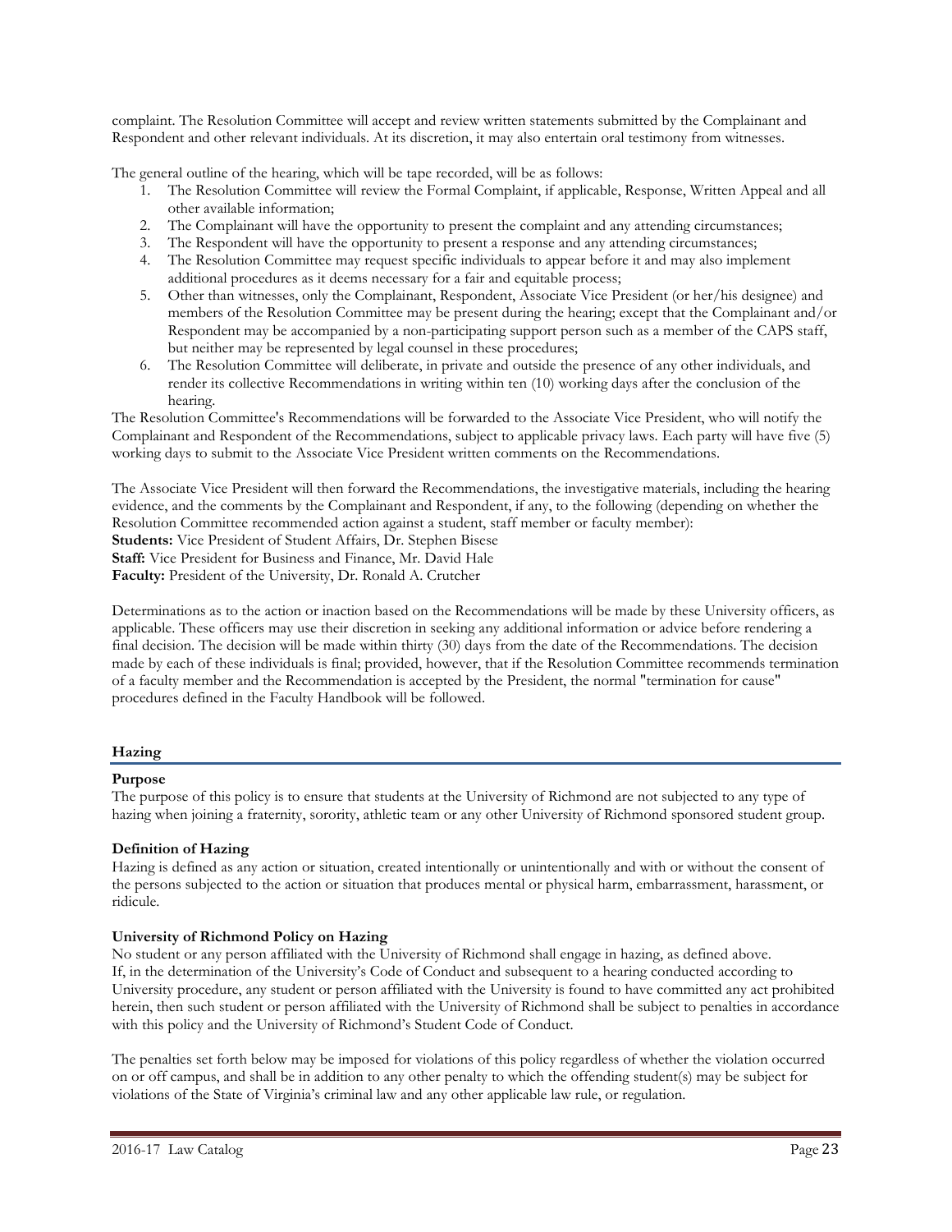complaint. The Resolution Committee will accept and review written statements submitted by the Complainant and Respondent and other relevant individuals. At its discretion, it may also entertain oral testimony from witnesses.

The general outline of the hearing, which will be tape recorded, will be as follows:

1. The Resolution Committee will review the Formal Complaint, if applicable, Response, Written Appeal and all other available information;
2. The Complainant will have the opportunity to present the complaint and any attending circumstances;
3. The Respondent will have the opportunity to present a response and any attending circumstances;
4. The Resolution Committee may request specific individuals to appear before it and may also implement additional procedures as it deems necessary for a fair and equitable process;
5. Other than witnesses, only the Complainant, Respondent, Associate Vice President (or her/his designee) and members of the Resolution Committee may be present during the hearing; except that the Complainant and/or Respondent may be accompanied by a non-participating support person such as a member of the CAPS staff, but neither may be represented by legal counsel in these procedures;
6. The Resolution Committee will deliberate, in private and outside the presence of any other individuals, and render its collective Recommendations in writing within ten (10) working days after the conclusion of the hearing.

The Resolution Committee's Recommendations will be forwarded to the Associate Vice President, who will notify the Complainant and Respondent of the Recommendations, subject to applicable privacy laws. Each party will have five (5) working days to submit to the Associate Vice President written comments on the Recommendations.

The Associate Vice President will then forward the Recommendations, the investigative materials, including the hearing evidence, and the comments by the Complainant and Respondent, if any, to the following (depending on whether the Resolution Committee recommended action against a student, staff member or faculty member):
**Students:** Vice President of Student Affairs, Dr. Stephen Bisese
**Staff:** Vice President for Business and Finance, Mr. David Hale
**Faculty:** President of the University, Dr. Ronald A. Crutcher

Determinations as to the action or inaction based on the Recommendations will be made by these University officers, as applicable. These officers may use their discretion in seeking any additional information or advice before rendering a final decision. The decision will be made within thirty (30) days from the date of the Recommendations. The decision made by each of these individuals is final; provided, however, that if the Resolution Committee recommends termination of a faculty member and the Recommendation is accepted by the President, the normal "termination for cause" procedures defined in the Faculty Handbook will be followed.

## Hazing

### Purpose

The purpose of this policy is to ensure that students at the University of Richmond are not subjected to any type of hazing when joining a fraternity, sorority, athletic team or any other University of Richmond sponsored student group.

### Definition of Hazing

Hazing is defined as any action or situation, created intentionally or unintentionally and with or without the consent of the persons subjected to the action or situation that produces mental or physical harm, embarrassment, harassment, or ridicule.

### University of Richmond Policy on Hazing

No student or any person affiliated with the University of Richmond shall engage in hazing, as defined above.
If, in the determination of the University's Code of Conduct and subsequent to a hearing conducted according to University procedure, any student or person affiliated with the University is found to have committed any act prohibited herein, then such student or person affiliated with the University of Richmond shall be subject to penalties in accordance with this policy and the University of Richmond's Student Code of Conduct.

The penalties set forth below may be imposed for violations of this policy regardless of whether the violation occurred on or off campus, and shall be in addition to any other penalty to which the offending student(s) may be subject for violations of the State of Virginia's criminal law and any other applicable law rule, or regulation.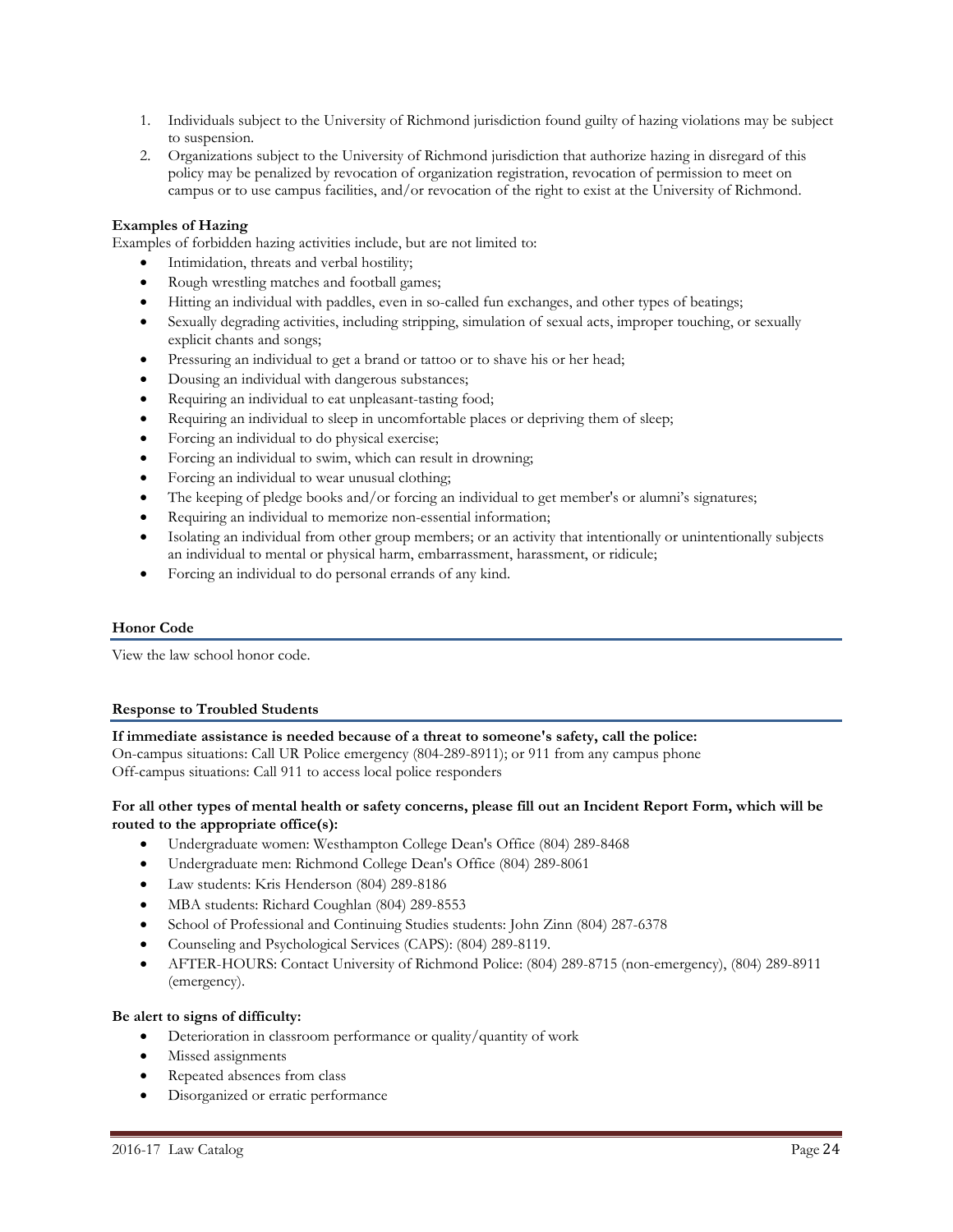1. Individuals subject to the University of Richmond jurisdiction found guilty of hazing violations may be subject to suspension.
2. Organizations subject to the University of Richmond jurisdiction that authorize hazing in disregard of this policy may be penalized by revocation of organization registration, revocation of permission to meet on campus or to use campus facilities, and/or revocation of the right to exist at the University of Richmond.

**Examples of Hazing**

Examples of forbidden hazing activities include, but are not limited to:

- Intimidation, threats and verbal hostility;
- Rough wrestling matches and football games;
- Hitting an individual with paddles, even in so-called fun exchanges, and other types of beatings;
- Sexually degrading activities, including stripping, simulation of sexual acts, improper touching, or sexually explicit chants and songs;
- Pressuring an individual to get a brand or tattoo or to shave his or her head;
- Dousing an individual with dangerous substances;
- Requiring an individual to eat unpleasant-tasting food;
- Requiring an individual to sleep in uncomfortable places or depriving them of sleep;
- Forcing an individual to do physical exercise;
- Forcing an individual to swim, which can result in drowning;
- Forcing an individual to wear unusual clothing;
- The keeping of pledge books and/or forcing an individual to get member's or alumni's signatures;
- Requiring an individual to memorize non-essential information;
- Isolating an individual from other group members; or an activity that intentionally or unintentionally subjects an individual to mental or physical harm, embarrassment, harassment, or ridicule;
- Forcing an individual to do personal errands of any kind.

## Honor Code

View the law school honor code.

## Response to Troubled Students

**If immediate assistance is needed because of a threat to someone's safety, call the police:**

On-campus situations: Call UR Police emergency (804-289-8911); or 911 from any campus phone
Off-campus situations: Call 911 to access local police responders

**For all other types of mental health or safety concerns, please fill out an Incident Report Form, which will be routed to the appropriate office(s):**

- Undergraduate women: Westhampton College Dean's Office (804) 289-8468
- Undergraduate men: Richmond College Dean's Office (804) 289-8061
- Law students: Kris Henderson (804) 289-8186
- MBA students: Richard Coughlan (804) 289-8553
- School of Professional and Continuing Studies students: John Zinn (804) 287-6378
- Counseling and Psychological Services (CAPS): (804) 289-8119.
- AFTER-HOURS: Contact University of Richmond Police: (804) 289-8715 (non-emergency), (804) 289-8911 (emergency).

**Be alert to signs of difficulty:**

- Deterioration in classroom performance or quality/quantity of work
- Missed assignments
- Repeated absences from class
- Disorganized or erratic performance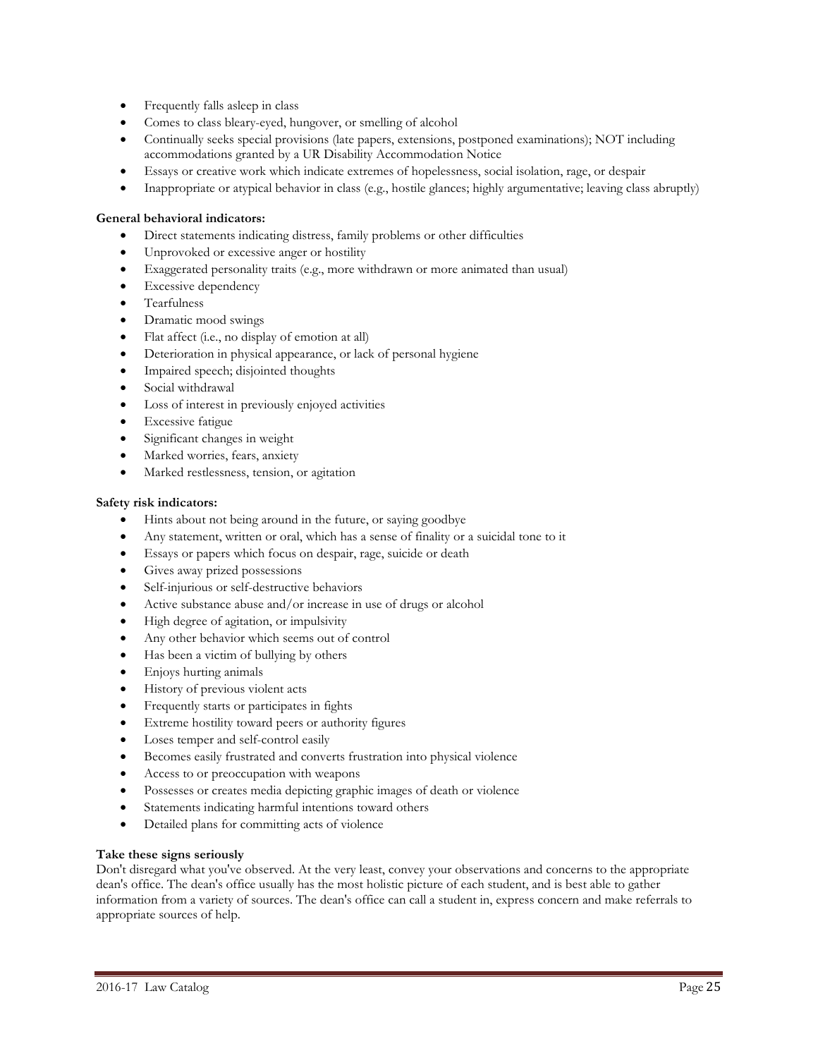- Frequently falls asleep in class
- Comes to class bleary-eyed, hungover, or smelling of alcohol
- Continually seeks special provisions (late papers, extensions, postponed examinations); NOT including accommodations granted by a UR Disability Accommodation Notice
- Essays or creative work which indicate extremes of hopelessness, social isolation, rage, or despair
- Inappropriate or atypical behavior in class (e.g., hostile glances; highly argumentative; leaving class abruptly)

**General behavioral indicators:**

- Direct statements indicating distress, family problems or other difficulties
- Unprovoked or excessive anger or hostility
- Exaggerated personality traits (e.g., more withdrawn or more animated than usual)
- Excessive dependency
- Tearfulness
- Dramatic mood swings
- Flat affect (i.e., no display of emotion at all)
- Deterioration in physical appearance, or lack of personal hygiene
- Impaired speech; disjointed thoughts
- Social withdrawal
- Loss of interest in previously enjoyed activities
- Excessive fatigue
- Significant changes in weight
- Marked worries, fears, anxiety
- Marked restlessness, tension, or agitation

**Safety risk indicators:**

- Hints about not being around in the future, or saying goodbye
- Any statement, written or oral, which has a sense of finality or a suicidal tone to it
- Essays or papers which focus on despair, rage, suicide or death
- Gives away prized possessions
- Self-injurious or self-destructive behaviors
- Active substance abuse and/or increase in use of drugs or alcohol
- High degree of agitation, or impulsivity
- Any other behavior which seems out of control
- Has been a victim of bullying by others
- Enjoys hurting animals
- History of previous violent acts
- Frequently starts or participates in fights
- Extreme hostility toward peers or authority figures
- Loses temper and self-control easily
- Becomes easily frustrated and converts frustration into physical violence
- Access to or preoccupation with weapons
- Possesses or creates media depicting graphic images of death or violence
- Statements indicating harmful intentions toward others
- Detailed plans for committing acts of violence

**Take these signs seriously**

Don't disregard what you've observed. At the very least, convey your observations and concerns to the appropriate dean's office. The dean's office usually has the most holistic picture of each student, and is best able to gather information from a variety of sources. The dean's office can call a student in, express concern and make referrals to appropriate sources of help.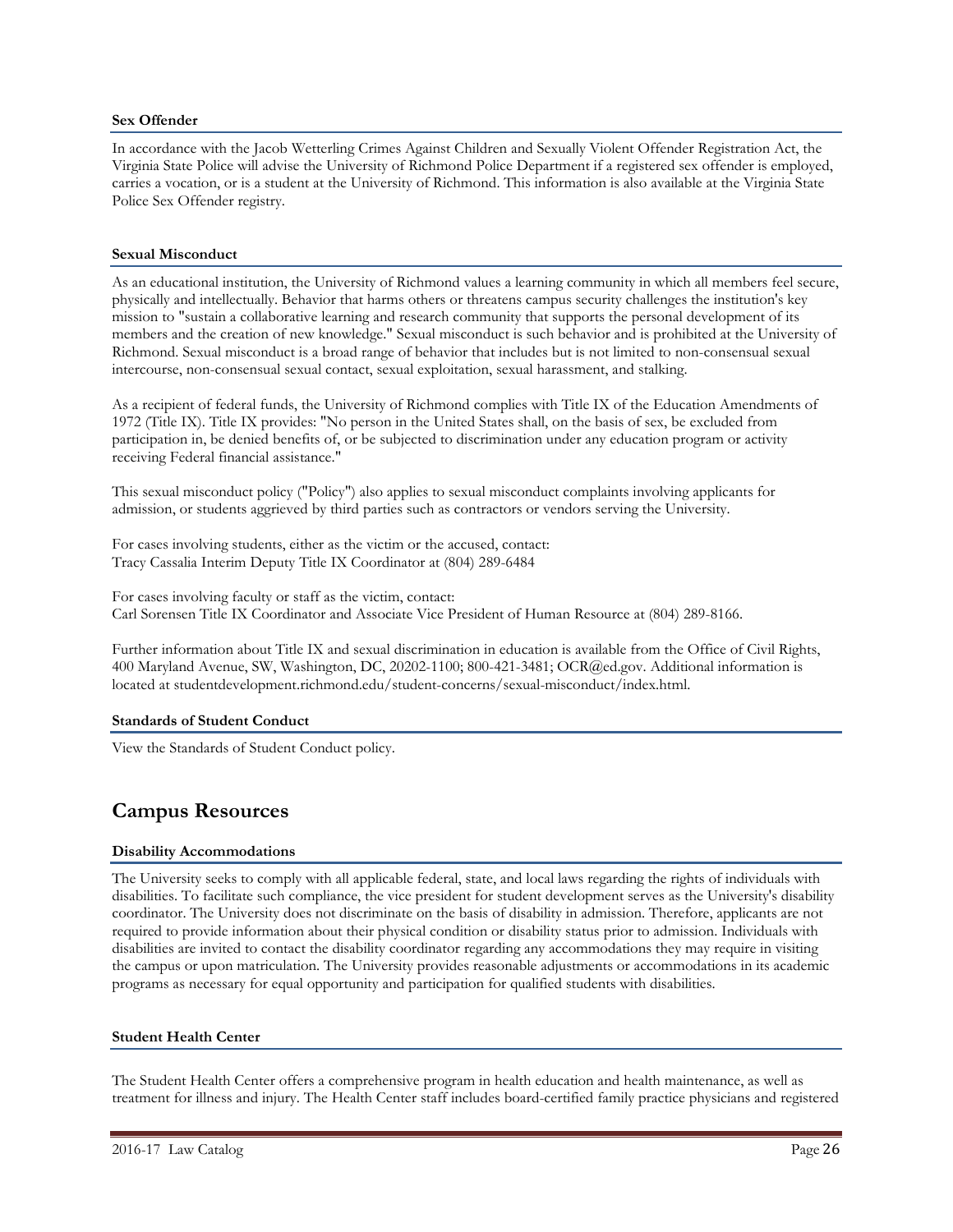#### Sex Offender

In accordance with the Jacob Wetterling Crimes Against Children and Sexually Violent Offender Registration Act, the Virginia State Police will advise the University of Richmond Police Department if a registered sex offender is employed, carries a vocation, or is a student at the University of Richmond. This information is also available at the Virginia State Police Sex Offender registry.

#### Sexual Misconduct

As an educational institution, the University of Richmond values a learning community in which all members feel secure, physically and intellectually. Behavior that harms others or threatens campus security challenges the institution's key mission to "sustain a collaborative learning and research community that supports the personal development of its members and the creation of new knowledge." Sexual misconduct is such behavior and is prohibited at the University of Richmond. Sexual misconduct is a broad range of behavior that includes but is not limited to non-consensual sexual intercourse, non-consensual sexual contact, sexual exploitation, sexual harassment, and stalking.

As a recipient of federal funds, the University of Richmond complies with Title IX of the Education Amendments of 1972 (Title IX). Title IX provides: "No person in the United States shall, on the basis of sex, be excluded from participation in, be denied benefits of, or be subjected to discrimination under any education program or activity receiving Federal financial assistance."

This sexual misconduct policy ("Policy") also applies to sexual misconduct complaints involving applicants for admission, or students aggrieved by third parties such as contractors or vendors serving the University.

For cases involving students, either as the victim or the accused, contact:
Tracy Cassalia Interim Deputy Title IX Coordinator at (804) 289-6484

For cases involving faculty or staff as the victim, contact:
Carl Sorensen Title IX Coordinator and Associate Vice President of Human Resource at (804) 289-8166.

Further information about Title IX and sexual discrimination in education is available from the Office of Civil Rights, 400 Maryland Avenue, SW, Washington, DC, 20202-1100; 800-421-3481; OCR@ed.gov. Additional information is located at studentdevelopment.richmond.edu/student-concerns/sexual-misconduct/index.html.

#### Standards of Student Conduct

View the Standards of Student Conduct policy.

## Campus Resources

#### Disability Accommodations

The University seeks to comply with all applicable federal, state, and local laws regarding the rights of individuals with disabilities. To facilitate such compliance, the vice president for student development serves as the University's disability coordinator. The University does not discriminate on the basis of disability in admission. Therefore, applicants are not required to provide information about their physical condition or disability status prior to admission. Individuals with disabilities are invited to contact the disability coordinator regarding any accommodations they may require in visiting the campus or upon matriculation. The University provides reasonable adjustments or accommodations in its academic programs as necessary for equal opportunity and participation for qualified students with disabilities.

#### Student Health Center

The Student Health Center offers a comprehensive program in health education and health maintenance, as well as treatment for illness and injury. The Health Center staff includes board-certified family practice physicians and registered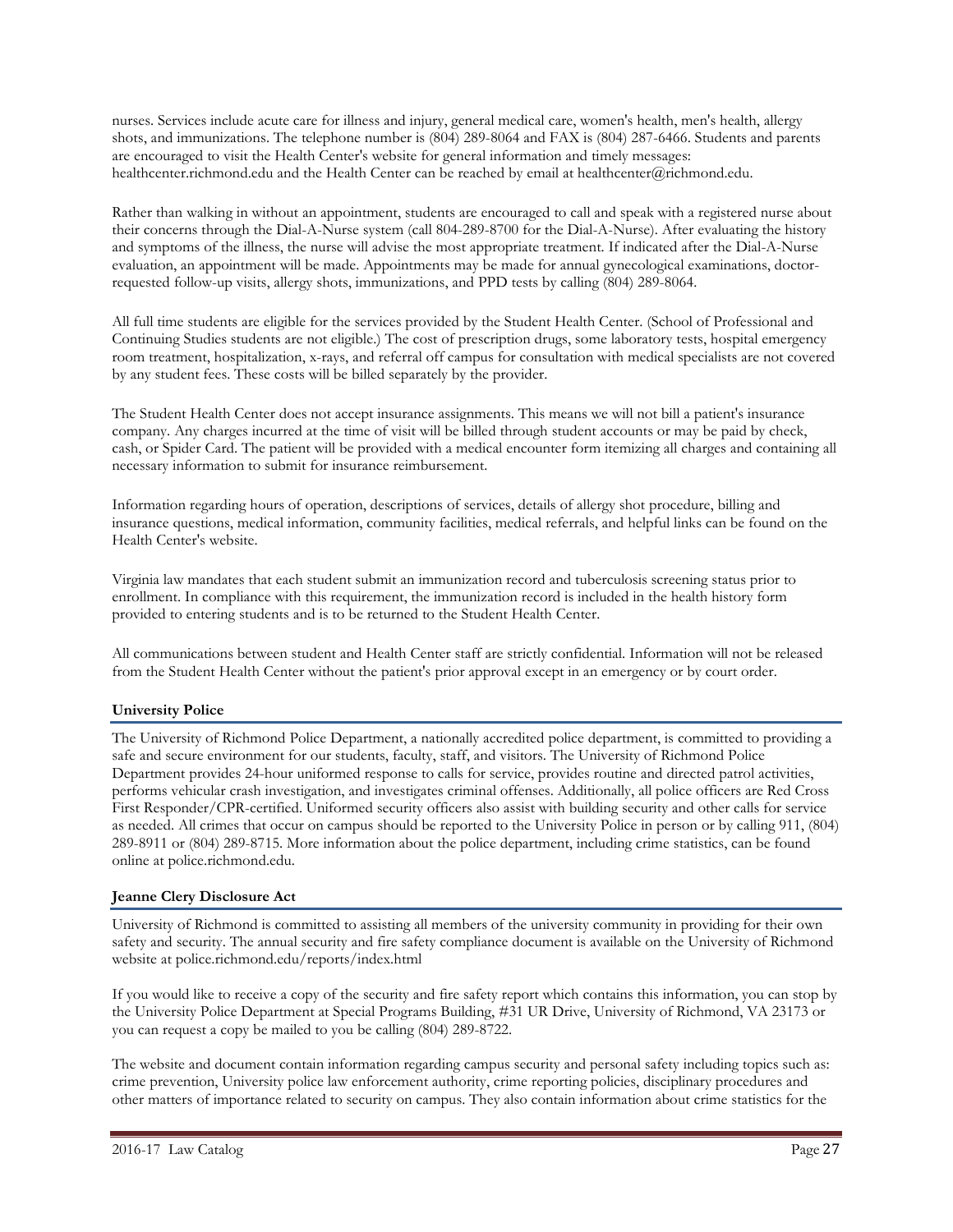nurses. Services include acute care for illness and injury, general medical care, women's health, men's health, allergy shots, and immunizations. The telephone number is (804) 289-8064 and FAX is (804) 287-6466. Students and parents are encouraged to visit the Health Center's website for general information and timely messages: healthcenter.richmond.edu and the Health Center can be reached by email at healthcenter@richmond.edu.

Rather than walking in without an appointment, students are encouraged to call and speak with a registered nurse about their concerns through the Dial-A-Nurse system (call 804-289-8700 for the Dial-A-Nurse). After evaluating the history and symptoms of the illness, the nurse will advise the most appropriate treatment. If indicated after the Dial-A-Nurse evaluation, an appointment will be made. Appointments may be made for annual gynecological examinations, doctor-requested follow-up visits, allergy shots, immunizations, and PPD tests by calling (804) 289-8064.

All full time students are eligible for the services provided by the Student Health Center. (School of Professional and Continuing Studies students are not eligible.) The cost of prescription drugs, some laboratory tests, hospital emergency room treatment, hospitalization, x-rays, and referral off campus for consultation with medical specialists are not covered by any student fees. These costs will be billed separately by the provider.

The Student Health Center does not accept insurance assignments. This means we will not bill a patient's insurance company. Any charges incurred at the time of visit will be billed through student accounts or may be paid by check, cash, or Spider Card. The patient will be provided with a medical encounter form itemizing all charges and containing all necessary information to submit for insurance reimbursement.

Information regarding hours of operation, descriptions of services, details of allergy shot procedure, billing and insurance questions, medical information, community facilities, medical referrals, and helpful links can be found on the Health Center's website.

Virginia law mandates that each student submit an immunization record and tuberculosis screening status prior to enrollment. In compliance with this requirement, the immunization record is included in the health history form provided to entering students and is to be returned to the Student Health Center.

All communications between student and Health Center staff are strictly confidential. Information will not be released from the Student Health Center without the patient's prior approval except in an emergency or by court order.

### University Police

The University of Richmond Police Department, a nationally accredited police department, is committed to providing a safe and secure environment for our students, faculty, staff, and visitors. The University of Richmond Police Department provides 24-hour uniformed response to calls for service, provides routine and directed patrol activities, performs vehicular crash investigation, and investigates criminal offenses. Additionally, all police officers are Red Cross First Responder/CPR-certified. Uniformed security officers also assist with building security and other calls for service as needed. All crimes that occur on campus should be reported to the University Police in person or by calling 911, (804) 289-8911 or (804) 289-8715. More information about the police department, including crime statistics, can be found online at police.richmond.edu.

### Jeanne Clery Disclosure Act

University of Richmond is committed to assisting all members of the university community in providing for their own safety and security. The annual security and fire safety compliance document is available on the University of Richmond website at police.richmond.edu/reports/index.html

If you would like to receive a copy of the security and fire safety report which contains this information, you can stop by the University Police Department at Special Programs Building, #31 UR Drive, University of Richmond, VA 23173 or you can request a copy be mailed to you be calling (804) 289-8722.

The website and document contain information regarding campus security and personal safety including topics such as: crime prevention, University police law enforcement authority, crime reporting policies, disciplinary procedures and other matters of importance related to security on campus. They also contain information about crime statistics for the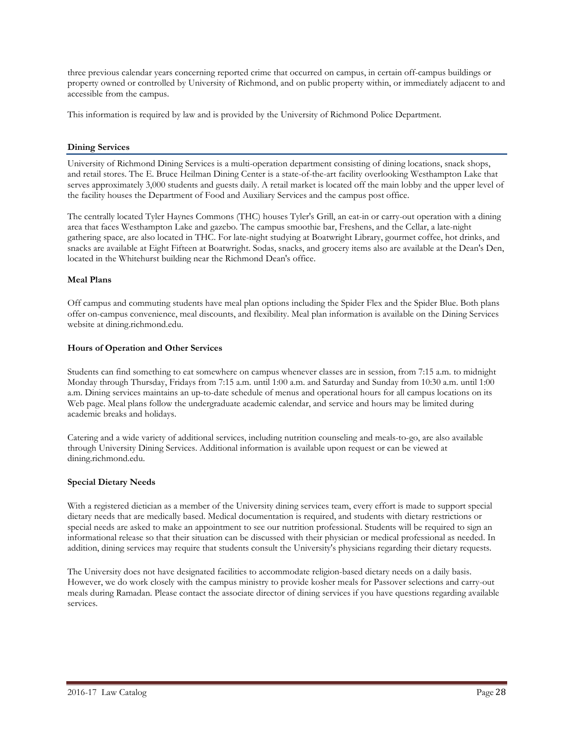three previous calendar years concerning reported crime that occurred on campus, in certain off-campus buildings or property owned or controlled by University of Richmond, and on public property within, or immediately adjacent to and accessible from the campus.

This information is required by law and is provided by the University of Richmond Police Department.

## Dining Services

University of Richmond Dining Services is a multi-operation department consisting of dining locations, snack shops, and retail stores. The E. Bruce Heilman Dining Center is a state-of-the-art facility overlooking Westhampton Lake that serves approximately 3,000 students and guests daily. A retail market is located off the main lobby and the upper level of the facility houses the Department of Food and Auxiliary Services and the campus post office.

The centrally located Tyler Haynes Commons (THC) houses Tyler's Grill, an eat-in or carry-out operation with a dining area that faces Westhampton Lake and gazebo. The campus smoothie bar, Freshens, and the Cellar, a late-night gathering space, are also located in THC. For late-night studying at Boatwright Library, gourmet coffee, hot drinks, and snacks are available at Eight Fifteen at Boatwright. Sodas, snacks, and grocery items also are available at the Dean's Den, located in the Whitehurst building near the Richmond Dean's office.

### Meal Plans

Off campus and commuting students have meal plan options including the Spider Flex and the Spider Blue. Both plans offer on-campus convenience, meal discounts, and flexibility. Meal plan information is available on the Dining Services website at dining.richmond.edu.

### Hours of Operation and Other Services

Students can find something to eat somewhere on campus whenever classes are in session, from 7:15 a.m. to midnight Monday through Thursday, Fridays from 7:15 a.m. until 1:00 a.m. and Saturday and Sunday from 10:30 a.m. until 1:00 a.m. Dining services maintains an up-to-date schedule of menus and operational hours for all campus locations on its Web page. Meal plans follow the undergraduate academic calendar, and service and hours may be limited during academic breaks and holidays.

Catering and a wide variety of additional services, including nutrition counseling and meals-to-go, are also available through University Dining Services. Additional information is available upon request or can be viewed at dining.richmond.edu.

### Special Dietary Needs

With a registered dietician as a member of the University dining services team, every effort is made to support special dietary needs that are medically based. Medical documentation is required, and students with dietary restrictions or special needs are asked to make an appointment to see our nutrition professional. Students will be required to sign an informational release so that their situation can be discussed with their physician or medical professional as needed. In addition, dining services may require that students consult the University's physicians regarding their dietary requests.

The University does not have designated facilities to accommodate religion-based dietary needs on a daily basis. However, we do work closely with the campus ministry to provide kosher meals for Passover selections and carry-out meals during Ramadan. Please contact the associate director of dining services if you have questions regarding available services.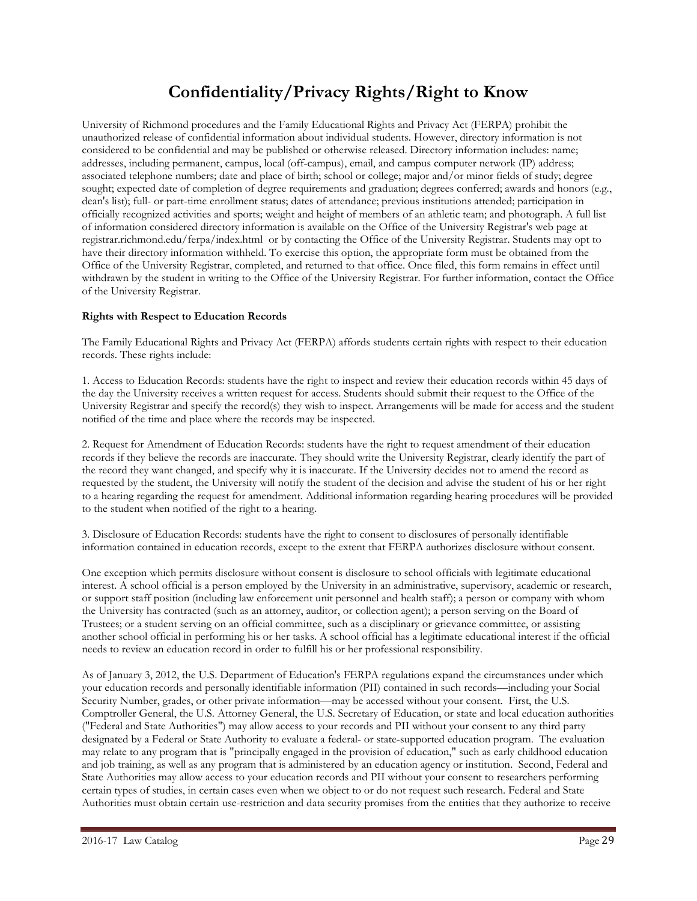# Confidentiality/Privacy Rights/Right to Know

University of Richmond procedures and the Family Educational Rights and Privacy Act (FERPA) prohibit the unauthorized release of confidential information about individual students. However, directory information is not considered to be confidential and may be published or otherwise released. Directory information includes: name; addresses, including permanent, campus, local (off-campus), email, and campus computer network (IP) address; associated telephone numbers; date and place of birth; school or college; major and/or minor fields of study; degree sought; expected date of completion of degree requirements and graduation; degrees conferred; awards and honors (e.g., dean's list); full- or part-time enrollment status; dates of attendance; previous institutions attended; participation in officially recognized activities and sports; weight and height of members of an athletic team; and photograph. A full list of information considered directory information is available on the Office of the University Registrar's web page at registrar.richmond.edu/ferpa/index.html or by contacting the Office of the University Registrar. Students may opt to have their directory information withheld. To exercise this option, the appropriate form must be obtained from the Office of the University Registrar, completed, and returned to that office. Once filed, this form remains in effect until withdrawn by the student in writing to the Office of the University Registrar. For further information, contact the Office of the University Registrar.

**Rights with Respect to Education Records**

The Family Educational Rights and Privacy Act (FERPA) affords students certain rights with respect to their education records. These rights include:

1. Access to Education Records: students have the right to inspect and review their education records within 45 days of the day the University receives a written request for access. Students should submit their request to the Office of the University Registrar and specify the record(s) they wish to inspect. Arrangements will be made for access and the student notified of the time and place where the records may be inspected.

2. Request for Amendment of Education Records: students have the right to request amendment of their education records if they believe the records are inaccurate. They should write the University Registrar, clearly identify the part of the record they want changed, and specify why it is inaccurate. If the University decides not to amend the record as requested by the student, the University will notify the student of the decision and advise the student of his or her right to a hearing regarding the request for amendment. Additional information regarding hearing procedures will be provided to the student when notified of the right to a hearing.

3. Disclosure of Education Records: students have the right to consent to disclosures of personally identifiable information contained in education records, except to the extent that FERPA authorizes disclosure without consent.

One exception which permits disclosure without consent is disclosure to school officials with legitimate educational interest. A school official is a person employed by the University in an administrative, supervisory, academic or research, or support staff position (including law enforcement unit personnel and health staff); a person or company with whom the University has contracted (such as an attorney, auditor, or collection agent); a person serving on the Board of Trustees; or a student serving on an official committee, such as a disciplinary or grievance committee, or assisting another school official in performing his or her tasks. A school official has a legitimate educational interest if the official needs to review an education record in order to fulfill his or her professional responsibility.

As of January 3, 2012, the U.S. Department of Education's FERPA regulations expand the circumstances under which your education records and personally identifiable information (PII) contained in such records—including your Social Security Number, grades, or other private information—may be accessed without your consent. First, the U.S. Comptroller General, the U.S. Attorney General, the U.S. Secretary of Education, or state and local education authorities ("Federal and State Authorities") may allow access to your records and PII without your consent to any third party designated by a Federal or State Authority to evaluate a federal- or state-supported education program. The evaluation may relate to any program that is "principally engaged in the provision of education," such as early childhood education and job training, as well as any program that is administered by an education agency or institution. Second, Federal and State Authorities may allow access to your education records and PII without your consent to researchers performing certain types of studies, in certain cases even when we object to or do not request such research. Federal and State Authorities must obtain certain use-restriction and data security promises from the entities that they authorize to receive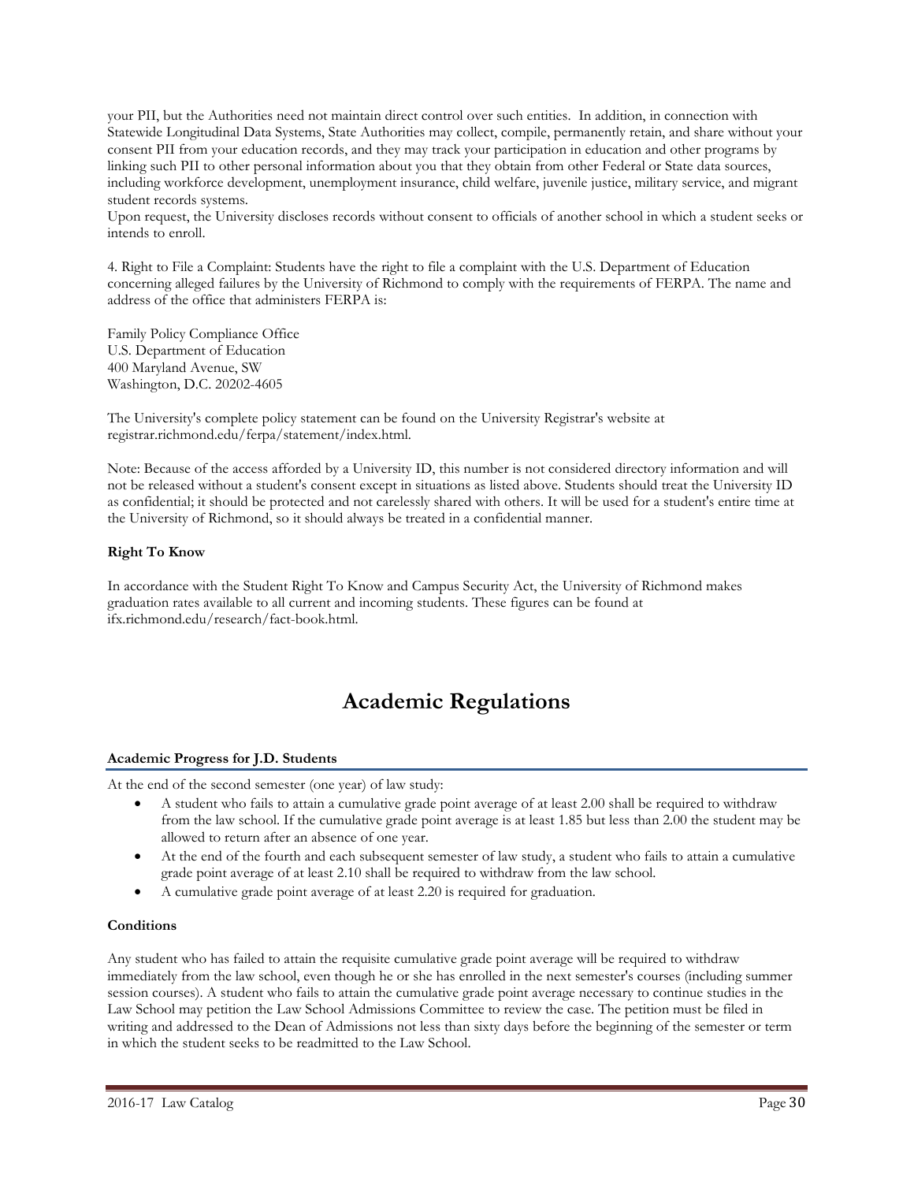your PII, but the Authorities need not maintain direct control over such entities. In addition, in connection with Statewide Longitudinal Data Systems, State Authorities may collect, compile, permanently retain, and share without your consent PII from your education records, and they may track your participation in education and other programs by linking such PII to other personal information about you that they obtain from other Federal or State data sources, including workforce development, unemployment insurance, child welfare, juvenile justice, military service, and migrant student records systems.
Upon request, the University discloses records without consent to officials of another school in which a student seeks or intends to enroll.

4. Right to File a Complaint: Students have the right to file a complaint with the U.S. Department of Education concerning alleged failures by the University of Richmond to comply with the requirements of FERPA. The name and address of the office that administers FERPA is:

Family Policy Compliance Office
U.S. Department of Education
400 Maryland Avenue, SW
Washington, D.C. 20202-4605

The University's complete policy statement can be found on the University Registrar's website at registrar.richmond.edu/ferpa/statement/index.html.

Note: Because of the access afforded by a University ID, this number is not considered directory information and will not be released without a student's consent except in situations as listed above. Students should treat the University ID as confidential; it should be protected and not carelessly shared with others. It will be used for a student's entire time at the University of Richmond, so it should always be treated in a confidential manner.

**Right To Know**

In accordance with the Student Right To Know and Campus Security Act, the University of Richmond makes graduation rates available to all current and incoming students. These figures can be found at ifx.richmond.edu/research/fact-book.html.

# Academic Regulations

### Academic Progress for J.D. Students

At the end of the second semester (one year) of law study:

- A student who fails to attain a cumulative grade point average of at least 2.00 shall be required to withdraw from the law school. If the cumulative grade point average is at least 1.85 but less than 2.00 the student may be allowed to return after an absence of one year.
- At the end of the fourth and each subsequent semester of law study, a student who fails to attain a cumulative grade point average of at least 2.10 shall be required to withdraw from the law school.
- A cumulative grade point average of at least 2.20 is required for graduation.

**Conditions**

Any student who has failed to attain the requisite cumulative grade point average will be required to withdraw immediately from the law school, even though he or she has enrolled in the next semester's courses (including summer session courses). A student who fails to attain the cumulative grade point average necessary to continue studies in the Law School may petition the Law School Admissions Committee to review the case. The petition must be filed in writing and addressed to the Dean of Admissions not less than sixty days before the beginning of the semester or term in which the student seeks to be readmitted to the Law School.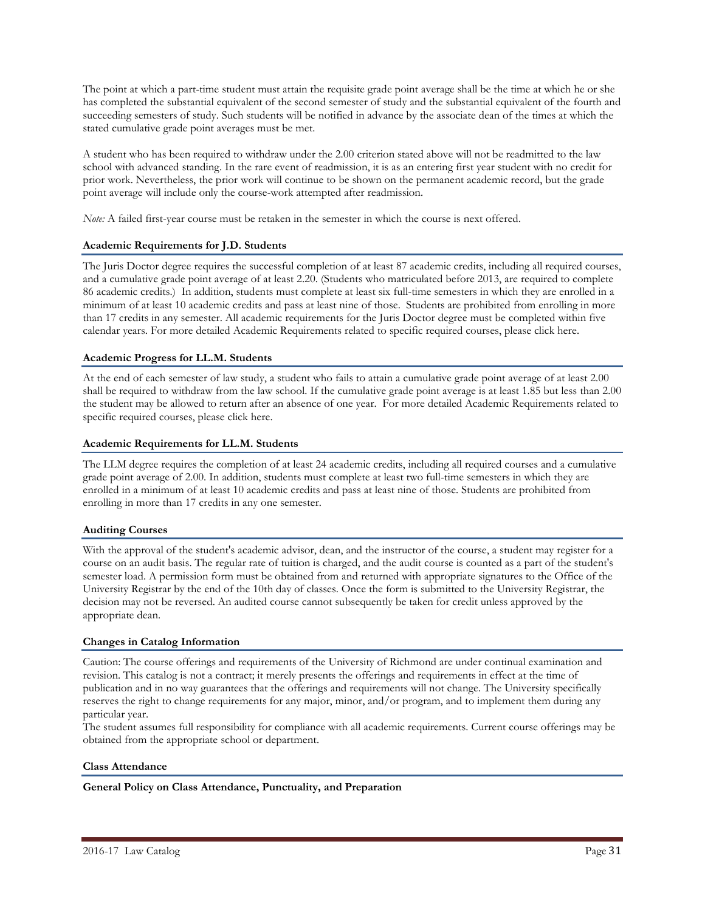The point at which a part-time student must attain the requisite grade point average shall be the time at which he or she has completed the substantial equivalent of the second semester of study and the substantial equivalent of the fourth and succeeding semesters of study. Such students will be notified in advance by the associate dean of the times at which the stated cumulative grade point averages must be met.

A student who has been required to withdraw under the 2.00 criterion stated above will not be readmitted to the law school with advanced standing. In the rare event of readmission, it is as an entering first year student with no credit for prior work. Nevertheless, the prior work will continue to be shown on the permanent academic record, but the grade point average will include only the course-work attempted after readmission.

*Note:* A failed first-year course must be retaken in the semester in which the course is next offered.

### Academic Requirements for J.D. Students

The Juris Doctor degree requires the successful completion of at least 87 academic credits, including all required courses, and a cumulative grade point average of at least 2.20. (Students who matriculated before 2013, are required to complete 86 academic credits.) In addition, students must complete at least six full-time semesters in which they are enrolled in a minimum of at least 10 academic credits and pass at least nine of those. Students are prohibited from enrolling in more than 17 credits in any semester. All academic requirements for the Juris Doctor degree must be completed within five calendar years. For more detailed Academic Requirements related to specific required courses, please click here.

### Academic Progress for LL.M. Students

At the end of each semester of law study, a student who fails to attain a cumulative grade point average of at least 2.00 shall be required to withdraw from the law school. If the cumulative grade point average is at least 1.85 but less than 2.00 the student may be allowed to return after an absence of one year. For more detailed Academic Requirements related to specific required courses, please click here.

### Academic Requirements for LL.M. Students

The LLM degree requires the completion of at least 24 academic credits, including all required courses and a cumulative grade point average of 2.00. In addition, students must complete at least two full-time semesters in which they are enrolled in a minimum of at least 10 academic credits and pass at least nine of those. Students are prohibited from enrolling in more than 17 credits in any one semester.

### Auditing Courses

With the approval of the student's academic advisor, dean, and the instructor of the course, a student may register for a course on an audit basis. The regular rate of tuition is charged, and the audit course is counted as a part of the student's semester load. A permission form must be obtained from and returned with appropriate signatures to the Office of the University Registrar by the end of the 10th day of classes. Once the form is submitted to the University Registrar, the decision may not be reversed. An audited course cannot subsequently be taken for credit unless approved by the appropriate dean.

### Changes in Catalog Information

Caution: The course offerings and requirements of the University of Richmond are under continual examination and revision. This catalog is not a contract; it merely presents the offerings and requirements in effect at the time of publication and in no way guarantees that the offerings and requirements will not change. The University specifically reserves the right to change requirements for any major, minor, and/or program, and to implement them during any particular year.

The student assumes full responsibility for compliance with all academic requirements. Current course offerings may be obtained from the appropriate school or department.

### Class Attendance

**General Policy on Class Attendance, Punctuality, and Preparation**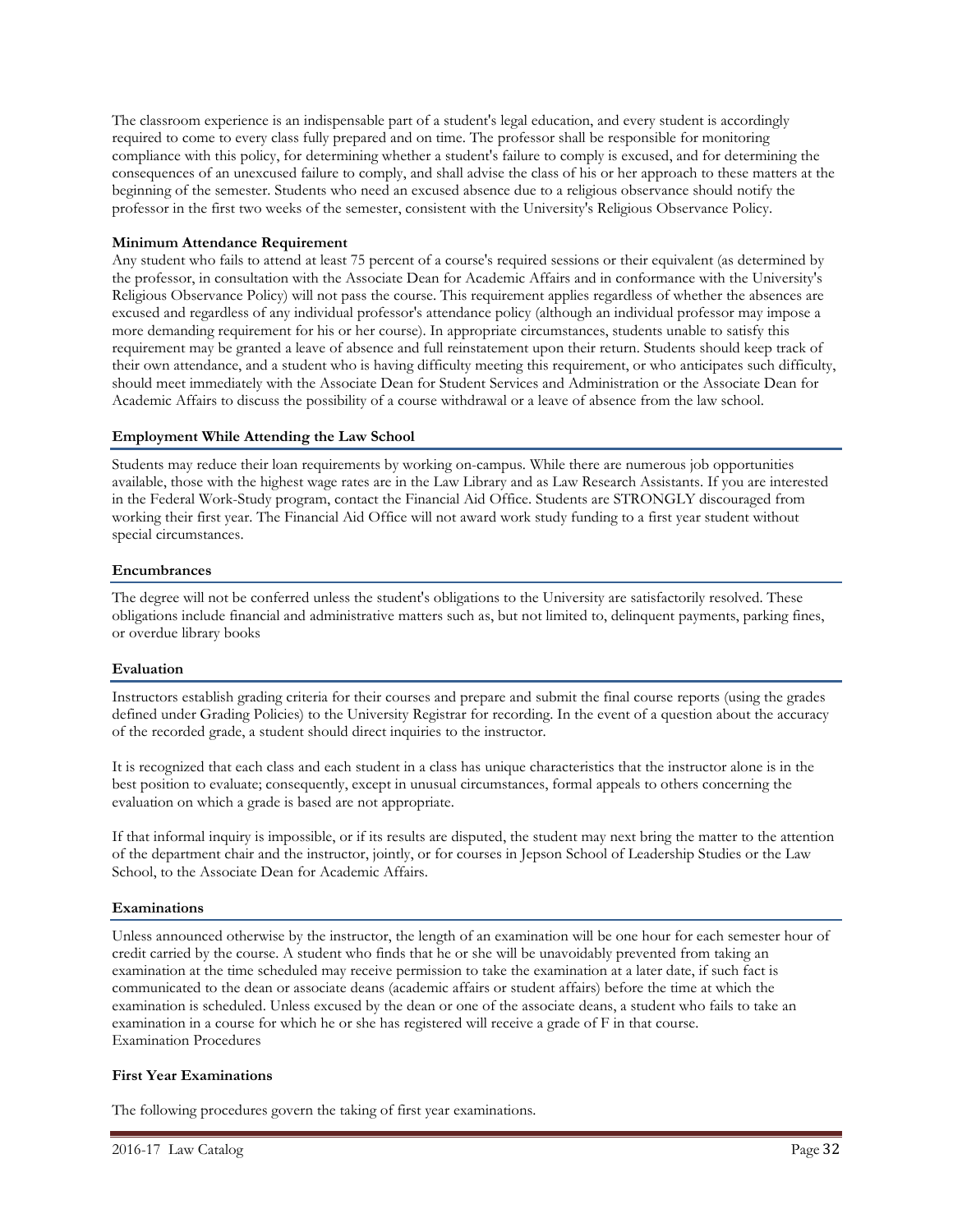The classroom experience is an indispensable part of a student's legal education, and every student is accordingly required to come to every class fully prepared and on time. The professor shall be responsible for monitoring compliance with this policy, for determining whether a student's failure to comply is excused, and for determining the consequences of an unexcused failure to comply, and shall advise the class of his or her approach to these matters at the beginning of the semester. Students who need an excused absence due to a religious observance should notify the professor in the first two weeks of the semester, consistent with the University's Religious Observance Policy.

**Minimum Attendance Requirement**

Any student who fails to attend at least 75 percent of a course's required sessions or their equivalent (as determined by the professor, in consultation with the Associate Dean for Academic Affairs and in conformance with the University's Religious Observance Policy) will not pass the course. This requirement applies regardless of whether the absences are excused and regardless of any individual professor's attendance policy (although an individual professor may impose a more demanding requirement for his or her course). In appropriate circumstances, students unable to satisfy this requirement may be granted a leave of absence and full reinstatement upon their return. Students should keep track of their own attendance, and a student who is having difficulty meeting this requirement, or who anticipates such difficulty, should meet immediately with the Associate Dean for Student Services and Administration or the Associate Dean for Academic Affairs to discuss the possibility of a course withdrawal or a leave of absence from the law school.

### Employment While Attending the Law School

Students may reduce their loan requirements by working on-campus. While there are numerous job opportunities available, those with the highest wage rates are in the Law Library and as Law Research Assistants. If you are interested in the Federal Work-Study program, contact the Financial Aid Office. Students are STRONGLY discouraged from working their first year. The Financial Aid Office will not award work study funding to a first year student without special circumstances.

### Encumbrances

The degree will not be conferred unless the student's obligations to the University are satisfactorily resolved. These obligations include financial and administrative matters such as, but not limited to, delinquent payments, parking fines, or overdue library books

### Evaluation

Instructors establish grading criteria for their courses and prepare and submit the final course reports (using the grades defined under Grading Policies) to the University Registrar for recording. In the event of a question about the accuracy of the recorded grade, a student should direct inquiries to the instructor.

It is recognized that each class and each student in a class has unique characteristics that the instructor alone is in the best position to evaluate; consequently, except in unusual circumstances, formal appeals to others concerning the evaluation on which a grade is based are not appropriate.

If that informal inquiry is impossible, or if its results are disputed, the student may next bring the matter to the attention of the department chair and the instructor, jointly, or for courses in Jepson School of Leadership Studies or the Law School, to the Associate Dean for Academic Affairs.

### Examinations

Unless announced otherwise by the instructor, the length of an examination will be one hour for each semester hour of credit carried by the course. A student who finds that he or she will be unavoidably prevented from taking an examination at the time scheduled may receive permission to take the examination at a later date, if such fact is communicated to the dean or associate deans (academic affairs or student affairs) before the time at which the examination is scheduled. Unless excused by the dean or one of the associate deans, a student who fails to take an examination in a course for which he or she has registered will receive a grade of F in that course.
Examination Procedures

**First Year Examinations**

The following procedures govern the taking of first year examinations.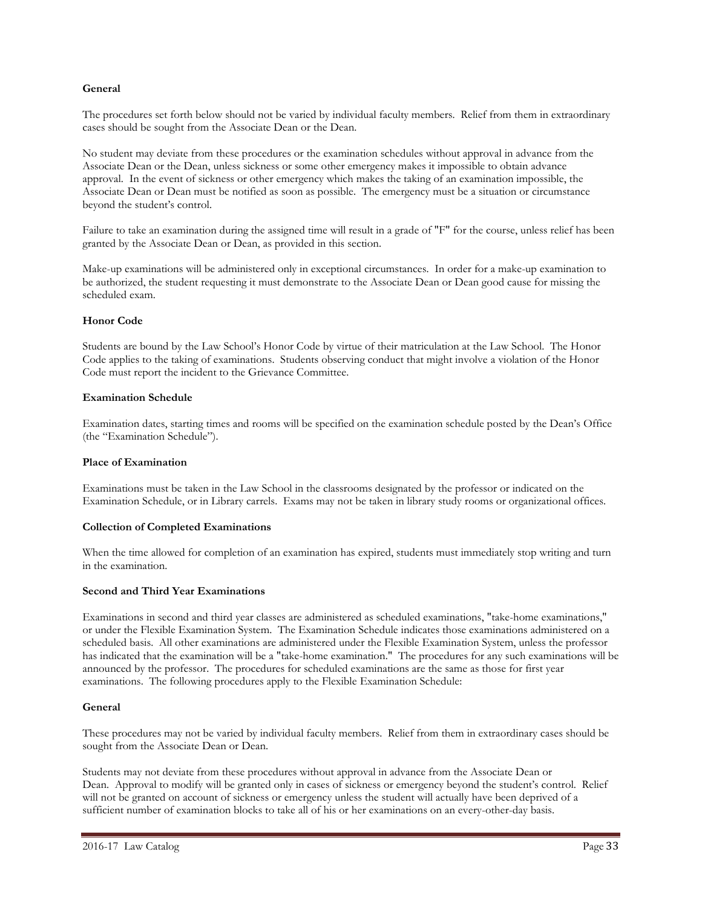**General**

The procedures set forth below should not be varied by individual faculty members. Relief from them in extraordinary cases should be sought from the Associate Dean or the Dean.

No student may deviate from these procedures or the examination schedules without approval in advance from the Associate Dean or the Dean, unless sickness or some other emergency makes it impossible to obtain advance approval. In the event of sickness or other emergency which makes the taking of an examination impossible, the Associate Dean or Dean must be notified as soon as possible. The emergency must be a situation or circumstance beyond the student's control.

Failure to take an examination during the assigned time will result in a grade of "F" for the course, unless relief has been granted by the Associate Dean or Dean, as provided in this section.

Make-up examinations will be administered only in exceptional circumstances. In order for a make-up examination to be authorized, the student requesting it must demonstrate to the Associate Dean or Dean good cause for missing the scheduled exam.

**Honor Code**

Students are bound by the Law School's Honor Code by virtue of their matriculation at the Law School. The Honor Code applies to the taking of examinations. Students observing conduct that might involve a violation of the Honor Code must report the incident to the Grievance Committee.

**Examination Schedule**

Examination dates, starting times and rooms will be specified on the examination schedule posted by the Dean's Office (the "Examination Schedule").

**Place of Examination**

Examinations must be taken in the Law School in the classrooms designated by the professor or indicated on the Examination Schedule, or in Library carrels. Exams may not be taken in library study rooms or organizational offices.

**Collection of Completed Examinations**

When the time allowed for completion of an examination has expired, students must immediately stop writing and turn in the examination.

**Second and Third Year Examinations**

Examinations in second and third year classes are administered as scheduled examinations, "take-home examinations," or under the Flexible Examination System. The Examination Schedule indicates those examinations administered on a scheduled basis. All other examinations are administered under the Flexible Examination System, unless the professor has indicated that the examination will be a "take-home examination." The procedures for any such examinations will be announced by the professor. The procedures for scheduled examinations are the same as those for first year examinations. The following procedures apply to the Flexible Examination Schedule:

**General**

These procedures may not be varied by individual faculty members. Relief from them in extraordinary cases should be sought from the Associate Dean or Dean.

Students may not deviate from these procedures without approval in advance from the Associate Dean or Dean. Approval to modify will be granted only in cases of sickness or emergency beyond the student's control. Relief will not be granted on account of sickness or emergency unless the student will actually have been deprived of a sufficient number of examination blocks to take all of his or her examinations on an every-other-day basis.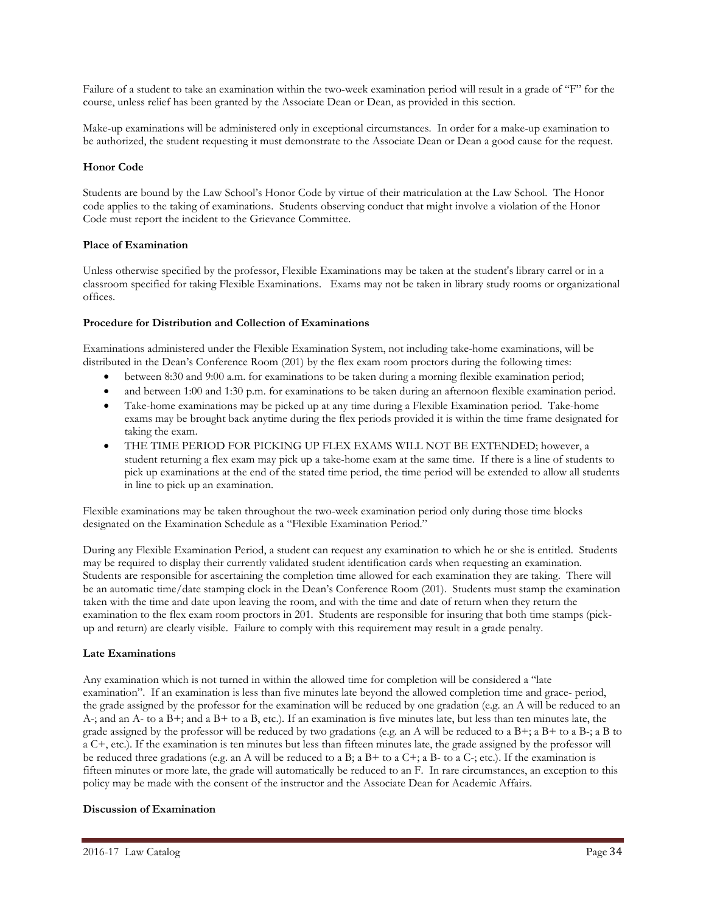Failure of a student to take an examination within the two-week examination period will result in a grade of "F" for the course, unless relief has been granted by the Associate Dean or Dean, as provided in this section.

Make-up examinations will be administered only in exceptional circumstances. In order for a make-up examination to be authorized, the student requesting it must demonstrate to the Associate Dean or Dean a good cause for the request.

**Honor Code**

Students are bound by the Law School's Honor Code by virtue of their matriculation at the Law School. The Honor code applies to the taking of examinations. Students observing conduct that might involve a violation of the Honor Code must report the incident to the Grievance Committee.

**Place of Examination**

Unless otherwise specified by the professor, Flexible Examinations may be taken at the student's library carrel or in a classroom specified for taking Flexible Examinations. Exams may not be taken in library study rooms or organizational offices.

**Procedure for Distribution and Collection of Examinations**

Examinations administered under the Flexible Examination System, not including take-home examinations, will be distributed in the Dean's Conference Room (201) by the flex exam room proctors during the following times:

- between 8:30 and 9:00 a.m. for examinations to be taken during a morning flexible examination period;
- and between 1:00 and 1:30 p.m. for examinations to be taken during an afternoon flexible examination period.
- Take-home examinations may be picked up at any time during a Flexible Examination period. Take-home exams may be brought back anytime during the flex periods provided it is within the time frame designated for taking the exam.
- THE TIME PERIOD FOR PICKING UP FLEX EXAMS WILL NOT BE EXTENDED; however, a student returning a flex exam may pick up a take-home exam at the same time. If there is a line of students to pick up examinations at the end of the stated time period, the time period will be extended to allow all students in line to pick up an examination.

Flexible examinations may be taken throughout the two-week examination period only during those time blocks designated on the Examination Schedule as a "Flexible Examination Period."

During any Flexible Examination Period, a student can request any examination to which he or she is entitled. Students may be required to display their currently validated student identification cards when requesting an examination. Students are responsible for ascertaining the completion time allowed for each examination they are taking. There will be an automatic time/date stamping clock in the Dean's Conference Room (201). Students must stamp the examination taken with the time and date upon leaving the room, and with the time and date of return when they return the examination to the flex exam room proctors in 201. Students are responsible for insuring that both time stamps (pick-up and return) are clearly visible. Failure to comply with this requirement may result in a grade penalty.

**Late Examinations**

Any examination which is not turned in within the allowed time for completion will be considered a "late examination". If an examination is less than five minutes late beyond the allowed completion time and grace- period, the grade assigned by the professor for the examination will be reduced by one gradation (e.g. an A will be reduced to an A-; and an A- to a B+; and a B+ to a B, etc.). If an examination is five minutes late, but less than ten minutes late, the grade assigned by the professor will be reduced by two gradations (e.g. an A will be reduced to a B+; a B+ to a B-; a B to a C+, etc.). If the examination is ten minutes but less than fifteen minutes late, the grade assigned by the professor will be reduced three gradations (e.g. an A will be reduced to a B; a B+ to a C+; a B- to a C-; etc.). If the examination is fifteen minutes or more late, the grade will automatically be reduced to an F. In rare circumstances, an exception to this policy may be made with the consent of the instructor and the Associate Dean for Academic Affairs.

**Discussion of Examination**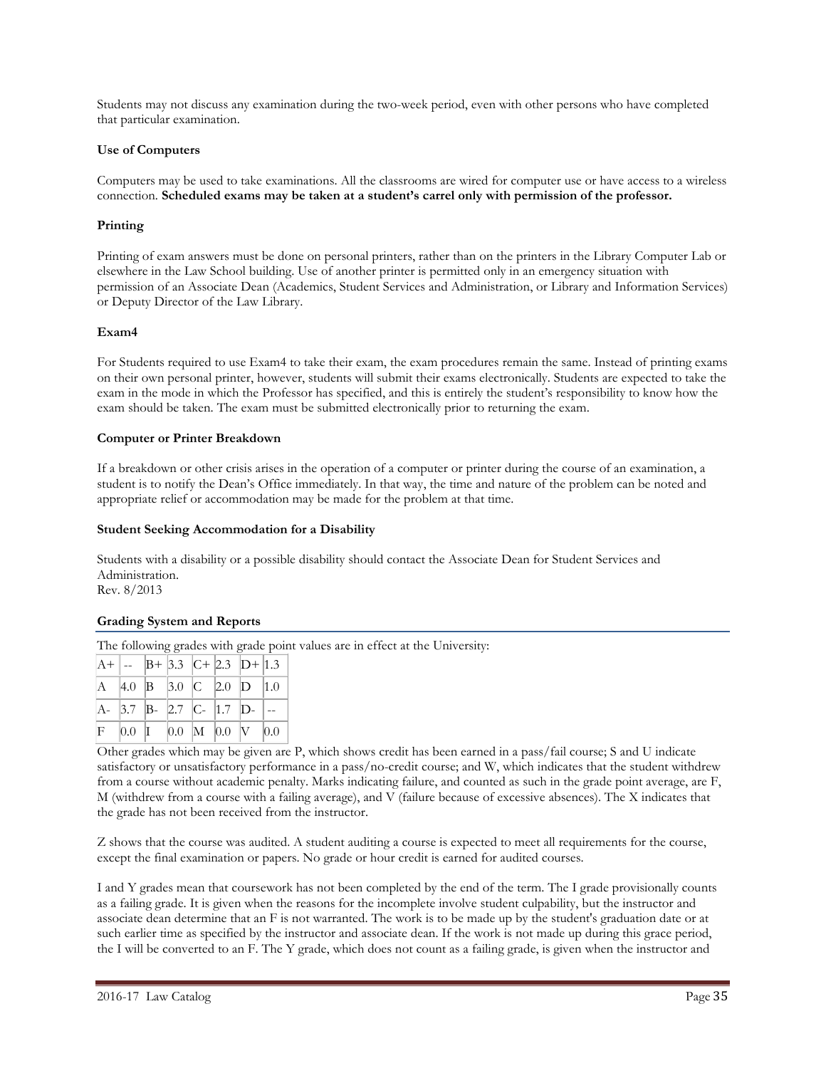Students may not discuss any examination during the two-week period, even with other persons who have completed that particular examination.

**Use of Computers**

Computers may be used to take examinations. All the classrooms are wired for computer use or have access to a wireless connection. **Scheduled exams may be taken at a student's carrel only with permission of the professor.**

**Printing**

Printing of exam answers must be done on personal printers, rather than on the printers in the Library Computer Lab or elsewhere in the Law School building. Use of another printer is permitted only in an emergency situation with permission of an Associate Dean (Academics, Student Services and Administration, or Library and Information Services) or Deputy Director of the Law Library.

**Exam4**

For Students required to use Exam4 to take their exam, the exam procedures remain the same. Instead of printing exams on their own personal printer, however, students will submit their exams electronically. Students are expected to take the exam in the mode in which the Professor has specified, and this is entirely the student's responsibility to know how the exam should be taken. The exam must be submitted electronically prior to returning the exam.

**Computer or Printer Breakdown**

If a breakdown or other crisis arises in the operation of a computer or printer during the course of an examination, a student is to notify the Dean's Office immediately. In that way, the time and nature of the problem can be noted and appropriate relief or accommodation may be made for the problem at that time.

**Student Seeking Accommodation for a Disability**

Students with a disability or a possible disability should contact the Associate Dean for Student Services and Administration.
Rev. 8/2013

## Grading System and Reports

The following grades with grade point values are in effect at the University:

| | | | | | | | |
|---|---|---|---|---|---|---|---|
| A+ | -- | B+ | 3.3 | C+ | 2.3 | D+ | 1.3 |
| A | 4.0 | B | 3.0 | C | 2.0 | D | 1.0 |
| A- | 3.7 | B- | 2.7 | C- | 1.7 | D- | -- |
| F | 0.0 | I | 0.0 | M | 0.0 | V | 0.0 |

Other grades which may be given are P, which shows credit has been earned in a pass/fail course; S and U indicate satisfactory or unsatisfactory performance in a pass/no-credit course; and W, which indicates that the student withdrew from a course without academic penalty. Marks indicating failure, and counted as such in the grade point average, are F, M (withdrew from a course with a failing average), and V (failure because of excessive absences). The X indicates that the grade has not been received from the instructor.

Z shows that the course was audited. A student auditing a course is expected to meet all requirements for the course, except the final examination or papers. No grade or hour credit is earned for audited courses.

I and Y grades mean that coursework has not been completed by the end of the term. The I grade provisionally counts as a failing grade. It is given when the reasons for the incomplete involve student culpability, but the instructor and associate dean determine that an F is not warranted. The work is to be made up by the student's graduation date or at such earlier time as specified by the instructor and associate dean. If the work is not made up during this grace period, the I will be converted to an F. The Y grade, which does not count as a failing grade, is given when the instructor and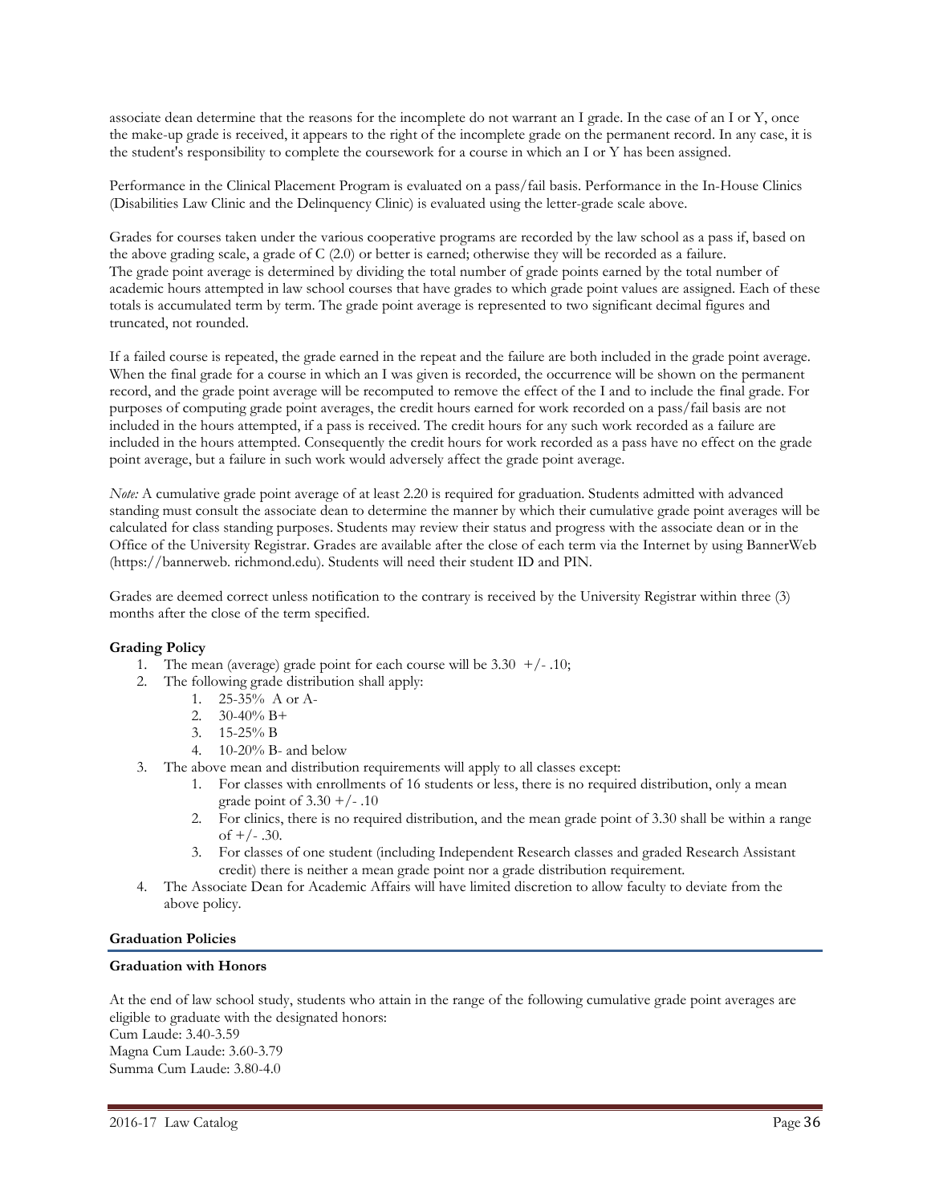associate dean determine that the reasons for the incomplete do not warrant an I grade. In the case of an I or Y, once the make-up grade is received, it appears to the right of the incomplete grade on the permanent record. In any case, it is the student's responsibility to complete the coursework for a course in which an I or Y has been assigned.

Performance in the Clinical Placement Program is evaluated on a pass/fail basis. Performance in the In-House Clinics (Disabilities Law Clinic and the Delinquency Clinic) is evaluated using the letter-grade scale above.

Grades for courses taken under the various cooperative programs are recorded by the law school as a pass if, based on the above grading scale, a grade of C (2.0) or better is earned; otherwise they will be recorded as a failure.
The grade point average is determined by dividing the total number of grade points earned by the total number of academic hours attempted in law school courses that have grades to which grade point values are assigned. Each of these totals is accumulated term by term. The grade point average is represented to two significant decimal figures and truncated, not rounded.

If a failed course is repeated, the grade earned in the repeat and the failure are both included in the grade point average. When the final grade for a course in which an I was given is recorded, the occurrence will be shown on the permanent record, and the grade point average will be recomputed to remove the effect of the I and to include the final grade. For purposes of computing grade point averages, the credit hours earned for work recorded on a pass/fail basis are not included in the hours attempted, if a pass is received. The credit hours for any such work recorded as a failure are included in the hours attempted. Consequently the credit hours for work recorded as a pass have no effect on the grade point average, but a failure in such work would adversely affect the grade point average.

*Note:* A cumulative grade point average of at least 2.20 is required for graduation. Students admitted with advanced standing must consult the associate dean to determine the manner by which their cumulative grade point averages will be calculated for class standing purposes. Students may review their status and progress with the associate dean or in the Office of the University Registrar. Grades are available after the close of each term via the Internet by using BannerWeb (https://bannerweb. richmond.edu). Students will need their student ID and PIN.

Grades are deemed correct unless notification to the contrary is received by the University Registrar within three (3) months after the close of the term specified.

**Grading Policy**

1. The mean (average) grade point for each course will be 3.30 +/- .10;
2. The following grade distribution shall apply:
    1. 25-35% A or A-
    2. 30-40% B+
    3. 15-25% B
    4. 10-20% B- and below
3. The above mean and distribution requirements will apply to all classes except:
    1. For classes with enrollments of 16 students or less, there is no required distribution, only a mean grade point of 3.30 +/- .10
    2. For clinics, there is no required distribution, and the mean grade point of 3.30 shall be within a range of +/- .30.
    3. For classes of one student (including Independent Research classes and graded Research Assistant credit) there is neither a mean grade point nor a grade distribution requirement.
4. The Associate Dean for Academic Affairs will have limited discretion to allow faculty to deviate from the above policy.

## Graduation Policies

### Graduation with Honors

At the end of law school study, students who attain in the range of the following cumulative grade point averages are eligible to graduate with the designated honors:
Cum Laude: 3.40-3.59
Magna Cum Laude: 3.60-3.79
Summa Cum Laude: 3.80-4.0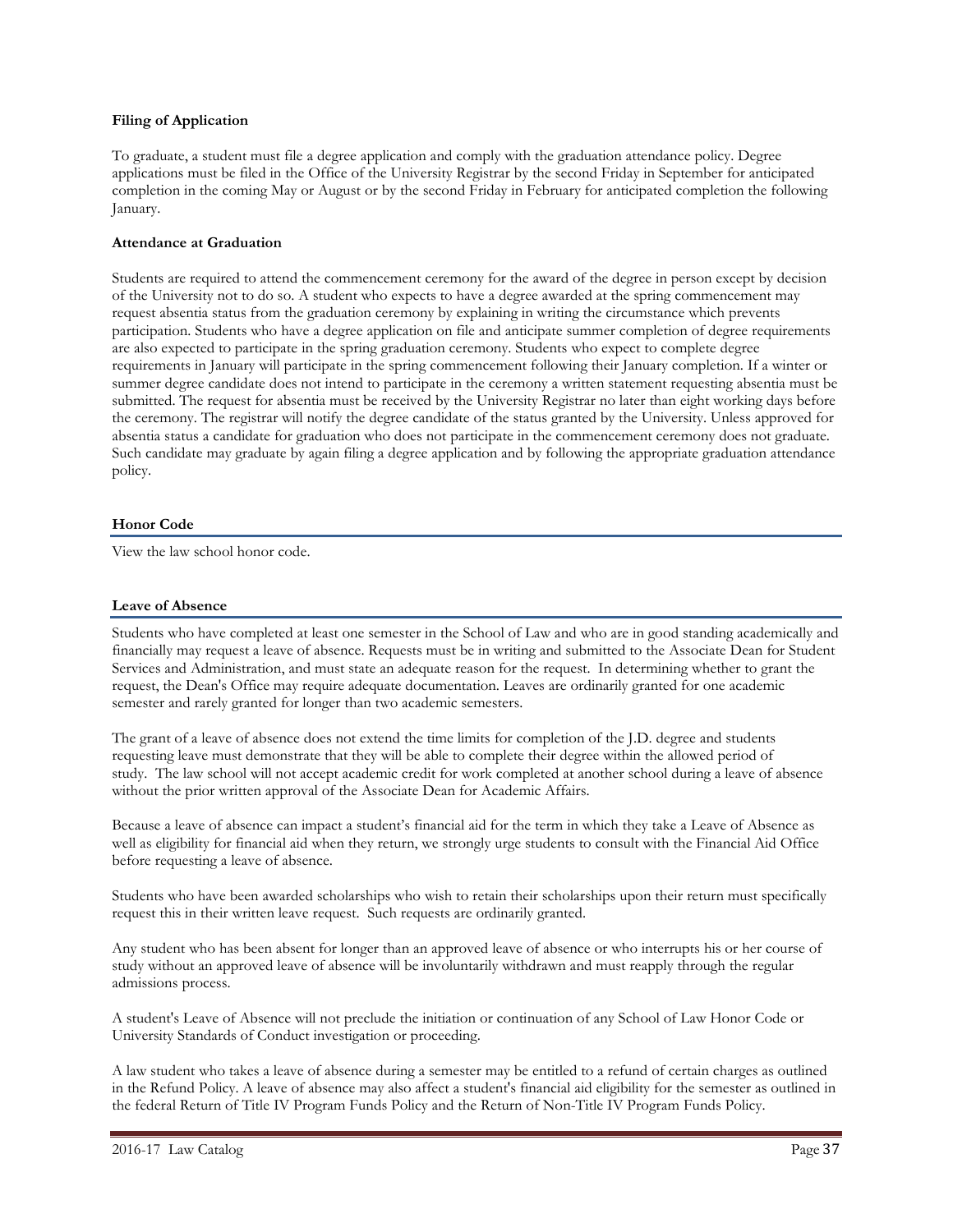### Filing of Application

To graduate, a student must file a degree application and comply with the graduation attendance policy. Degree applications must be filed in the Office of the University Registrar by the second Friday in September for anticipated completion in the coming May or August or by the second Friday in February for anticipated completion the following January.

### Attendance at Graduation

Students are required to attend the commencement ceremony for the award of the degree in person except by decision of the University not to do so. A student who expects to have a degree awarded at the spring commencement may request absentia status from the graduation ceremony by explaining in writing the circumstance which prevents participation. Students who have a degree application on file and anticipate summer completion of degree requirements are also expected to participate in the spring graduation ceremony. Students who expect to complete degree requirements in January will participate in the spring commencement following their January completion. If a winter or summer degree candidate does not intend to participate in the ceremony a written statement requesting absentia must be submitted. The request for absentia must be received by the University Registrar no later than eight working days before the ceremony. The registrar will notify the degree candidate of the status granted by the University. Unless approved for absentia status a candidate for graduation who does not participate in the commencement ceremony does not graduate. Such candidate may graduate by again filing a degree application and by following the appropriate graduation attendance policy.

### Honor Code

View the law school honor code.

### Leave of Absence

Students who have completed at least one semester in the School of Law and who are in good standing academically and financially may request a leave of absence. Requests must be in writing and submitted to the Associate Dean for Student Services and Administration, and must state an adequate reason for the request. In determining whether to grant the request, the Dean's Office may require adequate documentation. Leaves are ordinarily granted for one academic semester and rarely granted for longer than two academic semesters.

The grant of a leave of absence does not extend the time limits for completion of the J.D. degree and students requesting leave must demonstrate that they will be able to complete their degree within the allowed period of study. The law school will not accept academic credit for work completed at another school during a leave of absence without the prior written approval of the Associate Dean for Academic Affairs.

Because a leave of absence can impact a student's financial aid for the term in which they take a Leave of Absence as well as eligibility for financial aid when they return, we strongly urge students to consult with the Financial Aid Office before requesting a leave of absence.

Students who have been awarded scholarships who wish to retain their scholarships upon their return must specifically request this in their written leave request. Such requests are ordinarily granted.

Any student who has been absent for longer than an approved leave of absence or who interrupts his or her course of study without an approved leave of absence will be involuntarily withdrawn and must reapply through the regular admissions process.

A student's Leave of Absence will not preclude the initiation or continuation of any School of Law Honor Code or University Standards of Conduct investigation or proceeding.

A law student who takes a leave of absence during a semester may be entitled to a refund of certain charges as outlined in the Refund Policy. A leave of absence may also affect a student's financial aid eligibility for the semester as outlined in the federal Return of Title IV Program Funds Policy and the Return of Non-Title IV Program Funds Policy.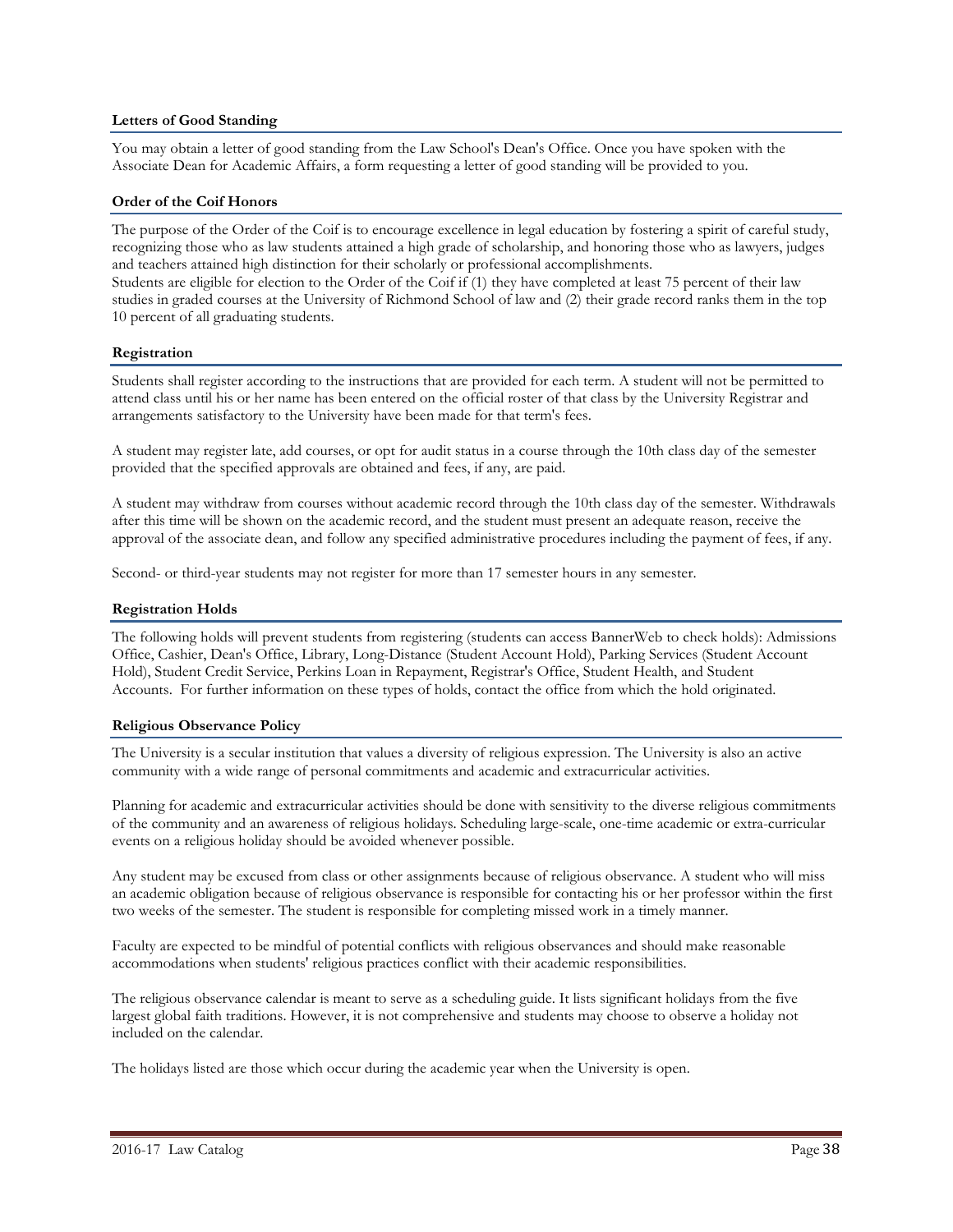### Letters of Good Standing

You may obtain a letter of good standing from the Law School's Dean's Office. Once you have spoken with the Associate Dean for Academic Affairs, a form requesting a letter of good standing will be provided to you.

### Order of the Coif Honors

The purpose of the Order of the Coif is to encourage excellence in legal education by fostering a spirit of careful study, recognizing those who as law students attained a high grade of scholarship, and honoring those who as lawyers, judges and teachers attained high distinction for their scholarly or professional accomplishments.
Students are eligible for election to the Order of the Coif if (1) they have completed at least 75 percent of their law studies in graded courses at the University of Richmond School of law and (2) their grade record ranks them in the top 10 percent of all graduating students.

### Registration

Students shall register according to the instructions that are provided for each term. A student will not be permitted to attend class until his or her name has been entered on the official roster of that class by the University Registrar and arrangements satisfactory to the University have been made for that term's fees.

A student may register late, add courses, or opt for audit status in a course through the 10th class day of the semester provided that the specified approvals are obtained and fees, if any, are paid.

A student may withdraw from courses without academic record through the 10th class day of the semester. Withdrawals after this time will be shown on the academic record, and the student must present an adequate reason, receive the approval of the associate dean, and follow any specified administrative procedures including the payment of fees, if any.

Second- or third-year students may not register for more than 17 semester hours in any semester.

### Registration Holds

The following holds will prevent students from registering (students can access BannerWeb to check holds): Admissions Office, Cashier, Dean's Office, Library, Long-Distance (Student Account Hold), Parking Services (Student Account Hold), Student Credit Service, Perkins Loan in Repayment, Registrar's Office, Student Health, and Student Accounts. For further information on these types of holds, contact the office from which the hold originated.

### Religious Observance Policy

The University is a secular institution that values a diversity of religious expression. The University is also an active community with a wide range of personal commitments and academic and extracurricular activities.

Planning for academic and extracurricular activities should be done with sensitivity to the diverse religious commitments of the community and an awareness of religious holidays. Scheduling large-scale, one-time academic or extra-curricular events on a religious holiday should be avoided whenever possible.

Any student may be excused from class or other assignments because of religious observance. A student who will miss an academic obligation because of religious observance is responsible for contacting his or her professor within the first two weeks of the semester. The student is responsible for completing missed work in a timely manner.

Faculty are expected to be mindful of potential conflicts with religious observances and should make reasonable accommodations when students' religious practices conflict with their academic responsibilities.

The religious observance calendar is meant to serve as a scheduling guide. It lists significant holidays from the five largest global faith traditions. However, it is not comprehensive and students may choose to observe a holiday not included on the calendar.

The holidays listed are those which occur during the academic year when the University is open.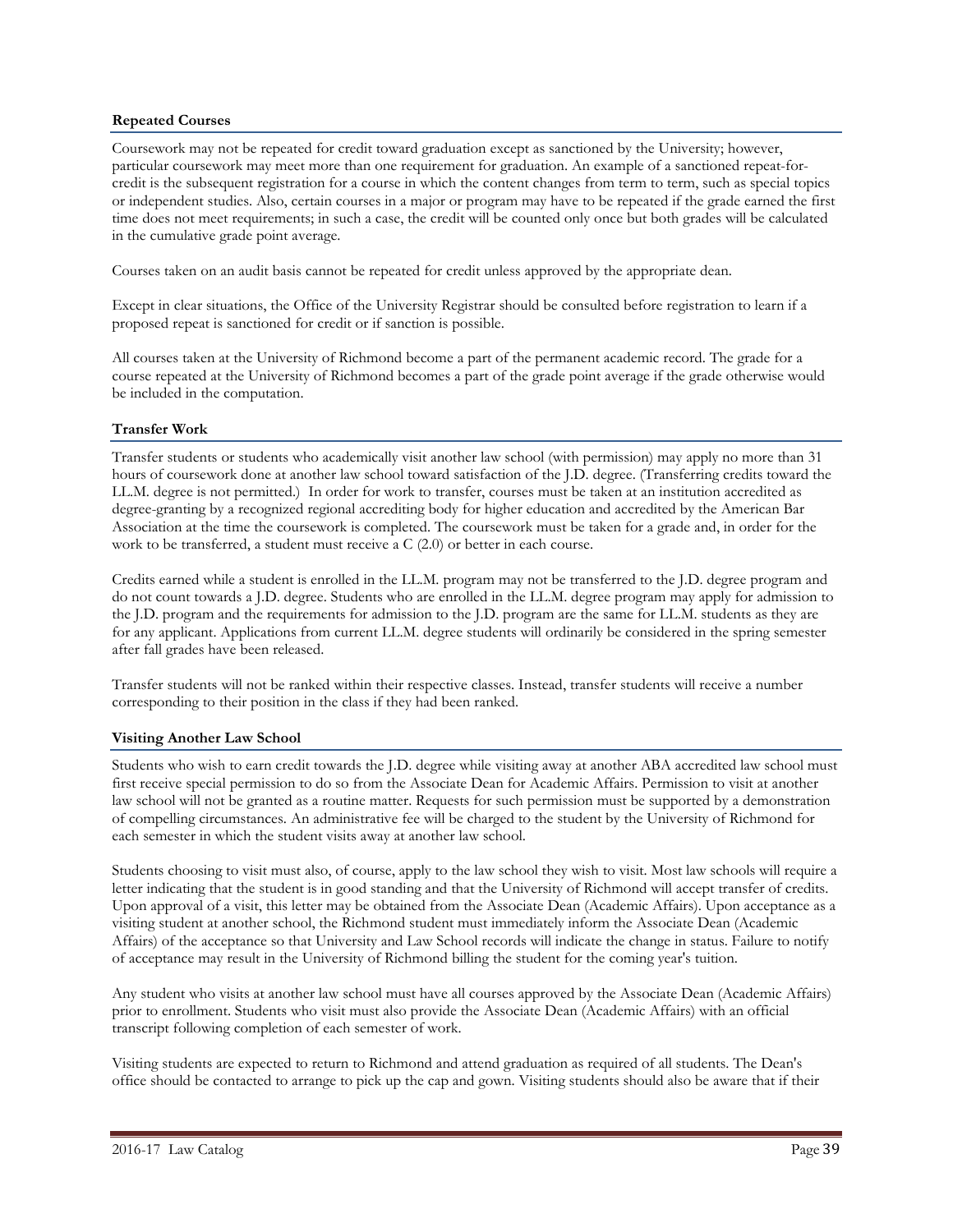**Repeated Courses**

Coursework may not be repeated for credit toward graduation except as sanctioned by the University; however, particular coursework may meet more than one requirement for graduation. An example of a sanctioned repeat-for-credit is the subsequent registration for a course in which the content changes from term to term, such as special topics or independent studies. Also, certain courses in a major or program may have to be repeated if the grade earned the first time does not meet requirements; in such a case, the credit will be counted only once but both grades will be calculated in the cumulative grade point average.

Courses taken on an audit basis cannot be repeated for credit unless approved by the appropriate dean.

Except in clear situations, the Office of the University Registrar should be consulted before registration to learn if a proposed repeat is sanctioned for credit or if sanction is possible.

All courses taken at the University of Richmond become a part of the permanent academic record. The grade for a course repeated at the University of Richmond becomes a part of the grade point average if the grade otherwise would be included in the computation.

**Transfer Work**

Transfer students or students who academically visit another law school (with permission) may apply no more than 31 hours of coursework done at another law school toward satisfaction of the J.D. degree. (Transferring credits toward the LL.M. degree is not permitted.) In order for work to transfer, courses must be taken at an institution accredited as degree-granting by a recognized regional accrediting body for higher education and accredited by the American Bar Association at the time the coursework is completed. The coursework must be taken for a grade and, in order for the work to be transferred, a student must receive a C (2.0) or better in each course.

Credits earned while a student is enrolled in the LL.M. program may not be transferred to the J.D. degree program and do not count towards a J.D. degree. Students who are enrolled in the LL.M. degree program may apply for admission to the J.D. program and the requirements for admission to the J.D. program are the same for LL.M. students as they are for any applicant. Applications from current LL.M. degree students will ordinarily be considered in the spring semester after fall grades have been released.

Transfer students will not be ranked within their respective classes. Instead, transfer students will receive a number corresponding to their position in the class if they had been ranked.

**Visiting Another Law School**

Students who wish to earn credit towards the J.D. degree while visiting away at another ABA accredited law school must first receive special permission to do so from the Associate Dean for Academic Affairs. Permission to visit at another law school will not be granted as a routine matter. Requests for such permission must be supported by a demonstration of compelling circumstances. An administrative fee will be charged to the student by the University of Richmond for each semester in which the student visits away at another law school.

Students choosing to visit must also, of course, apply to the law school they wish to visit. Most law schools will require a letter indicating that the student is in good standing and that the University of Richmond will accept transfer of credits. Upon approval of a visit, this letter may be obtained from the Associate Dean (Academic Affairs). Upon acceptance as a visiting student at another school, the Richmond student must immediately inform the Associate Dean (Academic Affairs) of the acceptance so that University and Law School records will indicate the change in status. Failure to notify of acceptance may result in the University of Richmond billing the student for the coming year's tuition.

Any student who visits at another law school must have all courses approved by the Associate Dean (Academic Affairs) prior to enrollment. Students who visit must also provide the Associate Dean (Academic Affairs) with an official transcript following completion of each semester of work.

Visiting students are expected to return to Richmond and attend graduation as required of all students. The Dean's office should be contacted to arrange to pick up the cap and gown. Visiting students should also be aware that if their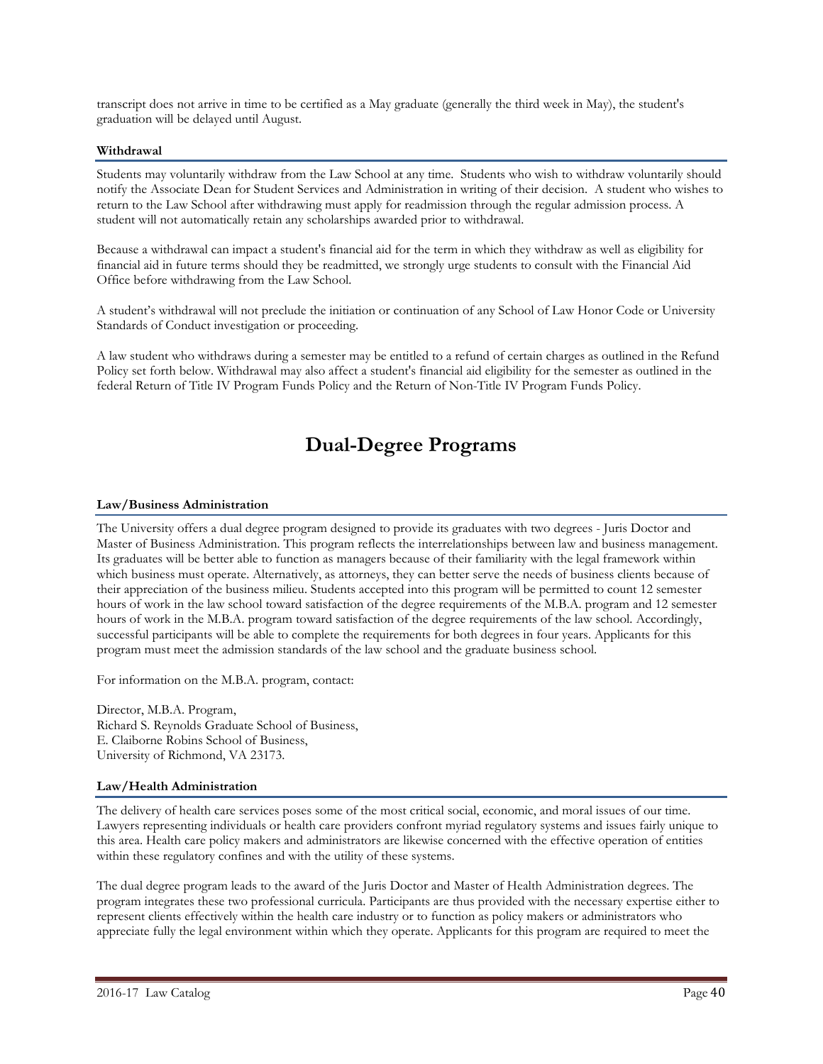transcript does not arrive in time to be certified as a May graduate (generally the third week in May), the student's graduation will be delayed until August.

### Withdrawal

Students may voluntarily withdraw from the Law School at any time. Students who wish to withdraw voluntarily should notify the Associate Dean for Student Services and Administration in writing of their decision. A student who wishes to return to the Law School after withdrawing must apply for readmission through the regular admission process. A student will not automatically retain any scholarships awarded prior to withdrawal.

Because a withdrawal can impact a student's financial aid for the term in which they withdraw as well as eligibility for financial aid in future terms should they be readmitted, we strongly urge students to consult with the Financial Aid Office before withdrawing from the Law School.

A student's withdrawal will not preclude the initiation or continuation of any School of Law Honor Code or University Standards of Conduct investigation or proceeding.

A law student who withdraws during a semester may be entitled to a refund of certain charges as outlined in the Refund Policy set forth below. Withdrawal may also affect a student's financial aid eligibility for the semester as outlined in the federal Return of Title IV Program Funds Policy and the Return of Non-Title IV Program Funds Policy.

# Dual-Degree Programs

### Law/Business Administration

The University offers a dual degree program designed to provide its graduates with two degrees - Juris Doctor and Master of Business Administration. This program reflects the interrelationships between law and business management. Its graduates will be better able to function as managers because of their familiarity with the legal framework within which business must operate. Alternatively, as attorneys, they can better serve the needs of business clients because of their appreciation of the business milieu. Students accepted into this program will be permitted to count 12 semester hours of work in the law school toward satisfaction of the degree requirements of the M.B.A. program and 12 semester hours of work in the M.B.A. program toward satisfaction of the degree requirements of the law school. Accordingly, successful participants will be able to complete the requirements for both degrees in four years. Applicants for this program must meet the admission standards of the law school and the graduate business school.

For information on the M.B.A. program, contact:

Director, M.B.A. Program,
Richard S. Reynolds Graduate School of Business,
E. Claiborne Robins School of Business,
University of Richmond, VA 23173.

### Law/Health Administration

The delivery of health care services poses some of the most critical social, economic, and moral issues of our time. Lawyers representing individuals or health care providers confront myriad regulatory systems and issues fairly unique to this area. Health care policy makers and administrators are likewise concerned with the effective operation of entities within these regulatory confines and with the utility of these systems.

The dual degree program leads to the award of the Juris Doctor and Master of Health Administration degrees. The program integrates these two professional curricula. Participants are thus provided with the necessary expertise either to represent clients effectively within the health care industry or to function as policy makers or administrators who appreciate fully the legal environment within which they operate. Applicants for this program are required to meet the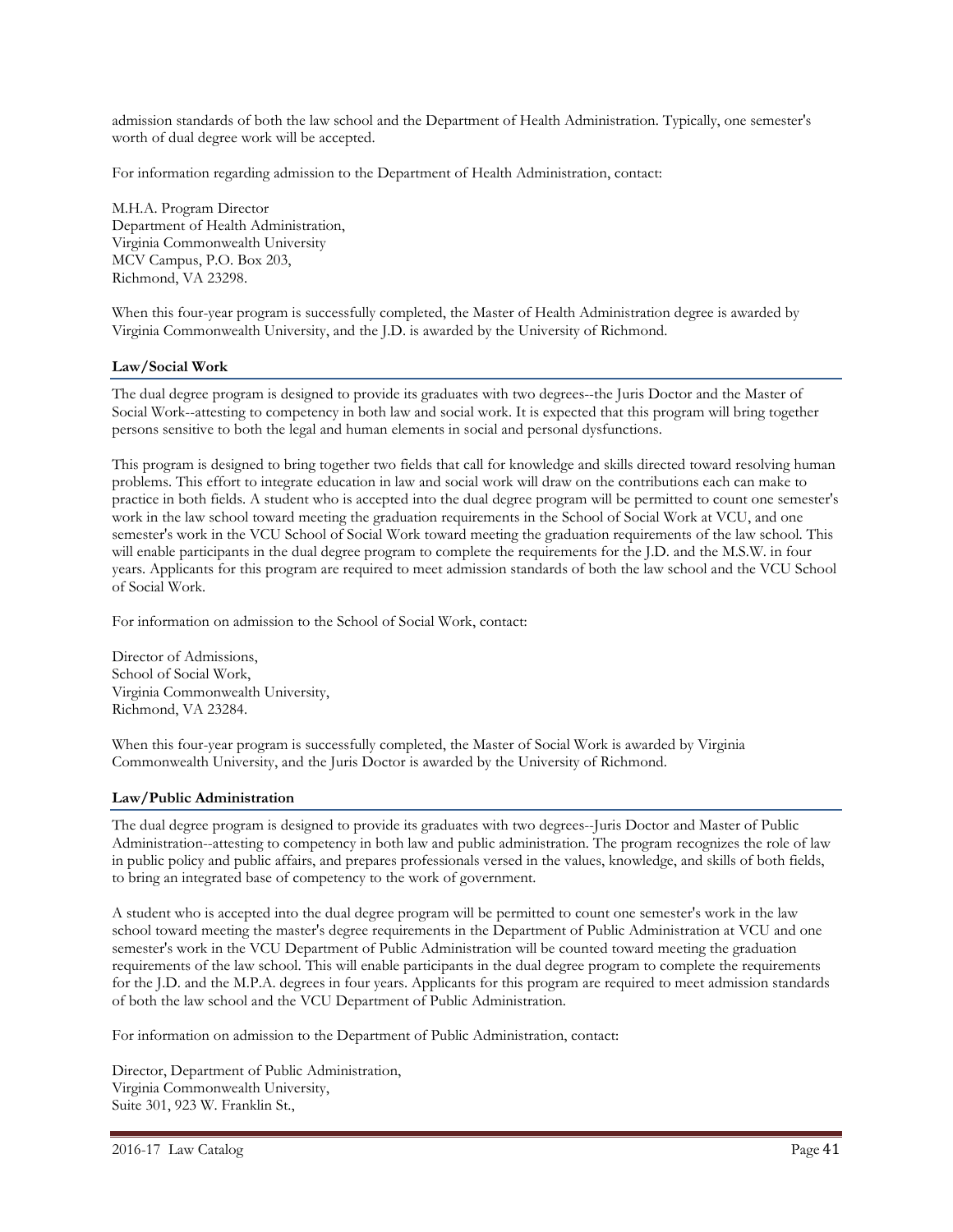admission standards of both the law school and the Department of Health Administration. Typically, one semester's worth of dual degree work will be accepted.

For information regarding admission to the Department of Health Administration, contact:

M.H.A. Program Director
Department of Health Administration,
Virginia Commonwealth University
MCV Campus, P.O. Box 203,
Richmond, VA 23298.

When this four-year program is successfully completed, the Master of Health Administration degree is awarded by Virginia Commonwealth University, and the J.D. is awarded by the University of Richmond.

### Law/Social Work

The dual degree program is designed to provide its graduates with two degrees--the Juris Doctor and the Master of Social Work--attesting to competency in both law and social work. It is expected that this program will bring together persons sensitive to both the legal and human elements in social and personal dysfunctions.

This program is designed to bring together two fields that call for knowledge and skills directed toward resolving human problems. This effort to integrate education in law and social work will draw on the contributions each can make to practice in both fields. A student who is accepted into the dual degree program will be permitted to count one semester's work in the law school toward meeting the graduation requirements in the School of Social Work at VCU, and one semester's work in the VCU School of Social Work toward meeting the graduation requirements of the law school. This will enable participants in the dual degree program to complete the requirements for the J.D. and the M.S.W. in four years. Applicants for this program are required to meet admission standards of both the law school and the VCU School of Social Work.

For information on admission to the School of Social Work, contact:

Director of Admissions,
School of Social Work,
Virginia Commonwealth University,
Richmond, VA 23284.

When this four-year program is successfully completed, the Master of Social Work is awarded by Virginia Commonwealth University, and the Juris Doctor is awarded by the University of Richmond.

### Law/Public Administration

The dual degree program is designed to provide its graduates with two degrees--Juris Doctor and Master of Public Administration--attesting to competency in both law and public administration. The program recognizes the role of law in public policy and public affairs, and prepares professionals versed in the values, knowledge, and skills of both fields, to bring an integrated base of competency to the work of government.

A student who is accepted into the dual degree program will be permitted to count one semester's work in the law school toward meeting the master's degree requirements in the Department of Public Administration at VCU and one semester's work in the VCU Department of Public Administration will be counted toward meeting the graduation requirements of the law school. This will enable participants in the dual degree program to complete the requirements for the J.D. and the M.P.A. degrees in four years. Applicants for this program are required to meet admission standards of both the law school and the VCU Department of Public Administration.

For information on admission to the Department of Public Administration, contact:

Director, Department of Public Administration,
Virginia Commonwealth University,
Suite 301, 923 W. Franklin St.,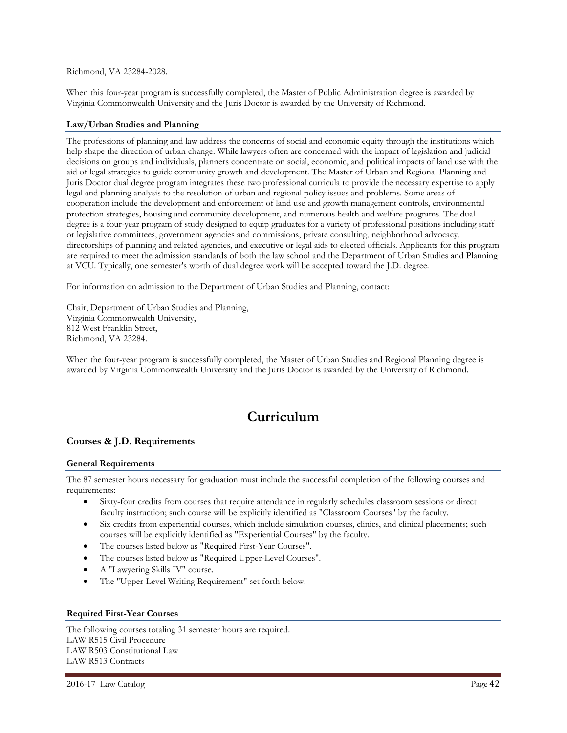Richmond, VA 23284-2028.

When this four-year program is successfully completed, the Master of Public Administration degree is awarded by Virginia Commonwealth University and the Juris Doctor is awarded by the University of Richmond.

#### Law/Urban Studies and Planning

The professions of planning and law address the concerns of social and economic equity through the institutions which help shape the direction of urban change. While lawyers often are concerned with the impact of legislation and judicial decisions on groups and individuals, planners concentrate on social, economic, and political impacts of land use with the aid of legal strategies to guide community growth and development. The Master of Urban and Regional Planning and Juris Doctor dual degree program integrates these two professional curricula to provide the necessary expertise to apply legal and planning analysis to the resolution of urban and regional policy issues and problems. Some areas of cooperation include the development and enforcement of land use and growth management controls, environmental protection strategies, housing and community development, and numerous health and welfare programs. The dual degree is a four-year program of study designed to equip graduates for a variety of professional positions including staff or legislative committees, government agencies and commissions, private consulting, neighborhood advocacy, directorships of planning and related agencies, and executive or legal aids to elected officials. Applicants for this program are required to meet the admission standards of both the law school and the Department of Urban Studies and Planning at VCU. Typically, one semester's worth of dual degree work will be accepted toward the J.D. degree.

For information on admission to the Department of Urban Studies and Planning, contact:

Chair, Department of Urban Studies and Planning,
Virginia Commonwealth University,
812 West Franklin Street,
Richmond, VA 23284.

When the four-year program is successfully completed, the Master of Urban Studies and Regional Planning degree is awarded by Virginia Commonwealth University and the Juris Doctor is awarded by the University of Richmond.

# Curriculum

### Courses & J.D. Requirements

#### General Requirements

The 87 semester hours necessary for graduation must include the successful completion of the following courses and requirements:

- Sixty-four credits from courses that require attendance in regularly schedules classroom sessions or direct faculty instruction; such course will be explicitly identified as "Classroom Courses" by the faculty.
- Six credits from experiential courses, which include simulation courses, clinics, and clinical placements; such courses will be explicitly identified as "Experiential Courses" by the faculty.
- The courses listed below as "Required First-Year Courses".
- The courses listed below as "Required Upper-Level Courses".
- A "Lawyering Skills IV" course.
- The "Upper-Level Writing Requirement" set forth below.

#### Required First-Year Courses

The following courses totaling 31 semester hours are required.
LAW R515 Civil Procedure
LAW R503 Constitutional Law
LAW R513 Contracts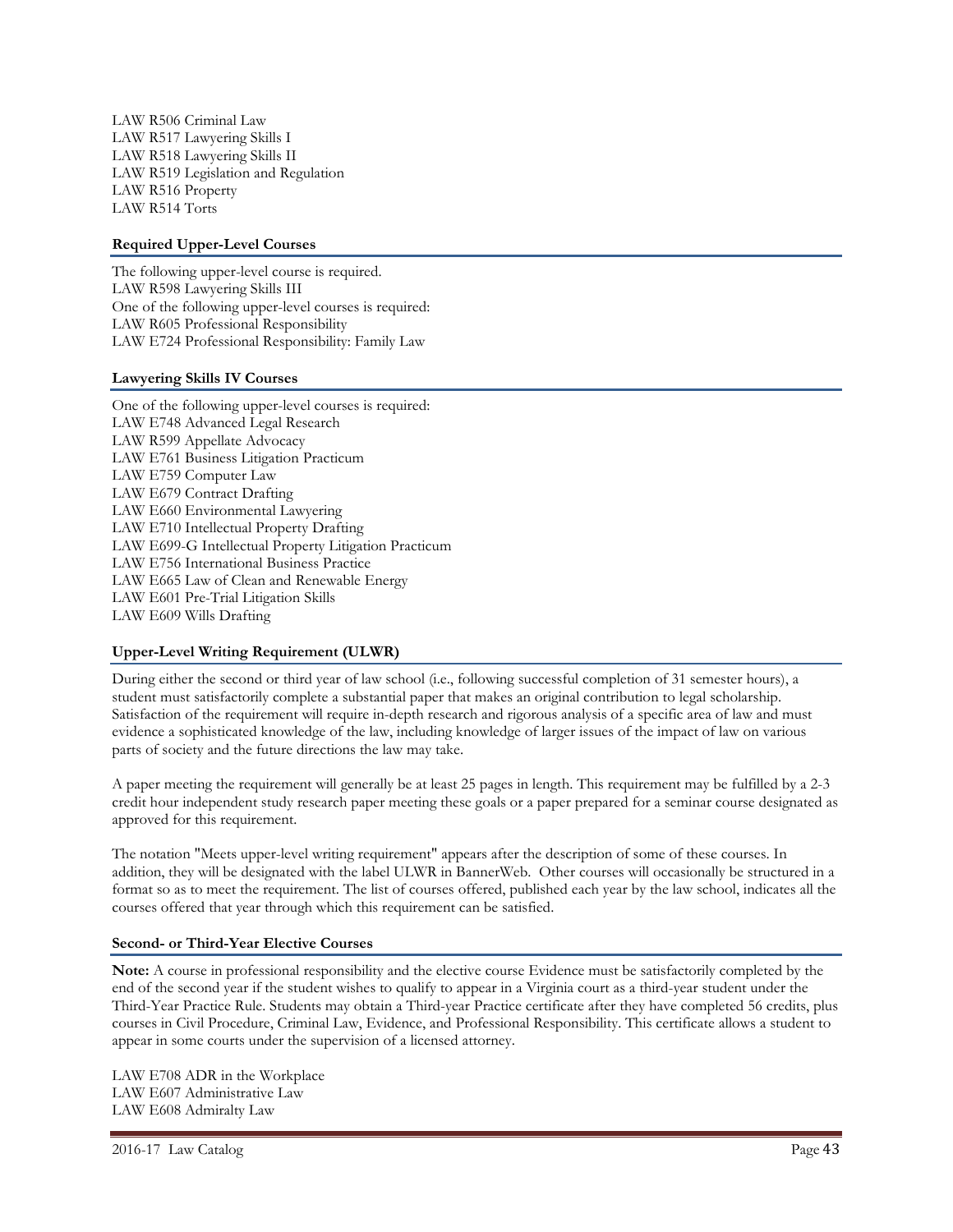LAW R506 Criminal Law
LAW R517 Lawyering Skills I
LAW R518 Lawyering Skills II
LAW R519 Legislation and Regulation
LAW R516 Property
LAW R514 Torts

### Required Upper-Level Courses

The following upper-level course is required.
LAW R598 Lawyering Skills III
One of the following upper-level courses is required:
LAW R605 Professional Responsibility
LAW E724 Professional Responsibility: Family Law

### Lawyering Skills IV Courses

One of the following upper-level courses is required:
LAW E748 Advanced Legal Research
LAW R599 Appellate Advocacy
LAW E761 Business Litigation Practicum
LAW E759 Computer Law
LAW E679 Contract Drafting
LAW E660 Environmental Lawyering
LAW E710 Intellectual Property Drafting
LAW E699-G Intellectual Property Litigation Practicum
LAW E756 International Business Practice
LAW E665 Law of Clean and Renewable Energy
LAW E601 Pre-Trial Litigation Skills
LAW E609 Wills Drafting

### Upper-Level Writing Requirement (ULWR)

During either the second or third year of law school (i.e., following successful completion of 31 semester hours), a student must satisfactorily complete a substantial paper that makes an original contribution to legal scholarship. Satisfaction of the requirement will require in-depth research and rigorous analysis of a specific area of law and must evidence a sophisticated knowledge of the law, including knowledge of larger issues of the impact of law on various parts of society and the future directions the law may take.

A paper meeting the requirement will generally be at least 25 pages in length. This requirement may be fulfilled by a 2-3 credit hour independent study research paper meeting these goals or a paper prepared for a seminar course designated as approved for this requirement.

The notation "Meets upper-level writing requirement" appears after the description of some of these courses. In addition, they will be designated with the label ULWR in BannerWeb. Other courses will occasionally be structured in a format so as to meet the requirement. The list of courses offered, published each year by the law school, indicates all the courses offered that year through which this requirement can be satisfied.

### Second- or Third-Year Elective Courses

**Note:** A course in professional responsibility and the elective course Evidence must be satisfactorily completed by the end of the second year if the student wishes to qualify to appear in a Virginia court as a third-year student under the Third-Year Practice Rule. Students may obtain a Third-year Practice certificate after they have completed 56 credits, plus courses in Civil Procedure, Criminal Law, Evidence, and Professional Responsibility. This certificate allows a student to appear in some courts under the supervision of a licensed attorney.

LAW E708 ADR in the Workplace
LAW E607 Administrative Law
LAW E608 Admiralty Law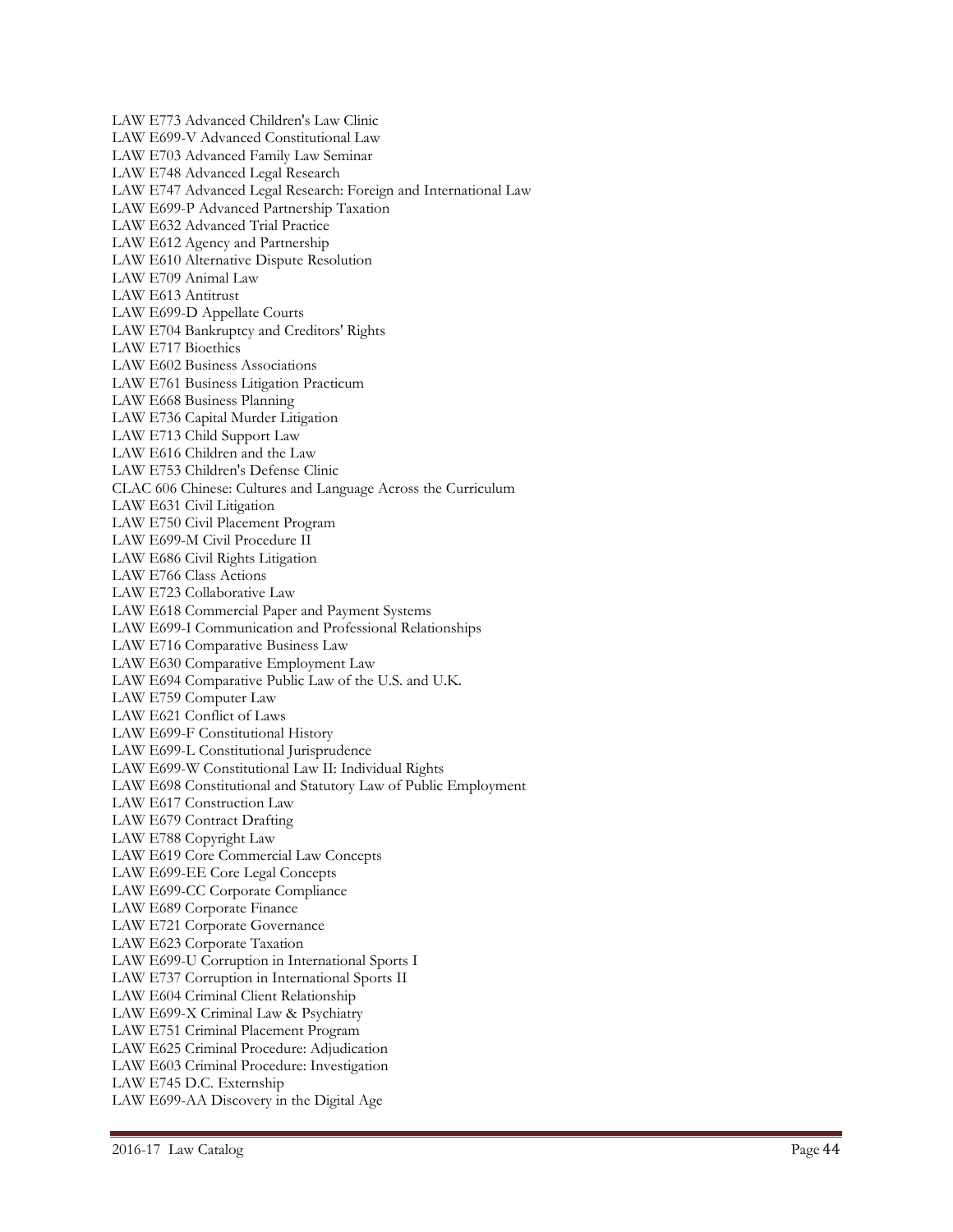LAW E773 Advanced Children's Law Clinic
LAW E699-V Advanced Constitutional Law
LAW E703 Advanced Family Law Seminar
LAW E748 Advanced Legal Research
LAW E747 Advanced Legal Research: Foreign and International Law
LAW E699-P Advanced Partnership Taxation
LAW E632 Advanced Trial Practice
LAW E612 Agency and Partnership
LAW E610 Alternative Dispute Resolution
LAW E709 Animal Law
LAW E613 Antitrust
LAW E699-D Appellate Courts
LAW E704 Bankruptcy and Creditors' Rights
LAW E717 Bioethics
LAW E602 Business Associations
LAW E761 Business Litigation Practicum
LAW E668 Business Planning
LAW E736 Capital Murder Litigation
LAW E713 Child Support Law
LAW E616 Children and the Law
LAW E753 Children's Defense Clinic
CLAC 606 Chinese: Cultures and Language Across the Curriculum
LAW E631 Civil Litigation
LAW E750 Civil Placement Program
LAW E699-M Civil Procedure II
LAW E686 Civil Rights Litigation
LAW E766 Class Actions
LAW E723 Collaborative Law
LAW E618 Commercial Paper and Payment Systems
LAW E699-I Communication and Professional Relationships
LAW E716 Comparative Business Law
LAW E630 Comparative Employment Law
LAW E694 Comparative Public Law of the U.S. and U.K.
LAW E759 Computer Law
LAW E621 Conflict of Laws
LAW E699-F Constitutional History
LAW E699-L Constitutional Jurisprudence
LAW E699-W Constitutional Law II: Individual Rights
LAW E698 Constitutional and Statutory Law of Public Employment
LAW E617 Construction Law
LAW E679 Contract Drafting
LAW E788 Copyright Law
LAW E619 Core Commercial Law Concepts
LAW E699-EE Core Legal Concepts
LAW E699-CC Corporate Compliance
LAW E689 Corporate Finance
LAW E721 Corporate Governance
LAW E623 Corporate Taxation
LAW E699-U Corruption in International Sports I
LAW E737 Corruption in International Sports II
LAW E604 Criminal Client Relationship
LAW E699-X Criminal Law & Psychiatry
LAW E751 Criminal Placement Program
LAW E625 Criminal Procedure: Adjudication
LAW E603 Criminal Procedure: Investigation
LAW E745 D.C. Externship
LAW E699-AA Discovery in the Digital Age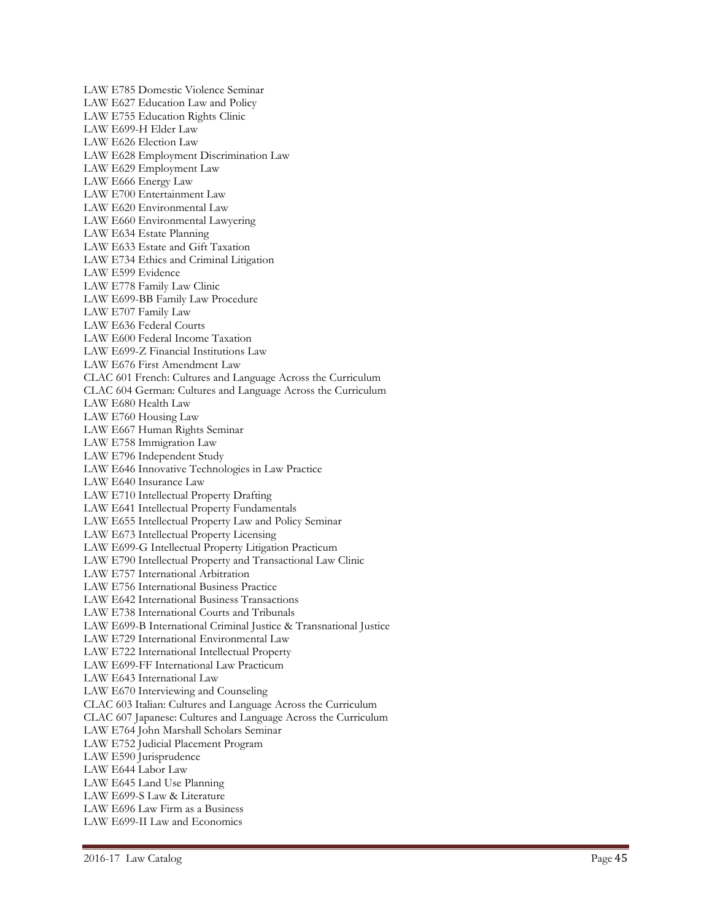LAW E785 Domestic Violence Seminar
LAW E627 Education Law and Policy
LAW E755 Education Rights Clinic
LAW E699-H Elder Law
LAW E626 Election Law
LAW E628 Employment Discrimination Law
LAW E629 Employment Law
LAW E666 Energy Law
LAW E700 Entertainment Law
LAW E620 Environmental Law
LAW E660 Environmental Lawyering
LAW E634 Estate Planning
LAW E633 Estate and Gift Taxation
LAW E734 Ethics and Criminal Litigation
LAW E599 Evidence
LAW E778 Family Law Clinic
LAW E699-BB Family Law Procedure
LAW E707 Family Law
LAW E636 Federal Courts
LAW E600 Federal Income Taxation
LAW E699-Z Financial Institutions Law
LAW E676 First Amendment Law
CLAC 601 French: Cultures and Language Across the Curriculum
CLAC 604 German: Cultures and Language Across the Curriculum
LAW E680 Health Law
LAW E760 Housing Law
LAW E667 Human Rights Seminar
LAW E758 Immigration Law
LAW E796 Independent Study
LAW E646 Innovative Technologies in Law Practice
LAW E640 Insurance Law
LAW E710 Intellectual Property Drafting
LAW E641 Intellectual Property Fundamentals
LAW E655 Intellectual Property Law and Policy Seminar
LAW E673 Intellectual Property Licensing
LAW E699-G Intellectual Property Litigation Practicum
LAW E790 Intellectual Property and Transactional Law Clinic
LAW E757 International Arbitration
LAW E756 International Business Practice
LAW E642 International Business Transactions
LAW E738 International Courts and Tribunals
LAW E699-B International Criminal Justice & Transnational Justice
LAW E729 International Environmental Law
LAW E722 International Intellectual Property
LAW E699-FF International Law Practicum
LAW E643 International Law
LAW E670 Interviewing and Counseling
CLAC 603 Italian: Cultures and Language Across the Curriculum
CLAC 607 Japanese: Cultures and Language Across the Curriculum
LAW E764 John Marshall Scholars Seminar
LAW E752 Judicial Placement Program
LAW E590 Jurisprudence
LAW E644 Labor Law
LAW E645 Land Use Planning
LAW E699-S Law & Literature
LAW E696 Law Firm as a Business
LAW E699-II Law and Economics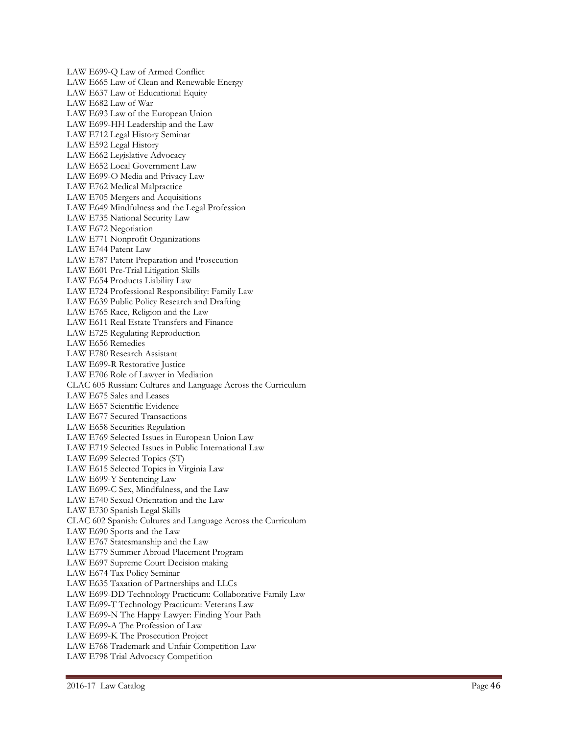LAW E699-Q Law of Armed Conflict
LAW E665 Law of Clean and Renewable Energy
LAW E637 Law of Educational Equity
LAW E682 Law of War
LAW E693 Law of the European Union
LAW E699-HH Leadership and the Law
LAW E712 Legal History Seminar
LAW E592 Legal History
LAW E662 Legislative Advocacy
LAW E652 Local Government Law
LAW E699-O Media and Privacy Law
LAW E762 Medical Malpractice
LAW E705 Mergers and Acquisitions
LAW E649 Mindfulness and the Legal Profession
LAW E735 National Security Law
LAW E672 Negotiation
LAW E771 Nonprofit Organizations
LAW E744 Patent Law
LAW E787 Patent Preparation and Prosecution
LAW E601 Pre-Trial Litigation Skills
LAW E654 Products Liability Law
LAW E724 Professional Responsibility: Family Law
LAW E639 Public Policy Research and Drafting
LAW E765 Race, Religion and the Law
LAW E611 Real Estate Transfers and Finance
LAW E725 Regulating Reproduction
LAW E656 Remedies
LAW E780 Research Assistant
LAW E699-R Restorative Justice
LAW E706 Role of Lawyer in Mediation
CLAC 605 Russian: Cultures and Language Across the Curriculum
LAW E675 Sales and Leases
LAW E657 Scientific Evidence
LAW E677 Secured Transactions
LAW E658 Securities Regulation
LAW E769 Selected Issues in European Union Law
LAW E719 Selected Issues in Public International Law
LAW E699 Selected Topics (ST)
LAW E615 Selected Topics in Virginia Law
LAW E699-Y Sentencing Law
LAW E699-C Sex, Mindfulness, and the Law
LAW E740 Sexual Orientation and the Law
LAW E730 Spanish Legal Skills
CLAC 602 Spanish: Cultures and Language Across the Curriculum
LAW E690 Sports and the Law
LAW E767 Statesmanship and the Law
LAW E779 Summer Abroad Placement Program
LAW E697 Supreme Court Decision making
LAW E674 Tax Policy Seminar
LAW E635 Taxation of Partnerships and LLCs
LAW E699-DD Technology Practicum: Collaborative Family Law
LAW E699-T Technology Practicum: Veterans Law
LAW E699-N The Happy Lawyer: Finding Your Path
LAW E699-A The Profession of Law
LAW E699-K The Prosecution Project
LAW E768 Trademark and Unfair Competition Law
LAW E798 Trial Advocacy Competition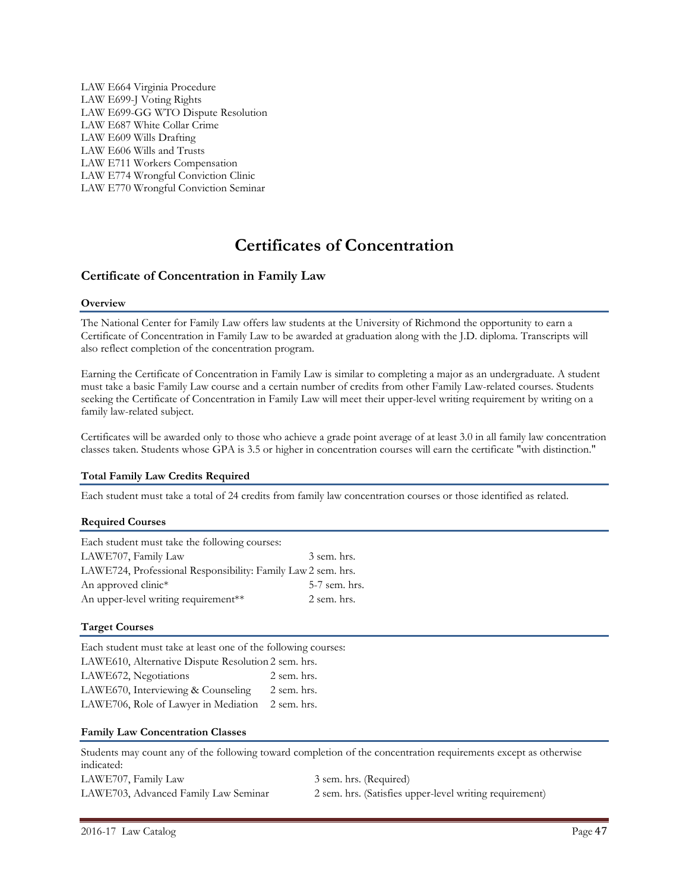LAW E664 Virginia Procedure
LAW E699-J Voting Rights
LAW E699-GG WTO Dispute Resolution
LAW E687 White Collar Crime
LAW E609 Wills Drafting
LAW E606 Wills and Trusts
LAW E711 Workers Compensation
LAW E774 Wrongful Conviction Clinic
LAW E770 Wrongful Conviction Seminar

# Certificates of Concentration

## Certificate of Concentration in Family Law

#### Overview

The National Center for Family Law offers law students at the University of Richmond the opportunity to earn a Certificate of Concentration in Family Law to be awarded at graduation along with the J.D. diploma. Transcripts will also reflect completion of the concentration program.

Earning the Certificate of Concentration in Family Law is similar to completing a major as an undergraduate. A student must take a basic Family Law course and a certain number of credits from other Family Law-related courses. Students seeking the Certificate of Concentration in Family Law will meet their upper-level writing requirement by writing on a family law-related subject.

Certificates will be awarded only to those who achieve a grade point average of at least 3.0 in all family law concentration classes taken. Students whose GPA is 3.5 or higher in concentration courses will earn the certificate "with distinction."

#### Total Family Law Credits Required

Each student must take a total of 24 credits from family law concentration courses or those identified as related.

#### Required Courses

Each student must take the following courses:

| | |
|---|---|
| LAWE707, Family Law | 3 sem. hrs. |
| LAWE724, Professional Responsibility: Family Law | 2 sem. hrs. |
| An approved clinic* | 5-7 sem. hrs. |
| An upper-level writing requirement** | 2 sem. hrs. |

#### Target Courses

Each student must take at least one of the following courses:

| | |
|---|---|
| LAWE610, Alternative Dispute Resolution | 2 sem. hrs. |
| LAWE672, Negotiations | 2 sem. hrs. |
| LAWE670, Interviewing & Counseling | 2 sem. hrs. |
| LAWE706, Role of Lawyer in Mediation | 2 sem. hrs. |

#### Family Law Concentration Classes

Students may count any of the following toward completion of the concentration requirements except as otherwise indicated:

| | |
|---|---|
| LAWE707, Family Law | 3 sem. hrs. (Required) |
| LAWE703, Advanced Family Law Seminar | 2 sem. hrs. (Satisfies upper-level writing requirement) |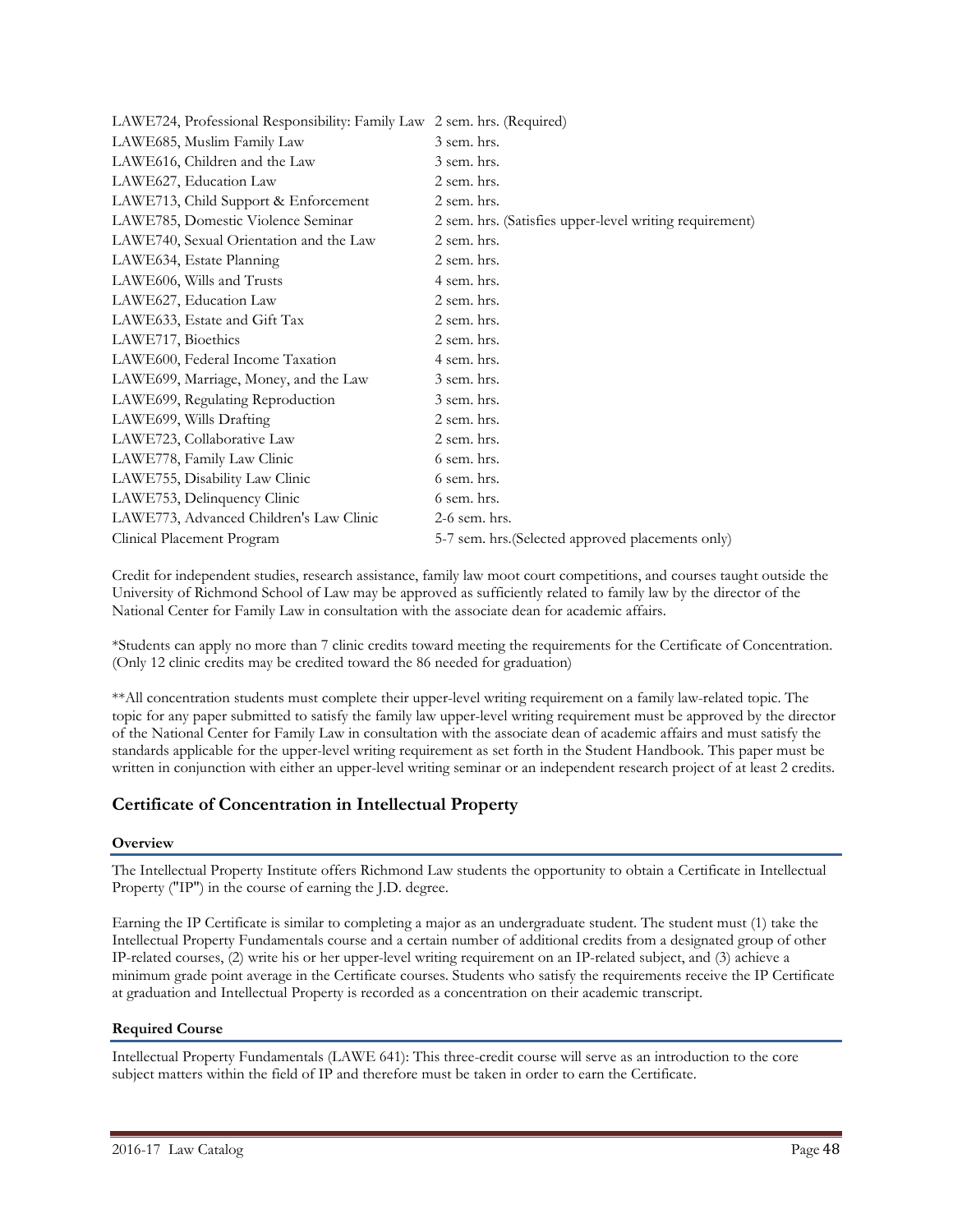| | |
|---|---|
| LAWE724, Professional Responsibility: Family Law | 2 sem. hrs. (Required) |
| LAWE685, Muslim Family Law | 3 sem. hrs. |
| LAWE616, Children and the Law | 3 sem. hrs. |
| LAWE627, Education Law | 2 sem. hrs. |
| LAWE713, Child Support & Enforcement | 2 sem. hrs. |
| LAWE785, Domestic Violence Seminar | 2 sem. hrs. (Satisfies upper-level writing requirement) |
| LAWE740, Sexual Orientation and the Law | 2 sem. hrs. |
| LAWE634, Estate Planning | 2 sem. hrs. |
| LAWE606, Wills and Trusts | 4 sem. hrs. |
| LAWE627, Education Law | 2 sem. hrs. |
| LAWE633, Estate and Gift Tax | 2 sem. hrs. |
| LAWE717, Bioethics | 2 sem. hrs. |
| LAWE600, Federal Income Taxation | 4 sem. hrs. |
| LAWE699, Marriage, Money, and the Law | 3 sem. hrs. |
| LAWE699, Regulating Reproduction | 3 sem. hrs. |
| LAWE699, Wills Drafting | 2 sem. hrs. |
| LAWE723, Collaborative Law | 2 sem. hrs. |
| LAWE778, Family Law Clinic | 6 sem. hrs. |
| LAWE755, Disability Law Clinic | 6 sem. hrs. |
| LAWE753, Delinquency Clinic | 6 sem. hrs. |
| LAWE773, Advanced Children's Law Clinic | 2-6 sem. hrs. |
| Clinical Placement Program | 5-7 sem. hrs.(Selected approved placements only) |

Credit for independent studies, research assistance, family law moot court competitions, and courses taught outside the University of Richmond School of Law may be approved as sufficiently related to family law by the director of the National Center for Family Law in consultation with the associate dean for academic affairs.

*Students can apply no more than 7 clinic credits toward meeting the requirements for the Certificate of Concentration. (Only 12 clinic credits may be credited toward the 86 needed for graduation)

**All concentration students must complete their upper-level writing requirement on a family law-related topic. The topic for any paper submitted to satisfy the family law upper-level writing requirement must be approved by the director of the National Center for Family Law in consultation with the associate dean of academic affairs and must satisfy the standards applicable for the upper-level writing requirement as set forth in the Student Handbook. This paper must be written in conjunction with either an upper-level writing seminar or an independent research project of at least 2 credits.

## Certificate of Concentration in Intellectual Property

#### Overview

The Intellectual Property Institute offers Richmond Law students the opportunity to obtain a Certificate in Intellectual Property ("IP") in the course of earning the J.D. degree.

Earning the IP Certificate is similar to completing a major as an undergraduate student. The student must (1) take the Intellectual Property Fundamentals course and a certain number of additional credits from a designated group of other IP-related courses, (2) write his or her upper-level writing requirement on an IP-related subject, and (3) achieve a minimum grade point average in the Certificate courses. Students who satisfy the requirements receive the IP Certificate at graduation and Intellectual Property is recorded as a concentration on their academic transcript.

#### Required Course

Intellectual Property Fundamentals (LAWE 641): This three-credit course will serve as an introduction to the core subject matters within the field of IP and therefore must be taken in order to earn the Certificate.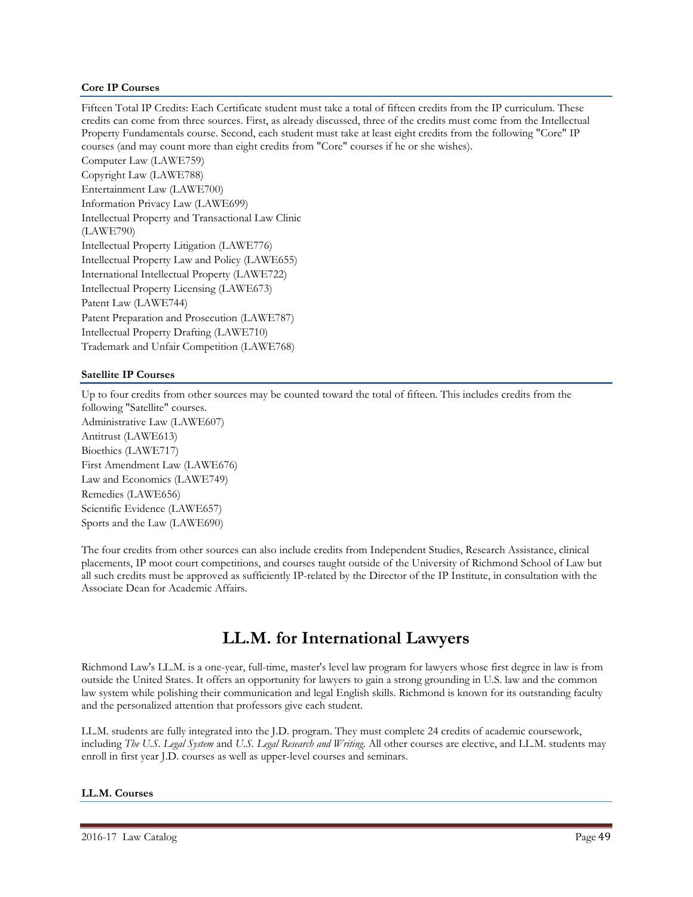#### Core IP Courses

Fifteen Total IP Credits: Each Certificate student must take a total of fifteen credits from the IP curriculum. These credits can come from three sources. First, as already discussed, three of the credits must come from the Intellectual Property Fundamentals course. Second, each student must take at least eight credits from the following "Core" IP courses (and may count more than eight credits from "Core" courses if he or she wishes).

Computer Law (LAWE759)
Copyright Law (LAWE788)
Entertainment Law (LAWE700)
Information Privacy Law (LAWE699)
Intellectual Property and Transactional Law Clinic (LAWE790)
Intellectual Property Litigation (LAWE776)
Intellectual Property Law and Policy (LAWE655)
International Intellectual Property (LAWE722)
Intellectual Property Licensing (LAWE673)
Patent Law (LAWE744)
Patent Preparation and Prosecution (LAWE787)
Intellectual Property Drafting (LAWE710)
Trademark and Unfair Competition (LAWE768)

#### Satellite IP Courses

Up to four credits from other sources may be counted toward the total of fifteen. This includes credits from the following "Satellite" courses.

Administrative Law (LAWE607)
Antitrust (LAWE613)
Bioethics (LAWE717)
First Amendment Law (LAWE676)
Law and Economics (LAWE749)
Remedies (LAWE656)
Scientific Evidence (LAWE657)
Sports and the Law (LAWE690)

The four credits from other sources can also include credits from Independent Studies, Research Assistance, clinical placements, IP moot court competitions, and courses taught outside of the University of Richmond School of Law but all such credits must be approved as sufficiently IP-related by the Director of the IP Institute, in consultation with the Associate Dean for Academic Affairs.

# LL.M. for International Lawyers

Richmond Law's LL.M. is a one-year, full-time, master's level law program for lawyers whose first degree in law is from outside the United States. It offers an opportunity for lawyers to gain a strong grounding in U.S. law and the common law system while polishing their communication and legal English skills. Richmond is known for its outstanding faculty and the personalized attention that professors give each student.

LL.M. students are fully integrated into the J.D. program. They must complete 24 credits of academic coursework, including *The U.S. Legal System* and *U.S. Legal Research and Writing*. All other courses are elective, and LL.M. students may enroll in first year J.D. courses as well as upper-level courses and seminars.

#### LL.M. Courses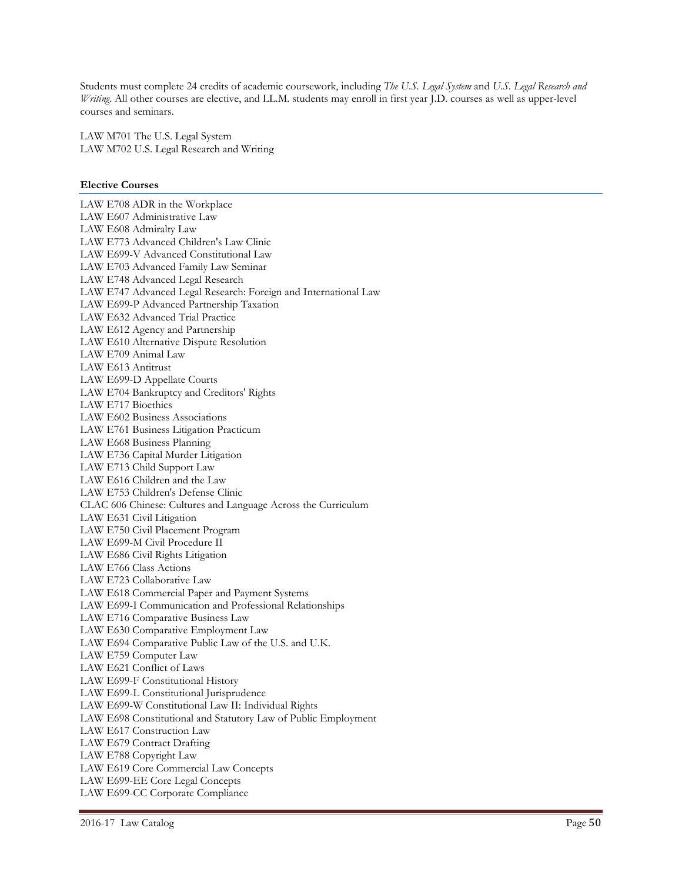Students must complete 24 credits of academic coursework, including *The U.S. Legal System* and *U.S. Legal Research and Writing*. All other courses are elective, and LL.M. students may enroll in first year J.D. courses as well as upper-level courses and seminars.

LAW M701 The U.S. Legal System
LAW M702 U.S. Legal Research and Writing

**Elective Courses**

LAW E708 ADR in the Workplace
LAW E607 Administrative Law
LAW E608 Admiralty Law
LAW E773 Advanced Children's Law Clinic
LAW E699-V Advanced Constitutional Law
LAW E703 Advanced Family Law Seminar
LAW E748 Advanced Legal Research
LAW E747 Advanced Legal Research: Foreign and International Law
LAW E699-P Advanced Partnership Taxation
LAW E632 Advanced Trial Practice
LAW E612 Agency and Partnership
LAW E610 Alternative Dispute Resolution
LAW E709 Animal Law
LAW E613 Antitrust
LAW E699-D Appellate Courts
LAW E704 Bankruptcy and Creditors' Rights
LAW E717 Bioethics
LAW E602 Business Associations
LAW E761 Business Litigation Practicum
LAW E668 Business Planning
LAW E736 Capital Murder Litigation
LAW E713 Child Support Law
LAW E616 Children and the Law
LAW E753 Children's Defense Clinic
CLAC 606 Chinese: Cultures and Language Across the Curriculum
LAW E631 Civil Litigation
LAW E750 Civil Placement Program
LAW E699-M Civil Procedure II
LAW E686 Civil Rights Litigation
LAW E766 Class Actions
LAW E723 Collaborative Law
LAW E618 Commercial Paper and Payment Systems
LAW E699-I Communication and Professional Relationships
LAW E716 Comparative Business Law
LAW E630 Comparative Employment Law
LAW E694 Comparative Public Law of the U.S. and U.K.
LAW E759 Computer Law
LAW E621 Conflict of Laws
LAW E699-F Constitutional History
LAW E699-L Constitutional Jurisprudence
LAW E699-W Constitutional Law II: Individual Rights
LAW E698 Constitutional and Statutory Law of Public Employment
LAW E617 Construction Law
LAW E679 Contract Drafting
LAW E788 Copyright Law
LAW E619 Core Commercial Law Concepts
LAW E699-EE Core Legal Concepts
LAW E699-CC Corporate Compliance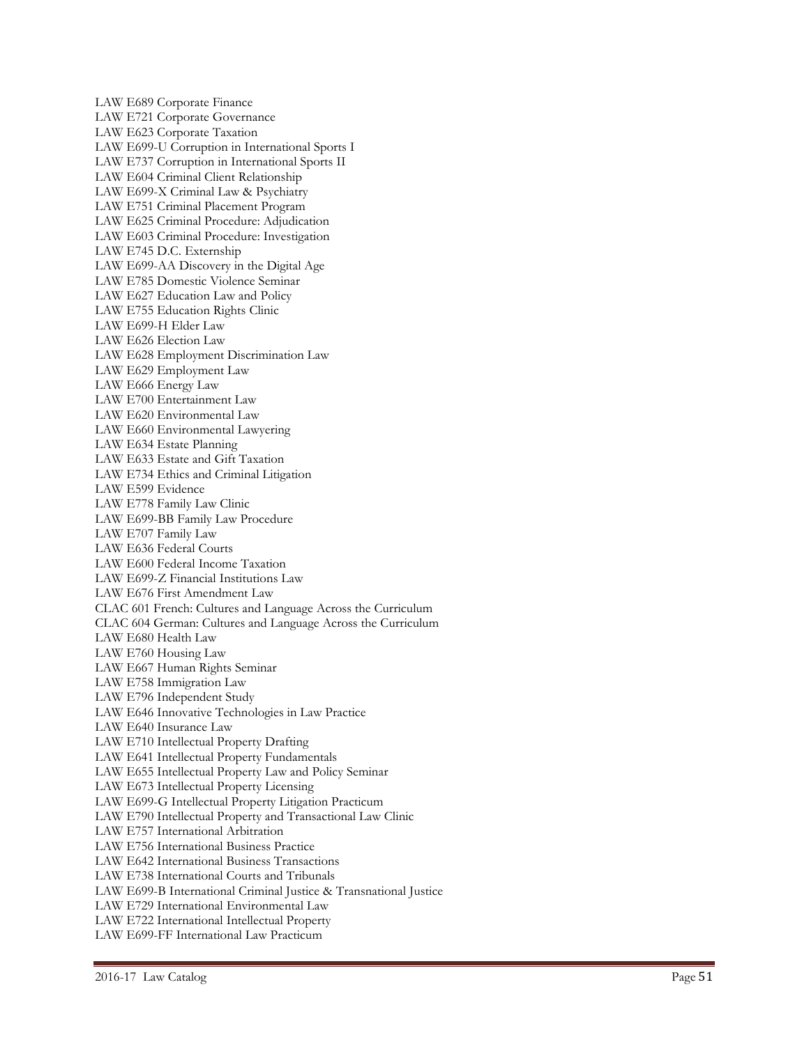LAW E689 Corporate Finance
LAW E721 Corporate Governance
LAW E623 Corporate Taxation
LAW E699-U Corruption in International Sports I
LAW E737 Corruption in International Sports II
LAW E604 Criminal Client Relationship
LAW E699-X Criminal Law & Psychiatry
LAW E751 Criminal Placement Program
LAW E625 Criminal Procedure: Adjudication
LAW E603 Criminal Procedure: Investigation
LAW E745 D.C. Externship
LAW E699-AA Discovery in the Digital Age
LAW E785 Domestic Violence Seminar
LAW E627 Education Law and Policy
LAW E755 Education Rights Clinic
LAW E699-H Elder Law
LAW E626 Election Law
LAW E628 Employment Discrimination Law
LAW E629 Employment Law
LAW E666 Energy Law
LAW E700 Entertainment Law
LAW E620 Environmental Law
LAW E660 Environmental Lawyering
LAW E634 Estate Planning
LAW E633 Estate and Gift Taxation
LAW E734 Ethics and Criminal Litigation
LAW E599 Evidence
LAW E778 Family Law Clinic
LAW E699-BB Family Law Procedure
LAW E707 Family Law
LAW E636 Federal Courts
LAW E600 Federal Income Taxation
LAW E699-Z Financial Institutions Law
LAW E676 First Amendment Law
CLAC 601 French: Cultures and Language Across the Curriculum
CLAC 604 German: Cultures and Language Across the Curriculum
LAW E680 Health Law
LAW E760 Housing Law
LAW E667 Human Rights Seminar
LAW E758 Immigration Law
LAW E796 Independent Study
LAW E646 Innovative Technologies in Law Practice
LAW E640 Insurance Law
LAW E710 Intellectual Property Drafting
LAW E641 Intellectual Property Fundamentals
LAW E655 Intellectual Property Law and Policy Seminar
LAW E673 Intellectual Property Licensing
LAW E699-G Intellectual Property Litigation Practicum
LAW E790 Intellectual Property and Transactional Law Clinic
LAW E757 International Arbitration
LAW E756 International Business Practice
LAW E642 International Business Transactions
LAW E738 International Courts and Tribunals
LAW E699-B International Criminal Justice & Transnational Justice
LAW E729 International Environmental Law
LAW E722 International Intellectual Property
LAW E699-FF International Law Practicum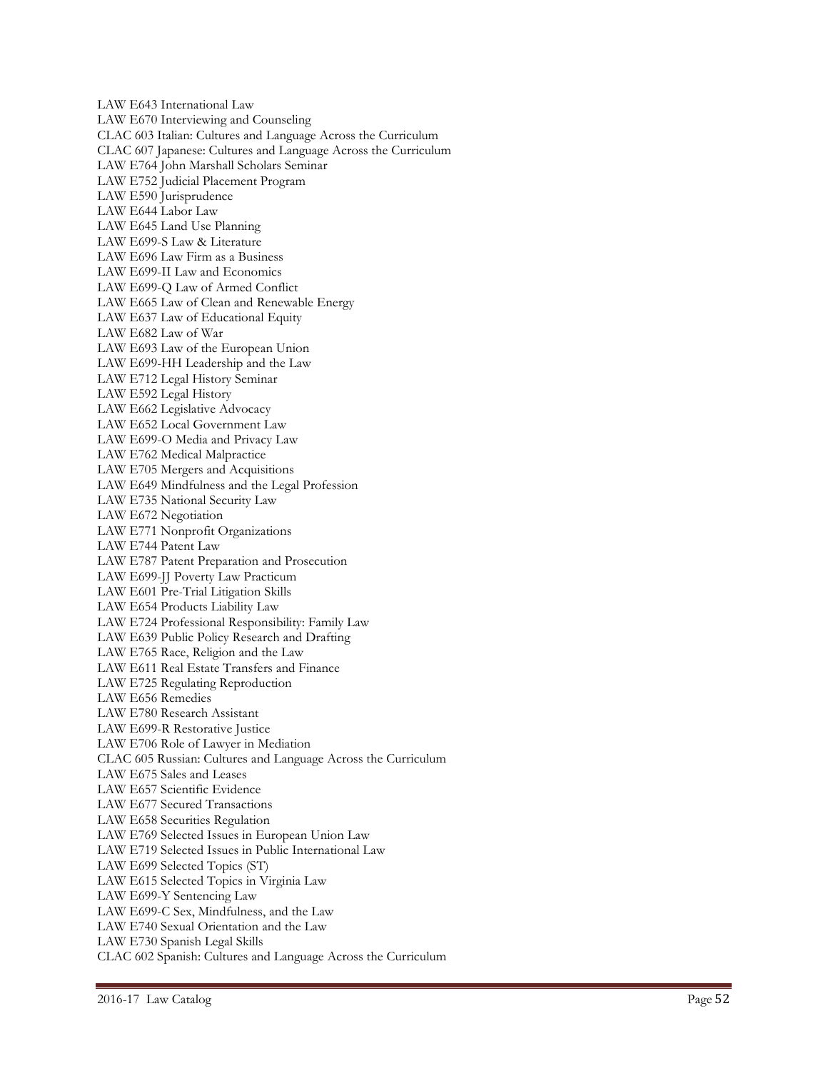LAW E643 International Law
LAW E670 Interviewing and Counseling
CLAC 603 Italian: Cultures and Language Across the Curriculum
CLAC 607 Japanese: Cultures and Language Across the Curriculum
LAW E764 John Marshall Scholars Seminar
LAW E752 Judicial Placement Program
LAW E590 Jurisprudence
LAW E644 Labor Law
LAW E645 Land Use Planning
LAW E699-S Law & Literature
LAW E696 Law Firm as a Business
LAW E699-II Law and Economics
LAW E699-Q Law of Armed Conflict
LAW E665 Law of Clean and Renewable Energy
LAW E637 Law of Educational Equity
LAW E682 Law of War
LAW E693 Law of the European Union
LAW E699-HH Leadership and the Law
LAW E712 Legal History Seminar
LAW E592 Legal History
LAW E662 Legislative Advocacy
LAW E652 Local Government Law
LAW E699-O Media and Privacy Law
LAW E762 Medical Malpractice
LAW E705 Mergers and Acquisitions
LAW E649 Mindfulness and the Legal Profession
LAW E735 National Security Law
LAW E672 Negotiation
LAW E771 Nonprofit Organizations
LAW E744 Patent Law
LAW E787 Patent Preparation and Prosecution
LAW E699-JJ Poverty Law Practicum
LAW E601 Pre-Trial Litigation Skills
LAW E654 Products Liability Law
LAW E724 Professional Responsibility: Family Law
LAW E639 Public Policy Research and Drafting
LAW E765 Race, Religion and the Law
LAW E611 Real Estate Transfers and Finance
LAW E725 Regulating Reproduction
LAW E656 Remedies
LAW E780 Research Assistant
LAW E699-R Restorative Justice
LAW E706 Role of Lawyer in Mediation
CLAC 605 Russian: Cultures and Language Across the Curriculum
LAW E675 Sales and Leases
LAW E657 Scientific Evidence
LAW E677 Secured Transactions
LAW E658 Securities Regulation
LAW E769 Selected Issues in European Union Law
LAW E719 Selected Issues in Public International Law
LAW E699 Selected Topics (ST)
LAW E615 Selected Topics in Virginia Law
LAW E699-Y Sentencing Law
LAW E699-C Sex, Mindfulness, and the Law
LAW E740 Sexual Orientation and the Law
LAW E730 Spanish Legal Skills
CLAC 602 Spanish: Cultures and Language Across the Curriculum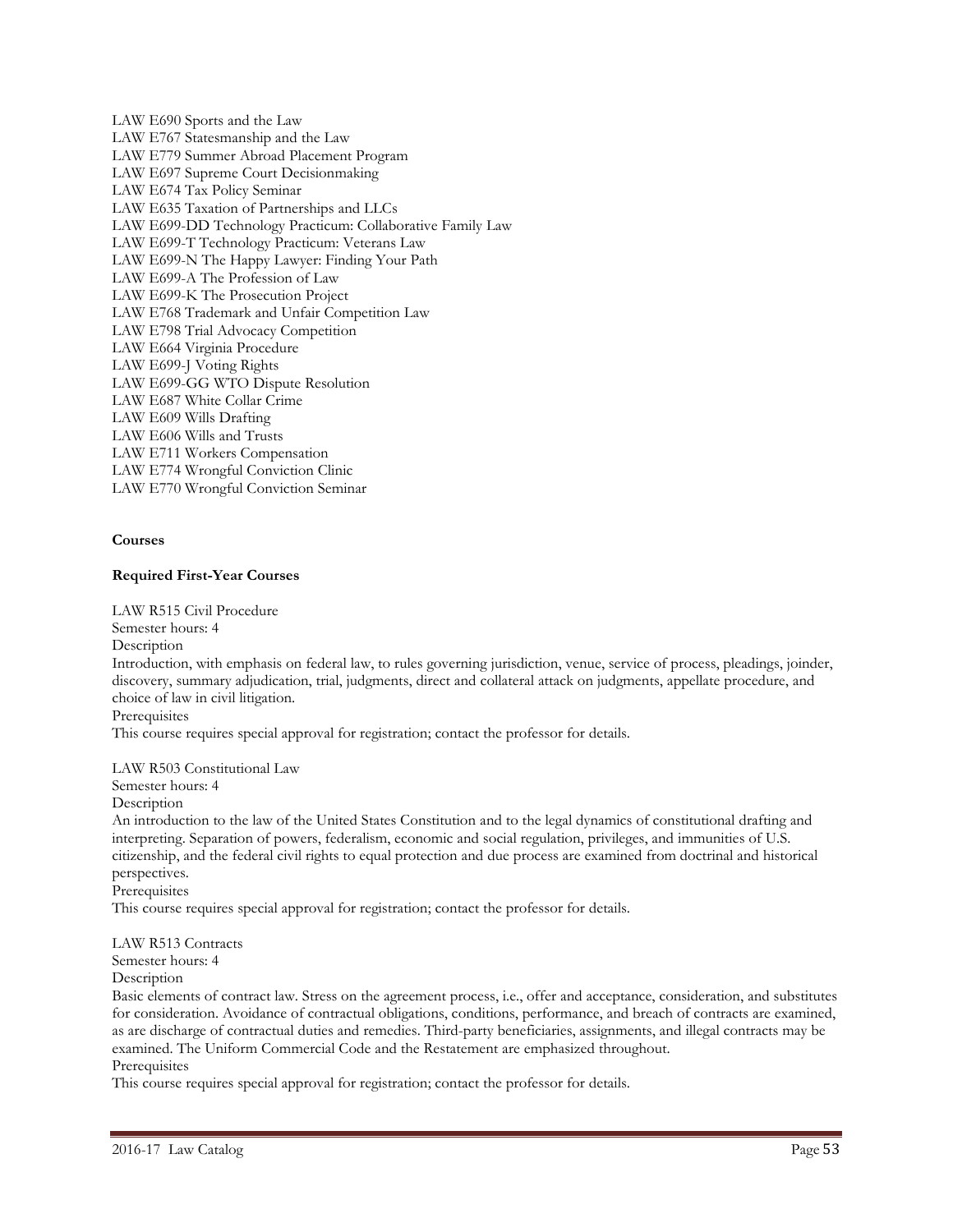LAW E690 Sports and the Law
LAW E767 Statesmanship and the Law
LAW E779 Summer Abroad Placement Program
LAW E697 Supreme Court Decisionmaking
LAW E674 Tax Policy Seminar
LAW E635 Taxation of Partnerships and LLCs
LAW E699-DD Technology Practicum: Collaborative Family Law
LAW E699-T Technology Practicum: Veterans Law
LAW E699-N The Happy Lawyer: Finding Your Path
LAW E699-A The Profession of Law
LAW E699-K The Prosecution Project
LAW E768 Trademark and Unfair Competition Law
LAW E798 Trial Advocacy Competition
LAW E664 Virginia Procedure
LAW E699-J Voting Rights
LAW E699-GG WTO Dispute Resolution
LAW E687 White Collar Crime
LAW E609 Wills Drafting
LAW E606 Wills and Trusts
LAW E711 Workers Compensation
LAW E774 Wrongful Conviction Clinic
LAW E770 Wrongful Conviction Seminar

**Courses**

**Required First-Year Courses**

LAW R515 Civil Procedure
Semester hours: 4
Description
Introduction, with emphasis on federal law, to rules governing jurisdiction, venue, service of process, pleadings, joinder, discovery, summary adjudication, trial, judgments, direct and collateral attack on judgments, appellate procedure, and choice of law in civil litigation.
Prerequisites
This course requires special approval for registration; contact the professor for details.

LAW R503 Constitutional Law
Semester hours: 4
Description
An introduction to the law of the United States Constitution and to the legal dynamics of constitutional drafting and interpreting. Separation of powers, federalism, economic and social regulation, privileges, and immunities of U.S. citizenship, and the federal civil rights to equal protection and due process are examined from doctrinal and historical perspectives.
Prerequisites
This course requires special approval for registration; contact the professor for details.

LAW R513 Contracts
Semester hours: 4
Description
Basic elements of contract law. Stress on the agreement process, i.e., offer and acceptance, consideration, and substitutes for consideration. Avoidance of contractual obligations, conditions, performance, and breach of contracts are examined, as are discharge of contractual duties and remedies. Third-party beneficiaries, assignments, and illegal contracts may be examined. The Uniform Commercial Code and the Restatement are emphasized throughout.
Prerequisites
This course requires special approval for registration; contact the professor for details.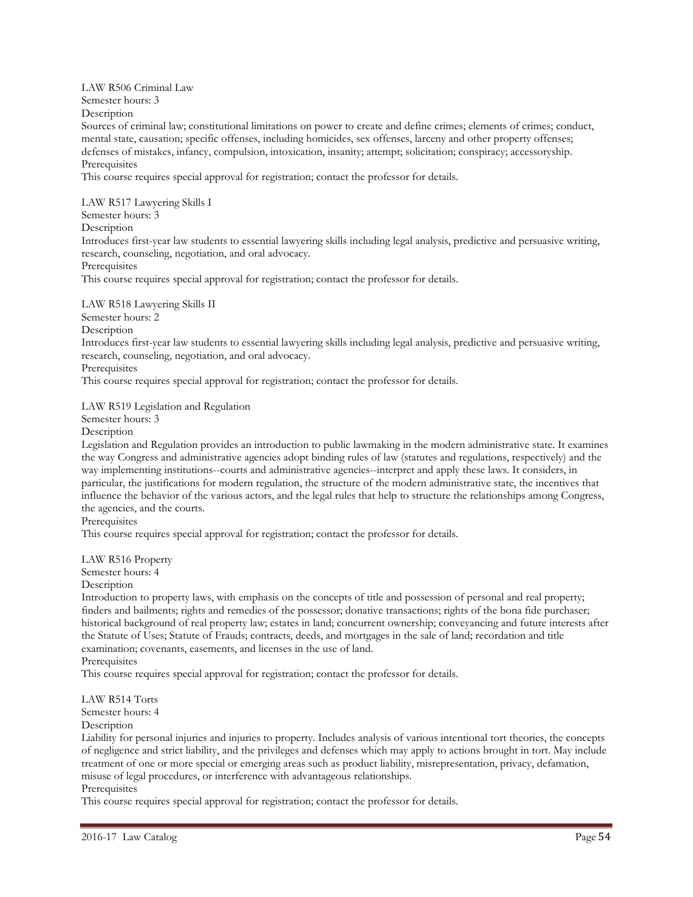LAW R506 Criminal Law

Semester hours: 3

Description

Sources of criminal law; constitutional limitations on power to create and define crimes; elements of crimes; conduct, mental state, causation; specific offenses, including homicides, sex offenses, larceny and other property offenses; defenses of mistakes, infancy, compulsion, intoxication, insanity; attempt; solicitation; conspiracy; accessoryship.

Prerequisites

This course requires special approval for registration; contact the professor for details.

LAW R517 Lawyering Skills I

Semester hours: 3

Description

Introduces first-year law students to essential lawyering skills including legal analysis, predictive and persuasive writing, research, counseling, negotiation, and oral advocacy.

Prerequisites

This course requires special approval for registration; contact the professor for details.

LAW R518 Lawyering Skills II

Semester hours: 2

Description

Introduces first-year law students to essential lawyering skills including legal analysis, predictive and persuasive writing, research, counseling, negotiation, and oral advocacy.

Prerequisites

This course requires special approval for registration; contact the professor for details.

LAW R519 Legislation and Regulation

Semester hours: 3

Description

Legislation and Regulation provides an introduction to public lawmaking in the modern administrative state. It examines the way Congress and administrative agencies adopt binding rules of law (statutes and regulations, respectively) and the way implementing institutions--courts and administrative agencies--interpret and apply these laws. It considers, in particular, the justifications for modern regulation, the structure of the modern administrative state, the incentives that influence the behavior of the various actors, and the legal rules that help to structure the relationships among Congress, the agencies, and the courts.

Prerequisites

This course requires special approval for registration; contact the professor for details.

LAW R516 Property

Semester hours: 4

Description

Introduction to property laws, with emphasis on the concepts of title and possession of personal and real property; finders and bailments; rights and remedies of the possessor; donative transactions; rights of the bona fide purchaser; historical background of real property law; estates in land; concurrent ownership; conveyancing and future interests after the Statute of Uses; Statute of Frauds; contracts, deeds, and mortgages in the sale of land; recordation and title examination; covenants, easements, and licenses in the use of land.

Prerequisites

This course requires special approval for registration; contact the professor for details.

LAW R514 Torts

Semester hours: 4

Description

Liability for personal injuries and injuries to property. Includes analysis of various intentional tort theories, the concepts of negligence and strict liability, and the privileges and defenses which may apply to actions brought in tort. May include treatment of one or more special or emerging areas such as product liability, misrepresentation, privacy, defamation, misuse of legal procedures, or interference with advantageous relationships.

Prerequisites

This course requires special approval for registration; contact the professor for details.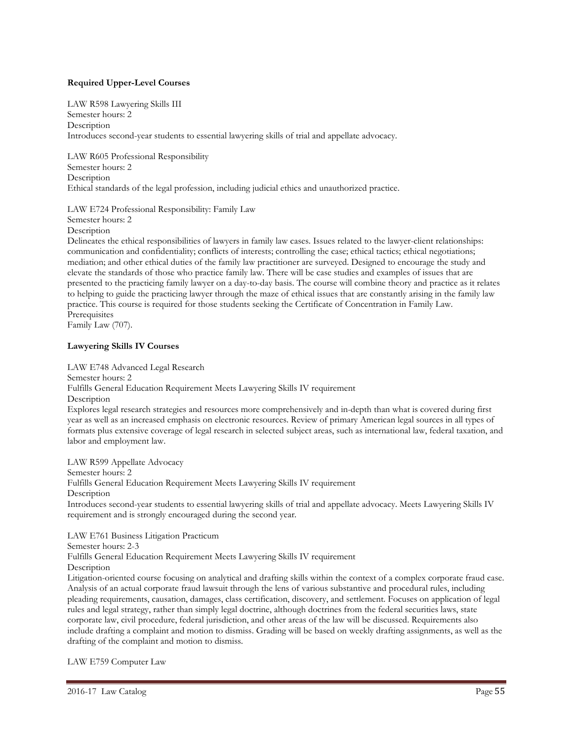**Required Upper-Level Courses**

LAW R598 Lawyering Skills III
Semester hours: 2
Description
Introduces second-year students to essential lawyering skills of trial and appellate advocacy.

LAW R605 Professional Responsibility
Semester hours: 2
Description
Ethical standards of the legal profession, including judicial ethics and unauthorized practice.

LAW E724 Professional Responsibility: Family Law
Semester hours: 2
Description
Delineates the ethical responsibilities of lawyers in family law cases. Issues related to the lawyer-client relationships: communication and confidentiality; conflicts of interests; controlling the case; ethical tactics; ethical negotiations; mediation; and other ethical duties of the family law practitioner are surveyed. Designed to encourage the study and elevate the standards of those who practice family law. There will be case studies and examples of issues that are presented to the practicing family lawyer on a day-to-day basis. The course will combine theory and practice as it relates to helping to guide the practicing lawyer through the maze of ethical issues that are constantly arising in the family law practice. This course is required for those students seeking the Certificate of Concentration in Family Law.
Prerequisites
Family Law (707).

**Lawyering Skills IV Courses**

LAW E748 Advanced Legal Research
Semester hours: 2
Fulfills General Education Requirement Meets Lawyering Skills IV requirement
Description
Explores legal research strategies and resources more comprehensively and in-depth than what is covered during first year as well as an increased emphasis on electronic resources. Review of primary American legal sources in all types of formats plus extensive coverage of legal research in selected subject areas, such as international law, federal taxation, and labor and employment law.

LAW R599 Appellate Advocacy
Semester hours: 2
Fulfills General Education Requirement Meets Lawyering Skills IV requirement
Description
Introduces second-year students to essential lawyering skills of trial and appellate advocacy. Meets Lawyering Skills IV requirement and is strongly encouraged during the second year.

LAW E761 Business Litigation Practicum
Semester hours: 2-3
Fulfills General Education Requirement Meets Lawyering Skills IV requirement
Description
Litigation-oriented course focusing on analytical and drafting skills within the context of a complex corporate fraud case. Analysis of an actual corporate fraud lawsuit through the lens of various substantive and procedural rules, including pleading requirements, causation, damages, class certification, discovery, and settlement. Focuses on application of legal rules and legal strategy, rather than simply legal doctrine, although doctrines from the federal securities laws, state corporate law, civil procedure, federal jurisdiction, and other areas of the law will be discussed. Requirements also include drafting a complaint and motion to dismiss. Grading will be based on weekly drafting assignments, as well as the drafting of the complaint and motion to dismiss.

LAW E759 Computer Law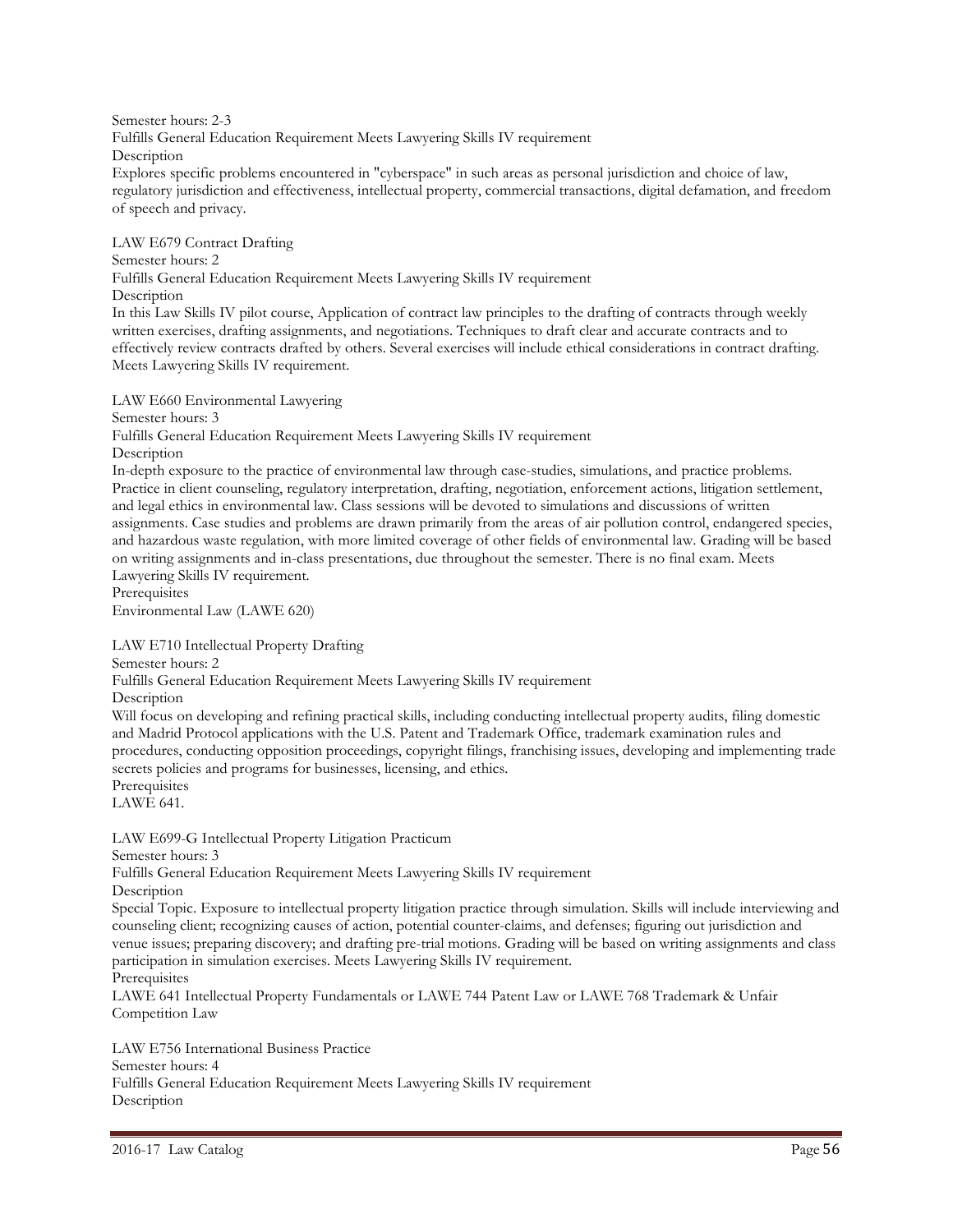Semester hours: 2-3

Fulfills General Education Requirement Meets Lawyering Skills IV requirement

Description

Explores specific problems encountered in "cyberspace" in such areas as personal jurisdiction and choice of law, regulatory jurisdiction and effectiveness, intellectual property, commercial transactions, digital defamation, and freedom of speech and privacy.

LAW E679 Contract Drafting

Semester hours: 2

Fulfills General Education Requirement Meets Lawyering Skills IV requirement

Description

In this Law Skills IV pilot course, Application of contract law principles to the drafting of contracts through weekly written exercises, drafting assignments, and negotiations. Techniques to draft clear and accurate contracts and to effectively review contracts drafted by others. Several exercises will include ethical considerations in contract drafting. Meets Lawyering Skills IV requirement.

LAW E660 Environmental Lawyering

Semester hours: 3

Fulfills General Education Requirement Meets Lawyering Skills IV requirement

Description

In-depth exposure to the practice of environmental law through case-studies, simulations, and practice problems. Practice in client counseling, regulatory interpretation, drafting, negotiation, enforcement actions, litigation settlement, and legal ethics in environmental law. Class sessions will be devoted to simulations and discussions of written assignments. Case studies and problems are drawn primarily from the areas of air pollution control, endangered species, and hazardous waste regulation, with more limited coverage of other fields of environmental law. Grading will be based on writing assignments and in-class presentations, due throughout the semester. There is no final exam. Meets Lawyering Skills IV requirement.

Prerequisites

Environmental Law (LAWE 620)

LAW E710 Intellectual Property Drafting

Semester hours: 2

Fulfills General Education Requirement Meets Lawyering Skills IV requirement

Description

Will focus on developing and refining practical skills, including conducting intellectual property audits, filing domestic and Madrid Protocol applications with the U.S. Patent and Trademark Office, trademark examination rules and procedures, conducting opposition proceedings, copyright filings, franchising issues, developing and implementing trade secrets policies and programs for businesses, licensing, and ethics.

Prerequisites

LAWE 641.

LAW E699-G Intellectual Property Litigation Practicum

Semester hours: 3

Fulfills General Education Requirement Meets Lawyering Skills IV requirement

Description

Special Topic. Exposure to intellectual property litigation practice through simulation. Skills will include interviewing and counseling client; recognizing causes of action, potential counter-claims, and defenses; figuring out jurisdiction and venue issues; preparing discovery; and drafting pre-trial motions. Grading will be based on writing assignments and class participation in simulation exercises. Meets Lawyering Skills IV requirement.

Prerequisites

LAWE 641 Intellectual Property Fundamentals or LAWE 744 Patent Law or LAWE 768 Trademark & Unfair Competition Law

LAW E756 International Business Practice

Semester hours: 4

Fulfills General Education Requirement Meets Lawyering Skills IV requirement

Description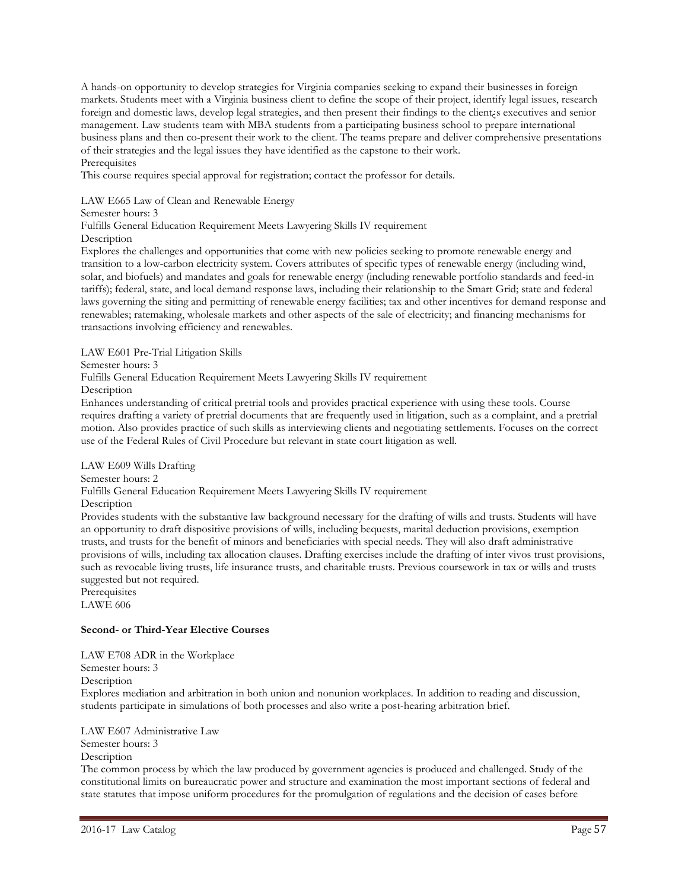A hands-on opportunity to develop strategies for Virginia companies seeking to expand their businesses in foreign markets. Students meet with a Virginia business client to define the scope of their project, identify legal issues, research foreign and domestic laws, develop legal strategies, and then present their findings to the client¿s executives and senior management. Law students team with MBA students from a participating business school to prepare international business plans and then co-present their work to the client. The teams prepare and deliver comprehensive presentations of their strategies and the legal issues they have identified as the capstone to their work.

Prerequisites

This course requires special approval for registration; contact the professor for details.

LAW E665 Law of Clean and Renewable Energy

Semester hours: 3

Fulfills General Education Requirement Meets Lawyering Skills IV requirement

Description

Explores the challenges and opportunities that come with new policies seeking to promote renewable energy and transition to a low-carbon electricity system. Covers attributes of specific types of renewable energy (including wind, solar, and biofuels) and mandates and goals for renewable energy (including renewable portfolio standards and feed-in tariffs); federal, state, and local demand response laws, including their relationship to the Smart Grid; state and federal laws governing the siting and permitting of renewable energy facilities; tax and other incentives for demand response and renewables; ratemaking, wholesale markets and other aspects of the sale of electricity; and financing mechanisms for transactions involving efficiency and renewables.

LAW E601 Pre-Trial Litigation Skills

Semester hours: 3

Fulfills General Education Requirement Meets Lawyering Skills IV requirement

Description

Enhances understanding of critical pretrial tools and provides practical experience with using these tools. Course requires drafting a variety of pretrial documents that are frequently used in litigation, such as a complaint, and a pretrial motion. Also provides practice of such skills as interviewing clients and negotiating settlements. Focuses on the correct use of the Federal Rules of Civil Procedure but relevant in state court litigation as well.

LAW E609 Wills Drafting

Semester hours: 2

Fulfills General Education Requirement Meets Lawyering Skills IV requirement

Description

Provides students with the substantive law background necessary for the drafting of wills and trusts. Students will have an opportunity to draft dispositive provisions of wills, including bequests, marital deduction provisions, exemption trusts, and trusts for the benefit of minors and beneficiaries with special needs. They will also draft administrative provisions of wills, including tax allocation clauses. Drafting exercises include the drafting of inter vivos trust provisions, such as revocable living trusts, life insurance trusts, and charitable trusts. Previous coursework in tax or wills and trusts suggested but not required.

Prerequisites

LAWE 606

**Second- or Third-Year Elective Courses**

LAW E708 ADR in the Workplace

Semester hours: 3

Description

Explores mediation and arbitration in both union and nonunion workplaces. In addition to reading and discussion, students participate in simulations of both processes and also write a post-hearing arbitration brief.

LAW E607 Administrative Law

Semester hours: 3

Description

The common process by which the law produced by government agencies is produced and challenged. Study of the constitutional limits on bureaucratic power and structure and examination the most important sections of federal and state statutes that impose uniform procedures for the promulgation of regulations and the decision of cases before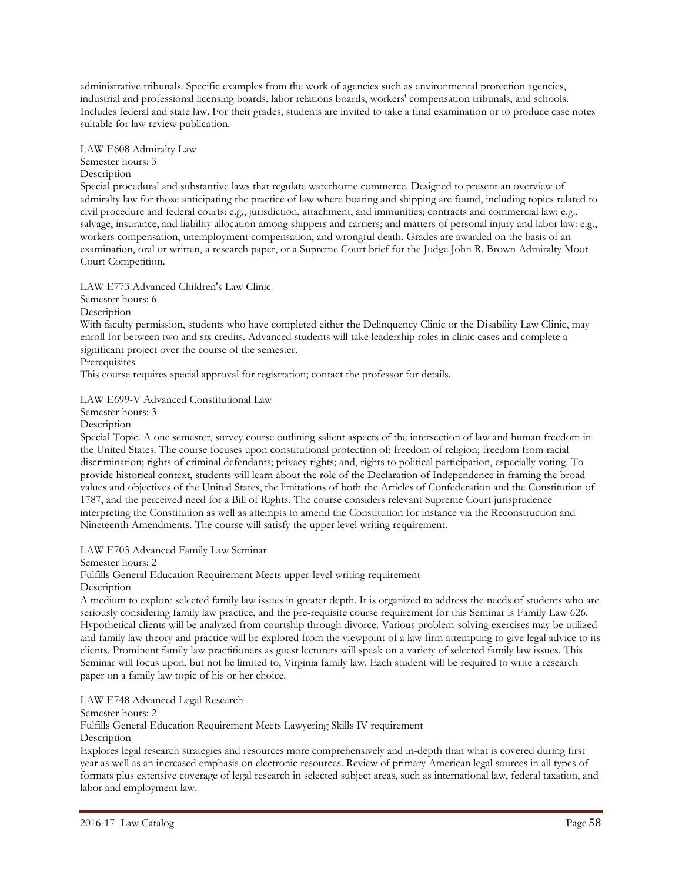administrative tribunals. Specific examples from the work of agencies such as environmental protection agencies, industrial and professional licensing boards, labor relations boards, workers' compensation tribunals, and schools. Includes federal and state law. For their grades, students are invited to take a final examination or to produce case notes suitable for law review publication.

LAW E608 Admiralty Law

Semester hours: 3

Description

Special procedural and substantive laws that regulate waterborne commerce. Designed to present an overview of admiralty law for those anticipating the practice of law where boating and shipping are found, including topics related to civil procedure and federal courts: e.g., jurisdiction, attachment, and immunities; contracts and commercial law: e.g., salvage, insurance, and liability allocation among shippers and carriers; and matters of personal injury and labor law: e.g., workers compensation, unemployment compensation, and wrongful death. Grades are awarded on the basis of an examination, oral or written, a research paper, or a Supreme Court brief for the Judge John R. Brown Admiralty Moot Court Competition.

LAW E773 Advanced Children's Law Clinic

Semester hours: 6

Description

With faculty permission, students who have completed either the Delinquency Clinic or the Disability Law Clinic, may enroll for between two and six credits. Advanced students will take leadership roles in clinic cases and complete a significant project over the course of the semester.

Prerequisites

This course requires special approval for registration; contact the professor for details.

LAW E699-V Advanced Constitutional Law

Semester hours: 3

Description

Special Topic. A one semester, survey course outlining salient aspects of the intersection of law and human freedom in the United States. The course focuses upon constitutional protection of: freedom of religion; freedom from racial discrimination; rights of criminal defendants; privacy rights; and, rights to political participation, especially voting. To provide historical context, students will learn about the role of the Declaration of Independence in framing the broad values and objectives of the United States, the limitations of both the Articles of Confederation and the Constitution of 1787, and the perceived need for a Bill of Rights. The course considers relevant Supreme Court jurisprudence interpreting the Constitution as well as attempts to amend the Constitution for instance via the Reconstruction and Nineteenth Amendments. The course will satisfy the upper level writing requirement.

LAW E703 Advanced Family Law Seminar

Semester hours: 2

Fulfills General Education Requirement Meets upper-level writing requirement

Description

A medium to explore selected family law issues in greater depth. It is organized to address the needs of students who are seriously considering family law practice, and the pre-requisite course requirement for this Seminar is Family Law 626. Hypothetical clients will be analyzed from courtship through divorce. Various problem-solving exercises may be utilized and family law theory and practice will be explored from the viewpoint of a law firm attempting to give legal advice to its clients. Prominent family law practitioners as guest lecturers will speak on a variety of selected family law issues. This Seminar will focus upon, but not be limited to, Virginia family law. Each student will be required to write a research paper on a family law topic of his or her choice.

LAW E748 Advanced Legal Research

Semester hours: 2

Fulfills General Education Requirement Meets Lawyering Skills IV requirement

Description

Explores legal research strategies and resources more comprehensively and in-depth than what is covered during first year as well as an increased emphasis on electronic resources. Review of primary American legal sources in all types of formats plus extensive coverage of legal research in selected subject areas, such as international law, federal taxation, and labor and employment law.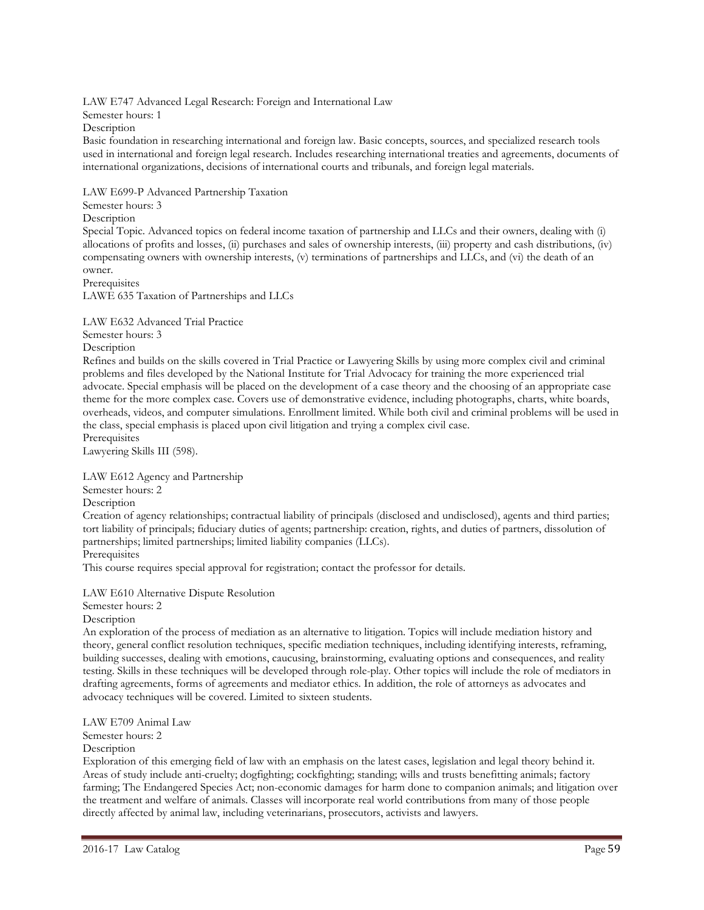LAW E747 Advanced Legal Research: Foreign and International Law
Semester hours: 1
Description
Basic foundation in researching international and foreign law. Basic concepts, sources, and specialized research tools used in international and foreign legal research. Includes researching international treaties and agreements, documents of international organizations, decisions of international courts and tribunals, and foreign legal materials.

LAW E699-P Advanced Partnership Taxation
Semester hours: 3
Description
Special Topic. Advanced topics on federal income taxation of partnership and LLCs and their owners, dealing with (i) allocations of profits and losses, (ii) purchases and sales of ownership interests, (iii) property and cash distributions, (iv) compensating owners with ownership interests, (v) terminations of partnerships and LLCs, and (vi) the death of an owner.
Prerequisites
LAWE 635 Taxation of Partnerships and LLCs

LAW E632 Advanced Trial Practice
Semester hours: 3
Description
Refines and builds on the skills covered in Trial Practice or Lawyering Skills by using more complex civil and criminal problems and files developed by the National Institute for Trial Advocacy for training the more experienced trial advocate. Special emphasis will be placed on the development of a case theory and the choosing of an appropriate case theme for the more complex case. Covers use of demonstrative evidence, including photographs, charts, white boards, overheads, videos, and computer simulations. Enrollment limited. While both civil and criminal problems will be used in the class, special emphasis is placed upon civil litigation and trying a complex civil case.
Prerequisites
Lawyering Skills III (598).

LAW E612 Agency and Partnership
Semester hours: 2
Description
Creation of agency relationships; contractual liability of principals (disclosed and undisclosed), agents and third parties; tort liability of principals; fiduciary duties of agents; partnership: creation, rights, and duties of partners, dissolution of partnerships; limited partnerships; limited liability companies (LLCs).
Prerequisites
This course requires special approval for registration; contact the professor for details.

LAW E610 Alternative Dispute Resolution
Semester hours: 2
Description
An exploration of the process of mediation as an alternative to litigation. Topics will include mediation history and theory, general conflict resolution techniques, specific mediation techniques, including identifying interests, reframing, building successes, dealing with emotions, caucusing, brainstorming, evaluating options and consequences, and reality testing. Skills in these techniques will be developed through role-play. Other topics will include the role of mediators in drafting agreements, forms of agreements and mediator ethics. In addition, the role of attorneys as advocates and advocacy techniques will be covered. Limited to sixteen students.

LAW E709 Animal Law
Semester hours: 2
Description
Exploration of this emerging field of law with an emphasis on the latest cases, legislation and legal theory behind it. Areas of study include anti-cruelty; dogfighting; cockfighting; standing; wills and trusts benefitting animals; factory farming; The Endangered Species Act; non-economic damages for harm done to companion animals; and litigation over the treatment and welfare of animals. Classes will incorporate real world contributions from many of those people directly affected by animal law, including veterinarians, prosecutors, activists and lawyers.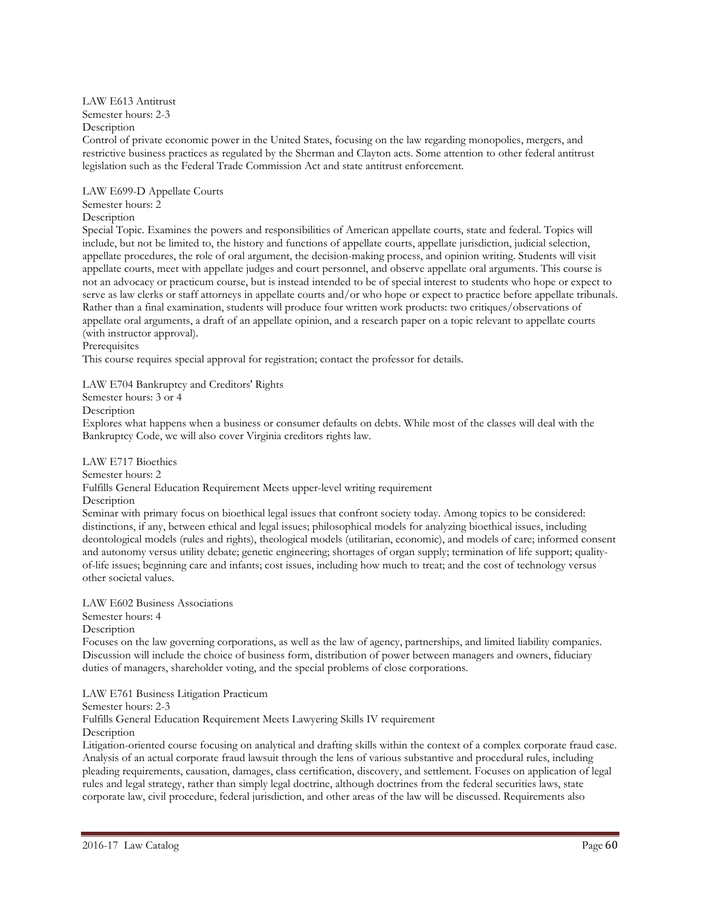LAW E613 Antitrust
Semester hours: 2-3
Description
Control of private economic power in the United States, focusing on the law regarding monopolies, mergers, and restrictive business practices as regulated by the Sherman and Clayton acts. Some attention to other federal antitrust legislation such as the Federal Trade Commission Act and state antitrust enforcement.

LAW E699-D Appellate Courts
Semester hours: 2
Description
Special Topic. Examines the powers and responsibilities of American appellate courts, state and federal. Topics will include, but not be limited to, the history and functions of appellate courts, appellate jurisdiction, judicial selection, appellate procedures, the role of oral argument, the decision-making process, and opinion writing. Students will visit appellate courts, meet with appellate judges and court personnel, and observe appellate oral arguments. This course is not an advocacy or practicum course, but is instead intended to be of special interest to students who hope or expect to serve as law clerks or staff attorneys in appellate courts and/or who hope or expect to practice before appellate tribunals. Rather than a final examination, students will produce four written work products: two critiques/observations of appellate oral arguments, a draft of an appellate opinion, and a research paper on a topic relevant to appellate courts (with instructor approval).
Prerequisites
This course requires special approval for registration; contact the professor for details.

LAW E704 Bankruptcy and Creditors' Rights
Semester hours: 3 or 4
Description
Explores what happens when a business or consumer defaults on debts. While most of the classes will deal with the Bankruptcy Code, we will also cover Virginia creditors rights law.

LAW E717 Bioethics
Semester hours: 2
Fulfills General Education Requirement Meets upper-level writing requirement
Description
Seminar with primary focus on bioethical legal issues that confront society today. Among topics to be considered: distinctions, if any, between ethical and legal issues; philosophical models for analyzing bioethical issues, including deontological models (rules and rights), theological models (utilitarian, economic), and models of care; informed consent and autonomy versus utility debate; genetic engineering; shortages of organ supply; termination of life support; quality-of-life issues; beginning care and infants; cost issues, including how much to treat; and the cost of technology versus other societal values.

LAW E602 Business Associations
Semester hours: 4
Description
Focuses on the law governing corporations, as well as the law of agency, partnerships, and limited liability companies. Discussion will include the choice of business form, distribution of power between managers and owners, fiduciary duties of managers, shareholder voting, and the special problems of close corporations.

LAW E761 Business Litigation Practicum
Semester hours: 2-3
Fulfills General Education Requirement Meets Lawyering Skills IV requirement
Description
Litigation-oriented course focusing on analytical and drafting skills within the context of a complex corporate fraud case. Analysis of an actual corporate fraud lawsuit through the lens of various substantive and procedural rules, including pleading requirements, causation, damages, class certification, discovery, and settlement. Focuses on application of legal rules and legal strategy, rather than simply legal doctrine, although doctrines from the federal securities laws, state corporate law, civil procedure, federal jurisdiction, and other areas of the law will be discussed. Requirements also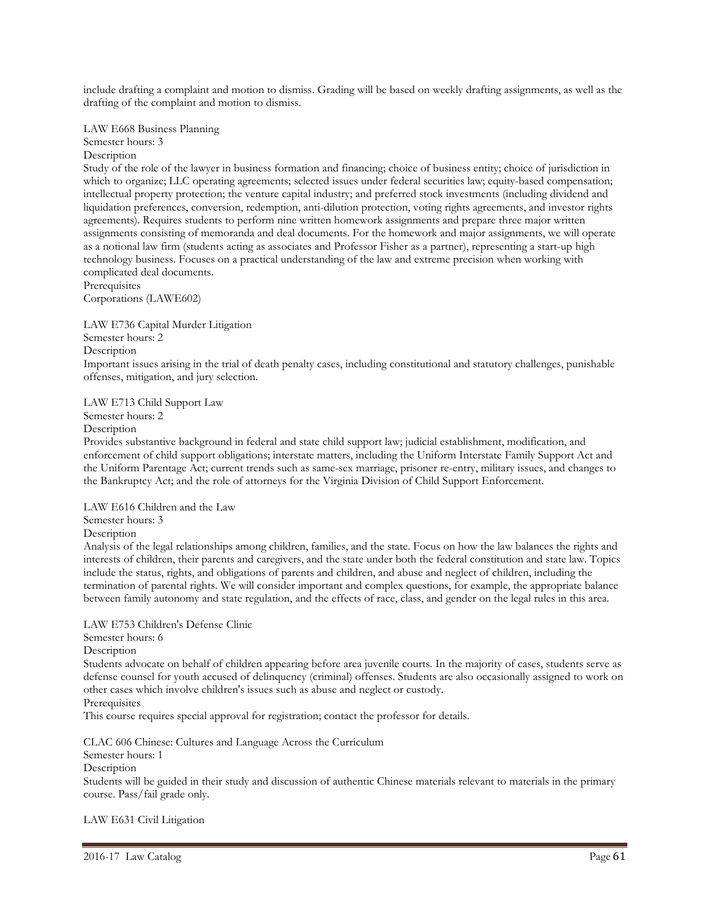include drafting a complaint and motion to dismiss. Grading will be based on weekly drafting assignments, as well as the drafting of the complaint and motion to dismiss.

LAW E668 Business Planning
Semester hours: 3
Description
Study of the role of the lawyer in business formation and financing; choice of business entity; choice of jurisdiction in which to organize; LLC operating agreements; selected issues under federal securities law; equity-based compensation; intellectual property protection; the venture capital industry; and preferred stock investments (including dividend and liquidation preferences, conversion, redemption, anti-dilution protection, voting rights agreements, and investor rights agreements). Requires students to perform nine written homework assignments and prepare three major written assignments consisting of memoranda and deal documents. For the homework and major assignments, we will operate as a notional law firm (students acting as associates and Professor Fisher as a partner), representing a start-up high technology business. Focuses on a practical understanding of the law and extreme precision when working with complicated deal documents.
Prerequisites
Corporations (LAWE602)

LAW E736 Capital Murder Litigation
Semester hours: 2
Description
Important issues arising in the trial of death penalty cases, including constitutional and statutory challenges, punishable offenses, mitigation, and jury selection.

LAW E713 Child Support Law
Semester hours: 2
Description
Provides substantive background in federal and state child support law; judicial establishment, modification, and enforcement of child support obligations; interstate matters, including the Uniform Interstate Family Support Act and the Uniform Parentage Act; current trends such as same-sex marriage, prisoner re-entry, military issues, and changes to the Bankruptcy Act; and the role of attorneys for the Virginia Division of Child Support Enforcement.

LAW E616 Children and the Law
Semester hours: 3
Description
Analysis of the legal relationships among children, families, and the state. Focus on how the law balances the rights and interests of children, their parents and caregivers, and the state under both the federal constitution and state law. Topics include the status, rights, and obligations of parents and children, and abuse and neglect of children, including the termination of parental rights. We will consider important and complex questions, for example, the appropriate balance between family autonomy and state regulation, and the effects of race, class, and gender on the legal rules in this area.

LAW E753 Children's Defense Clinic
Semester hours: 6
Description
Students advocate on behalf of children appearing before area juvenile courts. In the majority of cases, students serve as defense counsel for youth accused of delinquency (criminal) offenses. Students are also occasionally assigned to work on other cases which involve children's issues such as abuse and neglect or custody.
Prerequisites
This course requires special approval for registration; contact the professor for details.

CLAC 606 Chinese: Cultures and Language Across the Curriculum
Semester hours: 1
Description
Students will be guided in their study and discussion of authentic Chinese materials relevant to materials in the primary course. Pass/fail grade only.

LAW E631 Civil Litigation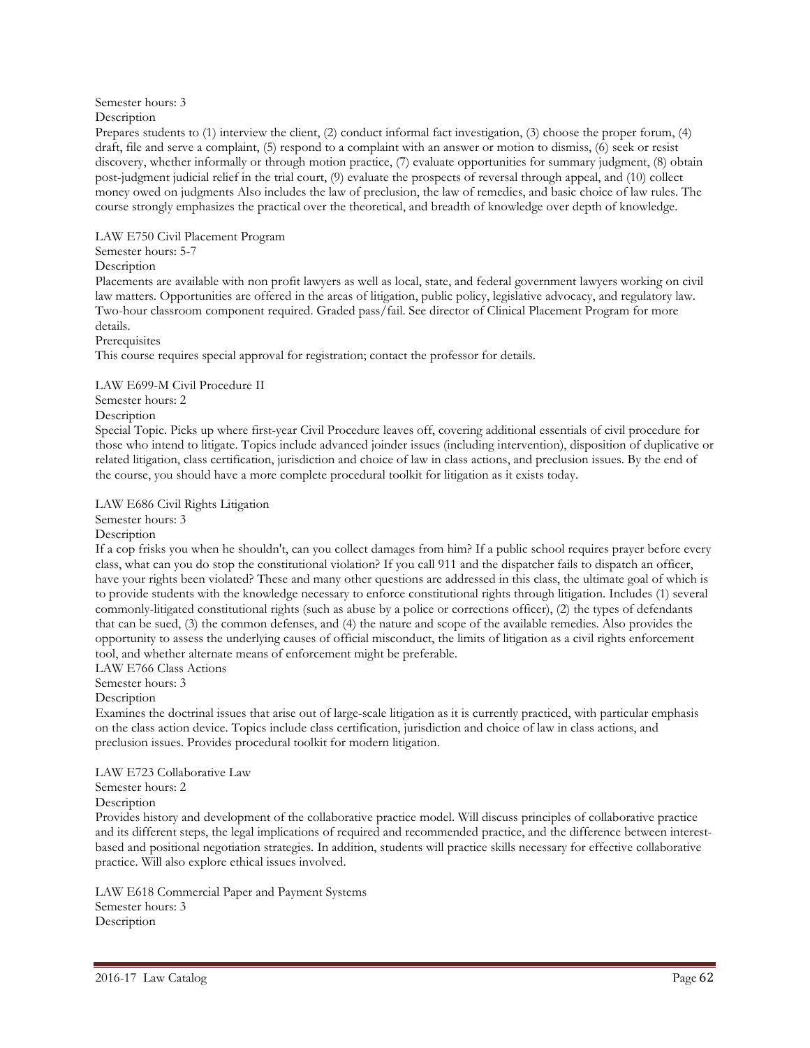Semester hours: 3

Description

Prepares students to (1) interview the client, (2) conduct informal fact investigation, (3) choose the proper forum, (4) draft, file and serve a complaint, (5) respond to a complaint with an answer or motion to dismiss, (6) seek or resist discovery, whether informally or through motion practice, (7) evaluate opportunities for summary judgment, (8) obtain post-judgment judicial relief in the trial court, (9) evaluate the prospects of reversal through appeal, and (10) collect money owed on judgments Also includes the law of preclusion, the law of remedies, and basic choice of law rules. The course strongly emphasizes the practical over the theoretical, and breadth of knowledge over depth of knowledge.

LAW E750 Civil Placement Program

Semester hours: 5-7

Description

Placements are available with non profit lawyers as well as local, state, and federal government lawyers working on civil law matters. Opportunities are offered in the areas of litigation, public policy, legislative advocacy, and regulatory law. Two-hour classroom component required. Graded pass/fail. See director of Clinical Placement Program for more details.

Prerequisites

This course requires special approval for registration; contact the professor for details.

LAW E699-M Civil Procedure II

Semester hours: 2

Description

Special Topic. Picks up where first-year Civil Procedure leaves off, covering additional essentials of civil procedure for those who intend to litigate. Topics include advanced joinder issues (including intervention), disposition of duplicative or related litigation, class certification, jurisdiction and choice of law in class actions, and preclusion issues. By the end of the course, you should have a more complete procedural toolkit for litigation as it exists today.

LAW E686 Civil Rights Litigation

Semester hours: 3

Description

If a cop frisks you when he shouldn't, can you collect damages from him? If a public school requires prayer before every class, what can you do stop the constitutional violation? If you call 911 and the dispatcher fails to dispatch an officer, have your rights been violated? These and many other questions are addressed in this class, the ultimate goal of which is to provide students with the knowledge necessary to enforce constitutional rights through litigation. Includes (1) several commonly-litigated constitutional rights (such as abuse by a police or corrections officer), (2) the types of defendants that can be sued, (3) the common defenses, and (4) the nature and scope of the available remedies. Also provides the opportunity to assess the underlying causes of official misconduct, the limits of litigation as a civil rights enforcement tool, and whether alternate means of enforcement might be preferable.

LAW E766 Class Actions

Semester hours: 3

Description

Examines the doctrinal issues that arise out of large-scale litigation as it is currently practiced, with particular emphasis on the class action device. Topics include class certification, jurisdiction and choice of law in class actions, and preclusion issues. Provides procedural toolkit for modern litigation.

LAW E723 Collaborative Law

Semester hours: 2

Description

Provides history and development of the collaborative practice model. Will discuss principles of collaborative practice and its different steps, the legal implications of required and recommended practice, and the difference between interest-based and positional negotiation strategies. In addition, students will practice skills necessary for effective collaborative practice. Will also explore ethical issues involved.

LAW E618 Commercial Paper and Payment Systems

Semester hours: 3

Description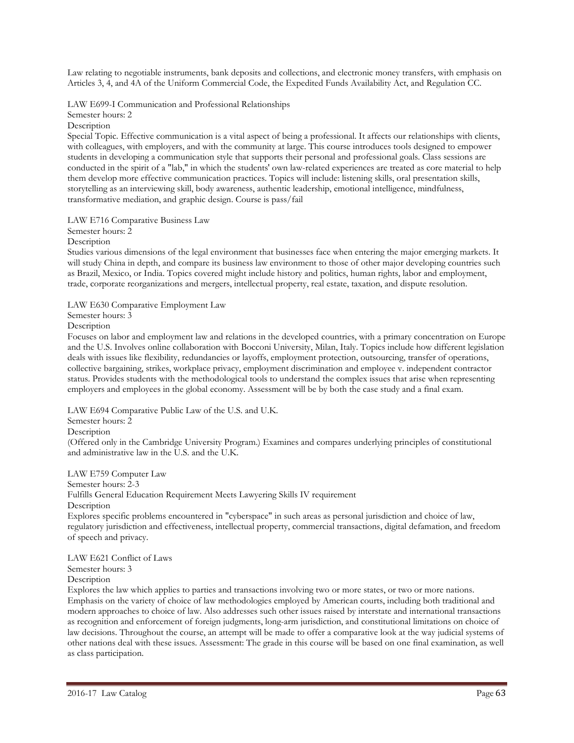Law relating to negotiable instruments, bank deposits and collections, and electronic money transfers, with emphasis on Articles 3, 4, and 4A of the Uniform Commercial Code, the Expedited Funds Availability Act, and Regulation CC.

LAW E699-I Communication and Professional Relationships

Semester hours: 2

Description

Special Topic. Effective communication is a vital aspect of being a professional. It affects our relationships with clients, with colleagues, with employers, and with the community at large. This course introduces tools designed to empower students in developing a communication style that supports their personal and professional goals. Class sessions are conducted in the spirit of a "lab," in which the students' own law-related experiences are treated as core material to help them develop more effective communication practices. Topics will include: listening skills, oral presentation skills, storytelling as an interviewing skill, body awareness, authentic leadership, emotional intelligence, mindfulness, transformative mediation, and graphic design. Course is pass/fail

LAW E716 Comparative Business Law

Semester hours: 2

Description

Studies various dimensions of the legal environment that businesses face when entering the major emerging markets. It will study China in depth, and compare its business law environment to those of other major developing countries such as Brazil, Mexico, or India. Topics covered might include history and politics, human rights, labor and employment, trade, corporate reorganizations and mergers, intellectual property, real estate, taxation, and dispute resolution.

LAW E630 Comparative Employment Law

Semester hours: 3

Description

Focuses on labor and employment law and relations in the developed countries, with a primary concentration on Europe and the U.S. Involves online collaboration with Bocconi University, Milan, Italy. Topics include how different legislation deals with issues like flexibility, redundancies or layoffs, employment protection, outsourcing, transfer of operations, collective bargaining, strikes, workplace privacy, employment discrimination and employee v. independent contractor status. Provides students with the methodological tools to understand the complex issues that arise when representing employers and employees in the global economy. Assessment will be by both the case study and a final exam.

LAW E694 Comparative Public Law of the U.S. and U.K.

Semester hours: 2

Description

(Offered only in the Cambridge University Program.) Examines and compares underlying principles of constitutional and administrative law in the U.S. and the U.K.

LAW E759 Computer Law

Semester hours: 2-3

Fulfills General Education Requirement Meets Lawyering Skills IV requirement

Description

Explores specific problems encountered in "cyberspace" in such areas as personal jurisdiction and choice of law, regulatory jurisdiction and effectiveness, intellectual property, commercial transactions, digital defamation, and freedom of speech and privacy.

LAW E621 Conflict of Laws

Semester hours: 3

Description

Explores the law which applies to parties and transactions involving two or more states, or two or more nations. Emphasis on the variety of choice of law methodologies employed by American courts, including both traditional and modern approaches to choice of law. Also addresses such other issues raised by interstate and international transactions as recognition and enforcement of foreign judgments, long-arm jurisdiction, and constitutional limitations on choice of law decisions. Throughout the course, an attempt will be made to offer a comparative look at the way judicial systems of other nations deal with these issues. Assessment: The grade in this course will be based on one final examination, as well as class participation.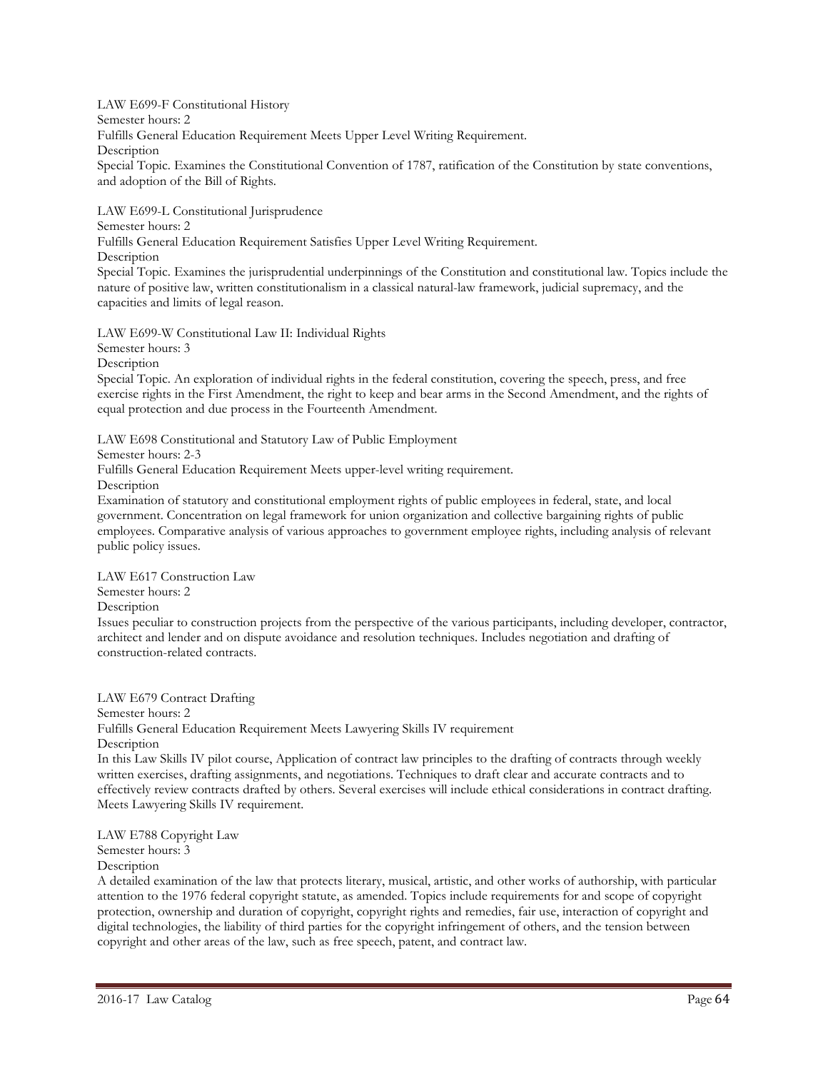LAW E699-F Constitutional History
Semester hours: 2
Fulfills General Education Requirement Meets Upper Level Writing Requirement.
Description
Special Topic. Examines the Constitutional Convention of 1787, ratification of the Constitution by state conventions, and adoption of the Bill of Rights.

LAW E699-L Constitutional Jurisprudence
Semester hours: 2
Fulfills General Education Requirement Satisfies Upper Level Writing Requirement.
Description
Special Topic. Examines the jurisprudential underpinnings of the Constitution and constitutional law. Topics include the nature of positive law, written constitutionalism in a classical natural-law framework, judicial supremacy, and the capacities and limits of legal reason.

LAW E699-W Constitutional Law II: Individual Rights
Semester hours: 3
Description
Special Topic. An exploration of individual rights in the federal constitution, covering the speech, press, and free exercise rights in the First Amendment, the right to keep and bear arms in the Second Amendment, and the rights of equal protection and due process in the Fourteenth Amendment.

LAW E698 Constitutional and Statutory Law of Public Employment
Semester hours: 2-3
Fulfills General Education Requirement Meets upper-level writing requirement.
Description
Examination of statutory and constitutional employment rights of public employees in federal, state, and local government. Concentration on legal framework for union organization and collective bargaining rights of public employees. Comparative analysis of various approaches to government employee rights, including analysis of relevant public policy issues.

LAW E617 Construction Law
Semester hours: 2
Description
Issues peculiar to construction projects from the perspective of the various participants, including developer, contractor, architect and lender and on dispute avoidance and resolution techniques. Includes negotiation and drafting of construction-related contracts.

LAW E679 Contract Drafting
Semester hours: 2
Fulfills General Education Requirement Meets Lawyering Skills IV requirement
Description
In this Law Skills IV pilot course, Application of contract law principles to the drafting of contracts through weekly written exercises, drafting assignments, and negotiations. Techniques to draft clear and accurate contracts and to effectively review contracts drafted by others. Several exercises will include ethical considerations in contract drafting. Meets Lawyering Skills IV requirement.

LAW E788 Copyright Law
Semester hours: 3
Description
A detailed examination of the law that protects literary, musical, artistic, and other works of authorship, with particular attention to the 1976 federal copyright statute, as amended. Topics include requirements for and scope of copyright protection, ownership and duration of copyright, copyright rights and remedies, fair use, interaction of copyright and digital technologies, the liability of third parties for the copyright infringement of others, and the tension between copyright and other areas of the law, such as free speech, patent, and contract law.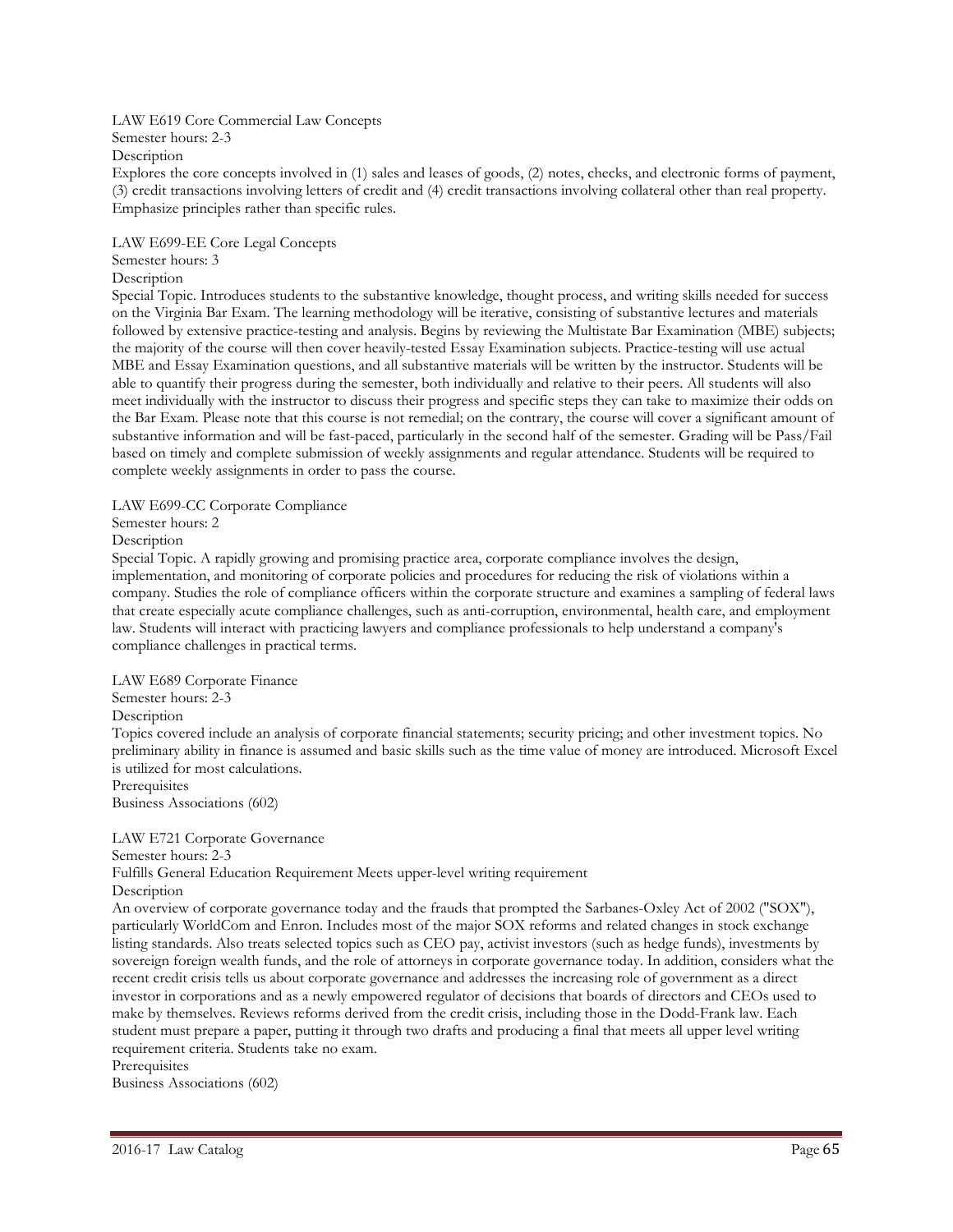LAW E619 Core Commercial Law Concepts

Semester hours: 2-3

Description

Explores the core concepts involved in (1) sales and leases of goods, (2) notes, checks, and electronic forms of payment, (3) credit transactions involving letters of credit and (4) credit transactions involving collateral other than real property. Emphasize principles rather than specific rules.

LAW E699-EE Core Legal Concepts

Semester hours: 3

Description

Special Topic. Introduces students to the substantive knowledge, thought process, and writing skills needed for success on the Virginia Bar Exam. The learning methodology will be iterative, consisting of substantive lectures and materials followed by extensive practice-testing and analysis. Begins by reviewing the Multistate Bar Examination (MBE) subjects; the majority of the course will then cover heavily-tested Essay Examination subjects. Practice-testing will use actual MBE and Essay Examination questions, and all substantive materials will be written by the instructor. Students will be able to quantify their progress during the semester, both individually and relative to their peers. All students will also meet individually with the instructor to discuss their progress and specific steps they can take to maximize their odds on the Bar Exam. Please note that this course is not remedial; on the contrary, the course will cover a significant amount of substantive information and will be fast-paced, particularly in the second half of the semester. Grading will be Pass/Fail based on timely and complete submission of weekly assignments and regular attendance. Students will be required to complete weekly assignments in order to pass the course.

LAW E699-CC Corporate Compliance

Semester hours: 2

Description

Special Topic. A rapidly growing and promising practice area, corporate compliance involves the design, implementation, and monitoring of corporate policies and procedures for reducing the risk of violations within a company. Studies the role of compliance officers within the corporate structure and examines a sampling of federal laws that create especially acute compliance challenges, such as anti-corruption, environmental, health care, and employment law. Students will interact with practicing lawyers and compliance professionals to help understand a company's compliance challenges in practical terms.

LAW E689 Corporate Finance

Semester hours: 2-3

Description

Topics covered include an analysis of corporate financial statements; security pricing; and other investment topics. No preliminary ability in finance is assumed and basic skills such as the time value of money are introduced. Microsoft Excel is utilized for most calculations.

Prerequisites

Business Associations (602)

LAW E721 Corporate Governance

Semester hours: 2-3

Fulfills General Education Requirement Meets upper-level writing requirement

Description

An overview of corporate governance today and the frauds that prompted the Sarbanes-Oxley Act of 2002 ("SOX"), particularly WorldCom and Enron. Includes most of the major SOX reforms and related changes in stock exchange listing standards. Also treats selected topics such as CEO pay, activist investors (such as hedge funds), investments by sovereign foreign wealth funds, and the role of attorneys in corporate governance today. In addition, considers what the recent credit crisis tells us about corporate governance and addresses the increasing role of government as a direct investor in corporations and as a newly empowered regulator of decisions that boards of directors and CEOs used to make by themselves. Reviews reforms derived from the credit crisis, including those in the Dodd-Frank law. Each student must prepare a paper, putting it through two drafts and producing a final that meets all upper level writing requirement criteria. Students take no exam.

Prerequisites

Business Associations (602)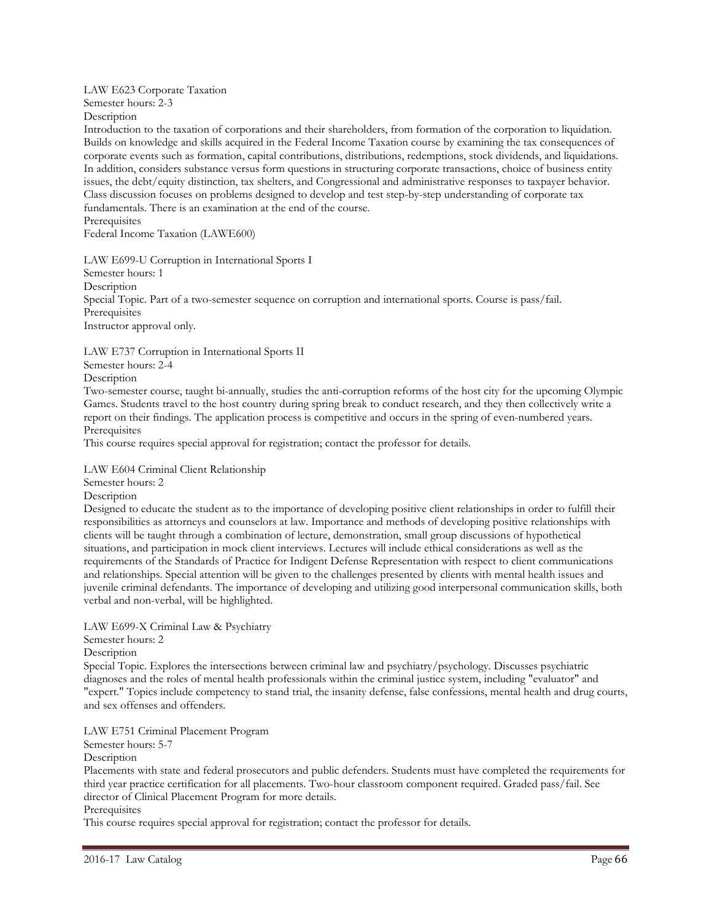LAW E623 Corporate Taxation
Semester hours: 2-3
Description
Introduction to the taxation of corporations and their shareholders, from formation of the corporation to liquidation. Builds on knowledge and skills acquired in the Federal Income Taxation course by examining the tax consequences of corporate events such as formation, capital contributions, distributions, redemptions, stock dividends, and liquidations. In addition, considers substance versus form questions in structuring corporate transactions, choice of business entity issues, the debt/equity distinction, tax shelters, and Congressional and administrative responses to taxpayer behavior. Class discussion focuses on problems designed to develop and test step-by-step understanding of corporate tax fundamentals. There is an examination at the end of the course.
Prerequisites
Federal Income Taxation (LAWE600)

LAW E699-U Corruption in International Sports I
Semester hours: 1
Description
Special Topic. Part of a two-semester sequence on corruption and international sports. Course is pass/fail.
Prerequisites
Instructor approval only.

LAW E737 Corruption in International Sports II
Semester hours: 2-4
Description
Two-semester course, taught bi-annually, studies the anti-corruption reforms of the host city for the upcoming Olympic Games. Students travel to the host country during spring break to conduct research, and they then collectively write a report on their findings. The application process is competitive and occurs in the spring of even-numbered years.
Prerequisites
This course requires special approval for registration; contact the professor for details.

LAW E604 Criminal Client Relationship
Semester hours: 2
Description
Designed to educate the student as to the importance of developing positive client relationships in order to fulfill their responsibilities as attorneys and counselors at law. Importance and methods of developing positive relationships with clients will be taught through a combination of lecture, demonstration, small group discussions of hypothetical situations, and participation in mock client interviews. Lectures will include ethical considerations as well as the requirements of the Standards of Practice for Indigent Defense Representation with respect to client communications and relationships. Special attention will be given to the challenges presented by clients with mental health issues and juvenile criminal defendants. The importance of developing and utilizing good interpersonal communication skills, both verbal and non-verbal, will be highlighted.

LAW E699-X Criminal Law & Psychiatry
Semester hours: 2
Description
Special Topic. Explores the intersections between criminal law and psychiatry/psychology. Discusses psychiatric diagnoses and the roles of mental health professionals within the criminal justice system, including "evaluator" and "expert." Topics include competency to stand trial, the insanity defense, false confessions, mental health and drug courts, and sex offenses and offenders.

LAW E751 Criminal Placement Program
Semester hours: 5-7
Description
Placements with state and federal prosecutors and public defenders. Students must have completed the requirements for third year practice certification for all placements. Two-hour classroom component required. Graded pass/fail. See director of Clinical Placement Program for more details.
Prerequisites
This course requires special approval for registration; contact the professor for details.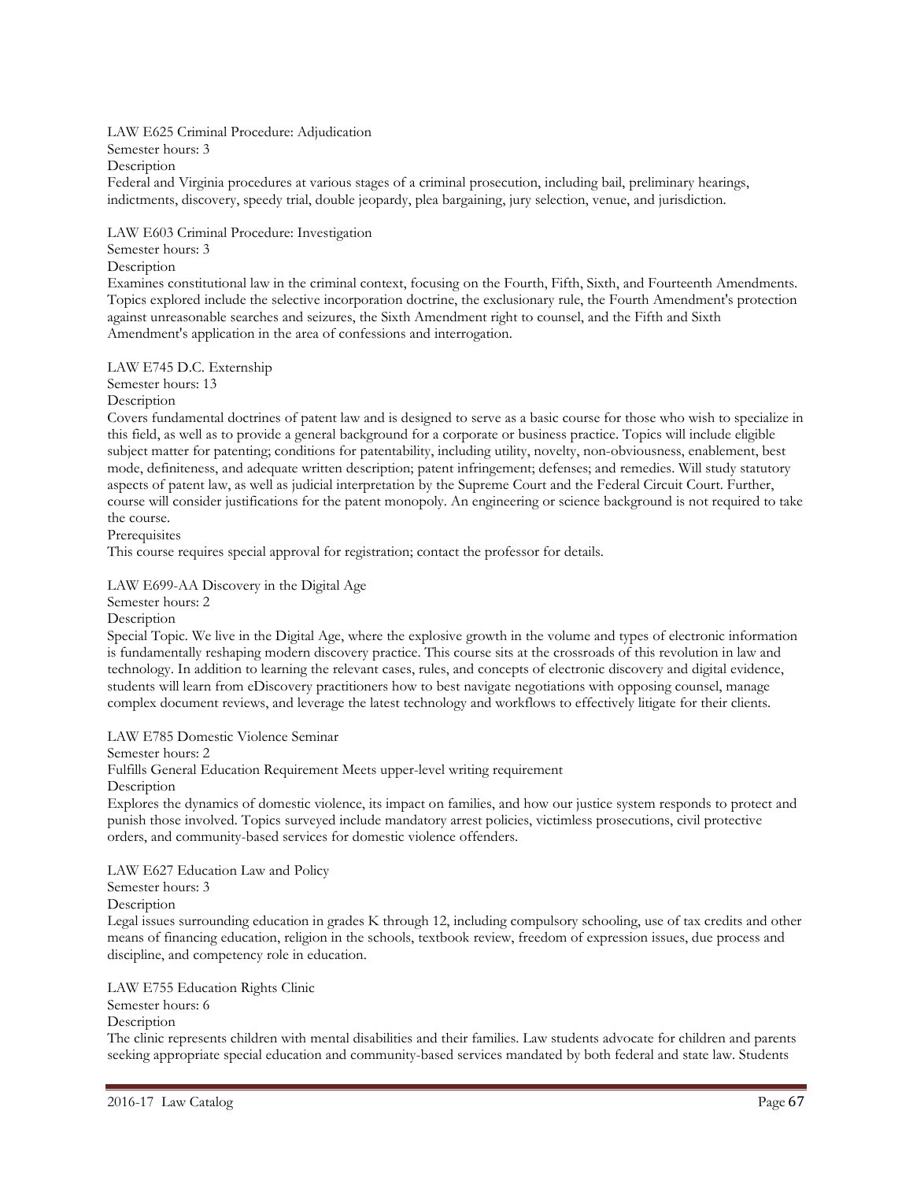LAW E625 Criminal Procedure: Adjudication
Semester hours: 3
Description
Federal and Virginia procedures at various stages of a criminal prosecution, including bail, preliminary hearings, indictments, discovery, speedy trial, double jeopardy, plea bargaining, jury selection, venue, and jurisdiction.

LAW E603 Criminal Procedure: Investigation
Semester hours: 3
Description
Examines constitutional law in the criminal context, focusing on the Fourth, Fifth, Sixth, and Fourteenth Amendments. Topics explored include the selective incorporation doctrine, the exclusionary rule, the Fourth Amendment's protection against unreasonable searches and seizures, the Sixth Amendment right to counsel, and the Fifth and Sixth Amendment's application in the area of confessions and interrogation.

LAW E745 D.C. Externship
Semester hours: 13
Description
Covers fundamental doctrines of patent law and is designed to serve as a basic course for those who wish to specialize in this field, as well as to provide a general background for a corporate or business practice. Topics will include eligible subject matter for patenting; conditions for patentability, including utility, novelty, non-obviousness, enablement, best mode, definiteness, and adequate written description; patent infringement; defenses; and remedies. Will study statutory aspects of patent law, as well as judicial interpretation by the Supreme Court and the Federal Circuit Court. Further, course will consider justifications for the patent monopoly. An engineering or science background is not required to take the course.
Prerequisites
This course requires special approval for registration; contact the professor for details.

LAW E699-AA Discovery in the Digital Age
Semester hours: 2
Description
Special Topic. We live in the Digital Age, where the explosive growth in the volume and types of electronic information is fundamentally reshaping modern discovery practice. This course sits at the crossroads of this revolution in law and technology. In addition to learning the relevant cases, rules, and concepts of electronic discovery and digital evidence, students will learn from eDiscovery practitioners how to best navigate negotiations with opposing counsel, manage complex document reviews, and leverage the latest technology and workflows to effectively litigate for their clients.

LAW E785 Domestic Violence Seminar
Semester hours: 2
Fulfills General Education Requirement Meets upper-level writing requirement
Description
Explores the dynamics of domestic violence, its impact on families, and how our justice system responds to protect and punish those involved. Topics surveyed include mandatory arrest policies, victimless prosecutions, civil protective orders, and community-based services for domestic violence offenders.

LAW E627 Education Law and Policy
Semester hours: 3
Description
Legal issues surrounding education in grades K through 12, including compulsory schooling, use of tax credits and other means of financing education, religion in the schools, textbook review, freedom of expression issues, due process and discipline, and competency role in education.

LAW E755 Education Rights Clinic
Semester hours: 6
Description
The clinic represents children with mental disabilities and their families. Law students advocate for children and parents seeking appropriate special education and community-based services mandated by both federal and state law. Students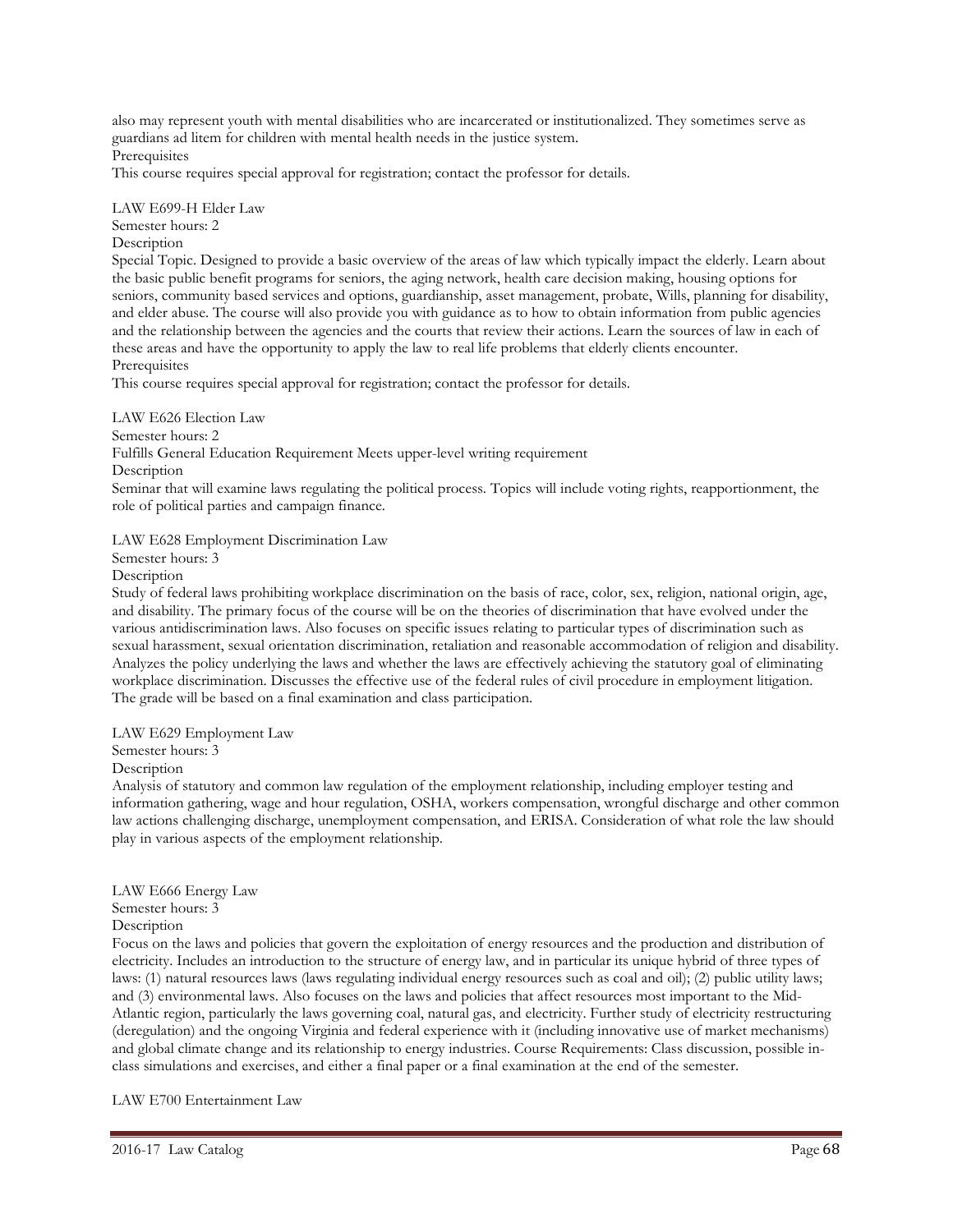also may represent youth with mental disabilities who are incarcerated or institutionalized. They sometimes serve as guardians ad litem for children with mental health needs in the justice system.

Prerequisites

This course requires special approval for registration; contact the professor for details.

LAW E699-H Elder Law

Semester hours: 2

Description

Special Topic. Designed to provide a basic overview of the areas of law which typically impact the elderly. Learn about the basic public benefit programs for seniors, the aging network, health care decision making, housing options for seniors, community based services and options, guardianship, asset management, probate, Wills, planning for disability, and elder abuse. The course will also provide you with guidance as to how to obtain information from public agencies and the relationship between the agencies and the courts that review their actions. Learn the sources of law in each of these areas and have the opportunity to apply the law to real life problems that elderly clients encounter.

Prerequisites

This course requires special approval for registration; contact the professor for details.

LAW E626 Election Law

Semester hours: 2

Fulfills General Education Requirement Meets upper-level writing requirement

Description

Seminar that will examine laws regulating the political process. Topics will include voting rights, reapportionment, the role of political parties and campaign finance.

LAW E628 Employment Discrimination Law

Semester hours: 3

Description

Study of federal laws prohibiting workplace discrimination on the basis of race, color, sex, religion, national origin, age, and disability. The primary focus of the course will be on the theories of discrimination that have evolved under the various antidiscrimination laws. Also focuses on specific issues relating to particular types of discrimination such as sexual harassment, sexual orientation discrimination, retaliation and reasonable accommodation of religion and disability. Analyzes the policy underlying the laws and whether the laws are effectively achieving the statutory goal of eliminating workplace discrimination. Discusses the effective use of the federal rules of civil procedure in employment litigation. The grade will be based on a final examination and class participation.

LAW E629 Employment Law

Semester hours: 3

Description

Analysis of statutory and common law regulation of the employment relationship, including employer testing and information gathering, wage and hour regulation, OSHA, workers compensation, wrongful discharge and other common law actions challenging discharge, unemployment compensation, and ERISA. Consideration of what role the law should play in various aspects of the employment relationship.

LAW E666 Energy Law

Semester hours: 3

Description

Focus on the laws and policies that govern the exploitation of energy resources and the production and distribution of electricity. Includes an introduction to the structure of energy law, and in particular its unique hybrid of three types of laws: (1) natural resources laws (laws regulating individual energy resources such as coal and oil); (2) public utility laws; and (3) environmental laws. Also focuses on the laws and policies that affect resources most important to the Mid-Atlantic region, particularly the laws governing coal, natural gas, and electricity. Further study of electricity restructuring (deregulation) and the ongoing Virginia and federal experience with it (including innovative use of market mechanisms) and global climate change and its relationship to energy industries. Course Requirements: Class discussion, possible in-class simulations and exercises, and either a final paper or a final examination at the end of the semester.

LAW E700 Entertainment Law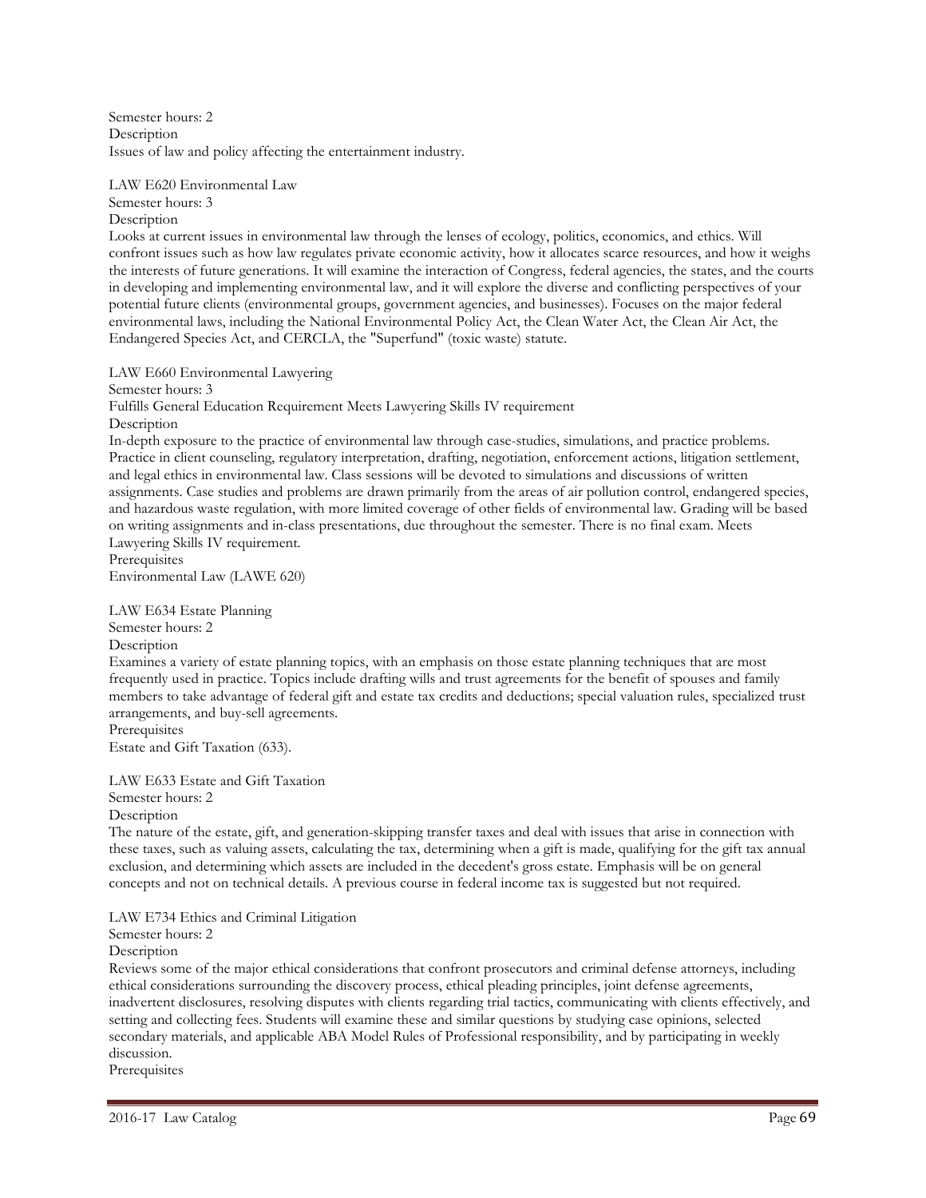Semester hours: 2
Description
Issues of law and policy affecting the entertainment industry.

LAW E620 Environmental Law
Semester hours: 3
Description
Looks at current issues in environmental law through the lenses of ecology, politics, economics, and ethics. Will confront issues such as how law regulates private economic activity, how it allocates scarce resources, and how it weighs the interests of future generations. It will examine the interaction of Congress, federal agencies, the states, and the courts in developing and implementing environmental law, and it will explore the diverse and conflicting perspectives of your potential future clients (environmental groups, government agencies, and businesses). Focuses on the major federal environmental laws, including the National Environmental Policy Act, the Clean Water Act, the Clean Air Act, the Endangered Species Act, and CERCLA, the "Superfund" (toxic waste) statute.

LAW E660 Environmental Lawyering
Semester hours: 3
Fulfills General Education Requirement Meets Lawyering Skills IV requirement
Description
In-depth exposure to the practice of environmental law through case-studies, simulations, and practice problems. Practice in client counseling, regulatory interpretation, drafting, negotiation, enforcement actions, litigation settlement, and legal ethics in environmental law. Class sessions will be devoted to simulations and discussions of written assignments. Case studies and problems are drawn primarily from the areas of air pollution control, endangered species, and hazardous waste regulation, with more limited coverage of other fields of environmental law. Grading will be based on writing assignments and in-class presentations, due throughout the semester. There is no final exam. Meets Lawyering Skills IV requirement.
Prerequisites
Environmental Law (LAWE 620)

LAW E634 Estate Planning
Semester hours: 2
Description
Examines a variety of estate planning topics, with an emphasis on those estate planning techniques that are most frequently used in practice. Topics include drafting wills and trust agreements for the benefit of spouses and family members to take advantage of federal gift and estate tax credits and deductions; special valuation rules, specialized trust arrangements, and buy-sell agreements.
Prerequisites
Estate and Gift Taxation (633).

LAW E633 Estate and Gift Taxation
Semester hours: 2
Description
The nature of the estate, gift, and generation-skipping transfer taxes and deal with issues that arise in connection with these taxes, such as valuing assets, calculating the tax, determining when a gift is made, qualifying for the gift tax annual exclusion, and determining which assets are included in the decedent's gross estate. Emphasis will be on general concepts and not on technical details. A previous course in federal income tax is suggested but not required.

LAW E734 Ethics and Criminal Litigation
Semester hours: 2
Description
Reviews some of the major ethical considerations that confront prosecutors and criminal defense attorneys, including ethical considerations surrounding the discovery process, ethical pleading principles, joint defense agreements, inadvertent disclosures, resolving disputes with clients regarding trial tactics, communicating with clients effectively, and setting and collecting fees. Students will examine these and similar questions by studying case opinions, selected secondary materials, and applicable ABA Model Rules of Professional responsibility, and by participating in weekly discussion.
Prerequisites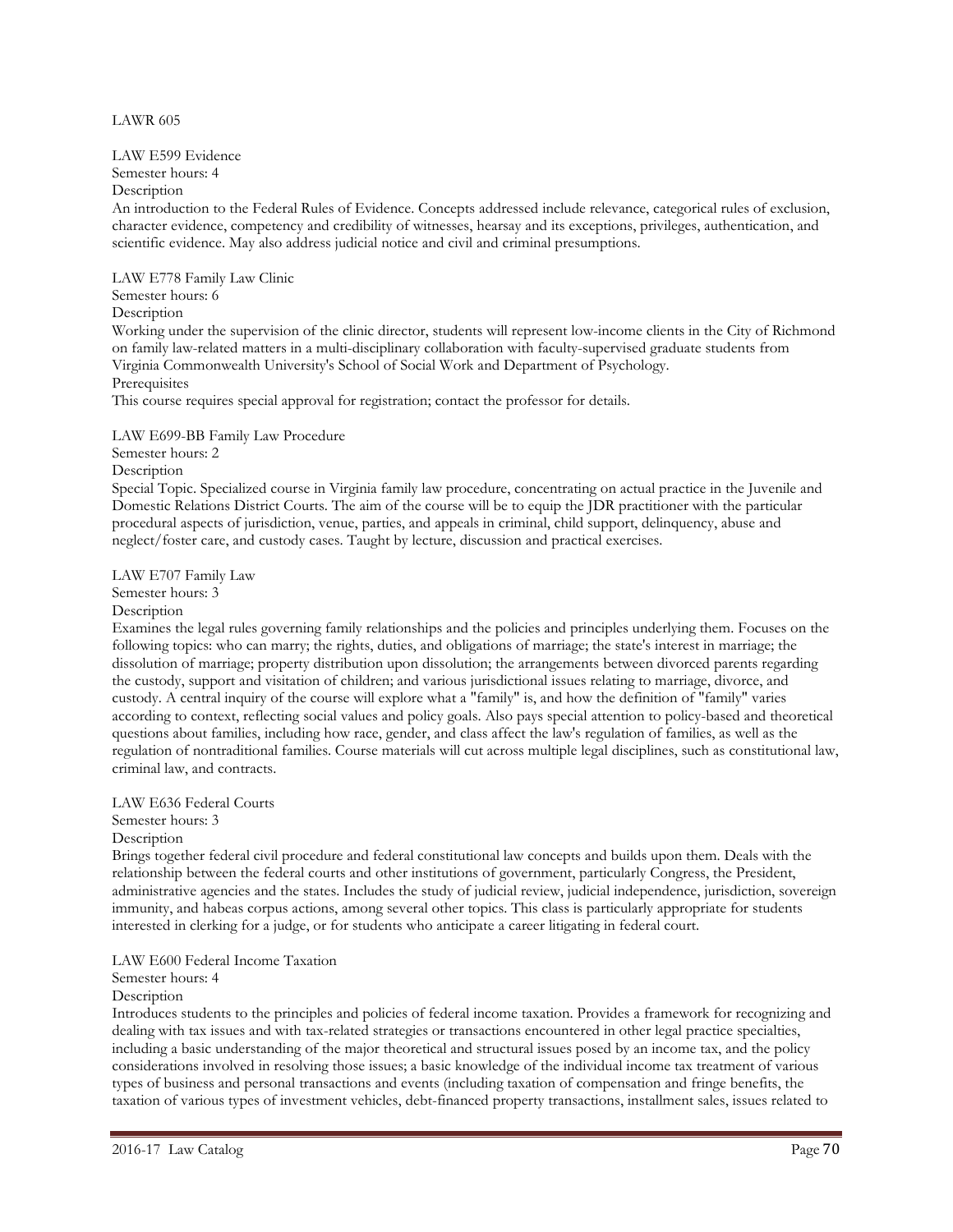LAWR 605

LAW E599 Evidence
Semester hours: 4
Description
An introduction to the Federal Rules of Evidence. Concepts addressed include relevance, categorical rules of exclusion, character evidence, competency and credibility of witnesses, hearsay and its exceptions, privileges, authentication, and scientific evidence. May also address judicial notice and civil and criminal presumptions.

LAW E778 Family Law Clinic
Semester hours: 6
Description
Working under the supervision of the clinic director, students will represent low-income clients in the City of Richmond on family law-related matters in a multi-disciplinary collaboration with faculty-supervised graduate students from Virginia Commonwealth University's School of Social Work and Department of Psychology.
Prerequisites
This course requires special approval for registration; contact the professor for details.

LAW E699-BB Family Law Procedure
Semester hours: 2
Description
Special Topic. Specialized course in Virginia family law procedure, concentrating on actual practice in the Juvenile and Domestic Relations District Courts. The aim of the course will be to equip the JDR practitioner with the particular procedural aspects of jurisdiction, venue, parties, and appeals in criminal, child support, delinquency, abuse and neglect/foster care, and custody cases. Taught by lecture, discussion and practical exercises.

LAW E707 Family Law
Semester hours: 3
Description
Examines the legal rules governing family relationships and the policies and principles underlying them. Focuses on the following topics: who can marry; the rights, duties, and obligations of marriage; the state's interest in marriage; the dissolution of marriage; property distribution upon dissolution; the arrangements between divorced parents regarding the custody, support and visitation of children; and various jurisdictional issues relating to marriage, divorce, and custody. A central inquiry of the course will explore what a "family" is, and how the definition of "family" varies according to context, reflecting social values and policy goals. Also pays special attention to policy-based and theoretical questions about families, including how race, gender, and class affect the law's regulation of families, as well as the regulation of nontraditional families. Course materials will cut across multiple legal disciplines, such as constitutional law, criminal law, and contracts.

LAW E636 Federal Courts
Semester hours: 3
Description
Brings together federal civil procedure and federal constitutional law concepts and builds upon them. Deals with the relationship between the federal courts and other institutions of government, particularly Congress, the President, administrative agencies and the states. Includes the study of judicial review, judicial independence, jurisdiction, sovereign immunity, and habeas corpus actions, among several other topics. This class is particularly appropriate for students interested in clerking for a judge, or for students who anticipate a career litigating in federal court.

LAW E600 Federal Income Taxation
Semester hours: 4
Description
Introduces students to the principles and policies of federal income taxation. Provides a framework for recognizing and dealing with tax issues and with tax-related strategies or transactions encountered in other legal practice specialties, including a basic understanding of the major theoretical and structural issues posed by an income tax, and the policy considerations involved in resolving those issues; a basic knowledge of the individual income tax treatment of various types of business and personal transactions and events (including taxation of compensation and fringe benefits, the taxation of various types of investment vehicles, debt-financed property transactions, installment sales, issues related to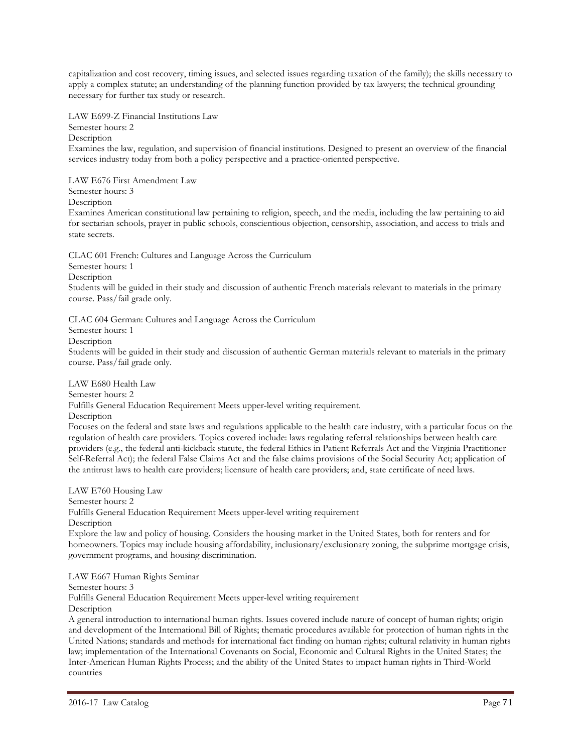capitalization and cost recovery, timing issues, and selected issues regarding taxation of the family); the skills necessary to apply a complex statute; an understanding of the planning function provided by tax lawyers; the technical grounding necessary for further tax study or research.

LAW E699-Z Financial Institutions Law
Semester hours: 2
Description
Examines the law, regulation, and supervision of financial institutions. Designed to present an overview of the financial services industry today from both a policy perspective and a practice-oriented perspective.

LAW E676 First Amendment Law
Semester hours: 3
Description
Examines American constitutional law pertaining to religion, speech, and the media, including the law pertaining to aid for sectarian schools, prayer in public schools, conscientious objection, censorship, association, and access to trials and state secrets.

CLAC 601 French: Cultures and Language Across the Curriculum
Semester hours: 1
Description
Students will be guided in their study and discussion of authentic French materials relevant to materials in the primary course. Pass/fail grade only.

CLAC 604 German: Cultures and Language Across the Curriculum
Semester hours: 1
Description
Students will be guided in their study and discussion of authentic German materials relevant to materials in the primary course. Pass/fail grade only.

LAW E680 Health Law
Semester hours: 2
Fulfills General Education Requirement Meets upper-level writing requirement.
Description
Focuses on the federal and state laws and regulations applicable to the health care industry, with a particular focus on the regulation of health care providers. Topics covered include: laws regulating referral relationships between health care providers (e.g., the federal anti-kickback statute, the federal Ethics in Patient Referrals Act and the Virginia Practitioner Self-Referral Act); the federal False Claims Act and the false claims provisions of the Social Security Act; application of the antitrust laws to health care providers; licensure of health care providers; and, state certificate of need laws.

LAW E760 Housing Law
Semester hours: 2
Fulfills General Education Requirement Meets upper-level writing requirement
Description
Explore the law and policy of housing. Considers the housing market in the United States, both for renters and for homeowners. Topics may include housing affordability, inclusionary/exclusionary zoning, the subprime mortgage crisis, government programs, and housing discrimination.

LAW E667 Human Rights Seminar
Semester hours: 3
Fulfills General Education Requirement Meets upper-level writing requirement
Description
A general introduction to international human rights. Issues covered include nature of concept of human rights; origin and development of the International Bill of Rights; thematic procedures available for protection of human rights in the United Nations; standards and methods for international fact finding on human rights; cultural relativity in human rights law; implementation of the International Covenants on Social, Economic and Cultural Rights in the United States; the Inter-American Human Rights Process; and the ability of the United States to impact human rights in Third-World countries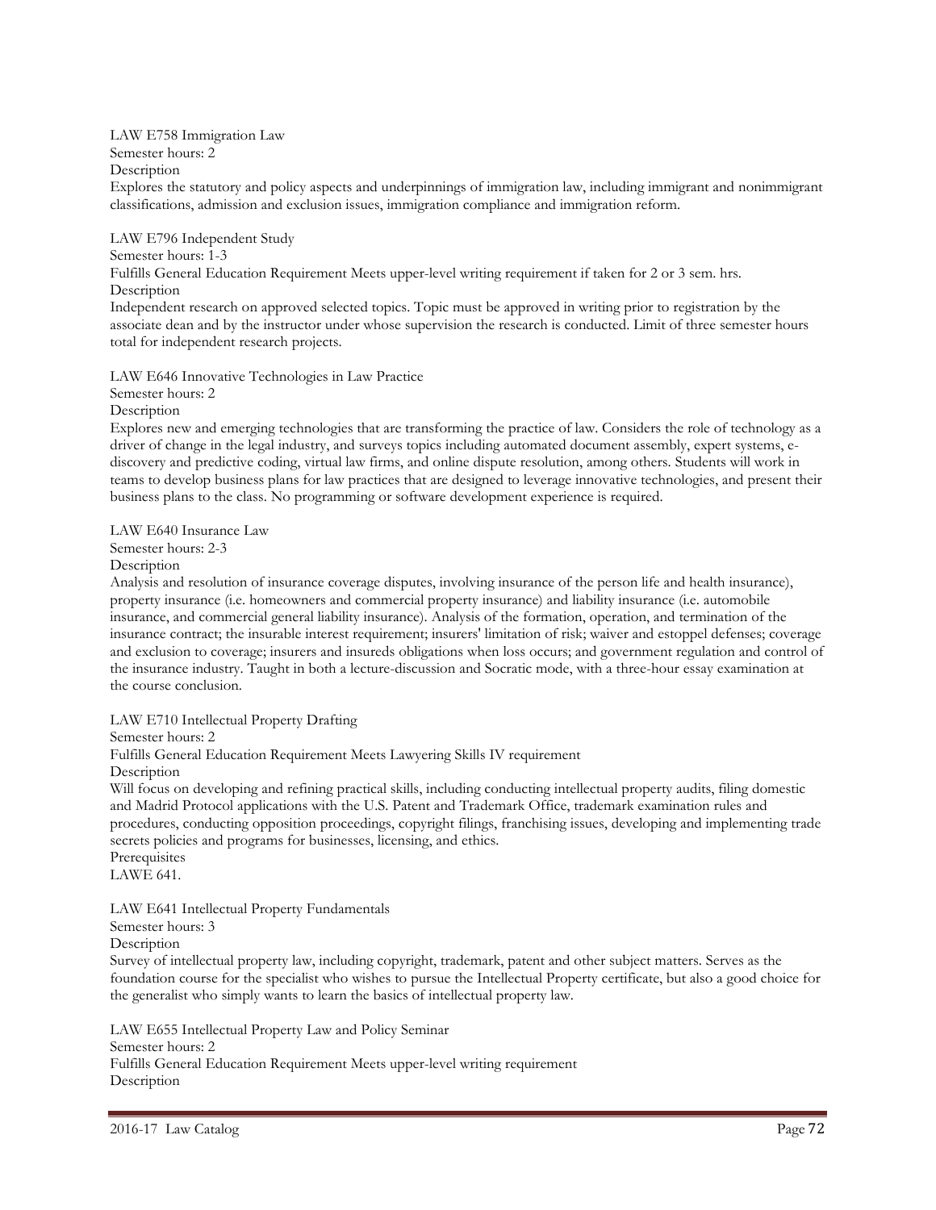LAW E758 Immigration Law
Semester hours: 2
Description
Explores the statutory and policy aspects and underpinnings of immigration law, including immigrant and nonimmigrant classifications, admission and exclusion issues, immigration compliance and immigration reform.

LAW E796 Independent Study
Semester hours: 1-3
Fulfills General Education Requirement Meets upper-level writing requirement if taken for 2 or 3 sem. hrs.
Description
Independent research on approved selected topics. Topic must be approved in writing prior to registration by the associate dean and by the instructor under whose supervision the research is conducted. Limit of three semester hours total for independent research projects.

LAW E646 Innovative Technologies in Law Practice
Semester hours: 2
Description
Explores new and emerging technologies that are transforming the practice of law. Considers the role of technology as a driver of change in the legal industry, and surveys topics including automated document assembly, expert systems, e-discovery and predictive coding, virtual law firms, and online dispute resolution, among others. Students will work in teams to develop business plans for law practices that are designed to leverage innovative technologies, and present their business plans to the class. No programming or software development experience is required.

LAW E640 Insurance Law
Semester hours: 2-3
Description
Analysis and resolution of insurance coverage disputes, involving insurance of the person life and health insurance), property insurance (i.e. homeowners and commercial property insurance) and liability insurance (i.e. automobile insurance, and commercial general liability insurance). Analysis of the formation, operation, and termination of the insurance contract; the insurable interest requirement; insurers' limitation of risk; waiver and estoppel defenses; coverage and exclusion to coverage; insurers and insureds obligations when loss occurs; and government regulation and control of the insurance industry. Taught in both a lecture-discussion and Socratic mode, with a three-hour essay examination at the course conclusion.

LAW E710 Intellectual Property Drafting
Semester hours: 2
Fulfills General Education Requirement Meets Lawyering Skills IV requirement
Description
Will focus on developing and refining practical skills, including conducting intellectual property audits, filing domestic and Madrid Protocol applications with the U.S. Patent and Trademark Office, trademark examination rules and procedures, conducting opposition proceedings, copyright filings, franchising issues, developing and implementing trade secrets policies and programs for businesses, licensing, and ethics.
Prerequisites
LAWE 641.

LAW E641 Intellectual Property Fundamentals
Semester hours: 3
Description
Survey of intellectual property law, including copyright, trademark, patent and other subject matters. Serves as the foundation course for the specialist who wishes to pursue the Intellectual Property certificate, but also a good choice for the generalist who simply wants to learn the basics of intellectual property law.

LAW E655 Intellectual Property Law and Policy Seminar
Semester hours: 2
Fulfills General Education Requirement Meets upper-level writing requirement
Description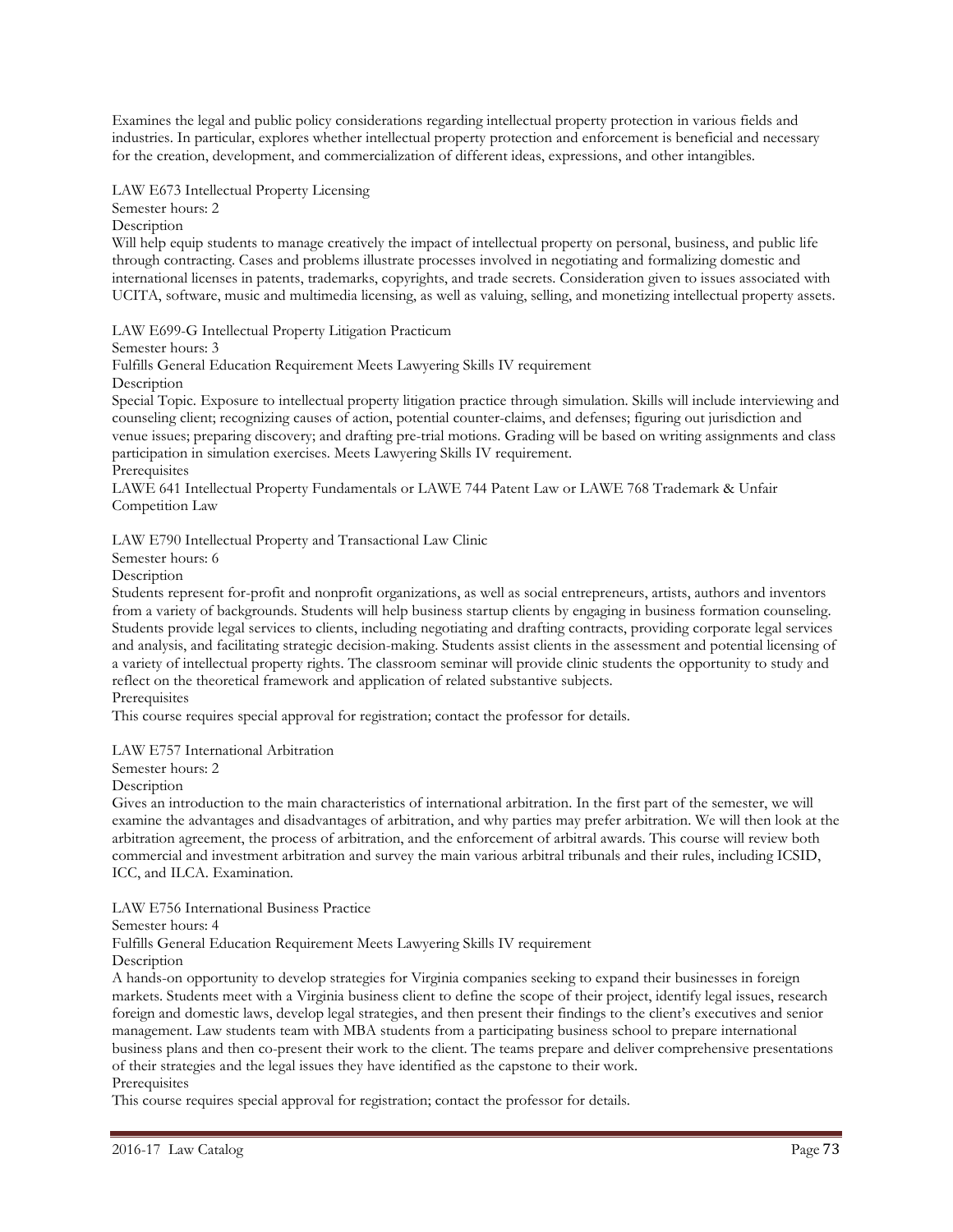Examines the legal and public policy considerations regarding intellectual property protection in various fields and industries. In particular, explores whether intellectual property protection and enforcement is beneficial and necessary for the creation, development, and commercialization of different ideas, expressions, and other intangibles.

LAW E673 Intellectual Property Licensing
Semester hours: 2
Description
Will help equip students to manage creatively the impact of intellectual property on personal, business, and public life through contracting. Cases and problems illustrate processes involved in negotiating and formalizing domestic and international licenses in patents, trademarks, copyrights, and trade secrets. Consideration given to issues associated with UCITA, software, music and multimedia licensing, as well as valuing, selling, and monetizing intellectual property assets.

LAW E699-G Intellectual Property Litigation Practicum
Semester hours: 3
Fulfills General Education Requirement Meets Lawyering Skills IV requirement
Description
Special Topic. Exposure to intellectual property litigation practice through simulation. Skills will include interviewing and counseling client; recognizing causes of action, potential counter-claims, and defenses; figuring out jurisdiction and venue issues; preparing discovery; and drafting pre-trial motions. Grading will be based on writing assignments and class participation in simulation exercises. Meets Lawyering Skills IV requirement.
Prerequisites
LAWE 641 Intellectual Property Fundamentals or LAWE 744 Patent Law or LAWE 768 Trademark & Unfair Competition Law

LAW E790 Intellectual Property and Transactional Law Clinic
Semester hours: 6
Description
Students represent for-profit and nonprofit organizations, as well as social entrepreneurs, artists, authors and inventors from a variety of backgrounds. Students will help business startup clients by engaging in business formation counseling. Students provide legal services to clients, including negotiating and drafting contracts, providing corporate legal services and analysis, and facilitating strategic decision-making. Students assist clients in the assessment and potential licensing of a variety of intellectual property rights. The classroom seminar will provide clinic students the opportunity to study and reflect on the theoretical framework and application of related substantive subjects.
Prerequisites
This course requires special approval for registration; contact the professor for details.

LAW E757 International Arbitration
Semester hours: 2
Description
Gives an introduction to the main characteristics of international arbitration. In the first part of the semester, we will examine the advantages and disadvantages of arbitration, and why parties may prefer arbitration. We will then look at the arbitration agreement, the process of arbitration, and the enforcement of arbitral awards. This course will review both commercial and investment arbitration and survey the main various arbitral tribunals and their rules, including ICSID, ICC, and ILCA. Examination.

LAW E756 International Business Practice
Semester hours: 4
Fulfills General Education Requirement Meets Lawyering Skills IV requirement
Description
A hands-on opportunity to develop strategies for Virginia companies seeking to expand their businesses in foreign markets. Students meet with a Virginia business client to define the scope of their project, identify legal issues, research foreign and domestic laws, develop legal strategies, and then present their findings to the client's executives and senior management. Law students team with MBA students from a participating business school to prepare international business plans and then co-present their work to the client. The teams prepare and deliver comprehensive presentations of their strategies and the legal issues they have identified as the capstone to their work.
Prerequisites
This course requires special approval for registration; contact the professor for details.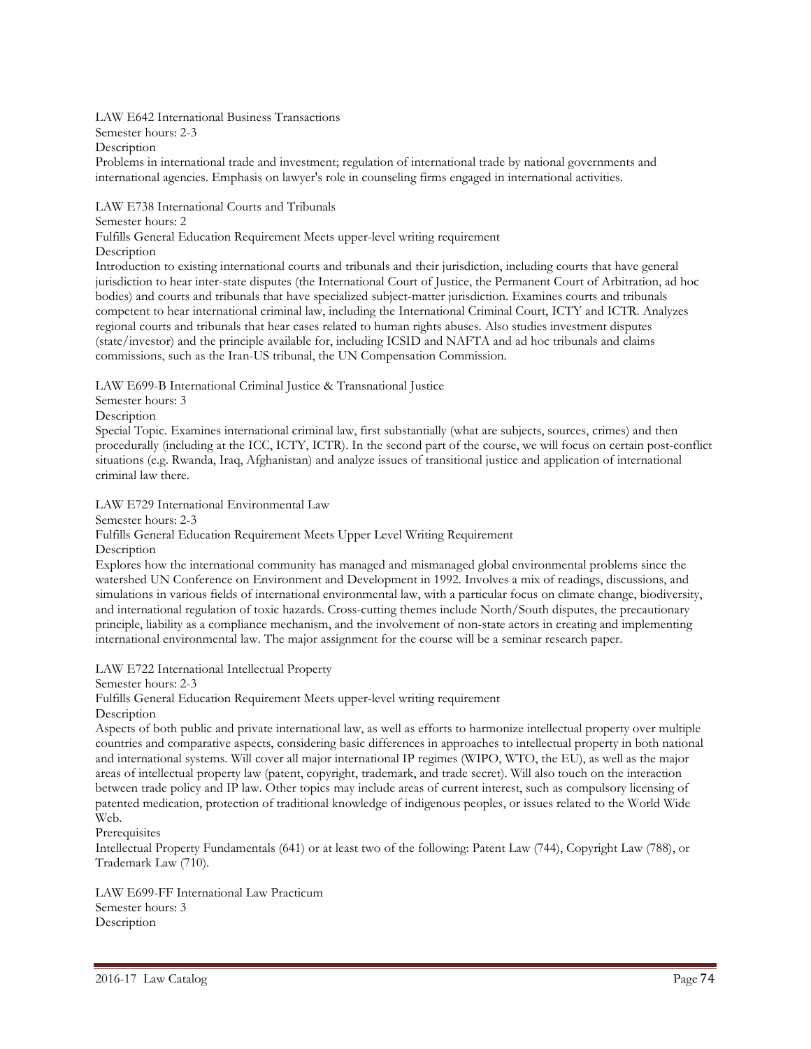LAW E642 International Business Transactions
Semester hours: 2-3
Description
Problems in international trade and investment; regulation of international trade by national governments and international agencies. Emphasis on lawyer's role in counseling firms engaged in international activities.

LAW E738 International Courts and Tribunals
Semester hours: 2
Fulfills General Education Requirement Meets upper-level writing requirement
Description
Introduction to existing international courts and tribunals and their jurisdiction, including courts that have general jurisdiction to hear inter-state disputes (the International Court of Justice, the Permanent Court of Arbitration, ad hoc bodies) and courts and tribunals that have specialized subject-matter jurisdiction. Examines courts and tribunals competent to hear international criminal law, including the International Criminal Court, ICTY and ICTR. Analyzes regional courts and tribunals that hear cases related to human rights abuses. Also studies investment disputes (state/investor) and the principle available for, including ICSID and NAFTA and ad hoc tribunals and claims commissions, such as the Iran-US tribunal, the UN Compensation Commission.

LAW E699-B International Criminal Justice & Transnational Justice
Semester hours: 3
Description
Special Topic. Examines international criminal law, first substantially (what are subjects, sources, crimes) and then procedurally (including at the ICC, ICTY, ICTR). In the second part of the course, we will focus on certain post-conflict situations (e.g. Rwanda, Iraq, Afghanistan) and analyze issues of transitional justice and application of international criminal law there.

LAW E729 International Environmental Law
Semester hours: 2-3
Fulfills General Education Requirement Meets Upper Level Writing Requirement
Description
Explores how the international community has managed and mismanaged global environmental problems since the watershed UN Conference on Environment and Development in 1992. Involves a mix of readings, discussions, and simulations in various fields of international environmental law, with a particular focus on climate change, biodiversity, and international regulation of toxic hazards. Cross-cutting themes include North/South disputes, the precautionary principle, liability as a compliance mechanism, and the involvement of non-state actors in creating and implementing international environmental law. The major assignment for the course will be a seminar research paper.

LAW E722 International Intellectual Property
Semester hours: 2-3
Fulfills General Education Requirement Meets upper-level writing requirement
Description
Aspects of both public and private international law, as well as efforts to harmonize intellectual property over multiple countries and comparative aspects, considering basic differences in approaches to intellectual property in both national and international systems. Will cover all major international IP regimes (WIPO, WTO, the EU), as well as the major areas of intellectual property law (patent, copyright, trademark, and trade secret). Will also touch on the interaction between trade policy and IP law. Other topics may include areas of current interest, such as compulsory licensing of patented medication, protection of traditional knowledge of indigenous peoples, or issues related to the World Wide Web.
Prerequisites
Intellectual Property Fundamentals (641) or at least two of the following: Patent Law (744), Copyright Law (788), or Trademark Law (710).

LAW E699-FF International Law Practicum
Semester hours: 3
Description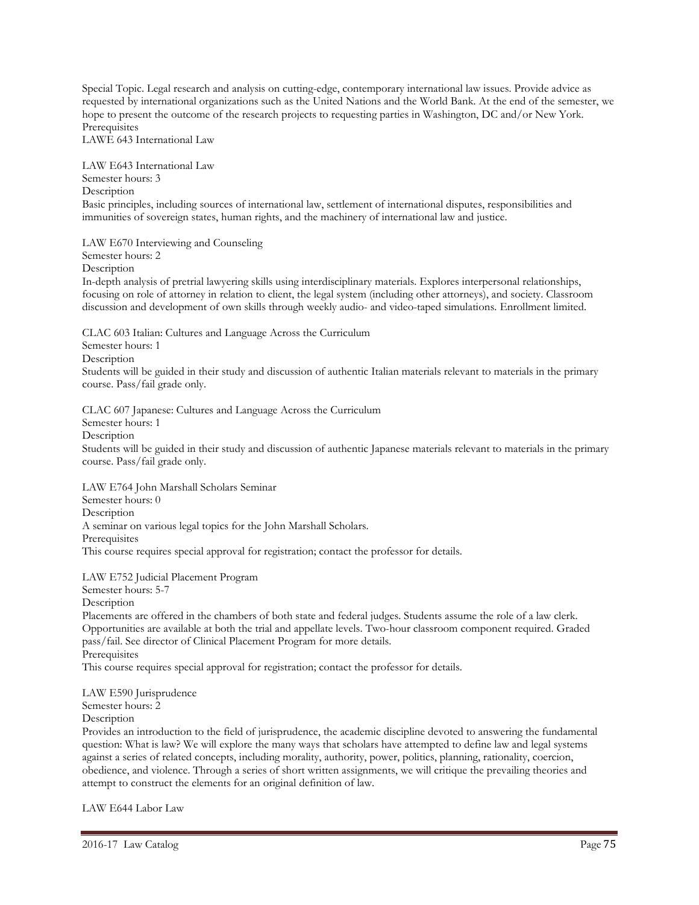Special Topic. Legal research and analysis on cutting-edge, contemporary international law issues. Provide advice as requested by international organizations such as the United Nations and the World Bank. At the end of the semester, we hope to present the outcome of the research projects to requesting parties in Washington, DC and/or New York.
Prerequisites
LAWE 643 International Law

LAW E643 International Law
Semester hours: 3
Description
Basic principles, including sources of international law, settlement of international disputes, responsibilities and immunities of sovereign states, human rights, and the machinery of international law and justice.

LAW E670 Interviewing and Counseling
Semester hours: 2
Description
In-depth analysis of pretrial lawyering skills using interdisciplinary materials. Explores interpersonal relationships, focusing on role of attorney in relation to client, the legal system (including other attorneys), and society. Classroom discussion and development of own skills through weekly audio- and video-taped simulations. Enrollment limited.

CLAC 603 Italian: Cultures and Language Across the Curriculum
Semester hours: 1
Description
Students will be guided in their study and discussion of authentic Italian materials relevant to materials in the primary course. Pass/fail grade only.

CLAC 607 Japanese: Cultures and Language Across the Curriculum
Semester hours: 1
Description
Students will be guided in their study and discussion of authentic Japanese materials relevant to materials in the primary course. Pass/fail grade only.

LAW E764 John Marshall Scholars Seminar
Semester hours: 0
Description
A seminar on various legal topics for the John Marshall Scholars.
Prerequisites
This course requires special approval for registration; contact the professor for details.

LAW E752 Judicial Placement Program
Semester hours: 5-7
Description
Placements are offered in the chambers of both state and federal judges. Students assume the role of a law clerk. Opportunities are available at both the trial and appellate levels. Two-hour classroom component required. Graded pass/fail. See director of Clinical Placement Program for more details.
Prerequisites
This course requires special approval for registration; contact the professor for details.

LAW E590 Jurisprudence
Semester hours: 2
Description
Provides an introduction to the field of jurisprudence, the academic discipline devoted to answering the fundamental question: What is law? We will explore the many ways that scholars have attempted to define law and legal systems against a series of related concepts, including morality, authority, power, politics, planning, rationality, coercion, obedience, and violence. Through a series of short written assignments, we will critique the prevailing theories and attempt to construct the elements for an original definition of law.

LAW E644 Labor Law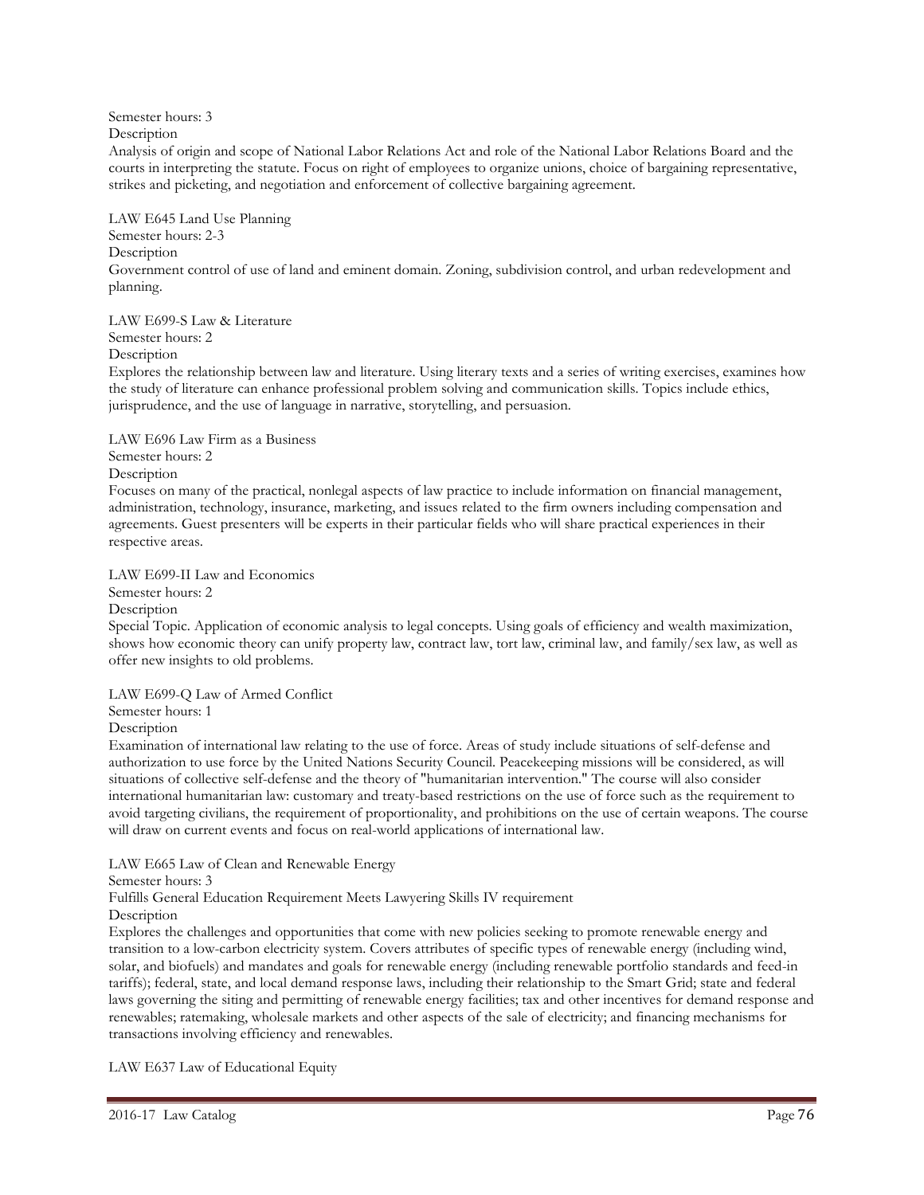Semester hours: 3

Description

Analysis of origin and scope of National Labor Relations Act and role of the National Labor Relations Board and the courts in interpreting the statute. Focus on right of employees to organize unions, choice of bargaining representative, strikes and picketing, and negotiation and enforcement of collective bargaining agreement.

LAW E645 Land Use Planning

Semester hours: 2-3

Description

Government control of use of land and eminent domain. Zoning, subdivision control, and urban redevelopment and planning.

LAW E699-S Law & Literature

Semester hours: 2

Description

Explores the relationship between law and literature. Using literary texts and a series of writing exercises, examines how the study of literature can enhance professional problem solving and communication skills. Topics include ethics, jurisprudence, and the use of language in narrative, storytelling, and persuasion.

LAW E696 Law Firm as a Business

Semester hours: 2

Description

Focuses on many of the practical, nonlegal aspects of law practice to include information on financial management, administration, technology, insurance, marketing, and issues related to the firm owners including compensation and agreements. Guest presenters will be experts in their particular fields who will share practical experiences in their respective areas.

LAW E699-II Law and Economics

Semester hours: 2

Description

Special Topic. Application of economic analysis to legal concepts. Using goals of efficiency and wealth maximization, shows how economic theory can unify property law, contract law, tort law, criminal law, and family/sex law, as well as offer new insights to old problems.

LAW E699-Q Law of Armed Conflict

Semester hours: 1

Description

Examination of international law relating to the use of force. Areas of study include situations of self-defense and authorization to use force by the United Nations Security Council. Peacekeeping missions will be considered, as will situations of collective self-defense and the theory of "humanitarian intervention." The course will also consider international humanitarian law: customary and treaty-based restrictions on the use of force such as the requirement to avoid targeting civilians, the requirement of proportionality, and prohibitions on the use of certain weapons. The course will draw on current events and focus on real-world applications of international law.

LAW E665 Law of Clean and Renewable Energy

Semester hours: 3

Fulfills General Education Requirement Meets Lawyering Skills IV requirement

Description

Explores the challenges and opportunities that come with new policies seeking to promote renewable energy and transition to a low-carbon electricity system. Covers attributes of specific types of renewable energy (including wind, solar, and biofuels) and mandates and goals for renewable energy (including renewable portfolio standards and feed-in tariffs); federal, state, and local demand response laws, including their relationship to the Smart Grid; state and federal laws governing the siting and permitting of renewable energy facilities; tax and other incentives for demand response and renewables; ratemaking, wholesale markets and other aspects of the sale of electricity; and financing mechanisms for transactions involving efficiency and renewables.

LAW E637 Law of Educational Equity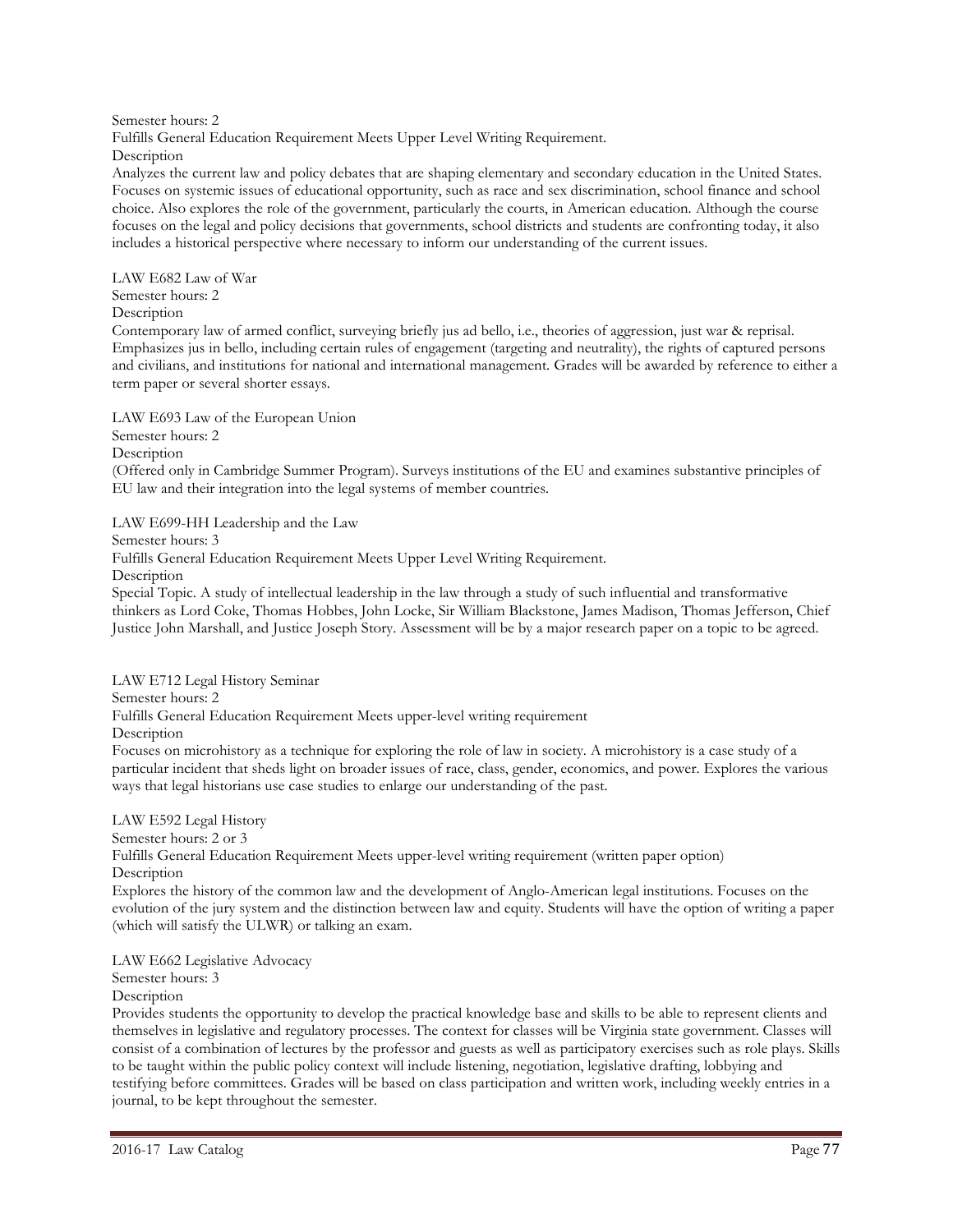Semester hours: 2
Fulfills General Education Requirement Meets Upper Level Writing Requirement.
Description
Analyzes the current law and policy debates that are shaping elementary and secondary education in the United States. Focuses on systemic issues of educational opportunity, such as race and sex discrimination, school finance and school choice. Also explores the role of the government, particularly the courts, in American education. Although the course focuses on the legal and policy decisions that governments, school districts and students are confronting today, it also includes a historical perspective where necessary to inform our understanding of the current issues.

LAW E682 Law of War
Semester hours: 2
Description
Contemporary law of armed conflict, surveying briefly jus ad bello, i.e., theories of aggression, just war & reprisal. Emphasizes jus in bello, including certain rules of engagement (targeting and neutrality), the rights of captured persons and civilians, and institutions for national and international management. Grades will be awarded by reference to either a term paper or several shorter essays.

LAW E693 Law of the European Union
Semester hours: 2
Description
(Offered only in Cambridge Summer Program). Surveys institutions of the EU and examines substantive principles of EU law and their integration into the legal systems of member countries.

LAW E699-HH Leadership and the Law
Semester hours: 3
Fulfills General Education Requirement Meets Upper Level Writing Requirement.
Description
Special Topic. A study of intellectual leadership in the law through a study of such influential and transformative thinkers as Lord Coke, Thomas Hobbes, John Locke, Sir William Blackstone, James Madison, Thomas Jefferson, Chief Justice John Marshall, and Justice Joseph Story. Assessment will be by a major research paper on a topic to be agreed.

LAW E712 Legal History Seminar
Semester hours: 2
Fulfills General Education Requirement Meets upper-level writing requirement
Description
Focuses on microhistory as a technique for exploring the role of law in society. A microhistory is a case study of a particular incident that sheds light on broader issues of race, class, gender, economics, and power. Explores the various ways that legal historians use case studies to enlarge our understanding of the past.

LAW E592 Legal History
Semester hours: 2 or 3
Fulfills General Education Requirement Meets upper-level writing requirement (written paper option)
Description
Explores the history of the common law and the development of Anglo-American legal institutions. Focuses on the evolution of the jury system and the distinction between law and equity. Students will have the option of writing a paper (which will satisfy the ULWR) or talking an exam.

LAW E662 Legislative Advocacy
Semester hours: 3
Description
Provides students the opportunity to develop the practical knowledge base and skills to be able to represent clients and themselves in legislative and regulatory processes. The context for classes will be Virginia state government. Classes will consist of a combination of lectures by the professor and guests as well as participatory exercises such as role plays. Skills to be taught within the public policy context will include listening, negotiation, legislative drafting, lobbying and testifying before committees. Grades will be based on class participation and written work, including weekly entries in a journal, to be kept throughout the semester.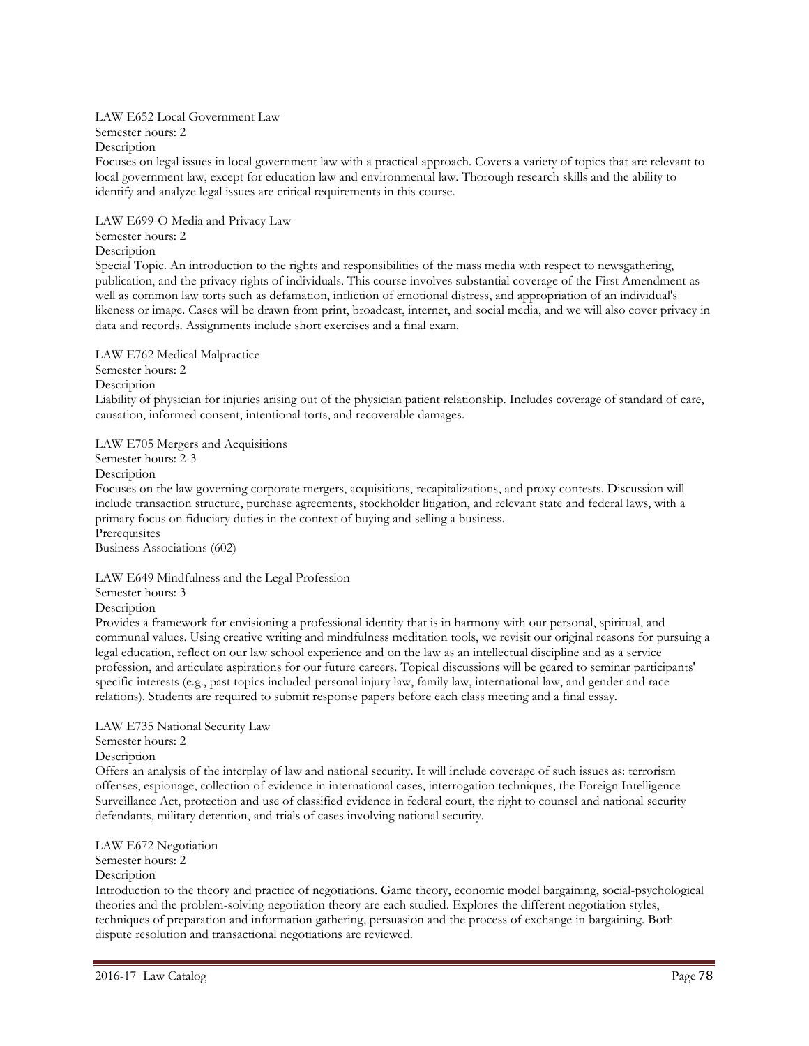LAW E652 Local Government Law

Semester hours: 2

Description

Focuses on legal issues in local government law with a practical approach. Covers a variety of topics that are relevant to local government law, except for education law and environmental law. Thorough research skills and the ability to identify and analyze legal issues are critical requirements in this course.

LAW E699-O Media and Privacy Law

Semester hours: 2

Description

Special Topic. An introduction to the rights and responsibilities of the mass media with respect to newsgathering, publication, and the privacy rights of individuals. This course involves substantial coverage of the First Amendment as well as common law torts such as defamation, infliction of emotional distress, and appropriation of an individual's likeness or image. Cases will be drawn from print, broadcast, internet, and social media, and we will also cover privacy in data and records. Assignments include short exercises and a final exam.

LAW E762 Medical Malpractice

Semester hours: 2

Description

Liability of physician for injuries arising out of the physician patient relationship. Includes coverage of standard of care, causation, informed consent, intentional torts, and recoverable damages.

LAW E705 Mergers and Acquisitions

Semester hours: 2-3

Description

Focuses on the law governing corporate mergers, acquisitions, recapitalizations, and proxy contests. Discussion will include transaction structure, purchase agreements, stockholder litigation, and relevant state and federal laws, with a primary focus on fiduciary duties in the context of buying and selling a business.

Prerequisites

Business Associations (602)

LAW E649 Mindfulness and the Legal Profession

Semester hours: 3

Description

Provides a framework for envisioning a professional identity that is in harmony with our personal, spiritual, and communal values. Using creative writing and mindfulness meditation tools, we revisit our original reasons for pursuing a legal education, reflect on our law school experience and on the law as an intellectual discipline and as a service profession, and articulate aspirations for our future careers. Topical discussions will be geared to seminar participants' specific interests (e.g., past topics included personal injury law, family law, international law, and gender and race relations). Students are required to submit response papers before each class meeting and a final essay.

LAW E735 National Security Law

Semester hours: 2

Description

Offers an analysis of the interplay of law and national security. It will include coverage of such issues as: terrorism offenses, espionage, collection of evidence in international cases, interrogation techniques, the Foreign Intelligence Surveillance Act, protection and use of classified evidence in federal court, the right to counsel and national security defendants, military detention, and trials of cases involving national security.

LAW E672 Negotiation

Semester hours: 2

Description

Introduction to the theory and practice of negotiations. Game theory, economic model bargaining, social-psychological theories and the problem-solving negotiation theory are each studied. Explores the different negotiation styles, techniques of preparation and information gathering, persuasion and the process of exchange in bargaining. Both dispute resolution and transactional negotiations are reviewed.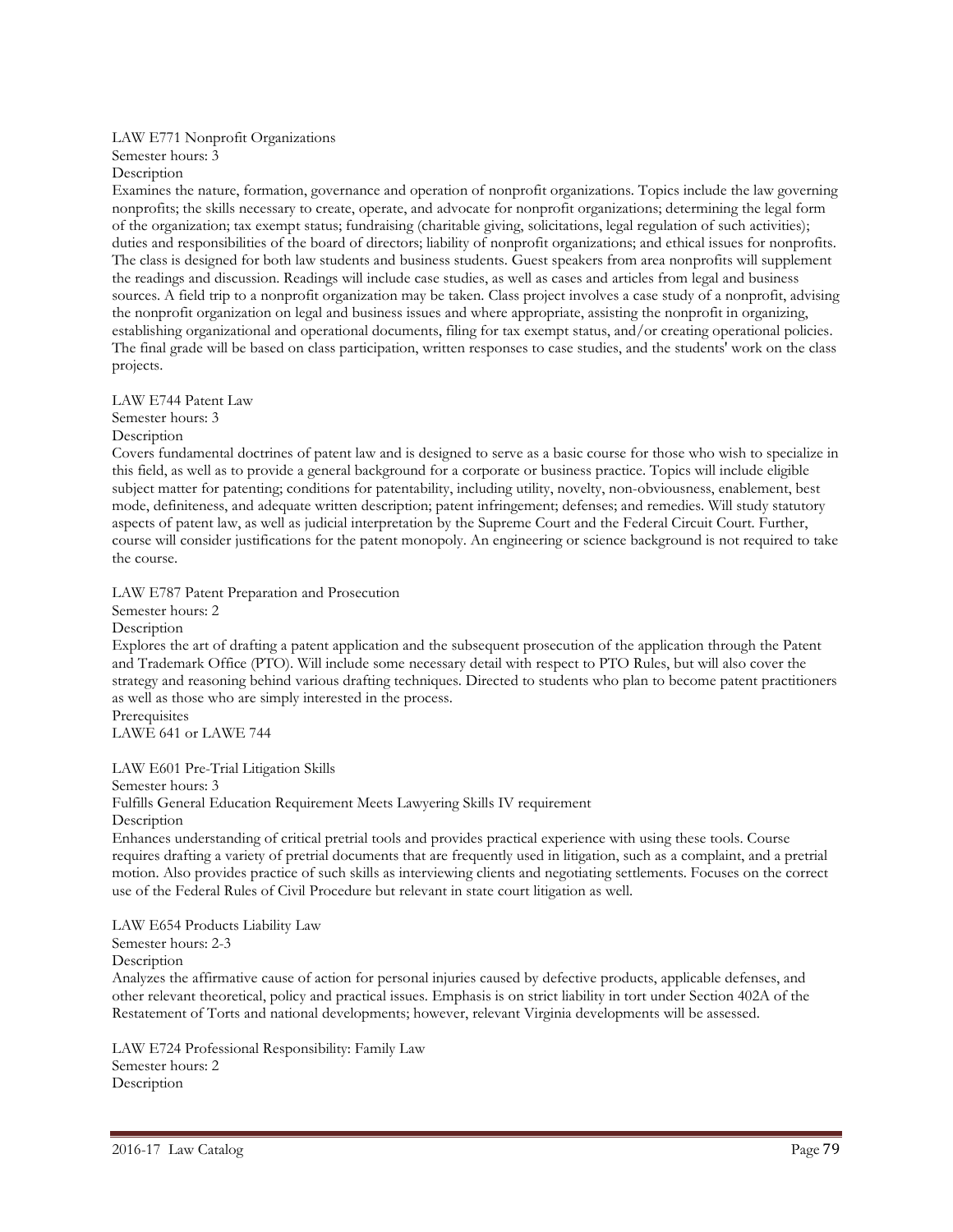LAW E771 Nonprofit Organizations
Semester hours: 3
Description

Examines the nature, formation, governance and operation of nonprofit organizations. Topics include the law governing nonprofits; the skills necessary to create, operate, and advocate for nonprofit organizations; determining the legal form of the organization; tax exempt status; fundraising (charitable giving, solicitations, legal regulation of such activities); duties and responsibilities of the board of directors; liability of nonprofit organizations; and ethical issues for nonprofits. The class is designed for both law students and business students. Guest speakers from area nonprofits will supplement the readings and discussion. Readings will include case studies, as well as cases and articles from legal and business sources. A field trip to a nonprofit organization may be taken. Class project involves a case study of a nonprofit, advising the nonprofit organization on legal and business issues and where appropriate, assisting the nonprofit in organizing, establishing organizational and operational documents, filing for tax exempt status, and/or creating operational policies. The final grade will be based on class participation, written responses to case studies, and the students' work on the class projects.

LAW E744 Patent Law
Semester hours: 3
Description

Covers fundamental doctrines of patent law and is designed to serve as a basic course for those who wish to specialize in this field, as well as to provide a general background for a corporate or business practice. Topics will include eligible subject matter for patenting; conditions for patentability, including utility, novelty, non-obviousness, enablement, best mode, definiteness, and adequate written description; patent infringement; defenses; and remedies. Will study statutory aspects of patent law, as well as judicial interpretation by the Supreme Court and the Federal Circuit Court. Further, course will consider justifications for the patent monopoly. An engineering or science background is not required to take the course.

LAW E787 Patent Preparation and Prosecution
Semester hours: 2
Description

Explores the art of drafting a patent application and the subsequent prosecution of the application through the Patent and Trademark Office (PTO). Will include some necessary detail with respect to PTO Rules, but will also cover the strategy and reasoning behind various drafting techniques. Directed to students who plan to become patent practitioners as well as those who are simply interested in the process.
Prerequisites
LAWE 641 or LAWE 744

LAW E601 Pre-Trial Litigation Skills
Semester hours: 3
Fulfills General Education Requirement Meets Lawyering Skills IV requirement
Description

Enhances understanding of critical pretrial tools and provides practical experience with using these tools. Course requires drafting a variety of pretrial documents that are frequently used in litigation, such as a complaint, and a pretrial motion. Also provides practice of such skills as interviewing clients and negotiating settlements. Focuses on the correct use of the Federal Rules of Civil Procedure but relevant in state court litigation as well.

LAW E654 Products Liability Law
Semester hours: 2-3
Description

Analyzes the affirmative cause of action for personal injuries caused by defective products, applicable defenses, and other relevant theoretical, policy and practical issues. Emphasis is on strict liability in tort under Section 402A of the Restatement of Torts and national developments; however, relevant Virginia developments will be assessed.

LAW E724 Professional Responsibility: Family Law
Semester hours: 2
Description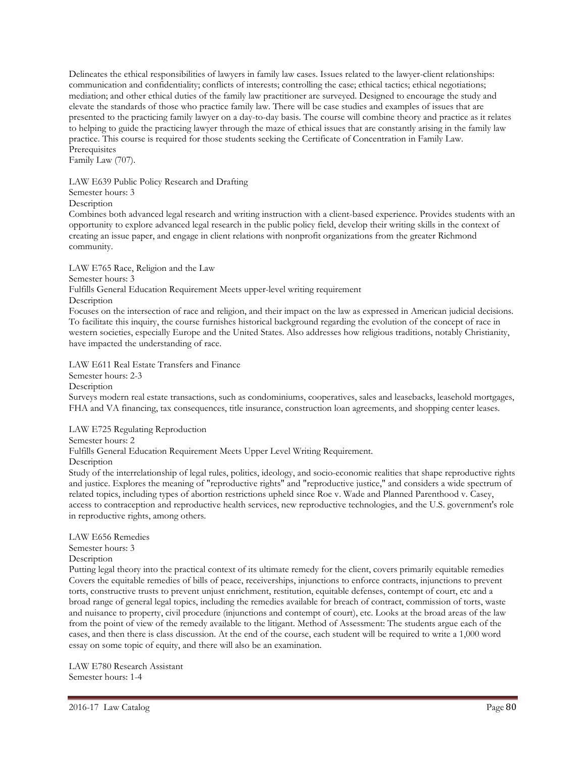Delineates the ethical responsibilities of lawyers in family law cases. Issues related to the lawyer-client relationships: communication and confidentiality; conflicts of interests; controlling the case; ethical tactics; ethical negotiations; mediation; and other ethical duties of the family law practitioner are surveyed. Designed to encourage the study and elevate the standards of those who practice family law. There will be case studies and examples of issues that are presented to the practicing family lawyer on a day-to-day basis. The course will combine theory and practice as it relates to helping to guide the practicing lawyer through the maze of ethical issues that are constantly arising in the family law practice. This course is required for those students seeking the Certificate of Concentration in Family Law.
Prerequisites
Family Law (707).

LAW E639 Public Policy Research and Drafting
Semester hours: 3
Description
Combines both advanced legal research and writing instruction with a client-based experience. Provides students with an opportunity to explore advanced legal research in the public policy field, develop their writing skills in the context of creating an issue paper, and engage in client relations with nonprofit organizations from the greater Richmond community.

LAW E765 Race, Religion and the Law
Semester hours: 3
Fulfills General Education Requirement Meets upper-level writing requirement
Description
Focuses on the intersection of race and religion, and their impact on the law as expressed in American judicial decisions. To facilitate this inquiry, the course furnishes historical background regarding the evolution of the concept of race in western societies, especially Europe and the United States. Also addresses how religious traditions, notably Christianity, have impacted the understanding of race.

LAW E611 Real Estate Transfers and Finance
Semester hours: 2-3
Description
Surveys modern real estate transactions, such as condominiums, cooperatives, sales and leasebacks, leasehold mortgages, FHA and VA financing, tax consequences, title insurance, construction loan agreements, and shopping center leases.

LAW E725 Regulating Reproduction
Semester hours: 2
Fulfills General Education Requirement Meets Upper Level Writing Requirement.
Description
Study of the interrelationship of legal rules, politics, ideology, and socio-economic realities that shape reproductive rights and justice. Explores the meaning of "reproductive rights" and "reproductive justice," and considers a wide spectrum of related topics, including types of abortion restrictions upheld since Roe v. Wade and Planned Parenthood v. Casey, access to contraception and reproductive health services, new reproductive technologies, and the U.S. government's role in reproductive rights, among others.

LAW E656 Remedies
Semester hours: 3
Description
Putting legal theory into the practical context of its ultimate remedy for the client, covers primarily equitable remedies Covers the equitable remedies of bills of peace, receiverships, injunctions to enforce contracts, injunctions to prevent torts, constructive trusts to prevent unjust enrichment, restitution, equitable defenses, contempt of court, etc and a broad range of general legal topics, including the remedies available for breach of contract, commission of torts, waste and nuisance to property, civil procedure (injunctions and contempt of court), etc. Looks at the broad areas of the law from the point of view of the remedy available to the litigant. Method of Assessment: The students argue each of the cases, and then there is class discussion. At the end of the course, each student will be required to write a 1,000 word essay on some topic of equity, and there will also be an examination.

LAW E780 Research Assistant
Semester hours: 1-4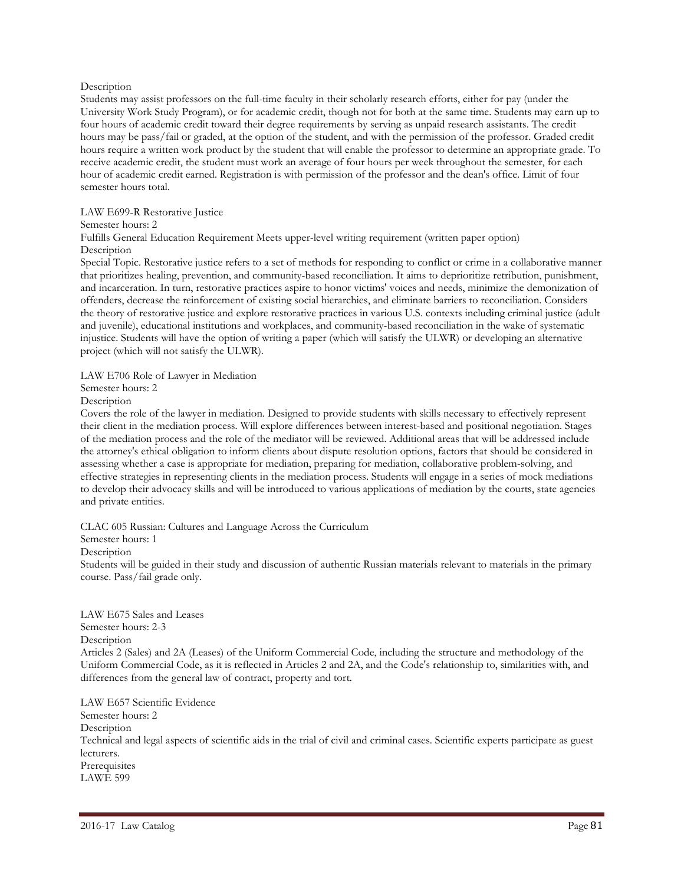Description

Students may assist professors on the full-time faculty in their scholarly research efforts, either for pay (under the University Work Study Program), or for academic credit, though not for both at the same time. Students may earn up to four hours of academic credit toward their degree requirements by serving as unpaid research assistants. The credit hours may be pass/fail or graded, at the option of the student, and with the permission of the professor. Graded credit hours require a written work product by the student that will enable the professor to determine an appropriate grade. To receive academic credit, the student must work an average of four hours per week throughout the semester, for each hour of academic credit earned. Registration is with permission of the professor and the dean's office. Limit of four semester hours total.

LAW E699-R Restorative Justice

Semester hours: 2

Fulfills General Education Requirement Meets upper-level writing requirement (written paper option)

Description

Special Topic. Restorative justice refers to a set of methods for responding to conflict or crime in a collaborative manner that prioritizes healing, prevention, and community-based reconciliation. It aims to deprioritize retribution, punishment, and incarceration. In turn, restorative practices aspire to honor victims' voices and needs, minimize the demonization of offenders, decrease the reinforcement of existing social hierarchies, and eliminate barriers to reconciliation. Considers the theory of restorative justice and explore restorative practices in various U.S. contexts including criminal justice (adult and juvenile), educational institutions and workplaces, and community-based reconciliation in the wake of systematic injustice. Students will have the option of writing a paper (which will satisfy the ULWR) or developing an alternative project (which will not satisfy the ULWR).

LAW E706 Role of Lawyer in Mediation

Semester hours: 2

Description

Covers the role of the lawyer in mediation. Designed to provide students with skills necessary to effectively represent their client in the mediation process. Will explore differences between interest-based and positional negotiation. Stages of the mediation process and the role of the mediator will be reviewed. Additional areas that will be addressed include the attorney's ethical obligation to inform clients about dispute resolution options, factors that should be considered in assessing whether a case is appropriate for mediation, preparing for mediation, collaborative problem-solving, and effective strategies in representing clients in the mediation process. Students will engage in a series of mock mediations to develop their advocacy skills and will be introduced to various applications of mediation by the courts, state agencies and private entities.

CLAC 605 Russian: Cultures and Language Across the Curriculum

Semester hours: 1

Description

Students will be guided in their study and discussion of authentic Russian materials relevant to materials in the primary course. Pass/fail grade only.

LAW E675 Sales and Leases

Semester hours: 2-3

Description

Articles 2 (Sales) and 2A (Leases) of the Uniform Commercial Code, including the structure and methodology of the Uniform Commercial Code, as it is reflected in Articles 2 and 2A, and the Code's relationship to, similarities with, and differences from the general law of contract, property and tort.

LAW E657 Scientific Evidence

Semester hours: 2

Description

Technical and legal aspects of scientific aids in the trial of civil and criminal cases. Scientific experts participate as guest lecturers.

Prerequisites

LAWE 599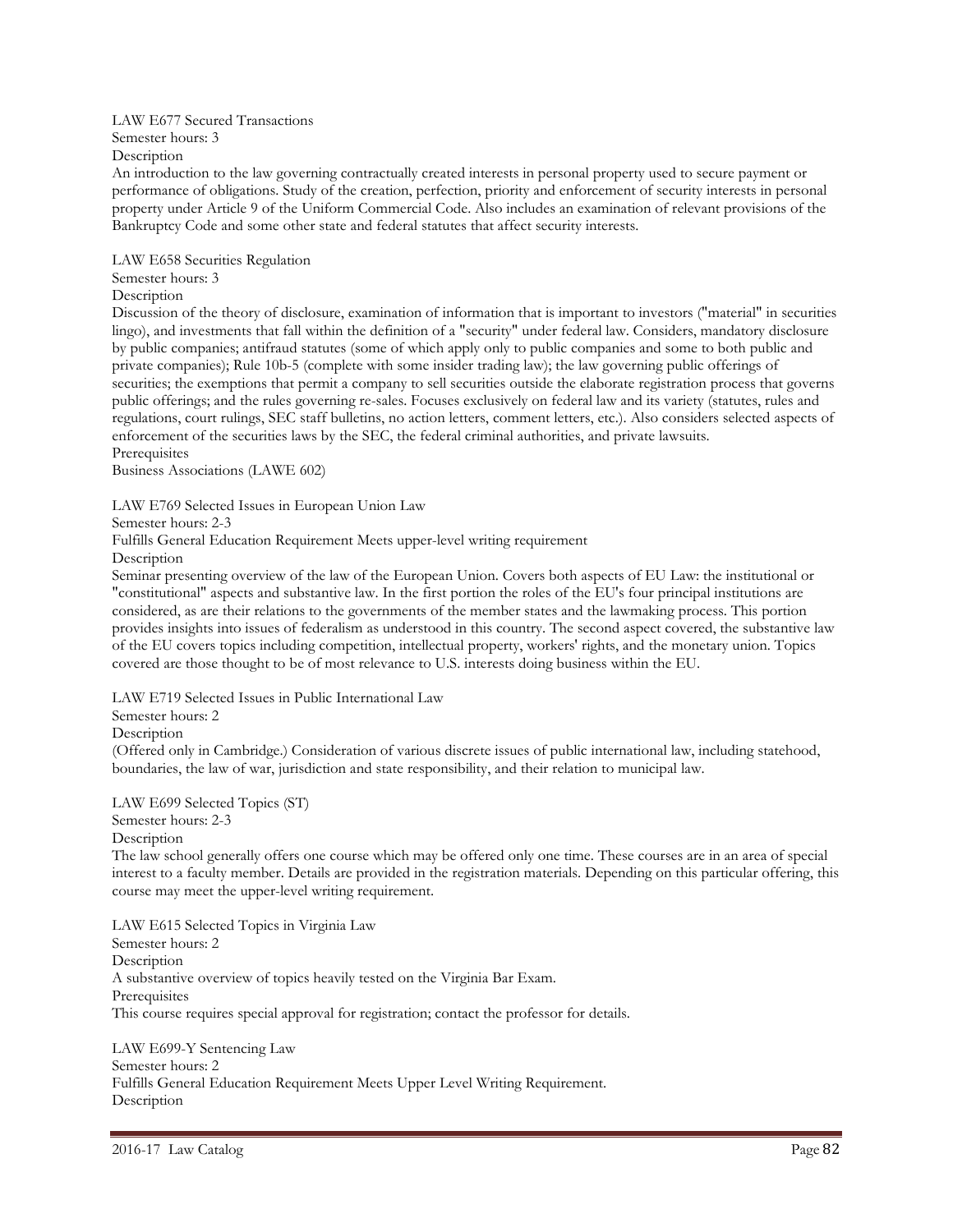LAW E677 Secured Transactions
Semester hours: 3
Description
An introduction to the law governing contractually created interests in personal property used to secure payment or performance of obligations. Study of the creation, perfection, priority and enforcement of security interests in personal property under Article 9 of the Uniform Commercial Code. Also includes an examination of relevant provisions of the Bankruptcy Code and some other state and federal statutes that affect security interests.

LAW E658 Securities Regulation
Semester hours: 3
Description
Discussion of the theory of disclosure, examination of information that is important to investors ("material" in securities lingo), and investments that fall within the definition of a "security" under federal law. Considers, mandatory disclosure by public companies; antifraud statutes (some of which apply only to public companies and some to both public and private companies); Rule 10b-5 (complete with some insider trading law); the law governing public offerings of securities; the exemptions that permit a company to sell securities outside the elaborate registration process that governs public offerings; and the rules governing re-sales. Focuses exclusively on federal law and its variety (statutes, rules and regulations, court rulings, SEC staff bulletins, no action letters, comment letters, etc.). Also considers selected aspects of enforcement of the securities laws by the SEC, the federal criminal authorities, and private lawsuits.
Prerequisites
Business Associations (LAWE 602)

LAW E769 Selected Issues in European Union Law
Semester hours: 2-3
Fulfills General Education Requirement Meets upper-level writing requirement
Description
Seminar presenting overview of the law of the European Union. Covers both aspects of EU Law: the institutional or "constitutional" aspects and substantive law. In the first portion the roles of the EU's four principal institutions are considered, as are their relations to the governments of the member states and the lawmaking process. This portion provides insights into issues of federalism as understood in this country. The second aspect covered, the substantive law of the EU covers topics including competition, intellectual property, workers' rights, and the monetary union. Topics covered are those thought to be of most relevance to U.S. interests doing business within the EU.

LAW E719 Selected Issues in Public International Law
Semester hours: 2
Description
(Offered only in Cambridge.) Consideration of various discrete issues of public international law, including statehood, boundaries, the law of war, jurisdiction and state responsibility, and their relation to municipal law.

LAW E699 Selected Topics (ST)
Semester hours: 2-3
Description
The law school generally offers one course which may be offered only one time. These courses are in an area of special interest to a faculty member. Details are provided in the registration materials. Depending on this particular offering, this course may meet the upper-level writing requirement.

LAW E615 Selected Topics in Virginia Law
Semester hours: 2
Description
A substantive overview of topics heavily tested on the Virginia Bar Exam.
Prerequisites
This course requires special approval for registration; contact the professor for details.

LAW E699-Y Sentencing Law
Semester hours: 2
Fulfills General Education Requirement Meets Upper Level Writing Requirement.
Description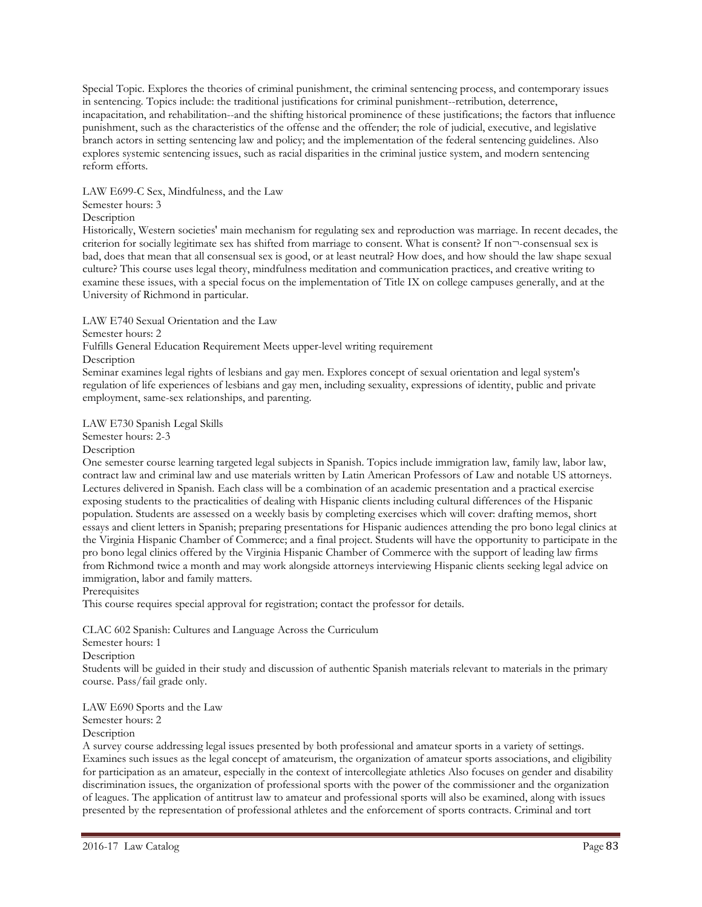Special Topic. Explores the theories of criminal punishment, the criminal sentencing process, and contemporary issues in sentencing. Topics include: the traditional justifications for criminal punishment--retribution, deterrence, incapacitation, and rehabilitation--and the shifting historical prominence of these justifications; the factors that influence punishment, such as the characteristics of the offense and the offender; the role of judicial, executive, and legislative branch actors in setting sentencing law and policy; and the implementation of the federal sentencing guidelines. Also explores systemic sentencing issues, such as racial disparities in the criminal justice system, and modern sentencing reform efforts.

LAW E699-C Sex, Mindfulness, and the Law

Semester hours: 3

Description

Historically, Western societies' main mechanism for regulating sex and reproduction was marriage. In recent decades, the criterion for socially legitimate sex has shifted from marriage to consent. What is consent? If non¬-consensual sex is bad, does that mean that all consensual sex is good, or at least neutral? How does, and how should the law shape sexual culture? This course uses legal theory, mindfulness meditation and communication practices, and creative writing to examine these issues, with a special focus on the implementation of Title IX on college campuses generally, and at the University of Richmond in particular.

LAW E740 Sexual Orientation and the Law

Semester hours: 2

Fulfills General Education Requirement Meets upper-level writing requirement

Description

Seminar examines legal rights of lesbians and gay men. Explores concept of sexual orientation and legal system's regulation of life experiences of lesbians and gay men, including sexuality, expressions of identity, public and private employment, same-sex relationships, and parenting.

LAW E730 Spanish Legal Skills

Semester hours: 2-3

Description

One semester course learning targeted legal subjects in Spanish. Topics include immigration law, family law, labor law, contract law and criminal law and use materials written by Latin American Professors of Law and notable US attorneys. Lectures delivered in Spanish. Each class will be a combination of an academic presentation and a practical exercise exposing students to the practicalities of dealing with Hispanic clients including cultural differences of the Hispanic population. Students are assessed on a weekly basis by completing exercises which will cover: drafting memos, short essays and client letters in Spanish; preparing presentations for Hispanic audiences attending the pro bono legal clinics at the Virginia Hispanic Chamber of Commerce; and a final project. Students will have the opportunity to participate in the pro bono legal clinics offered by the Virginia Hispanic Chamber of Commerce with the support of leading law firms from Richmond twice a month and may work alongside attorneys interviewing Hispanic clients seeking legal advice on immigration, labor and family matters.

Prerequisites

This course requires special approval for registration; contact the professor for details.

CLAC 602 Spanish: Cultures and Language Across the Curriculum

Semester hours: 1

Description

Students will be guided in their study and discussion of authentic Spanish materials relevant to materials in the primary course. Pass/fail grade only.

LAW E690 Sports and the Law

Semester hours: 2

Description

A survey course addressing legal issues presented by both professional and amateur sports in a variety of settings. Examines such issues as the legal concept of amateurism, the organization of amateur sports associations, and eligibility for participation as an amateur, especially in the context of intercollegiate athletics Also focuses on gender and disability discrimination issues, the organization of professional sports with the power of the commissioner and the organization of leagues. The application of antitrust law to amateur and professional sports will also be examined, along with issues presented by the representation of professional athletes and the enforcement of sports contracts. Criminal and tort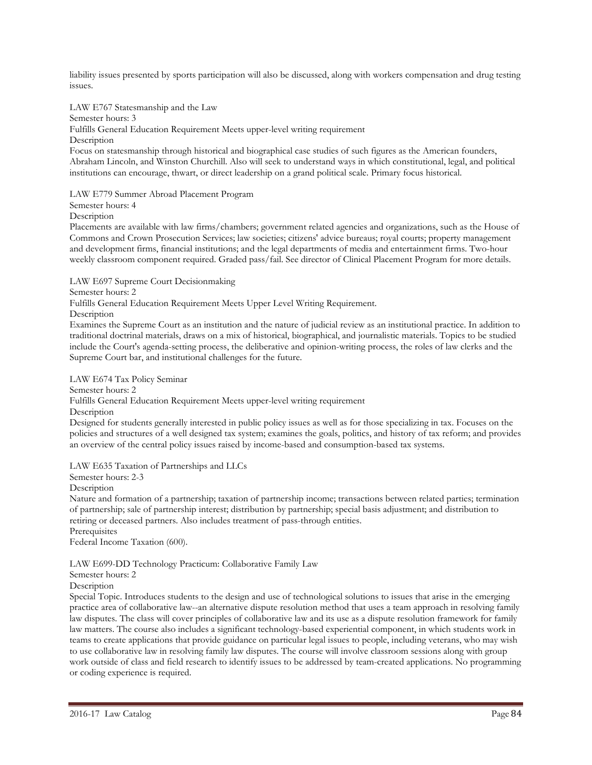liability issues presented by sports participation will also be discussed, along with workers compensation and drug testing issues.

LAW E767 Statesmanship and the Law

Semester hours: 3

Fulfills General Education Requirement Meets upper-level writing requirement

Description

Focus on statesmanship through historical and biographical case studies of such figures as the American founders, Abraham Lincoln, and Winston Churchill. Also will seek to understand ways in which constitutional, legal, and political institutions can encourage, thwart, or direct leadership on a grand political scale. Primary focus historical.

LAW E779 Summer Abroad Placement Program

Semester hours: 4

Description

Placements are available with law firms/chambers; government related agencies and organizations, such as the House of Commons and Crown Prosecution Services; law societies; citizens' advice bureaus; royal courts; property management and development firms, financial institutions; and the legal departments of media and entertainment firms. Two-hour weekly classroom component required. Graded pass/fail. See director of Clinical Placement Program for more details.

LAW E697 Supreme Court Decisionmaking

Semester hours: 2

Fulfills General Education Requirement Meets Upper Level Writing Requirement.

Description

Examines the Supreme Court as an institution and the nature of judicial review as an institutional practice. In addition to traditional doctrinal materials, draws on a mix of historical, biographical, and journalistic materials. Topics to be studied include the Court's agenda-setting process, the deliberative and opinion-writing process, the roles of law clerks and the Supreme Court bar, and institutional challenges for the future.

LAW E674 Tax Policy Seminar

Semester hours: 2

Fulfills General Education Requirement Meets upper-level writing requirement

Description

Designed for students generally interested in public policy issues as well as for those specializing in tax. Focuses on the policies and structures of a well designed tax system; examines the goals, politics, and history of tax reform; and provides an overview of the central policy issues raised by income-based and consumption-based tax systems.

LAW E635 Taxation of Partnerships and LLCs

Semester hours: 2-3

Description

Nature and formation of a partnership; taxation of partnership income; transactions between related parties; termination of partnership; sale of partnership interest; distribution by partnership; special basis adjustment; and distribution to retiring or deceased partners. Also includes treatment of pass-through entities.

Prerequisites

Federal Income Taxation (600).

LAW E699-DD Technology Practicum: Collaborative Family Law

Semester hours: 2

Description

Special Topic. Introduces students to the design and use of technological solutions to issues that arise in the emerging practice area of collaborative law--an alternative dispute resolution method that uses a team approach in resolving family law disputes. The class will cover principles of collaborative law and its use as a dispute resolution framework for family law matters. The course also includes a significant technology-based experiential component, in which students work in teams to create applications that provide guidance on particular legal issues to people, including veterans, who may wish to use collaborative law in resolving family law disputes. The course will involve classroom sessions along with group work outside of class and field research to identify issues to be addressed by team-created applications. No programming or coding experience is required.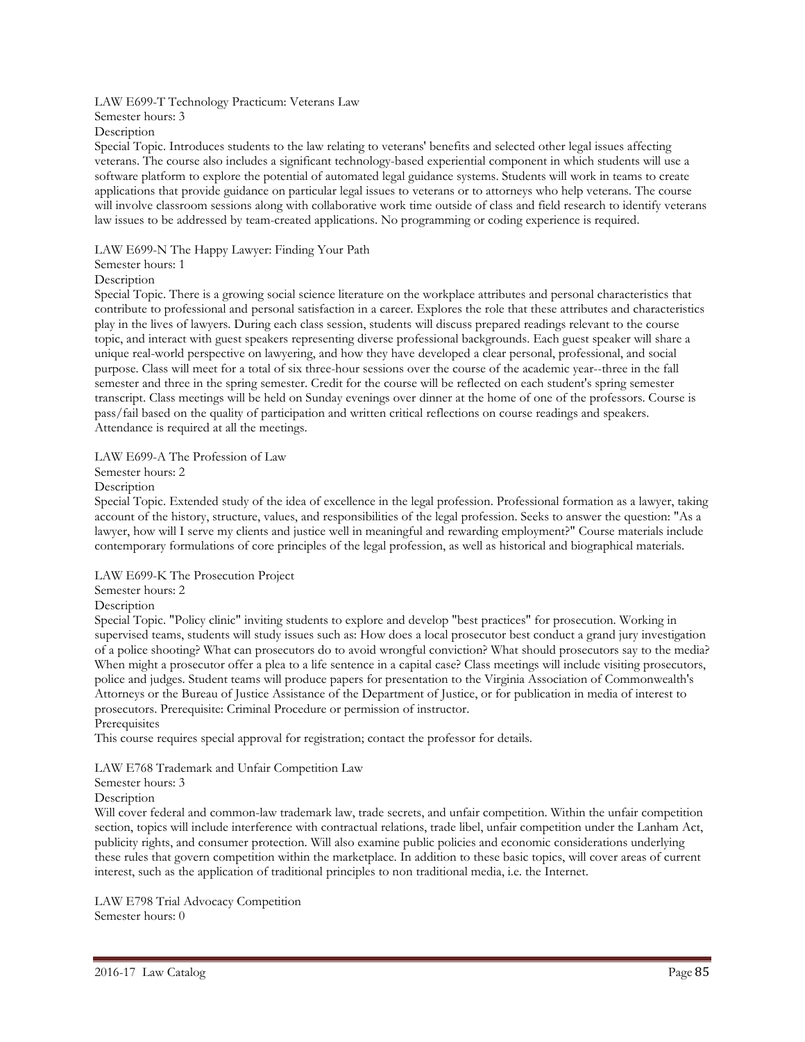LAW E699-T Technology Practicum: Veterans Law
Semester hours: 3
Description
Special Topic. Introduces students to the law relating to veterans' benefits and selected other legal issues affecting veterans. The course also includes a significant technology-based experiential component in which students will use a software platform to explore the potential of automated legal guidance systems. Students will work in teams to create applications that provide guidance on particular legal issues to veterans or to attorneys who help veterans. The course will involve classroom sessions along with collaborative work time outside of class and field research to identify veterans law issues to be addressed by team-created applications. No programming or coding experience is required.

LAW E699-N The Happy Lawyer: Finding Your Path
Semester hours: 1
Description
Special Topic. There is a growing social science literature on the workplace attributes and personal characteristics that contribute to professional and personal satisfaction in a career. Explores the role that these attributes and characteristics play in the lives of lawyers. During each class session, students will discuss prepared readings relevant to the course topic, and interact with guest speakers representing diverse professional backgrounds. Each guest speaker will share a unique real-world perspective on lawyering, and how they have developed a clear personal, professional, and social purpose. Class will meet for a total of six three-hour sessions over the course of the academic year--three in the fall semester and three in the spring semester. Credit for the course will be reflected on each student's spring semester transcript. Class meetings will be held on Sunday evenings over dinner at the home of one of the professors. Course is pass/fail based on the quality of participation and written critical reflections on course readings and speakers. Attendance is required at all the meetings.

LAW E699-A The Profession of Law
Semester hours: 2
Description
Special Topic. Extended study of the idea of excellence in the legal profession. Professional formation as a lawyer, taking account of the history, structure, values, and responsibilities of the legal profession. Seeks to answer the question: "As a lawyer, how will I serve my clients and justice well in meaningful and rewarding employment?" Course materials include contemporary formulations of core principles of the legal profession, as well as historical and biographical materials.

LAW E699-K The Prosecution Project
Semester hours: 2
Description
Special Topic. "Policy clinic" inviting students to explore and develop "best practices" for prosecution. Working in supervised teams, students will study issues such as: How does a local prosecutor best conduct a grand jury investigation of a police shooting? What can prosecutors do to avoid wrongful conviction? What should prosecutors say to the media? When might a prosecutor offer a plea to a life sentence in a capital case? Class meetings will include visiting prosecutors, police and judges. Student teams will produce papers for presentation to the Virginia Association of Commonwealth's Attorneys or the Bureau of Justice Assistance of the Department of Justice, or for publication in media of interest to prosecutors. Prerequisite: Criminal Procedure or permission of instructor.
Prerequisites
This course requires special approval for registration; contact the professor for details.

LAW E768 Trademark and Unfair Competition Law
Semester hours: 3
Description
Will cover federal and common-law trademark law, trade secrets, and unfair competition. Within the unfair competition section, topics will include interference with contractual relations, trade libel, unfair competition under the Lanham Act, publicity rights, and consumer protection. Will also examine public policies and economic considerations underlying these rules that govern competition within the marketplace. In addition to these basic topics, will cover areas of current interest, such as the application of traditional principles to non traditional media, i.e. the Internet.

LAW E798 Trial Advocacy Competition
Semester hours: 0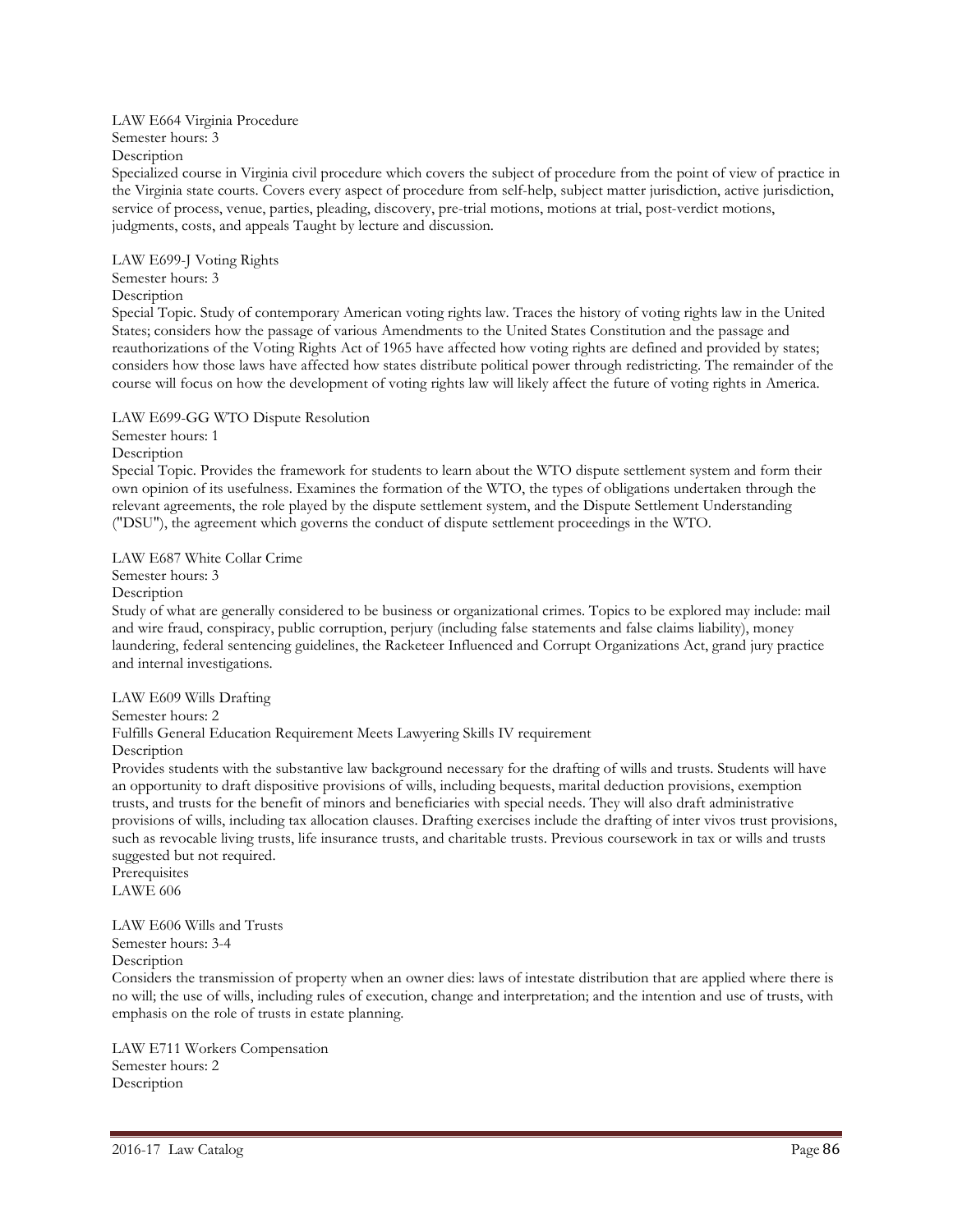LAW E664 Virginia Procedure
Semester hours: 3
Description
Specialized course in Virginia civil procedure which covers the subject of procedure from the point of view of practice in the Virginia state courts. Covers every aspect of procedure from self-help, subject matter jurisdiction, active jurisdiction, service of process, venue, parties, pleading, discovery, pre-trial motions, motions at trial, post-verdict motions, judgments, costs, and appeals Taught by lecture and discussion.

LAW E699-J Voting Rights
Semester hours: 3
Description
Special Topic. Study of contemporary American voting rights law. Traces the history of voting rights law in the United States; considers how the passage of various Amendments to the United States Constitution and the passage and reauthorizations of the Voting Rights Act of 1965 have affected how voting rights are defined and provided by states; considers how those laws have affected how states distribute political power through redistricting. The remainder of the course will focus on how the development of voting rights law will likely affect the future of voting rights in America.

LAW E699-GG WTO Dispute Resolution
Semester hours: 1
Description
Special Topic. Provides the framework for students to learn about the WTO dispute settlement system and form their own opinion of its usefulness. Examines the formation of the WTO, the types of obligations undertaken through the relevant agreements, the role played by the dispute settlement system, and the Dispute Settlement Understanding ("DSU"), the agreement which governs the conduct of dispute settlement proceedings in the WTO.

LAW E687 White Collar Crime
Semester hours: 3
Description
Study of what are generally considered to be business or organizational crimes. Topics to be explored may include: mail and wire fraud, conspiracy, public corruption, perjury (including false statements and false claims liability), money laundering, federal sentencing guidelines, the Racketeer Influenced and Corrupt Organizations Act, grand jury practice and internal investigations.

LAW E609 Wills Drafting
Semester hours: 2
Fulfills General Education Requirement Meets Lawyering Skills IV requirement
Description
Provides students with the substantive law background necessary for the drafting of wills and trusts. Students will have an opportunity to draft dispositive provisions of wills, including bequests, marital deduction provisions, exemption trusts, and trusts for the benefit of minors and beneficiaries with special needs. They will also draft administrative provisions of wills, including tax allocation clauses. Drafting exercises include the drafting of inter vivos trust provisions, such as revocable living trusts, life insurance trusts, and charitable trusts. Previous coursework in tax or wills and trusts suggested but not required.
Prerequisites
LAWE 606

LAW E606 Wills and Trusts
Semester hours: 3-4
Description
Considers the transmission of property when an owner dies: laws of intestate distribution that are applied where there is no will; the use of wills, including rules of execution, change and interpretation; and the intention and use of trusts, with emphasis on the role of trusts in estate planning.

LAW E711 Workers Compensation
Semester hours: 2
Description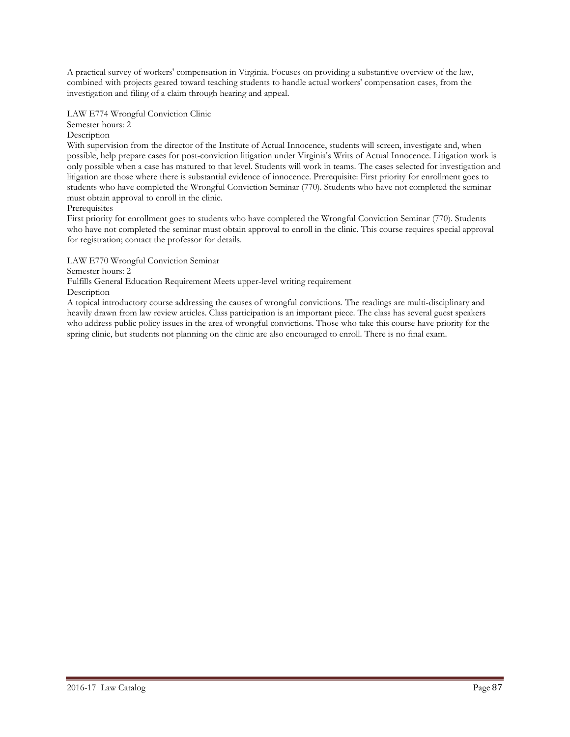A practical survey of workers' compensation in Virginia. Focuses on providing a substantive overview of the law, combined with projects geared toward teaching students to handle actual workers' compensation cases, from the investigation and filing of a claim through hearing and appeal.

LAW E774 Wrongful Conviction Clinic

Semester hours: 2

Description

With supervision from the director of the Institute of Actual Innocence, students will screen, investigate and, when possible, help prepare cases for post-conviction litigation under Virginia's Writs of Actual Innocence. Litigation work is only possible when a case has matured to that level. Students will work in teams. The cases selected for investigation and litigation are those where there is substantial evidence of innocence. Prerequisite: First priority for enrollment goes to students who have completed the Wrongful Conviction Seminar (770). Students who have not completed the seminar must obtain approval to enroll in the clinic.

Prerequisites

First priority for enrollment goes to students who have completed the Wrongful Conviction Seminar (770). Students who have not completed the seminar must obtain approval to enroll in the clinic. This course requires special approval for registration; contact the professor for details.

LAW E770 Wrongful Conviction Seminar

Semester hours: 2

Fulfills General Education Requirement Meets upper-level writing requirement

Description

A topical introductory course addressing the causes of wrongful convictions. The readings are multi-disciplinary and heavily drawn from law review articles. Class participation is an important piece. The class has several guest speakers who address public policy issues in the area of wrongful convictions. Those who take this course have priority for the spring clinic, but students not planning on the clinic are also encouraged to enroll. There is no final exam.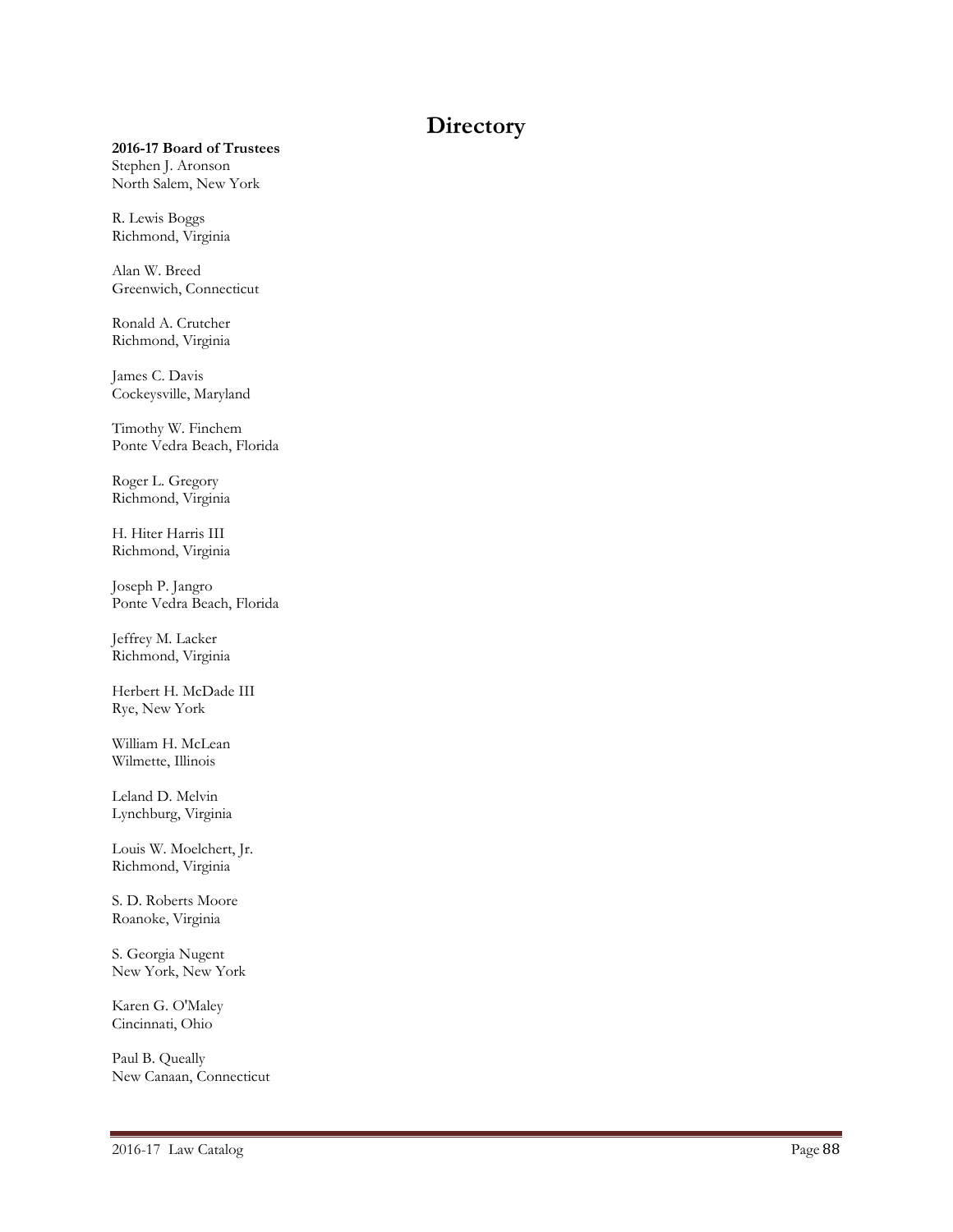# Directory

**2016-17 Board of Trustees**

Stephen J. Aronson
North Salem, New York

R. Lewis Boggs
Richmond, Virginia

Alan W. Breed
Greenwich, Connecticut

Ronald A. Crutcher
Richmond, Virginia

James C. Davis
Cockeysville, Maryland

Timothy W. Finchem
Ponte Vedra Beach, Florida

Roger L. Gregory
Richmond, Virginia

H. Hiter Harris III
Richmond, Virginia

Joseph P. Jangro
Ponte Vedra Beach, Florida

Jeffrey M. Lacker
Richmond, Virginia

Herbert H. McDade III
Rye, New York

William H. McLean
Wilmette, Illinois

Leland D. Melvin
Lynchburg, Virginia

Louis W. Moelchert, Jr.
Richmond, Virginia

S. D. Roberts Moore
Roanoke, Virginia

S. Georgia Nugent
New York, New York

Karen G. O'Maley
Cincinnati, Ohio

Paul B. Queally
New Canaan, Connecticut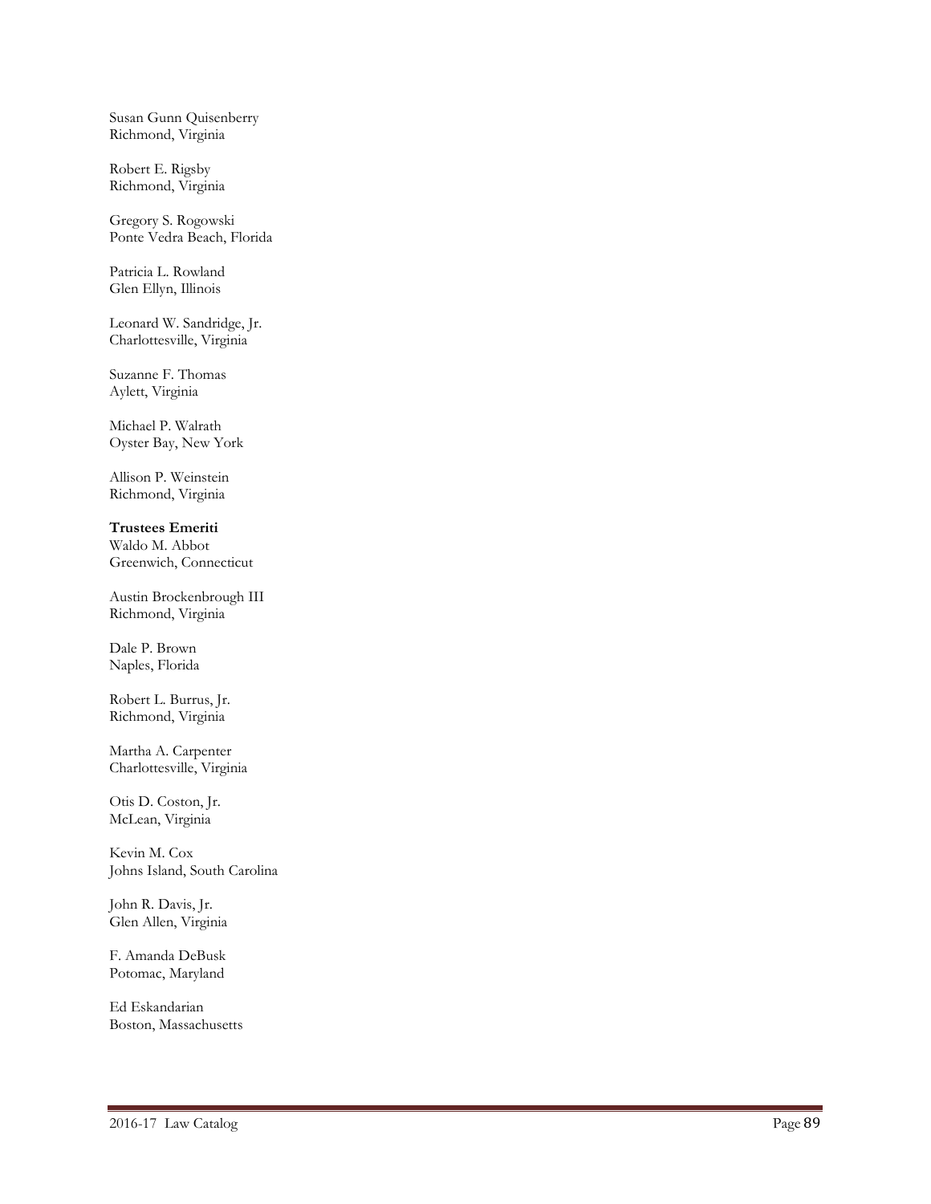Susan Gunn Quisenberry
Richmond, Virginia

Robert E. Rigsby
Richmond, Virginia

Gregory S. Rogowski
Ponte Vedra Beach, Florida

Patricia L. Rowland
Glen Ellyn, Illinois

Leonard W. Sandridge, Jr.
Charlottesville, Virginia

Suzanne F. Thomas
Aylett, Virginia

Michael P. Walrath
Oyster Bay, New York

Allison P. Weinstein
Richmond, Virginia

**Trustees Emeriti**

Waldo M. Abbot
Greenwich, Connecticut

Austin Brockenbrough III
Richmond, Virginia

Dale P. Brown
Naples, Florida

Robert L. Burrus, Jr.
Richmond, Virginia

Martha A. Carpenter
Charlottesville, Virginia

Otis D. Coston, Jr.
McLean, Virginia

Kevin M. Cox
Johns Island, South Carolina

John R. Davis, Jr.
Glen Allen, Virginia

F. Amanda DeBusk
Potomac, Maryland

Ed Eskandarian
Boston, Massachusetts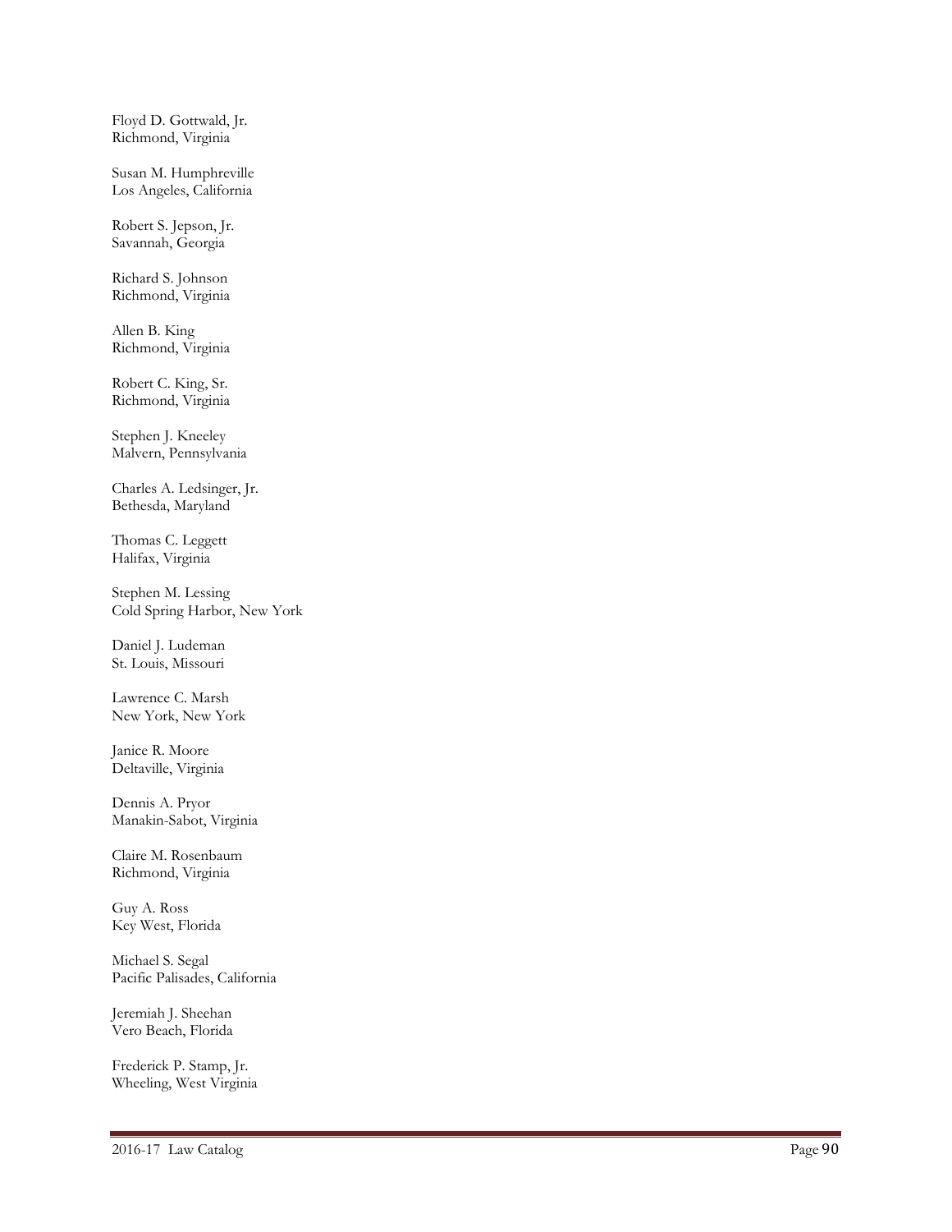Floyd D. Gottwald, Jr.
Richmond, Virginia

Susan M. Humphreville
Los Angeles, California

Robert S. Jepson, Jr.
Savannah, Georgia

Richard S. Johnson
Richmond, Virginia

Allen B. King
Richmond, Virginia

Robert C. King, Sr.
Richmond, Virginia

Stephen J. Kneeley
Malvern, Pennsylvania

Charles A. Ledsinger, Jr.
Bethesda, Maryland

Thomas C. Leggett
Halifax, Virginia

Stephen M. Lessing
Cold Spring Harbor, New York

Daniel J. Ludeman
St. Louis, Missouri

Lawrence C. Marsh
New York, New York

Janice R. Moore
Deltaville, Virginia

Dennis A. Pryor
Manakin-Sabot, Virginia

Claire M. Rosenbaum
Richmond, Virginia

Guy A. Ross
Key West, Florida

Michael S. Segal
Pacific Palisades, California

Jeremiah J. Sheehan
Vero Beach, Florida

Frederick P. Stamp, Jr.
Wheeling, West Virginia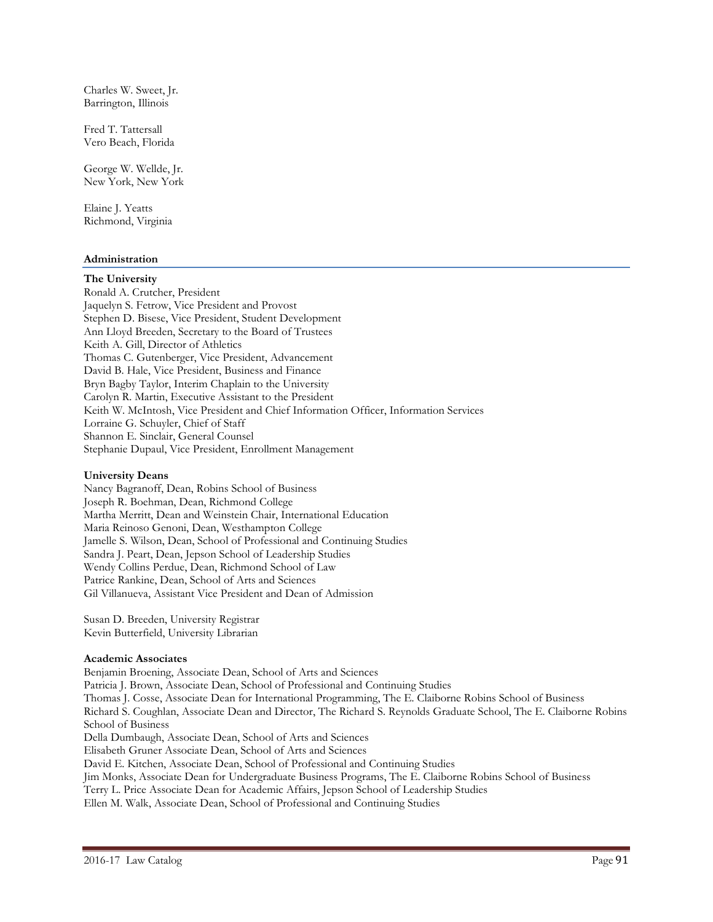Charles W. Sweet, Jr.
Barrington, Illinois

Fred T. Tattersall
Vero Beach, Florida

George W. Wellde, Jr.
New York, New York

Elaine J. Yeatts
Richmond, Virginia

## Administration

**The University**

Ronald A. Crutcher, President
Jaquelyn S. Fetrow, Vice President and Provost
Stephen D. Bisese, Vice President, Student Development
Ann Lloyd Breeden, Secretary to the Board of Trustees
Keith A. Gill, Director of Athletics
Thomas C. Gutenberger, Vice President, Advancement
David B. Hale, Vice President, Business and Finance
Bryn Bagby Taylor, Interim Chaplain to the University
Carolyn R. Martin, Executive Assistant to the President
Keith W. McIntosh, Vice President and Chief Information Officer, Information Services
Lorraine G. Schuyler, Chief of Staff
Shannon E. Sinclair, General Counsel
Stephanie Dupaul, Vice President, Enrollment Management

**University Deans**

Nancy Bagranoff, Dean, Robins School of Business
Joseph R. Boehman, Dean, Richmond College
Martha Merritt, Dean and Weinstein Chair, International Education
Maria Reinoso Genoni, Dean, Westhampton College
Jamelle S. Wilson, Dean, School of Professional and Continuing Studies
Sandra J. Peart, Dean, Jepson School of Leadership Studies
Wendy Collins Perdue, Dean, Richmond School of Law
Patrice Rankine, Dean, School of Arts and Sciences
Gil Villanueva, Assistant Vice President and Dean of Admission

Susan D. Breeden, University Registrar
Kevin Butterfield, University Librarian

**Academic Associates**

Benjamin Broening, Associate Dean, School of Arts and Sciences
Patricia J. Brown, Associate Dean, School of Professional and Continuing Studies
Thomas J. Cosse, Associate Dean for International Programming, The E. Claiborne Robins School of Business
Richard S. Coughlan, Associate Dean and Director, The Richard S. Reynolds Graduate School, The E. Claiborne Robins School of Business
Della Dumbaugh, Associate Dean, School of Arts and Sciences
Elisabeth Gruner Associate Dean, School of Arts and Sciences
David E. Kitchen, Associate Dean, School of Professional and Continuing Studies
Jim Monks, Associate Dean for Undergraduate Business Programs, The E. Claiborne Robins School of Business
Terry L. Price Associate Dean for Academic Affairs, Jepson School of Leadership Studies
Ellen M. Walk, Associate Dean, School of Professional and Continuing Studies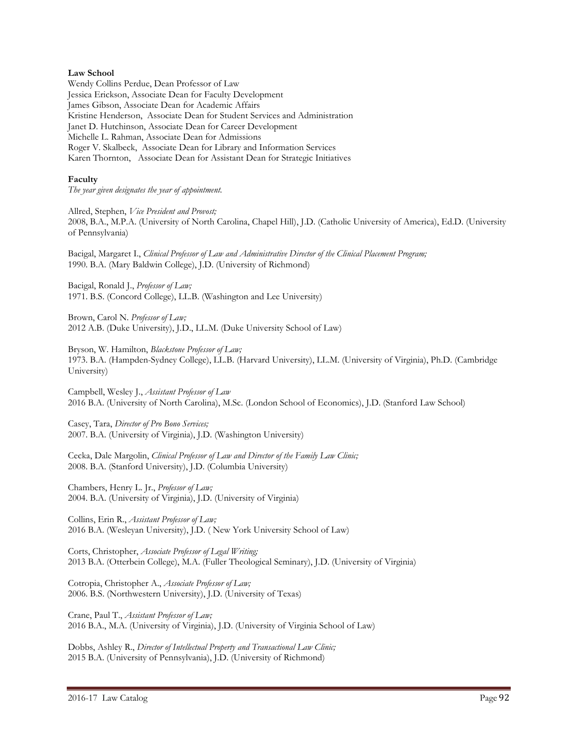**Law School**

Wendy Collins Perdue, Dean Professor of Law
Jessica Erickson, Associate Dean for Faculty Development
James Gibson, Associate Dean for Academic Affairs
Kristine Henderson, Associate Dean for Student Services and Administration
Janet D. Hutchinson, Associate Dean for Career Development
Michelle L. Rahman, Associate Dean for Admissions
Roger V. Skalbeck, Associate Dean for Library and Information Services
Karen Thornton, Associate Dean for Assistant Dean for Strategic Initiatives

**Faculty**

*The year given designates the year of appointment.*

Allred, Stephen, *Vice President and Provost;*
2008, B.A., M.P.A. (University of North Carolina, Chapel Hill), J.D. (Catholic University of America), Ed.D. (University of Pennsylvania)

Bacigal, Margaret I., *Clinical Professor of Law and Administrative Director of the Clinical Placement Program;*
1990. B.A. (Mary Baldwin College), J.D. (University of Richmond)

Bacigal, Ronald J., *Professor of Law;*
1971. B.S. (Concord College), LL.B. (Washington and Lee University)

Brown, Carol N. *Professor of Law;*
2012 A.B. (Duke University), J.D., LL.M. (Duke University School of Law)

Bryson, W. Hamilton, *Blackstone Professor of Law;*
1973. B.A. (Hampden-Sydney College), LL.B. (Harvard University), LL.M. (University of Virginia), Ph.D. (Cambridge University)

Campbell, Wesley J., *Assistant Professor of Law*
2016 B.A. (University of North Carolina), M.Sc. (London School of Economics), J.D. (Stanford Law School)

Casey, Tara, *Director of Pro Bono Services;*
2007. B.A. (University of Virginia), J.D. (Washington University)

Cecka, Dale Margolin, *Clinical Professor of Law and Director of the Family Law Clinic;*
2008. B.A. (Stanford University), J.D. (Columbia University)

Chambers, Henry L. Jr., *Professor of Law;*
2004. B.A. (University of Virginia), J.D. (University of Virginia)

Collins, Erin R., *Assistant Professor of Law;*
2016 B.A. (Wesleyan University), J.D. ( New York University School of Law)

Corts, Christopher, *Associate Professor of Legal Writing;*
2013 B.A. (Otterbein College), M.A. (Fuller Theological Seminary), J.D. (University of Virginia)

Cotropia, Christopher A., *Associate Professor of Law;*
2006. B.S. (Northwestern University), J.D. (University of Texas)

Crane, Paul T., *Assistant Professor of Law;*
2016 B.A., M.A. (University of Virginia), J.D. (University of Virginia School of Law)

Dobbs, Ashley R., *Director of Intellectual Property and Transactional Law Clinic;*
2015 B.A. (University of Pennsylvania), J.D. (University of Richmond)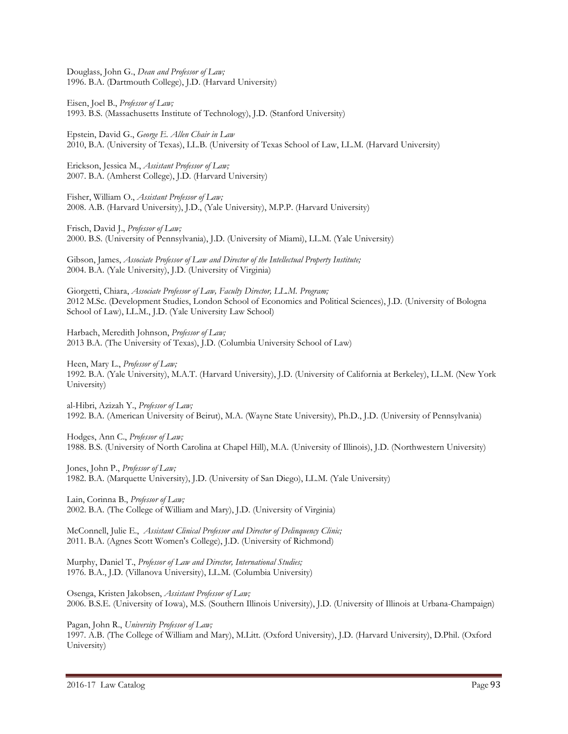Douglass, John G., *Dean and Professor of Law;*
1996. B.A. (Dartmouth College), J.D. (Harvard University)

Eisen, Joel B., *Professor of Law;*
1993. B.S. (Massachusetts Institute of Technology), J.D. (Stanford University)

Epstein, David G., *George E. Allen Chair in Law*
2010, B.A. (University of Texas), LL.B. (University of Texas School of Law, LL.M. (Harvard University)

Erickson, Jessica M., *Assistant Professor of Law;*
2007. B.A. (Amherst College), J.D. (Harvard University)

Fisher, William O., *Assistant Professor of Law;*
2008. A.B. (Harvard University), J.D., (Yale University), M.P.P. (Harvard University)

Frisch, David J., *Professor of Law;*
2000. B.S. (University of Pennsylvania), J.D. (University of Miami), LL.M. (Yale University)

Gibson, James, *Associate Professor of Law and Director of the Intellectual Property Institute;*
2004. B.A. (Yale University), J.D. (University of Virginia)

Giorgetti, Chiara, *Associate Professor of Law, Faculty Director, LL.M. Program;*
2012 M.Sc. (Development Studies, London School of Economics and Political Sciences), J.D. (University of Bologna School of Law), LL.M., J.D. (Yale University Law School)

Harbach, Meredith Johnson, *Professor of Law;*
2013 B.A. (The University of Texas), J.D. (Columbia University School of Law)

Heen, Mary L., *Professor of Law;*
1992. B.A. (Yale University), M.A.T. (Harvard University), J.D. (University of California at Berkeley), LL.M. (New York University)

al-Hibri, Azizah Y., *Professor of Law;*
1992. B.A. (American University of Beirut), M.A. (Wayne State University), Ph.D., J.D. (University of Pennsylvania)

Hodges, Ann C., *Professor of Law;*
1988. B.S. (University of North Carolina at Chapel Hill), M.A. (University of Illinois), J.D. (Northwestern University)

Jones, John P., *Professor of Law;*
1982. B.A. (Marquette University), J.D. (University of San Diego), LL.M. (Yale University)

Lain, Corinna B., *Professor of Law;*
2002. B.A. (The College of William and Mary), J.D. (University of Virginia)

McConnell, Julie E., *Assistant Clinical Professor and Director of Delinquency Clinic;*
2011. B.A. (Agnes Scott Women's College), J.D. (University of Richmond)

Murphy, Daniel T., *Professor of Law and Director, International Studies;*
1976. B.A., J.D. (Villanova University), LL.M. (Columbia University)

Osenga, Kristen Jakobsen, *Assistant Professor of Law;*
2006. B.S.E. (University of Iowa), M.S. (Southern Illinois University), J.D. (University of Illinois at Urbana-Champaign)

Pagan, John R., *University Professor of Law;*
1997. A.B. (The College of William and Mary), M.Litt. (Oxford University), J.D. (Harvard University), D.Phil. (Oxford University)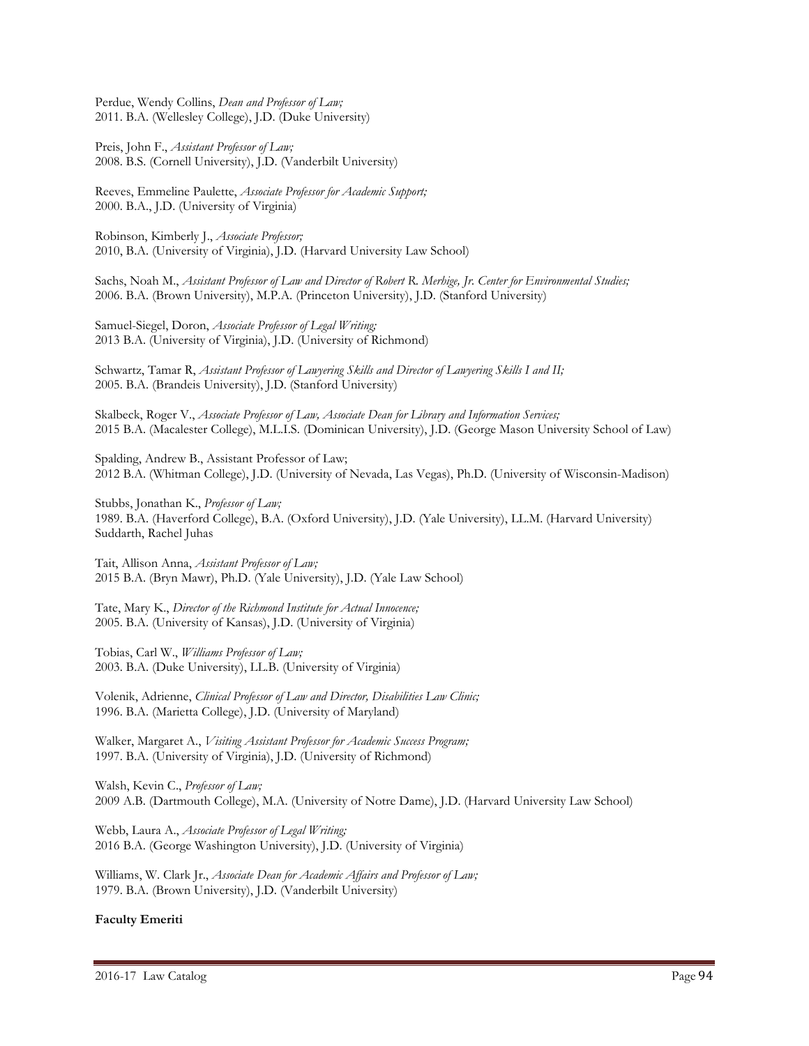Perdue, Wendy Collins, *Dean and Professor of Law;*
2011. B.A. (Wellesley College), J.D. (Duke University)

Preis, John F., *Assistant Professor of Law;*
2008. B.S. (Cornell University), J.D. (Vanderbilt University)

Reeves, Emmeline Paulette, *Associate Professor for Academic Support;*
2000. B.A., J.D. (University of Virginia)

Robinson, Kimberly J., *Associate Professor;*
2010, B.A. (University of Virginia), J.D. (Harvard University Law School)

Sachs, Noah M., *Assistant Professor of Law and Director of Robert R. Merhige, Jr. Center for Environmental Studies;*
2006. B.A. (Brown University), M.P.A. (Princeton University), J.D. (Stanford University)

Samuel-Siegel, Doron, *Associate Professor of Legal Writing;*
2013 B.A. (University of Virginia), J.D. (University of Richmond)

Schwartz, Tamar R, *Assistant Professor of Lawyering Skills and Director of Lawyering Skills I and II;*
2005. B.A. (Brandeis University), J.D. (Stanford University)

Skalbeck, Roger V., *Associate Professor of Law, Associate Dean for Library and Information Services;*
2015 B.A. (Macalester College), M.L.I.S. (Dominican University), J.D. (George Mason University School of Law)

Spalding, Andrew B., Assistant Professor of Law;
2012 B.A. (Whitman College), J.D. (University of Nevada, Las Vegas), Ph.D. (University of Wisconsin-Madison)

Stubbs, Jonathan K., *Professor of Law;*
1989. B.A. (Haverford College), B.A. (Oxford University), J.D. (Yale University), LL.M. (Harvard University)
Suddarth, Rachel Juhas

Tait, Allison Anna, *Assistant Professor of Law;*
2015 B.A. (Bryn Mawr), Ph.D. (Yale University), J.D. (Yale Law School)

Tate, Mary K., *Director of the Richmond Institute for Actual Innocence;*
2005. B.A. (University of Kansas), J.D. (University of Virginia)

Tobias, Carl W., *Williams Professor of Law;*
2003. B.A. (Duke University), LL.B. (University of Virginia)

Volenik, Adrienne, *Clinical Professor of Law and Director, Disabilities Law Clinic;*
1996. B.A. (Marietta College), J.D. (University of Maryland)

Walker, Margaret A., *Visiting Assistant Professor for Academic Success Program;*
1997. B.A. (University of Virginia), J.D. (University of Richmond)

Walsh, Kevin C., *Professor of Law;*
2009 A.B. (Dartmouth College), M.A. (University of Notre Dame), J.D. (Harvard University Law School)

Webb, Laura A., *Associate Professor of Legal Writing;*
2016 B.A. (George Washington University), J.D. (University of Virginia)

Williams, W. Clark Jr., *Associate Dean for Academic Affairs and Professor of Law;*
1979. B.A. (Brown University), J.D. (Vanderbilt University)

**Faculty Emeriti**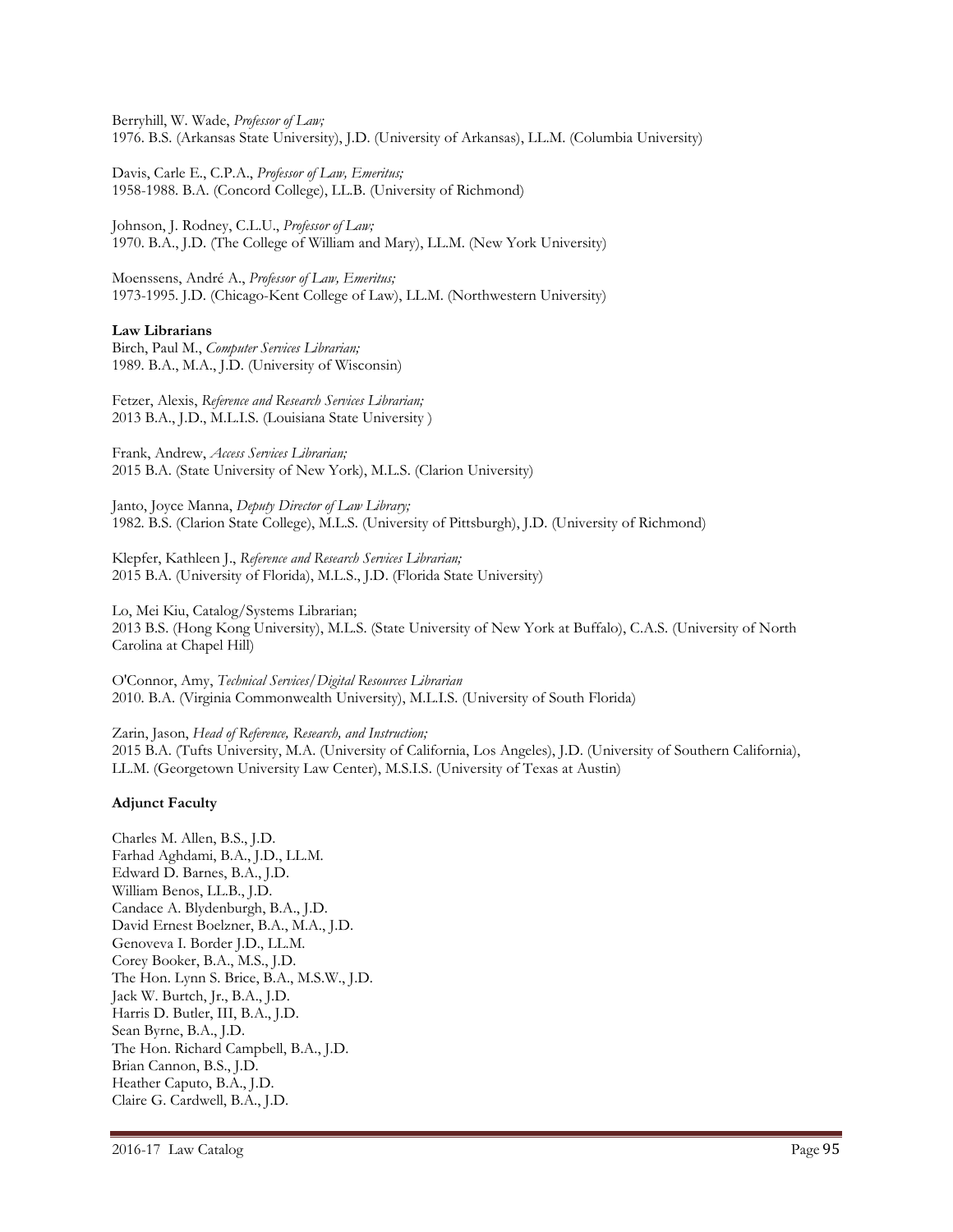Berryhill, W. Wade, *Professor of Law;*
1976. B.S. (Arkansas State University), J.D. (University of Arkansas), LL.M. (Columbia University)

Davis, Carle E., C.P.A., *Professor of Law, Emeritus;*
1958-1988. B.A. (Concord College), LL.B. (University of Richmond)

Johnson, J. Rodney, C.L.U., *Professor of Law;*
1970. B.A., J.D. (The College of William and Mary), LL.M. (New York University)

Moenssens, André A., *Professor of Law, Emeritus;*
1973-1995. J.D. (Chicago-Kent College of Law), LL.M. (Northwestern University)

**Law Librarians**

Birch, Paul M., *Computer Services Librarian;*
1989. B.A., M.A., J.D. (University of Wisconsin)

Fetzer, Alexis, *Reference and Research Services Librarian;*
2013 B.A., J.D., M.L.I.S. (Louisiana State University )

Frank, Andrew, *Access Services Librarian;*
2015 B.A. (State University of New York), M.L.S. (Clarion University)

Janto, Joyce Manna, *Deputy Director of Law Library;*
1982. B.S. (Clarion State College), M.L.S. (University of Pittsburgh), J.D. (University of Richmond)

Klepfer, Kathleen J., *Reference and Research Services Librarian;*
2015 B.A. (University of Florida), M.L.S., J.D. (Florida State University)

Lo, Mei Kiu, Catalog/Systems Librarian;
2013 B.S. (Hong Kong University), M.L.S. (State University of New York at Buffalo), C.A.S. (University of North Carolina at Chapel Hill)

O'Connor, Amy, *Technical Services/Digital Resources Librarian*
2010. B.A. (Virginia Commonwealth University), M.L.I.S. (University of South Florida)

Zarin, Jason, *Head of Reference, Research, and Instruction;*
2015 B.A. (Tufts University, M.A. (University of California, Los Angeles), J.D. (University of Southern California), LL.M. (Georgetown University Law Center), M.S.I.S. (University of Texas at Austin)

**Adjunct Faculty**

Charles M. Allen, B.S., J.D.
Farhad Aghdami, B.A., J.D., LL.M.
Edward D. Barnes, B.A., J.D.
William Benos, LL.B., J.D.
Candace A. Blydenburgh, B.A., J.D.
David Ernest Boelzner, B.A., M.A., J.D.
Genoveva I. Border J.D., LL.M.
Corey Booker, B.A., M.S., J.D.
The Hon. Lynn S. Brice, B.A., M.S.W., J.D.
Jack W. Burtch, Jr., B.A., J.D.
Harris D. Butler, III, B.A., J.D.
Sean Byrne, B.A., J.D.
The Hon. Richard Campbell, B.A., J.D.
Brian Cannon, B.S., J.D.
Heather Caputo, B.A., J.D.
Claire G. Cardwell, B.A., J.D.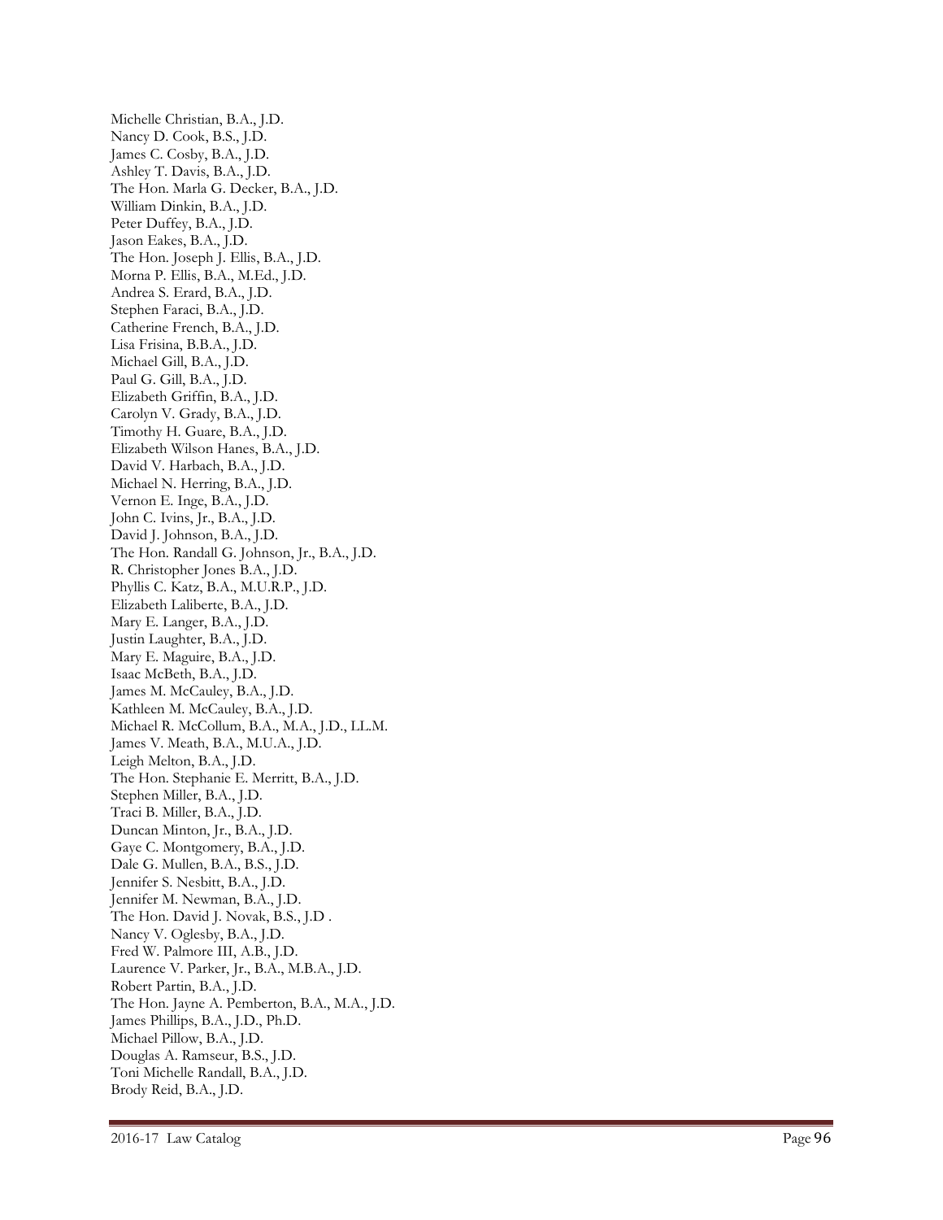Michelle Christian, B.A., J.D.
Nancy D. Cook, B.S., J.D.
James C. Cosby, B.A., J.D.
Ashley T. Davis, B.A., J.D.
The Hon. Marla G. Decker, B.A., J.D.
William Dinkin, B.A., J.D.
Peter Duffey, B.A., J.D.
Jason Eakes, B.A., J.D.
The Hon. Joseph J. Ellis, B.A., J.D.
Morna P. Ellis, B.A., M.Ed., J.D.
Andrea S. Erard, B.A., J.D.
Stephen Faraci, B.A., J.D.
Catherine French, B.A., J.D.
Lisa Frisina, B.B.A., J.D.
Michael Gill, B.A., J.D.
Paul G. Gill, B.A., J.D.
Elizabeth Griffin, B.A., J.D.
Carolyn V. Grady, B.A., J.D.
Timothy H. Guare, B.A., J.D.
Elizabeth Wilson Hanes, B.A., J.D.
David V. Harbach, B.A., J.D.
Michael N. Herring, B.A., J.D.
Vernon E. Inge, B.A., J.D.
John C. Ivins, Jr., B.A., J.D.
David J. Johnson, B.A., J.D.
The Hon. Randall G. Johnson, Jr., B.A., J.D.
R. Christopher Jones B.A., J.D.
Phyllis C. Katz, B.A., M.U.R.P., J.D.
Elizabeth Laliberte, B.A., J.D.
Mary E. Langer, B.A., J.D.
Justin Laughter, B.A., J.D.
Mary E. Maguire, B.A., J.D.
Isaac McBeth, B.A., J.D.
James M. McCauley, B.A., J.D.
Kathleen M. McCauley, B.A., J.D.
Michael R. McCollum, B.A., M.A., J.D., LL.M.
James V. Meath, B.A., M.U.A., J.D.
Leigh Melton, B.A., J.D.
The Hon. Stephanie E. Merritt, B.A., J.D.
Stephen Miller, B.A., J.D.
Traci B. Miller, B.A., J.D.
Duncan Minton, Jr., B.A., J.D.
Gaye C. Montgomery, B.A., J.D.
Dale G. Mullen, B.A., B.S., J.D.
Jennifer S. Nesbitt, B.A., J.D.
Jennifer M. Newman, B.A., J.D.
The Hon. David J. Novak, B.S., J.D .
Nancy V. Oglesby, B.A., J.D.
Fred W. Palmore III, A.B., J.D.
Laurence V. Parker, Jr., B.A., M.B.A., J.D.
Robert Partin, B.A., J.D.
The Hon. Jayne A. Pemberton, B.A., M.A., J.D.
James Phillips, B.A., J.D., Ph.D.
Michael Pillow, B.A., J.D.
Douglas A. Ramseur, B.S., J.D.
Toni Michelle Randall, B.A., J.D.
Brody Reid, B.A., J.D.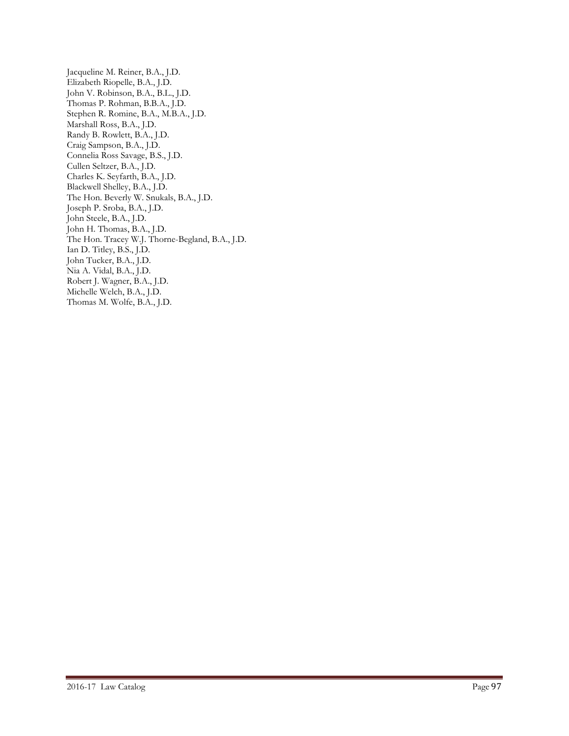Jacqueline M. Reiner, B.A., J.D.  
Elizabeth Riopelle, B.A., J.D.  
John V. Robinson, B.A., B.L., J.D.  
Thomas P. Rohman, B.B.A., J.D.  
Stephen R. Romine, B.A., M.B.A., J.D.  
Marshall Ross, B.A., J.D.  
Randy B. Rowlett, B.A., J.D.  
Craig Sampson, B.A., J.D.  
Connelia Ross Savage, B.S., J.D.  
Cullen Seltzer, B.A., J.D.  
Charles K. Seyfarth, B.A., J.D.  
Blackwell Shelley, B.A., J.D.  
The Hon. Beverly W. Snukals, B.A., J.D.  
Joseph P. Sroba, B.A., J.D.  
John Steele, B.A., J.D.  
John H. Thomas, B.A., J.D.  
The Hon. Tracey W.J. Thorne-Begland, B.A., J.D.  
Ian D. Titley, B.S., J.D.  
John Tucker, B.A., J.D.  
Nia A. Vidal, B.A., J.D.  
Robert J. Wagner, B.A., J.D.  
Michelle Welch, B.A., J.D.  
Thomas M. Wolfe, B.A., J.D.